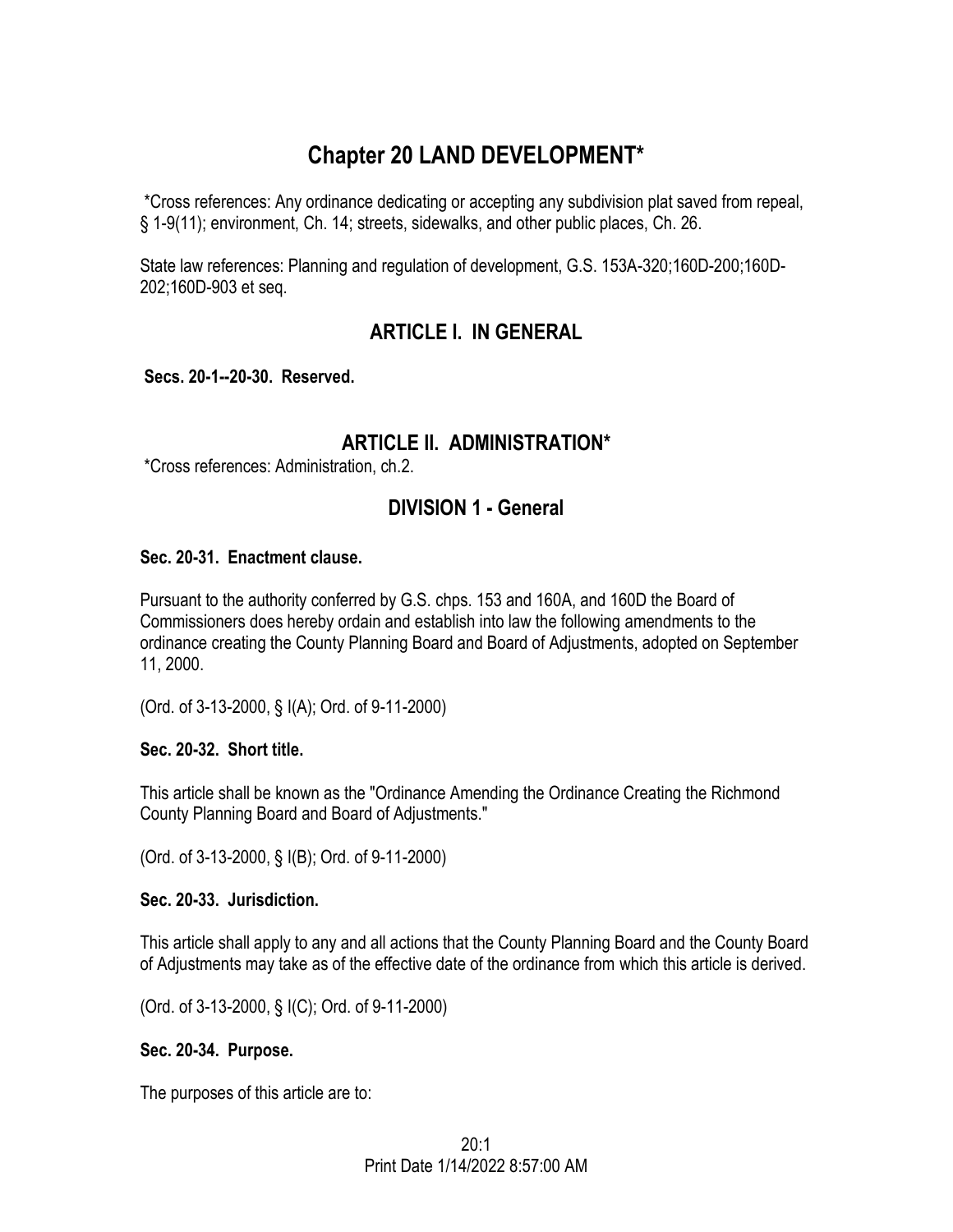# Chapter 20 LAND DEVELOPMENT*

*Cross references: Any ordinance dedicating or accepting any subdivision plat saved from repeal, § 1-9(11); environment, Ch. 14; streets, sidewalks, and other public places, Ch. 26.

State law references: Planning and regulation of development, G.S. 153A-320;160D-200;160D-202;160D-903 et seq.

## ARTICLE I. IN GENERAL

**Secs. 20-1--20-30. Reserved.**

## ARTICLE II. ADMINISTRATION*

*Cross references: Administration, ch.2.

### DIVISION 1 - General

**Sec. 20-31. Enactment clause.**

Pursuant to the authority conferred by G.S. chps. 153 and 160A, and 160D the Board of Commissioners does hereby ordain and establish into law the following amendments to the ordinance creating the County Planning Board and Board of Adjustments, adopted on September 11, 2000.

(Ord. of 3-13-2000, § I(A); Ord. of 9-11-2000)

**Sec. 20-32. Short title.**

This article shall be known as the "Ordinance Amending the Ordinance Creating the Richmond County Planning Board and Board of Adjustments."

(Ord. of 3-13-2000, § I(B); Ord. of 9-11-2000)

**Sec. 20-33. Jurisdiction.**

This article shall apply to any and all actions that the County Planning Board and the County Board of Adjustments may take as of the effective date of the ordinance from which this article is derived.

(Ord. of 3-13-2000, § I(C); Ord. of 9-11-2000)

**Sec. 20-34. Purpose.**

The purposes of this article are to: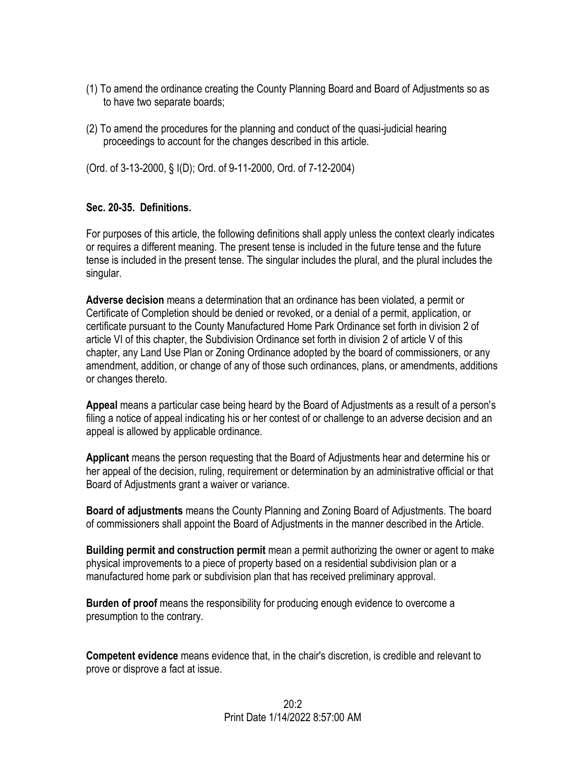(1) To amend the ordinance creating the County Planning Board and Board of Adjustments so as to have two separate boards;

(2) To amend the procedures for the planning and conduct of the quasi-judicial hearing proceedings to account for the changes described in this article.

(Ord. of 3-13-2000, § I(D); Ord. of 9-11-2000, Ord. of 7-12-2004)

### Sec. 20-35. Definitions.

For purposes of this article, the following definitions shall apply unless the context clearly indicates or requires a different meaning. The present tense is included in the future tense and the future tense is included in the present tense. The singular includes the plural, and the plural includes the singular.

**Adverse decision** means a determination that an ordinance has been violated, a permit or Certificate of Completion should be denied or revoked, or a denial of a permit, application, or certificate pursuant to the County Manufactured Home Park Ordinance set forth in division 2 of article VI of this chapter, the Subdivision Ordinance set forth in division 2 of article V of this chapter, any Land Use Plan or Zoning Ordinance adopted by the board of commissioners, or any amendment, addition, or change of any of those such ordinances, plans, or amendments, additions or changes thereto.

**Appeal** means a particular case being heard by the Board of Adjustments as a result of a person's filing a notice of appeal indicating his or her contest of or challenge to an adverse decision and an appeal is allowed by applicable ordinance.

**Applicant** means the person requesting that the Board of Adjustments hear and determine his or her appeal of the decision, ruling, requirement or determination by an administrative official or that Board of Adjustments grant a waiver or variance.

**Board of adjustments** means the County Planning and Zoning Board of Adjustments. The board of commissioners shall appoint the Board of Adjustments in the manner described in the Article.

**Building permit and construction permit** mean a permit authorizing the owner or agent to make physical improvements to a piece of property based on a residential subdivision plan or a manufactured home park or subdivision plan that has received preliminary approval.

**Burden of proof** means the responsibility for producing enough evidence to overcome a presumption to the contrary.

**Competent evidence** means evidence that, in the chair's discretion, is credible and relevant to prove or disprove a fact at issue.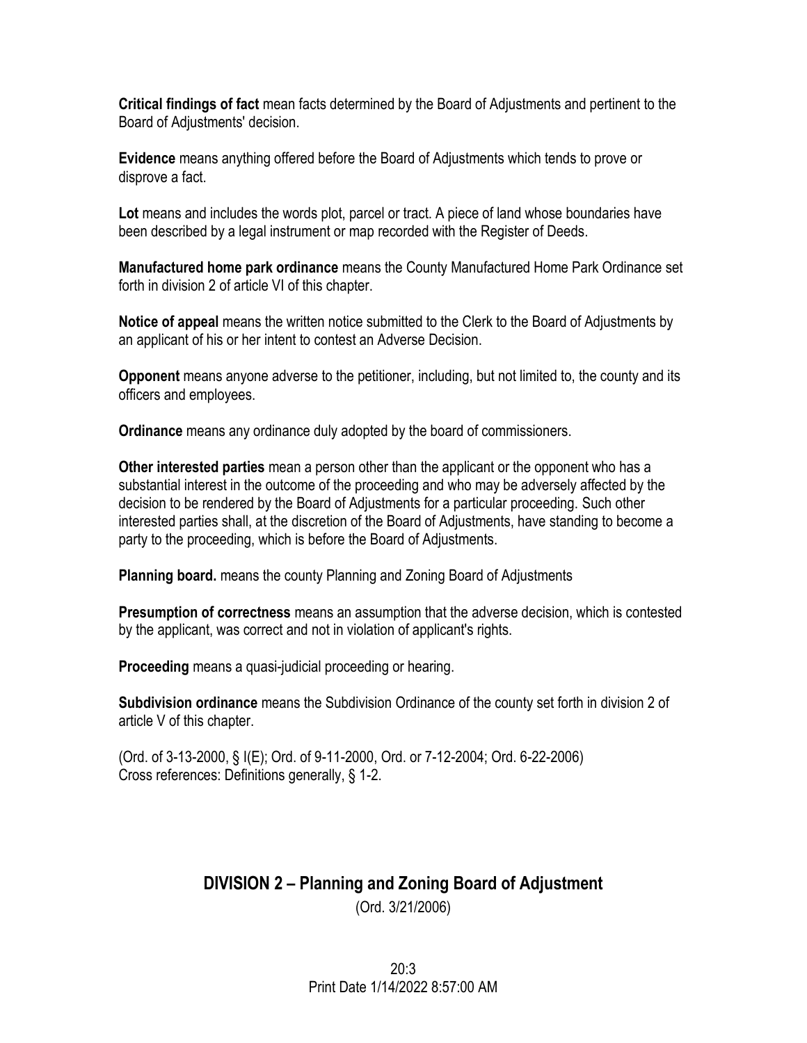**Critical findings of fact** mean facts determined by the Board of Adjustments and pertinent to the Board of Adjustments' decision.

**Evidence** means anything offered before the Board of Adjustments which tends to prove or disprove a fact.

**Lot** means and includes the words plot, parcel or tract. A piece of land whose boundaries have been described by a legal instrument or map recorded with the Register of Deeds.

**Manufactured home park ordinance** means the County Manufactured Home Park Ordinance set forth in division 2 of article VI of this chapter.

**Notice of appeal** means the written notice submitted to the Clerk to the Board of Adjustments by an applicant of his or her intent to contest an Adverse Decision.

**Opponent** means anyone adverse to the petitioner, including, but not limited to, the county and its officers and employees.

**Ordinance** means any ordinance duly adopted by the board of commissioners.

**Other interested parties** mean a person other than the applicant or the opponent who has a substantial interest in the outcome of the proceeding and who may be adversely affected by the decision to be rendered by the Board of Adjustments for a particular proceeding. Such other interested parties shall, at the discretion of the Board of Adjustments, have standing to become a party to the proceeding, which is before the Board of Adjustments.

**Planning board.** means the county Planning and Zoning Board of Adjustments

**Presumption of correctness** means an assumption that the adverse decision, which is contested by the applicant, was correct and not in violation of applicant's rights.

**Proceeding** means a quasi-judicial proceeding or hearing.

**Subdivision ordinance** means the Subdivision Ordinance of the county set forth in division 2 of article V of this chapter.

(Ord. of 3-13-2000, § I(E); Ord. of 9-11-2000, Ord. or 7-12-2004; Ord. 6-22-2006)
Cross references: Definitions generally, § 1-2.

## DIVISION 2 – Planning and Zoning Board of Adjustment

(Ord. 3/21/2006)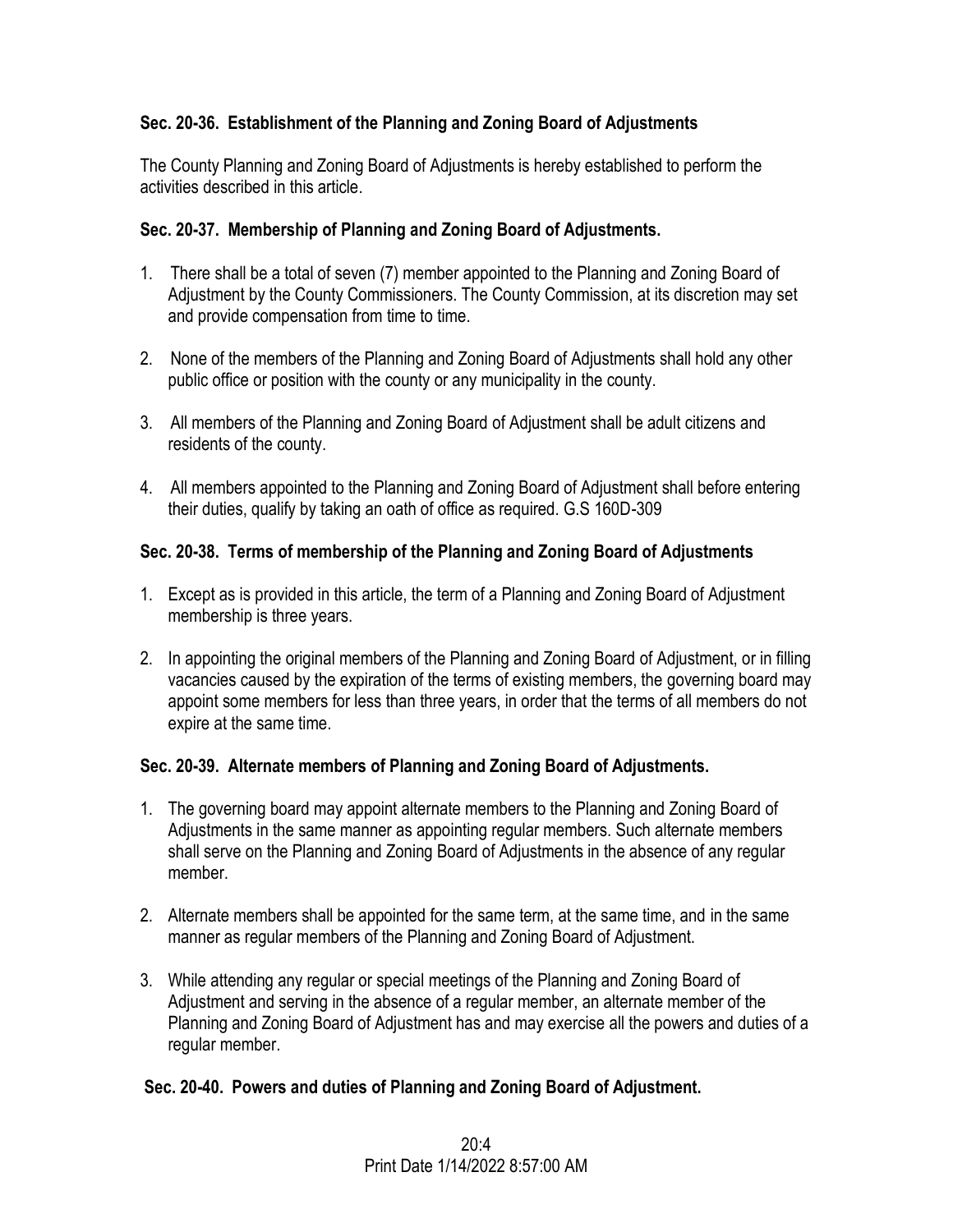### Sec. 20-36. Establishment of the Planning and Zoning Board of Adjustments

The County Planning and Zoning Board of Adjustments is hereby established to perform the activities described in this article.

### Sec. 20-37. Membership of Planning and Zoning Board of Adjustments.

1. There shall be a total of seven (7) member appointed to the Planning and Zoning Board of Adjustment by the County Commissioners. The County Commission, at its discretion may set and provide compensation from time to time.
2. None of the members of the Planning and Zoning Board of Adjustments shall hold any other public office or position with the county or any municipality in the county.
3. All members of the Planning and Zoning Board of Adjustment shall be adult citizens and residents of the county.
4. All members appointed to the Planning and Zoning Board of Adjustment shall before entering their duties, qualify by taking an oath of office as required. G.S 160D-309

### Sec. 20-38. Terms of membership of the Planning and Zoning Board of Adjustments

1. Except as is provided in this article, the term of a Planning and Zoning Board of Adjustment membership is three years.
2. In appointing the original members of the Planning and Zoning Board of Adjustment, or in filling vacancies caused by the expiration of the terms of existing members, the governing board may appoint some members for less than three years, in order that the terms of all members do not expire at the same time.

### Sec. 20-39. Alternate members of Planning and Zoning Board of Adjustments.

1. The governing board may appoint alternate members to the Planning and Zoning Board of Adjustments in the same manner as appointing regular members. Such alternate members shall serve on the Planning and Zoning Board of Adjustments in the absence of any regular member.
2. Alternate members shall be appointed for the same term, at the same time, and in the same manner as regular members of the Planning and Zoning Board of Adjustment.
3. While attending any regular or special meetings of the Planning and Zoning Board of Adjustment and serving in the absence of a regular member, an alternate member of the Planning and Zoning Board of Adjustment has and may exercise all the powers and duties of a regular member.

### Sec. 20-40. Powers and duties of Planning and Zoning Board of Adjustment.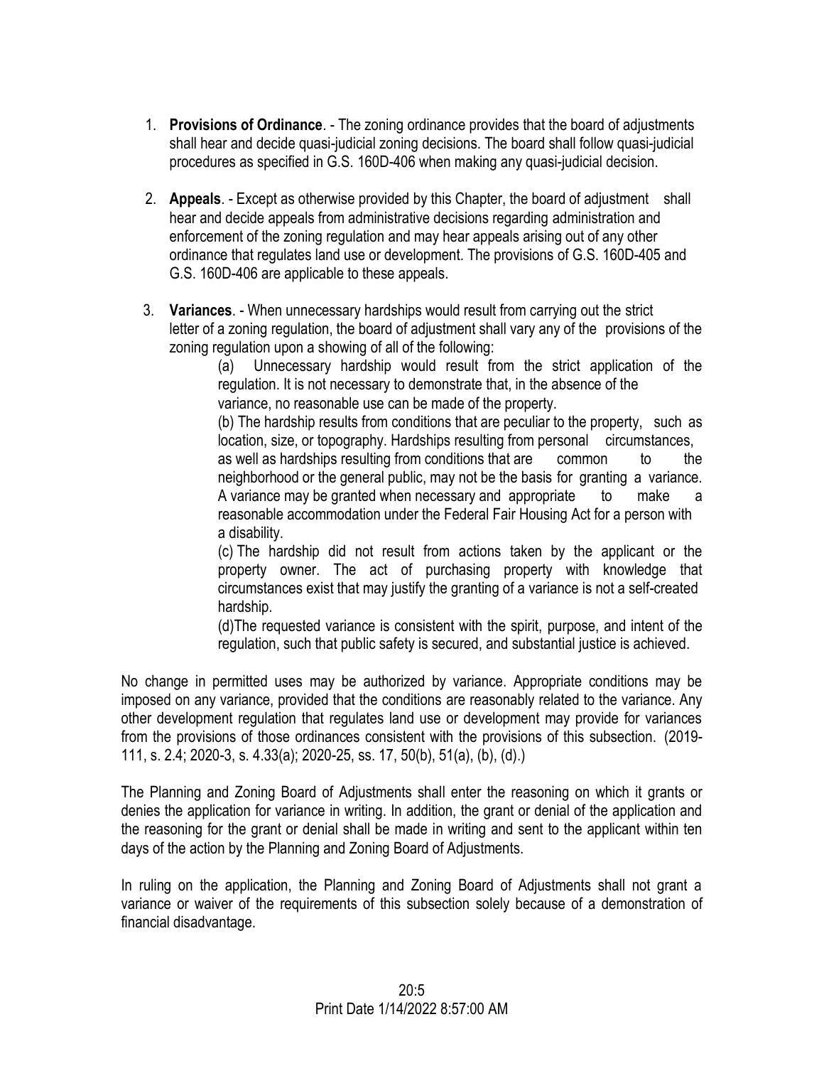1. **Provisions of Ordinance**. - The zoning ordinance provides that the board of adjustments shall hear and decide quasi-judicial zoning decisions. The board shall follow quasi-judicial procedures as specified in G.S. 160D-406 when making any quasi-judicial decision.

2. **Appeals**. - Except as otherwise provided by this Chapter, the board of adjustment shall hear and decide appeals from administrative decisions regarding administration and enforcement of the zoning regulation and may hear appeals arising out of any other ordinance that regulates land use or development. The provisions of G.S. 160D-405 and G.S. 160D-406 are applicable to these appeals.

3. **Variances**. - When unnecessary hardships would result from carrying out the strict letter of a zoning regulation, the board of adjustment shall vary any of the provisions of the zoning regulation upon a showing of all of the following:

   (a) Unnecessary hardship would result from the strict application of the regulation. It is not necessary to demonstrate that, in the absence of the variance, no reasonable use can be made of the property.

   (b) The hardship results from conditions that are peculiar to the property, such as location, size, or topography. Hardships resulting from personal circumstances, as well as hardships resulting from conditions that are common to the neighborhood or the general public, may not be the basis for granting a variance. A variance may be granted when necessary and appropriate to make a reasonable accommodation under the Federal Fair Housing Act for a person with a disability.

   (c) The hardship did not result from actions taken by the applicant or the property owner. The act of purchasing property with knowledge that circumstances exist that may justify the granting of a variance is not a self-created hardship.

   (d)The requested variance is consistent with the spirit, purpose, and intent of the regulation, such that public safety is secured, and substantial justice is achieved.

No change in permitted uses may be authorized by variance. Appropriate conditions may be imposed on any variance, provided that the conditions are reasonably related to the variance. Any other development regulation that regulates land use or development may provide for variances from the provisions of those ordinances consistent with the provisions of this subsection. (2019-111, s. 2.4; 2020-3, s. 4.33(a); 2020-25, ss. 17, 50(b), 51(a), (b), (d).)

The Planning and Zoning Board of Adjustments shall enter the reasoning on which it grants or denies the application for variance in writing. In addition, the grant or denial of the application and the reasoning for the grant or denial shall be made in writing and sent to the applicant within ten days of the action by the Planning and Zoning Board of Adjustments.

In ruling on the application, the Planning and Zoning Board of Adjustments shall not grant a variance or waiver of the requirements of this subsection solely because of a demonstration of financial disadvantage.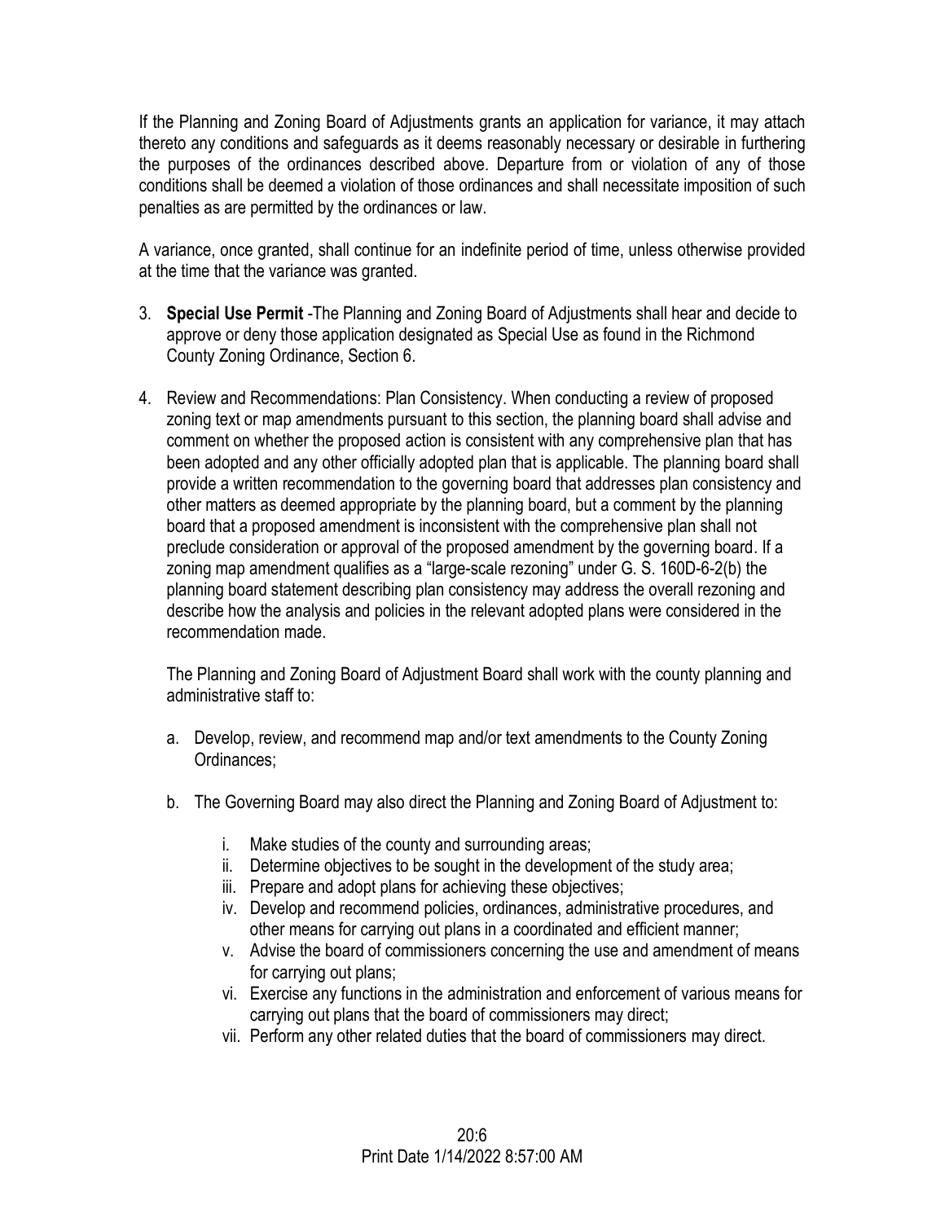If the Planning and Zoning Board of Adjustments grants an application for variance, it may attach thereto any conditions and safeguards as it deems reasonably necessary or desirable in furthering the purposes of the ordinances described above. Departure from or violation of any of those conditions shall be deemed a violation of those ordinances and shall necessitate imposition of such penalties as are permitted by the ordinances or law.

A variance, once granted, shall continue for an indefinite period of time, unless otherwise provided at the time that the variance was granted.

3. **Special Use Permit** -The Planning and Zoning Board of Adjustments shall hear and decide to approve or deny those application designated as Special Use as found in the Richmond County Zoning Ordinance, Section 6.

4. Review and Recommendations: Plan Consistency. When conducting a review of proposed zoning text or map amendments pursuant to this section, the planning board shall advise and comment on whether the proposed action is consistent with any comprehensive plan that has been adopted and any other officially adopted plan that is applicable. The planning board shall provide a written recommendation to the governing board that addresses plan consistency and other matters as deemed appropriate by the planning board, but a comment by the planning board that a proposed amendment is inconsistent with the comprehensive plan shall not preclude consideration or approval of the proposed amendment by the governing board. If a zoning map amendment qualifies as a "large-scale rezoning" under G. S. 160D-6-2(b) the planning board statement describing plan consistency may address the overall rezoning and describe how the analysis and policies in the relevant adopted plans were considered in the recommendation made.

   The Planning and Zoning Board of Adjustment Board shall work with the county planning and administrative staff to:

   a. Develop, review, and recommend map and/or text amendments to the County Zoning Ordinances;

   b. The Governing Board may also direct the Planning and Zoning Board of Adjustment to:

      i. Make studies of the county and surrounding areas;
      ii. Determine objectives to be sought in the development of the study area;
      iii. Prepare and adopt plans for achieving these objectives;
      iv. Develop and recommend policies, ordinances, administrative procedures, and other means for carrying out plans in a coordinated and efficient manner;
      v. Advise the board of commissioners concerning the use and amendment of means for carrying out plans;
      vi. Exercise any functions in the administration and enforcement of various means for carrying out plans that the board of commissioners may direct;
      vii. Perform any other related duties that the board of commissioners may direct.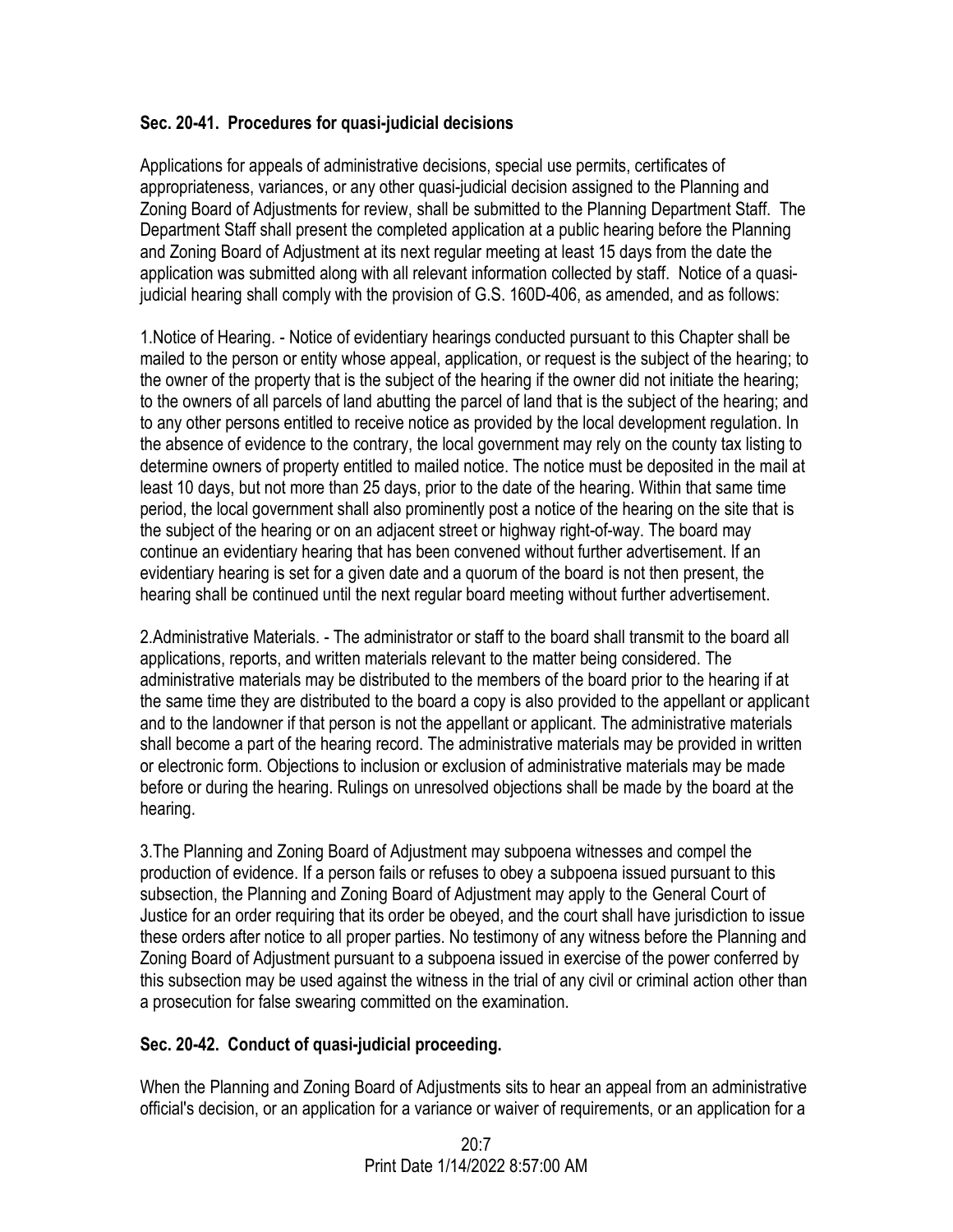### Sec. 20-41. Procedures for quasi-judicial decisions

Applications for appeals of administrative decisions, special use permits, certificates of appropriateness, variances, or any other quasi-judicial decision assigned to the Planning and Zoning Board of Adjustments for review, shall be submitted to the Planning Department Staff. The Department Staff shall present the completed application at a public hearing before the Planning and Zoning Board of Adjustment at its next regular meeting at least 15 days from the date the application was submitted along with all relevant information collected by staff. Notice of a quasi-judicial hearing shall comply with the provision of G.S. 160D-406, as amended, and as follows:

1.Notice of Hearing. - Notice of evidentiary hearings conducted pursuant to this Chapter shall be mailed to the person or entity whose appeal, application, or request is the subject of the hearing; to the owner of the property that is the subject of the hearing if the owner did not initiate the hearing; to the owners of all parcels of land abutting the parcel of land that is the subject of the hearing; and to any other persons entitled to receive notice as provided by the local development regulation. In the absence of evidence to the contrary, the local government may rely on the county tax listing to determine owners of property entitled to mailed notice. The notice must be deposited in the mail at least 10 days, but not more than 25 days, prior to the date of the hearing. Within that same time period, the local government shall also prominently post a notice of the hearing on the site that is the subject of the hearing or on an adjacent street or highway right-of-way. The board may continue an evidentiary hearing that has been convened without further advertisement. If an evidentiary hearing is set for a given date and a quorum of the board is not then present, the hearing shall be continued until the next regular board meeting without further advertisement.

2.Administrative Materials. - The administrator or staff to the board shall transmit to the board all applications, reports, and written materials relevant to the matter being considered. The administrative materials may be distributed to the members of the board prior to the hearing if at the same time they are distributed to the board a copy is also provided to the appellant or applicant and to the landowner if that person is not the appellant or applicant. The administrative materials shall become a part of the hearing record. The administrative materials may be provided in written or electronic form. Objections to inclusion or exclusion of administrative materials may be made before or during the hearing. Rulings on unresolved objections shall be made by the board at the hearing.

3.The Planning and Zoning Board of Adjustment may subpoena witnesses and compel the production of evidence. If a person fails or refuses to obey a subpoena issued pursuant to this subsection, the Planning and Zoning Board of Adjustment may apply to the General Court of Justice for an order requiring that its order be obeyed, and the court shall have jurisdiction to issue these orders after notice to all proper parties. No testimony of any witness before the Planning and Zoning Board of Adjustment pursuant to a subpoena issued in exercise of the power conferred by this subsection may be used against the witness in the trial of any civil or criminal action other than a prosecution for false swearing committed on the examination.

### Sec. 20-42. Conduct of quasi-judicial proceeding.

When the Planning and Zoning Board of Adjustments sits to hear an appeal from an administrative official's decision, or an application for a variance or waiver of requirements, or an application for a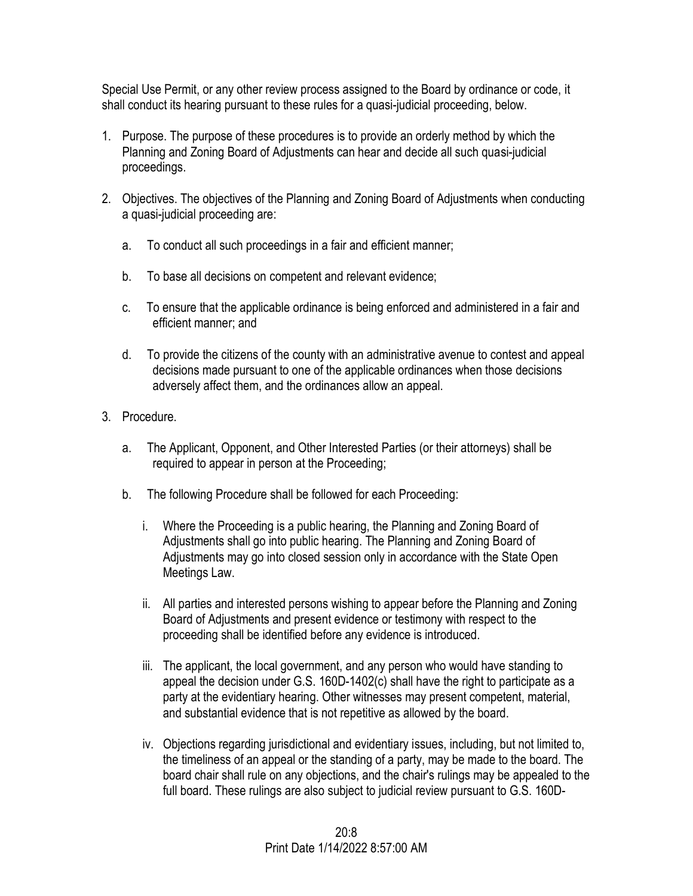Special Use Permit, or any other review process assigned to the Board by ordinance or code, it shall conduct its hearing pursuant to these rules for a quasi-judicial proceeding, below.

1. Purpose. The purpose of these procedures is to provide an orderly method by which the Planning and Zoning Board of Adjustments can hear and decide all such quasi-judicial proceedings.

2. Objectives. The objectives of the Planning and Zoning Board of Adjustments when conducting a quasi-judicial proceeding are:

   a. To conduct all such proceedings in a fair and efficient manner;

   b. To base all decisions on competent and relevant evidence;

   c. To ensure that the applicable ordinance is being enforced and administered in a fair and efficient manner; and

   d. To provide the citizens of the county with an administrative avenue to contest and appeal decisions made pursuant to one of the applicable ordinances when those decisions adversely affect them, and the ordinances allow an appeal.

3. Procedure.

   a. The Applicant, Opponent, and Other Interested Parties (or their attorneys) shall be required to appear in person at the Proceeding;

   b. The following Procedure shall be followed for each Proceeding:

      i. Where the Proceeding is a public hearing, the Planning and Zoning Board of Adjustments shall go into public hearing. The Planning and Zoning Board of Adjustments may go into closed session only in accordance with the State Open Meetings Law.

      ii. All parties and interested persons wishing to appear before the Planning and Zoning Board of Adjustments and present evidence or testimony with respect to the proceeding shall be identified before any evidence is introduced.

      iii. The applicant, the local government, and any person who would have standing to appeal the decision under G.S. 160D-1402(c) shall have the right to participate as a party at the evidentiary hearing. Other witnesses may present competent, material, and substantial evidence that is not repetitive as allowed by the board.

      iv. Objections regarding jurisdictional and evidentiary issues, including, but not limited to, the timeliness of an appeal or the standing of a party, may be made to the board. The board chair shall rule on any objections, and the chair's rulings may be appealed to the full board. These rulings are also subject to judicial review pursuant to G.S. 160D-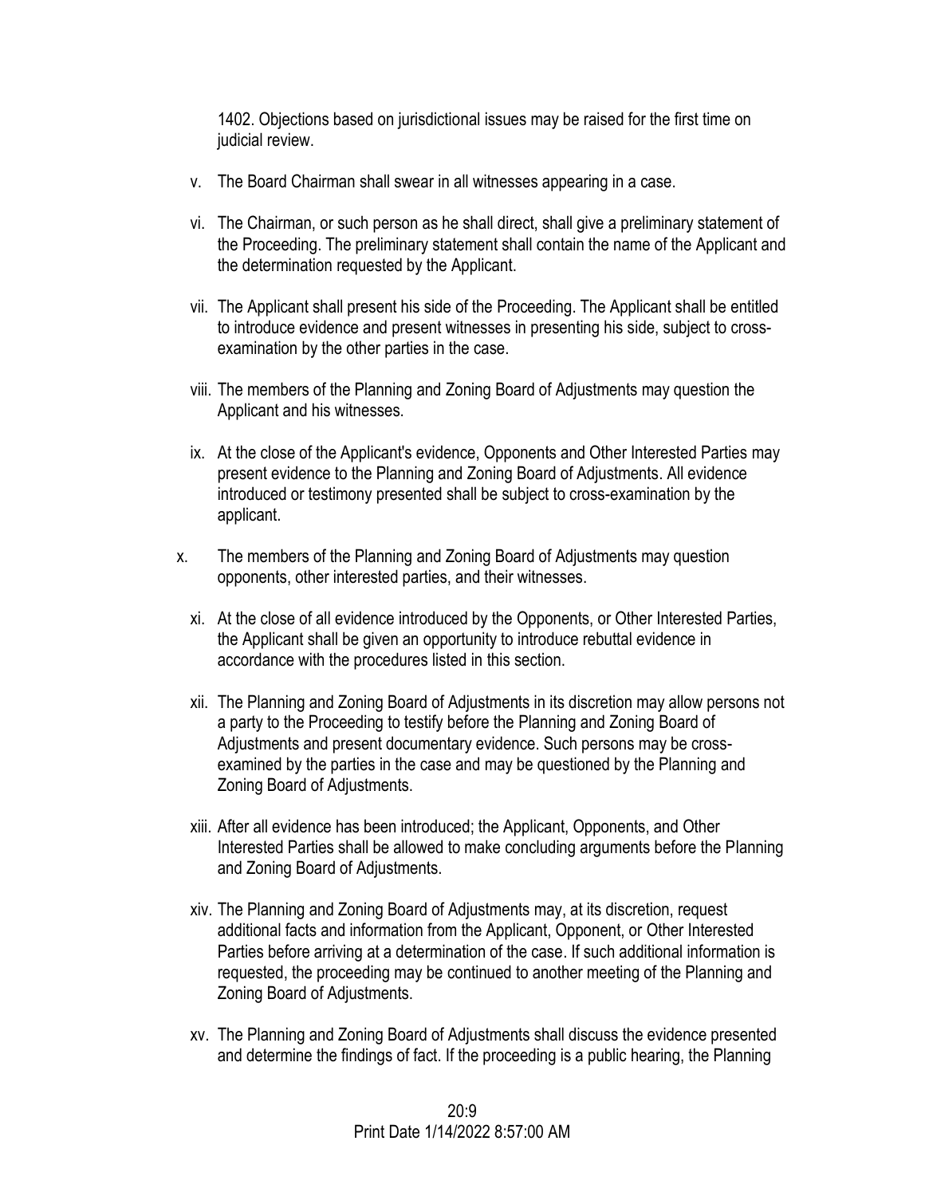1402. Objections based on jurisdictional issues may be raised for the first time on judicial review.

v. The Board Chairman shall swear in all witnesses appearing in a case.

vi. The Chairman, or such person as he shall direct, shall give a preliminary statement of the Proceeding. The preliminary statement shall contain the name of the Applicant and the determination requested by the Applicant.

vii. The Applicant shall present his side of the Proceeding. The Applicant shall be entitled to introduce evidence and present witnesses in presenting his side, subject to cross-examination by the other parties in the case.

viii. The members of the Planning and Zoning Board of Adjustments may question the Applicant and his witnesses.

ix. At the close of the Applicant's evidence, Opponents and Other Interested Parties may present evidence to the Planning and Zoning Board of Adjustments. All evidence introduced or testimony presented shall be subject to cross-examination by the applicant.

x. The members of the Planning and Zoning Board of Adjustments may question opponents, other interested parties, and their witnesses.

xi. At the close of all evidence introduced by the Opponents, or Other Interested Parties, the Applicant shall be given an opportunity to introduce rebuttal evidence in accordance with the procedures listed in this section.

xii. The Planning and Zoning Board of Adjustments in its discretion may allow persons not a party to the Proceeding to testify before the Planning and Zoning Board of Adjustments and present documentary evidence. Such persons may be cross-examined by the parties in the case and may be questioned by the Planning and Zoning Board of Adjustments.

xiii. After all evidence has been introduced; the Applicant, Opponents, and Other Interested Parties shall be allowed to make concluding arguments before the Planning and Zoning Board of Adjustments.

xiv. The Planning and Zoning Board of Adjustments may, at its discretion, request additional facts and information from the Applicant, Opponent, or Other Interested Parties before arriving at a determination of the case. If such additional information is requested, the proceeding may be continued to another meeting of the Planning and Zoning Board of Adjustments.

xv. The Planning and Zoning Board of Adjustments shall discuss the evidence presented and determine the findings of fact. If the proceeding is a public hearing, the Planning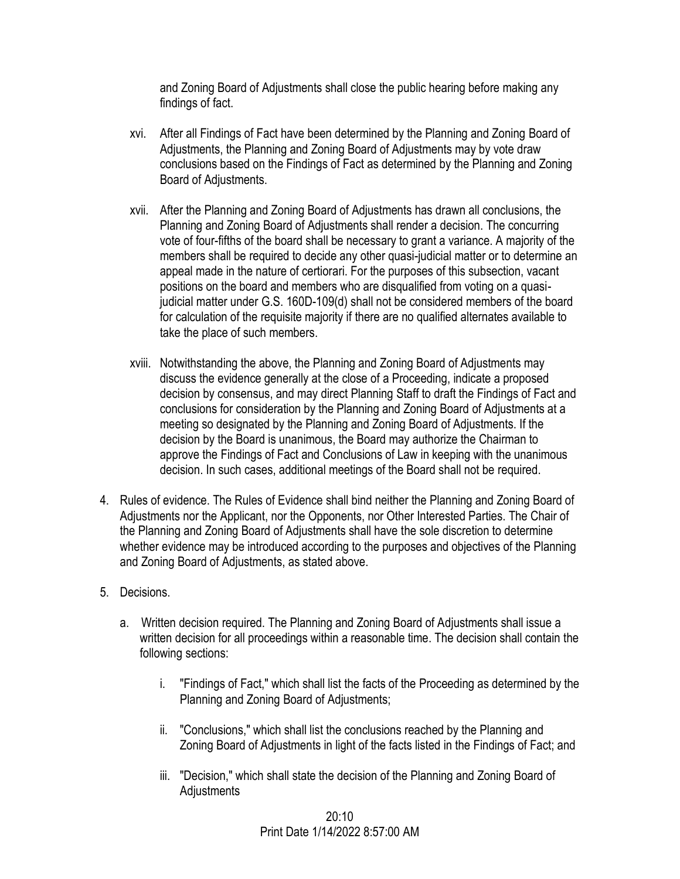and Zoning Board of Adjustments shall close the public hearing before making any findings of fact.

- xvi. After all Findings of Fact have been determined by the Planning and Zoning Board of Adjustments, the Planning and Zoning Board of Adjustments may by vote draw conclusions based on the Findings of Fact as determined by the Planning and Zoning Board of Adjustments.

- xvii. After the Planning and Zoning Board of Adjustments has drawn all conclusions, the Planning and Zoning Board of Adjustments shall render a decision. The concurring vote of four-fifths of the board shall be necessary to grant a variance. A majority of the members shall be required to decide any other quasi-judicial matter or to determine an appeal made in the nature of certiorari. For the purposes of this subsection, vacant positions on the board and members who are disqualified from voting on a quasi-judicial matter under G.S. 160D-109(d) shall not be considered members of the board for calculation of the requisite majority if there are no qualified alternates available to take the place of such members.

- xviii. Notwithstanding the above, the Planning and Zoning Board of Adjustments may discuss the evidence generally at the close of a Proceeding, indicate a proposed decision by consensus, and may direct Planning Staff to draft the Findings of Fact and conclusions for consideration by the Planning and Zoning Board of Adjustments at a meeting so designated by the Planning and Zoning Board of Adjustments. If the decision by the Board is unanimous, the Board may authorize the Chairman to approve the Findings of Fact and Conclusions of Law in keeping with the unanimous decision. In such cases, additional meetings of the Board shall not be required.

4. Rules of evidence. The Rules of Evidence shall bind neither the Planning and Zoning Board of Adjustments nor the Applicant, nor the Opponents, nor Other Interested Parties. The Chair of the Planning and Zoning Board of Adjustments shall have the sole discretion to determine whether evidence may be introduced according to the purposes and objectives of the Planning and Zoning Board of Adjustments, as stated above.

5. Decisions.

   a. Written decision required. The Planning and Zoning Board of Adjustments shall issue a written decision for all proceedings within a reasonable time. The decision shall contain the following sections:

      i. "Findings of Fact," which shall list the facts of the Proceeding as determined by the Planning and Zoning Board of Adjustments;

      ii. "Conclusions," which shall list the conclusions reached by the Planning and Zoning Board of Adjustments in light of the facts listed in the Findings of Fact; and

      iii. "Decision," which shall state the decision of the Planning and Zoning Board of Adjustments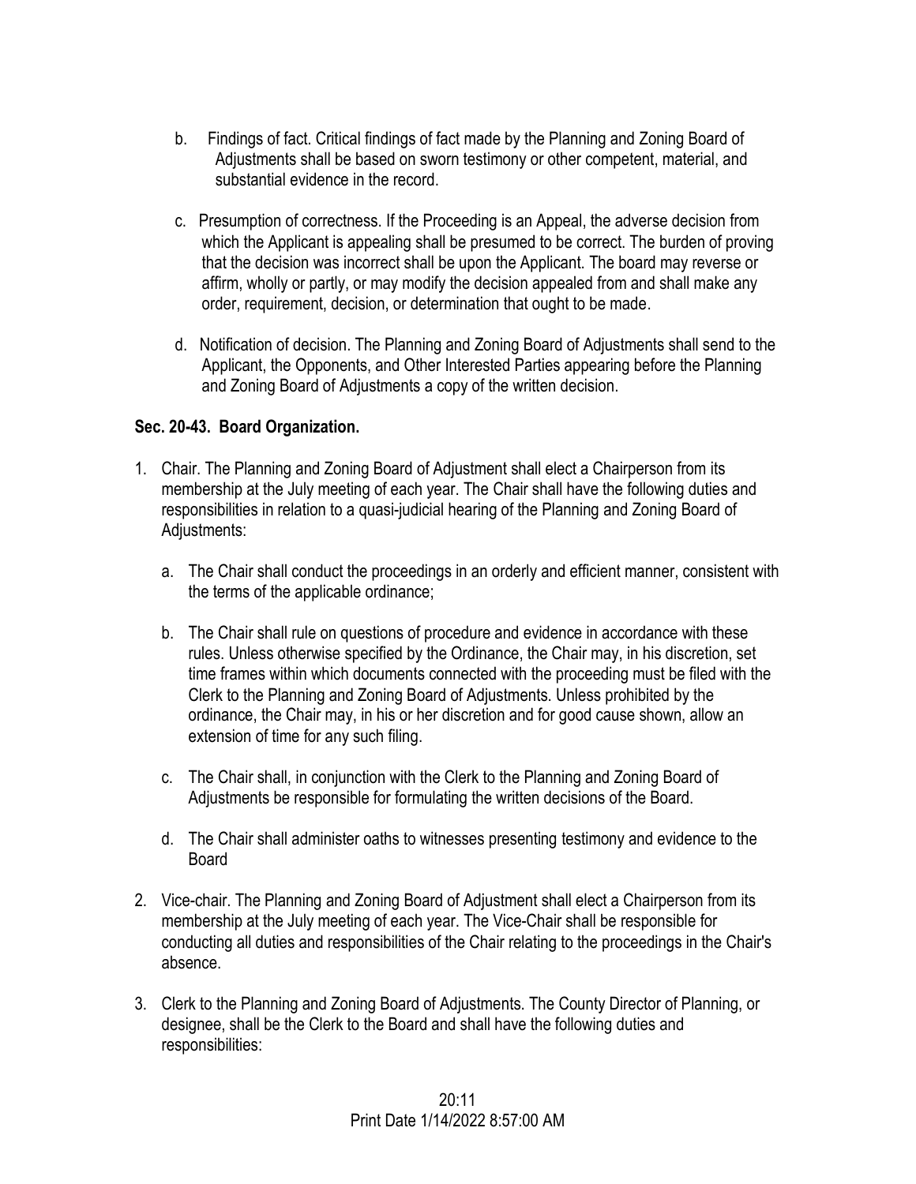b. Findings of fact. Critical findings of fact made by the Planning and Zoning Board of Adjustments shall be based on sworn testimony or other competent, material, and substantial evidence in the record.

c. Presumption of correctness. If the Proceeding is an Appeal, the adverse decision from which the Applicant is appealing shall be presumed to be correct. The burden of proving that the decision was incorrect shall be upon the Applicant. The board may reverse or affirm, wholly or partly, or may modify the decision appealed from and shall make any order, requirement, decision, or determination that ought to be made.

d. Notification of decision. The Planning and Zoning Board of Adjustments shall send to the Applicant, the Opponents, and Other Interested Parties appearing before the Planning and Zoning Board of Adjustments a copy of the written decision.

**Sec. 20-43. Board Organization.**

1. Chair. The Planning and Zoning Board of Adjustment shall elect a Chairperson from its membership at the July meeting of each year. The Chair shall have the following duties and responsibilities in relation to a quasi-judicial hearing of the Planning and Zoning Board of Adjustments:

   a. The Chair shall conduct the proceedings in an orderly and efficient manner, consistent with the terms of the applicable ordinance;

   b. The Chair shall rule on questions of procedure and evidence in accordance with these rules. Unless otherwise specified by the Ordinance, the Chair may, in his discretion, set time frames within which documents connected with the proceeding must be filed with the Clerk to the Planning and Zoning Board of Adjustments. Unless prohibited by the ordinance, the Chair may, in his or her discretion and for good cause shown, allow an extension of time for any such filing.

   c. The Chair shall, in conjunction with the Clerk to the Planning and Zoning Board of Adjustments be responsible for formulating the written decisions of the Board.

   d. The Chair shall administer oaths to witnesses presenting testimony and evidence to the Board

2. Vice-chair. The Planning and Zoning Board of Adjustment shall elect a Chairperson from its membership at the July meeting of each year. The Vice-Chair shall be responsible for conducting all duties and responsibilities of the Chair relating to the proceedings in the Chair's absence.

3. Clerk to the Planning and Zoning Board of Adjustments. The County Director of Planning, or designee, shall be the Clerk to the Board and shall have the following duties and responsibilities: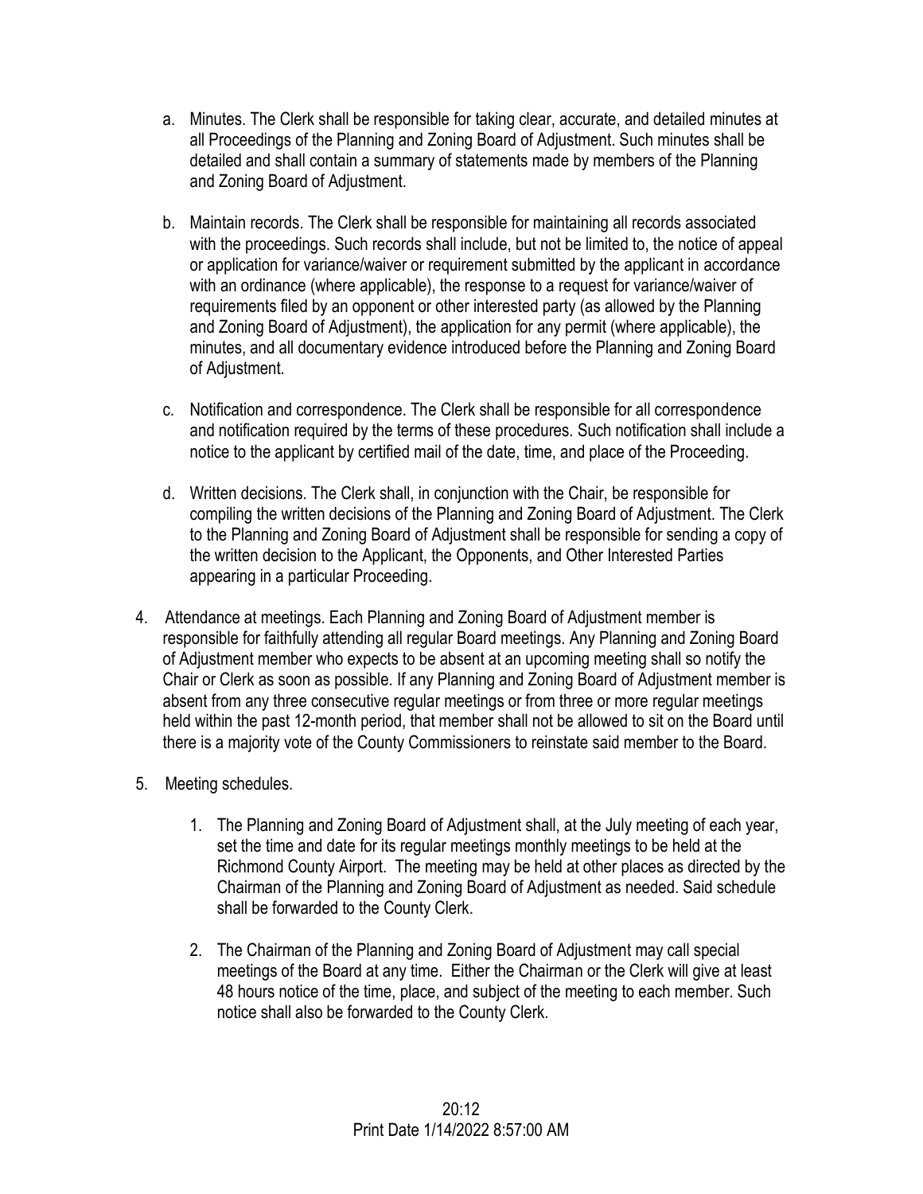a. Minutes. The Clerk shall be responsible for taking clear, accurate, and detailed minutes at all Proceedings of the Planning and Zoning Board of Adjustment. Such minutes shall be detailed and shall contain a summary of statements made by members of the Planning and Zoning Board of Adjustment.

b. Maintain records. The Clerk shall be responsible for maintaining all records associated with the proceedings. Such records shall include, but not be limited to, the notice of appeal or application for variance/waiver or requirement submitted by the applicant in accordance with an ordinance (where applicable), the response to a request for variance/waiver of requirements filed by an opponent or other interested party (as allowed by the Planning and Zoning Board of Adjustment), the application for any permit (where applicable), the minutes, and all documentary evidence introduced before the Planning and Zoning Board of Adjustment.

c. Notification and correspondence. The Clerk shall be responsible for all correspondence and notification required by the terms of these procedures. Such notification shall include a notice to the applicant by certified mail of the date, time, and place of the Proceeding.

d. Written decisions. The Clerk shall, in conjunction with the Chair, be responsible for compiling the written decisions of the Planning and Zoning Board of Adjustment. The Clerk to the Planning and Zoning Board of Adjustment shall be responsible for sending a copy of the written decision to the Applicant, the Opponents, and Other Interested Parties appearing in a particular Proceeding.

4. Attendance at meetings. Each Planning and Zoning Board of Adjustment member is responsible for faithfully attending all regular Board meetings. Any Planning and Zoning Board of Adjustment member who expects to be absent at an upcoming meeting shall so notify the Chair or Clerk as soon as possible. If any Planning and Zoning Board of Adjustment member is absent from any three consecutive regular meetings or from three or more regular meetings held within the past 12-month period, that member shall not be allowed to sit on the Board until there is a majority vote of the County Commissioners to reinstate said member to the Board.

5. Meeting schedules.

   1. The Planning and Zoning Board of Adjustment shall, at the July meeting of each year, set the time and date for its regular meetings monthly meetings to be held at the Richmond County Airport. The meeting may be held at other places as directed by the Chairman of the Planning and Zoning Board of Adjustment as needed. Said schedule shall be forwarded to the County Clerk.

   2. The Chairman of the Planning and Zoning Board of Adjustment may call special meetings of the Board at any time. Either the Chairman or the Clerk will give at least 48 hours notice of the time, place, and subject of the meeting to each member. Such notice shall also be forwarded to the County Clerk.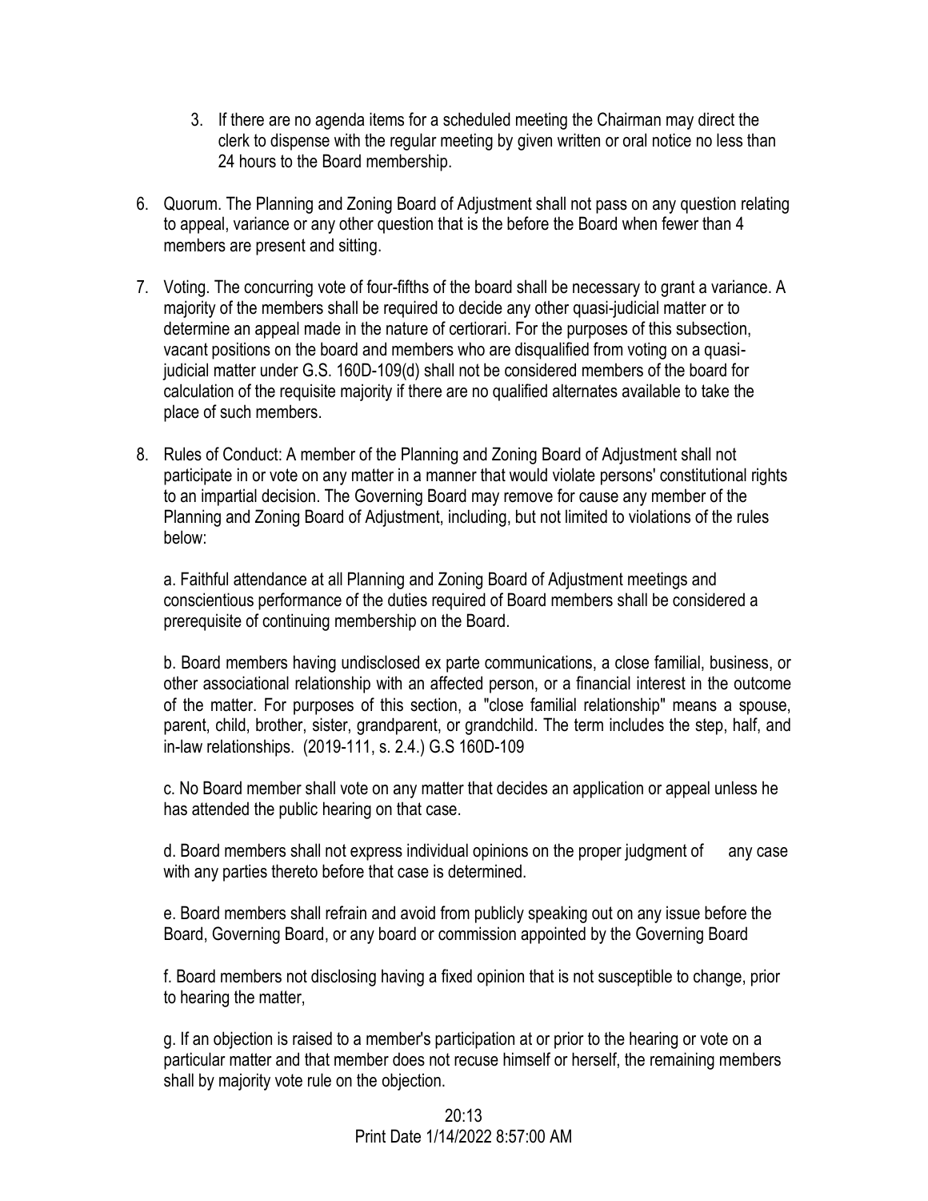3. If there are no agenda items for a scheduled meeting the Chairman may direct the clerk to dispense with the regular meeting by given written or oral notice no less than 24 hours to the Board membership.

6. Quorum. The Planning and Zoning Board of Adjustment shall not pass on any question relating to appeal, variance or any other question that is the before the Board when fewer than 4 members are present and sitting.

7. Voting. The concurring vote of four-fifths of the board shall be necessary to grant a variance. A majority of the members shall be required to decide any other quasi-judicial matter or to determine an appeal made in the nature of certiorari. For the purposes of this subsection, vacant positions on the board and members who are disqualified from voting on a quasi-judicial matter under G.S. 160D-109(d) shall not be considered members of the board for calculation of the requisite majority if there are no qualified alternates available to take the place of such members.

8. Rules of Conduct: A member of the Planning and Zoning Board of Adjustment shall not participate in or vote on any matter in a manner that would violate persons' constitutional rights to an impartial decision. The Governing Board may remove for cause any member of the Planning and Zoning Board of Adjustment, including, but not limited to violations of the rules below:

   a. Faithful attendance at all Planning and Zoning Board of Adjustment meetings and conscientious performance of the duties required of Board members shall be considered a prerequisite of continuing membership on the Board.

   b. Board members having undisclosed ex parte communications, a close familial, business, or other associational relationship with an affected person, or a financial interest in the outcome of the matter. For purposes of this section, a "close familial relationship" means a spouse, parent, child, brother, sister, grandparent, or grandchild. The term includes the step, half, and in-law relationships. (2019-111, s. 2.4.) G.S 160D-109

   c. No Board member shall vote on any matter that decides an application or appeal unless he has attended the public hearing on that case.

   d. Board members shall not express individual opinions on the proper judgment of any case with any parties thereto before that case is determined.

   e. Board members shall refrain and avoid from publicly speaking out on any issue before the Board, Governing Board, or any board or commission appointed by the Governing Board

   f. Board members not disclosing having a fixed opinion that is not susceptible to change, prior to hearing the matter,

   g. If an objection is raised to a member's participation at or prior to the hearing or vote on a particular matter and that member does not recuse himself or herself, the remaining members shall by majority vote rule on the objection.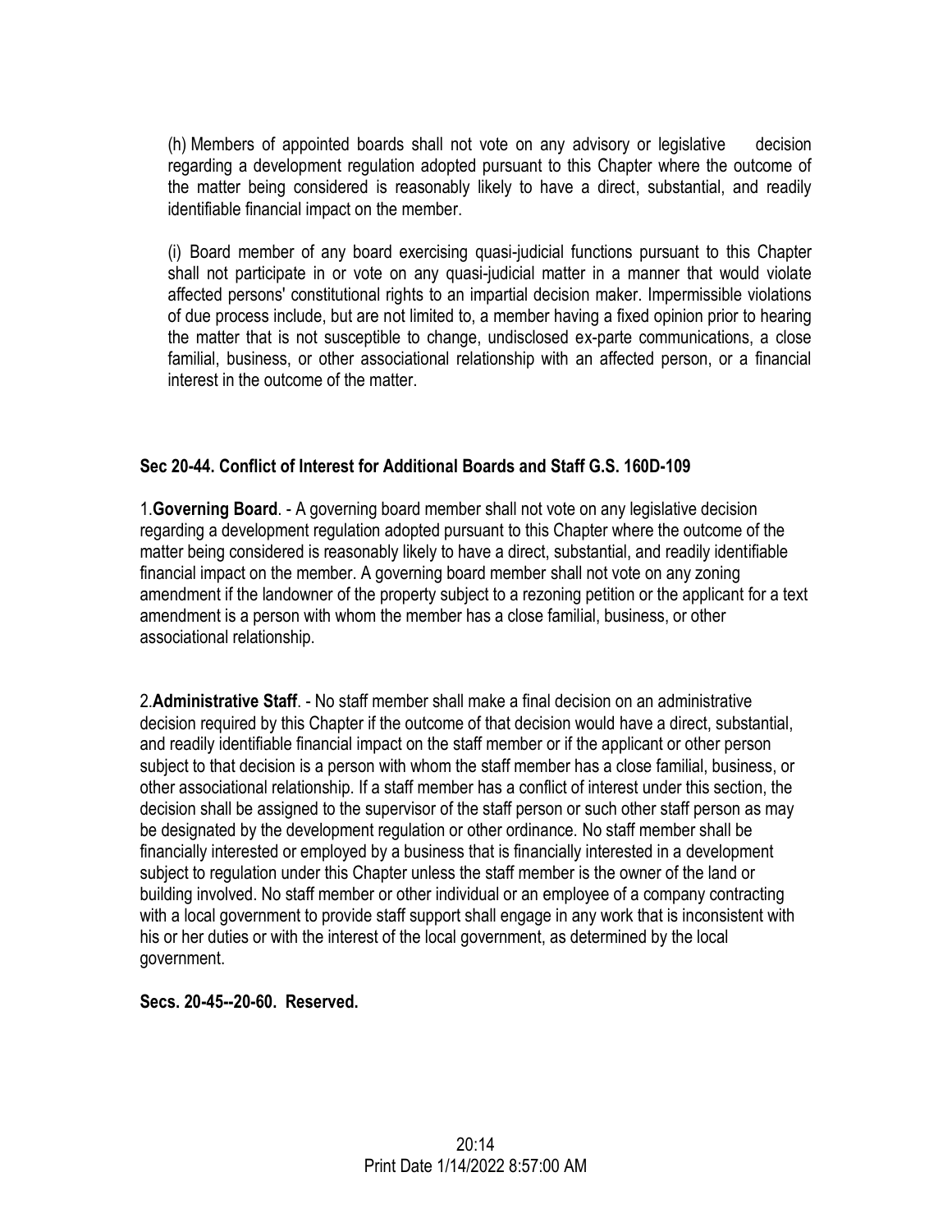(h) Members of appointed boards shall not vote on any advisory or legislative decision regarding a development regulation adopted pursuant to this Chapter where the outcome of the matter being considered is reasonably likely to have a direct, substantial, and readily identifiable financial impact on the member.

(i) Board member of any board exercising quasi-judicial functions pursuant to this Chapter shall not participate in or vote on any quasi-judicial matter in a manner that would violate affected persons' constitutional rights to an impartial decision maker. Impermissible violations of due process include, but are not limited to, a member having a fixed opinion prior to hearing the matter that is not susceptible to change, undisclosed ex-parte communications, a close familial, business, or other associational relationship with an affected person, or a financial interest in the outcome of the matter.

**Sec 20-44. Conflict of Interest for Additional Boards and Staff G.S. 160D-109**

1.**Governing Board**. - A governing board member shall not vote on any legislative decision regarding a development regulation adopted pursuant to this Chapter where the outcome of the matter being considered is reasonably likely to have a direct, substantial, and readily identifiable financial impact on the member. A governing board member shall not vote on any zoning amendment if the landowner of the property subject to a rezoning petition or the applicant for a text amendment is a person with whom the member has a close familial, business, or other associational relationship.

2.**Administrative Staff**. - No staff member shall make a final decision on an administrative decision required by this Chapter if the outcome of that decision would have a direct, substantial, and readily identifiable financial impact on the staff member or if the applicant or other person subject to that decision is a person with whom the staff member has a close familial, business, or other associational relationship. If a staff member has a conflict of interest under this section, the decision shall be assigned to the supervisor of the staff person or such other staff person as may be designated by the development regulation or other ordinance. No staff member shall be financially interested or employed by a business that is financially interested in a development subject to regulation under this Chapter unless the staff member is the owner of the land or building involved. No staff member or other individual or an employee of a company contracting with a local government to provide staff support shall engage in any work that is inconsistent with his or her duties or with the interest of the local government, as determined by the local government.

**Secs. 20-45--20-60. Reserved.**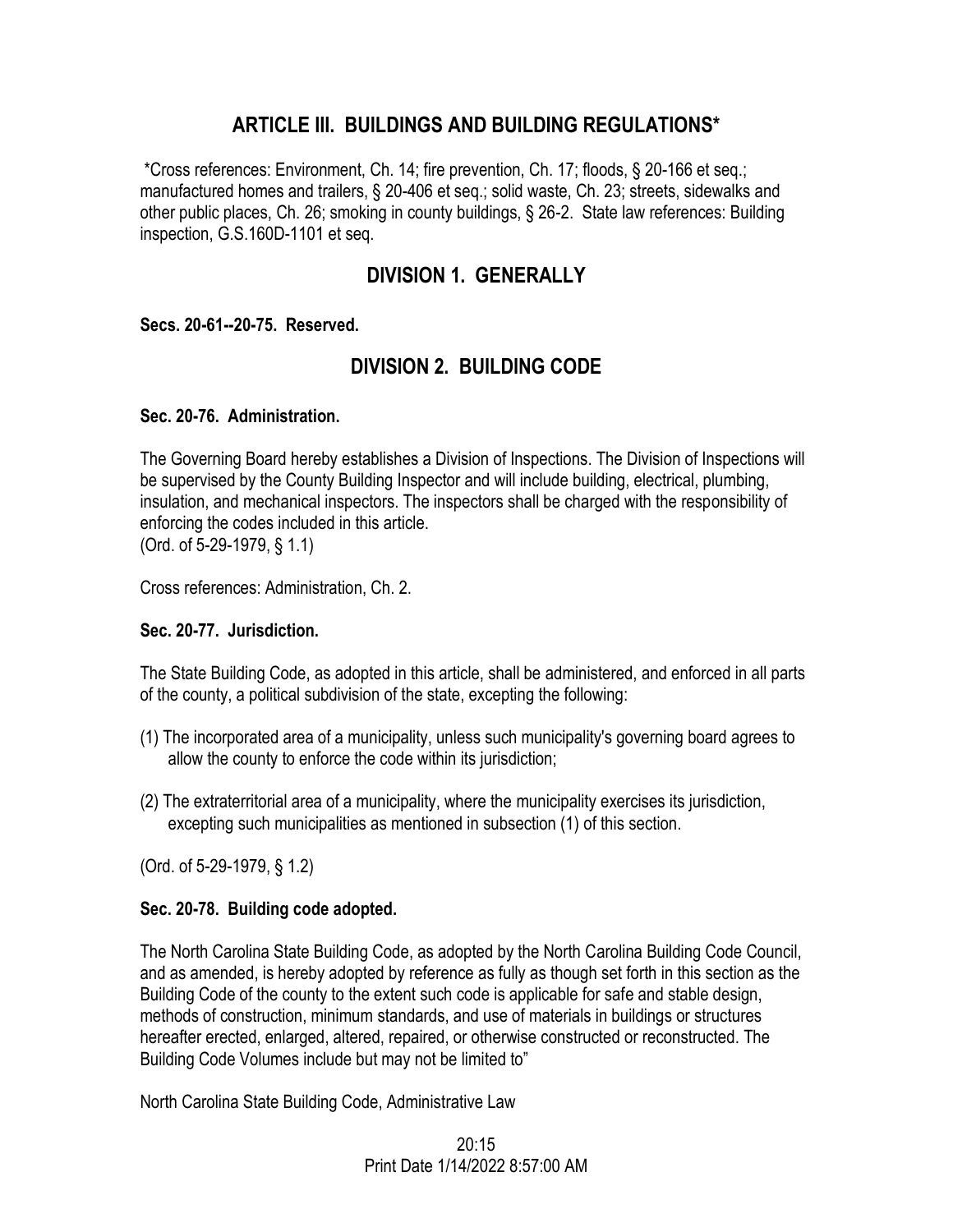# ARTICLE III. BUILDINGS AND BUILDING REGULATIONS*

*Cross references: Environment, Ch. 14; fire prevention, Ch. 17; floods, § 20-166 et seq.; manufactured homes and trailers, § 20-406 et seq.; solid waste, Ch. 23; streets, sidewalks and other public places, Ch. 26; smoking in county buildings, § 26-2. State law references: Building inspection, G.S.160D-1101 et seq.

## DIVISION 1. GENERALLY

**Secs. 20-61--20-75. Reserved.**

## DIVISION 2. BUILDING CODE

**Sec. 20-76. Administration.**

The Governing Board hereby establishes a Division of Inspections. The Division of Inspections will be supervised by the County Building Inspector and will include building, electrical, plumbing, insulation, and mechanical inspectors. The inspectors shall be charged with the responsibility of enforcing the codes included in this article.
(Ord. of 5-29-1979, § 1.1)

Cross references: Administration, Ch. 2.

**Sec. 20-77. Jurisdiction.**

The State Building Code, as adopted in this article, shall be administered, and enforced in all parts of the county, a political subdivision of the state, excepting the following:

(1) The incorporated area of a municipality, unless such municipality's governing board agrees to allow the county to enforce the code within its jurisdiction;

(2) The extraterritorial area of a municipality, where the municipality exercises its jurisdiction, excepting such municipalities as mentioned in subsection (1) of this section.

(Ord. of 5-29-1979, § 1.2)

**Sec. 20-78. Building code adopted.**

The North Carolina State Building Code, as adopted by the North Carolina Building Code Council, and as amended, is hereby adopted by reference as fully as though set forth in this section as the Building Code of the county to the extent such code is applicable for safe and stable design, methods of construction, minimum standards, and use of materials in buildings or structures hereafter erected, enlarged, altered, repaired, or otherwise constructed or reconstructed. The Building Code Volumes include but may not be limited to"

North Carolina State Building Code, Administrative Law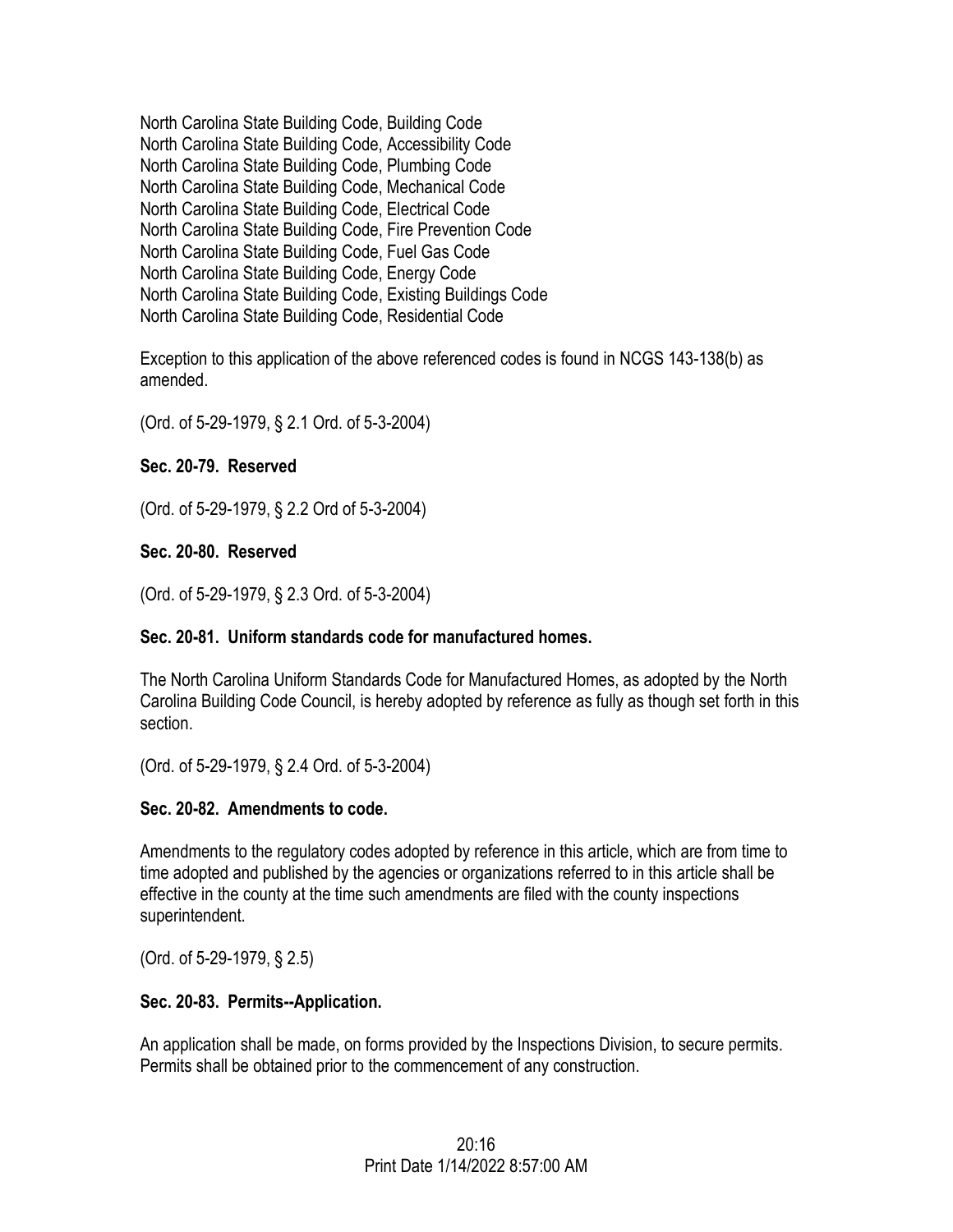North Carolina State Building Code, Building Code
North Carolina State Building Code, Accessibility Code
North Carolina State Building Code, Plumbing Code
North Carolina State Building Code, Mechanical Code
North Carolina State Building Code, Electrical Code
North Carolina State Building Code, Fire Prevention Code
North Carolina State Building Code, Fuel Gas Code
North Carolina State Building Code, Energy Code
North Carolina State Building Code, Existing Buildings Code
North Carolina State Building Code, Residential Code

Exception to this application of the above referenced codes is found in NCGS 143-138(b) as amended.

(Ord. of 5-29-1979, § 2.1 Ord. of 5-3-2004)

**Sec. 20-79. Reserved**

(Ord. of 5-29-1979, § 2.2 Ord of 5-3-2004)

**Sec. 20-80. Reserved**

(Ord. of 5-29-1979, § 2.3 Ord. of 5-3-2004)

**Sec. 20-81. Uniform standards code for manufactured homes.**

The North Carolina Uniform Standards Code for Manufactured Homes, as adopted by the North Carolina Building Code Council, is hereby adopted by reference as fully as though set forth in this section.

(Ord. of 5-29-1979, § 2.4 Ord. of 5-3-2004)

**Sec. 20-82. Amendments to code.**

Amendments to the regulatory codes adopted by reference in this article, which are from time to time adopted and published by the agencies or organizations referred to in this article shall be effective in the county at the time such amendments are filed with the county inspections superintendent.

(Ord. of 5-29-1979, § 2.5)

**Sec. 20-83. Permits--Application.**

An application shall be made, on forms provided by the Inspections Division, to secure permits. Permits shall be obtained prior to the commencement of any construction.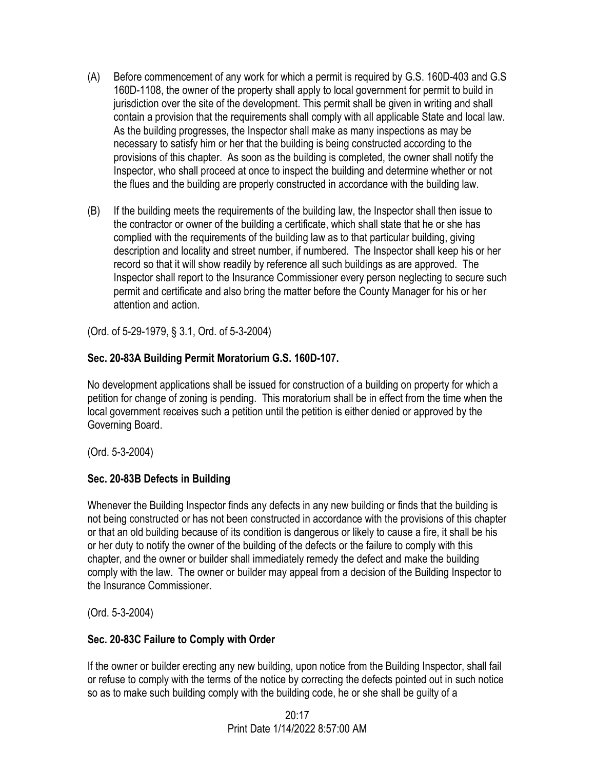(A) Before commencement of any work for which a permit is required by G.S. 160D-403 and G.S 160D-1108, the owner of the property shall apply to local government for permit to build in jurisdiction over the site of the development. This permit shall be given in writing and shall contain a provision that the requirements shall comply with all applicable State and local law. As the building progresses, the Inspector shall make as many inspections as may be necessary to satisfy him or her that the building is being constructed according to the provisions of this chapter. As soon as the building is completed, the owner shall notify the Inspector, who shall proceed at once to inspect the building and determine whether or not the flues and the building are properly constructed in accordance with the building law.

(B) If the building meets the requirements of the building law, the Inspector shall then issue to the contractor or owner of the building a certificate, which shall state that he or she has complied with the requirements of the building law as to that particular building, giving description and locality and street number, if numbered. The Inspector shall keep his or her record so that it will show readily by reference all such buildings as are approved. The Inspector shall report to the Insurance Commissioner every person neglecting to secure such permit and certificate and also bring the matter before the County Manager for his or her attention and action.

(Ord. of 5-29-1979, § 3.1, Ord. of 5-3-2004)

### Sec. 20-83A Building Permit Moratorium G.S. 160D-107.

No development applications shall be issued for construction of a building on property for which a petition for change of zoning is pending. This moratorium shall be in effect from the time when the local government receives such a petition until the petition is either denied or approved by the Governing Board.

(Ord. 5-3-2004)

### Sec. 20-83B Defects in Building

Whenever the Building Inspector finds any defects in any new building or finds that the building is not being constructed or has not been constructed in accordance with the provisions of this chapter or that an old building because of its condition is dangerous or likely to cause a fire, it shall be his or her duty to notify the owner of the building of the defects or the failure to comply with this chapter, and the owner or builder shall immediately remedy the defect and make the building comply with the law. The owner or builder may appeal from a decision of the Building Inspector to the Insurance Commissioner.

(Ord. 5-3-2004)

### Sec. 20-83C Failure to Comply with Order

If the owner or builder erecting any new building, upon notice from the Building Inspector, shall fail or refuse to comply with the terms of the notice by correcting the defects pointed out in such notice so as to make such building comply with the building code, he or she shall be guilty of a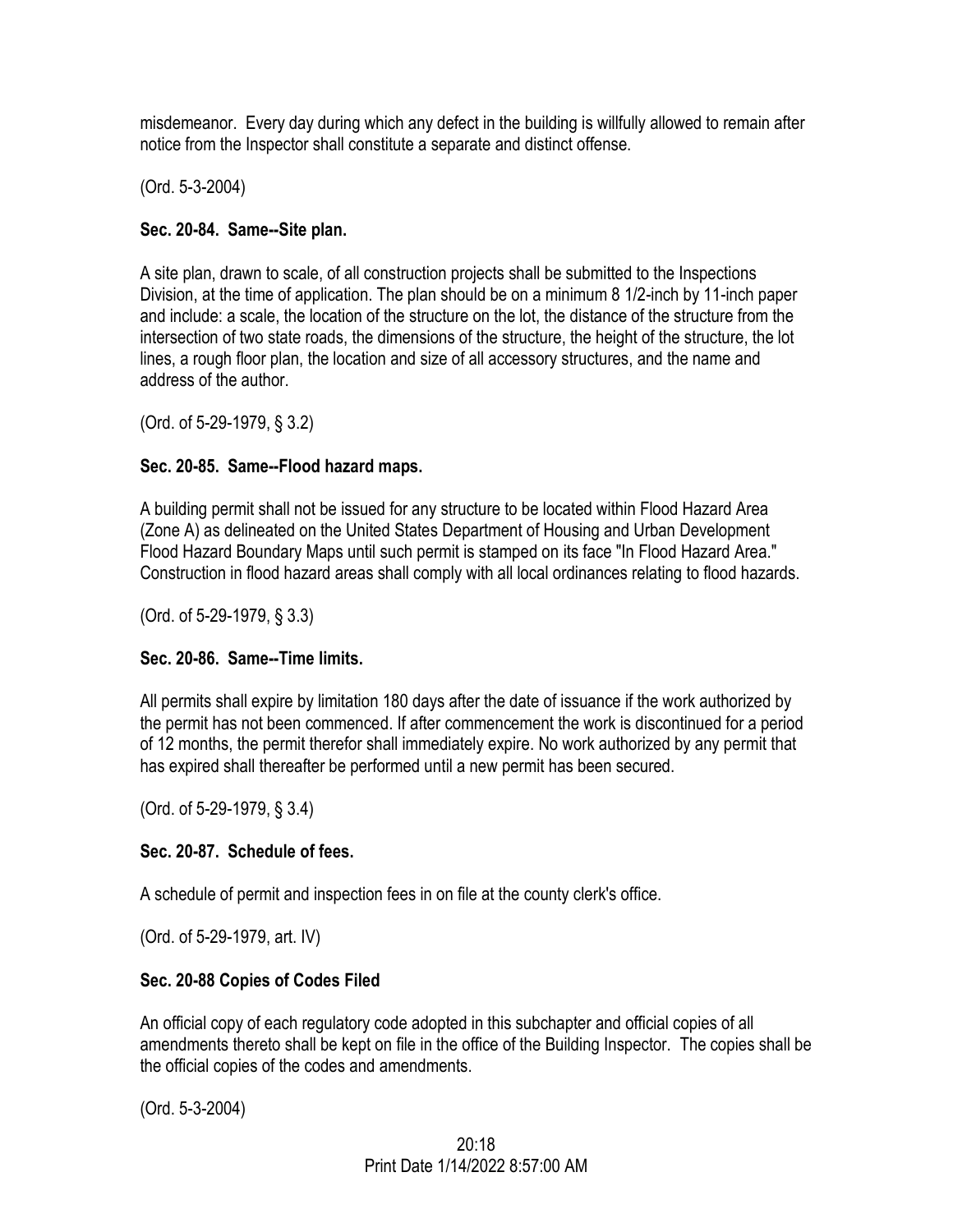misdemeanor. Every day during which any defect in the building is willfully allowed to remain after notice from the Inspector shall constitute a separate and distinct offense.

(Ord. 5-3-2004)

**Sec. 20-84. Same--Site plan.**

A site plan, drawn to scale, of all construction projects shall be submitted to the Inspections Division, at the time of application. The plan should be on a minimum 8 1/2-inch by 11-inch paper and include: a scale, the location of the structure on the lot, the distance of the structure from the intersection of two state roads, the dimensions of the structure, the height of the structure, the lot lines, a rough floor plan, the location and size of all accessory structures, and the name and address of the author.

(Ord. of 5-29-1979, § 3.2)

**Sec. 20-85. Same--Flood hazard maps.**

A building permit shall not be issued for any structure to be located within Flood Hazard Area (Zone A) as delineated on the United States Department of Housing and Urban Development Flood Hazard Boundary Maps until such permit is stamped on its face "In Flood Hazard Area." Construction in flood hazard areas shall comply with all local ordinances relating to flood hazards.

(Ord. of 5-29-1979, § 3.3)

**Sec. 20-86. Same--Time limits.**

All permits shall expire by limitation 180 days after the date of issuance if the work authorized by the permit has not been commenced. If after commencement the work is discontinued for a period of 12 months, the permit therefor shall immediately expire. No work authorized by any permit that has expired shall thereafter be performed until a new permit has been secured.

(Ord. of 5-29-1979, § 3.4)

**Sec. 20-87. Schedule of fees.**

A schedule of permit and inspection fees in on file at the county clerk's office.

(Ord. of 5-29-1979, art. IV)

**Sec. 20-88 Copies of Codes Filed**

An official copy of each regulatory code adopted in this subchapter and official copies of all amendments thereto shall be kept on file in the office of the Building Inspector. The copies shall be the official copies of the codes and amendments.

(Ord. 5-3-2004)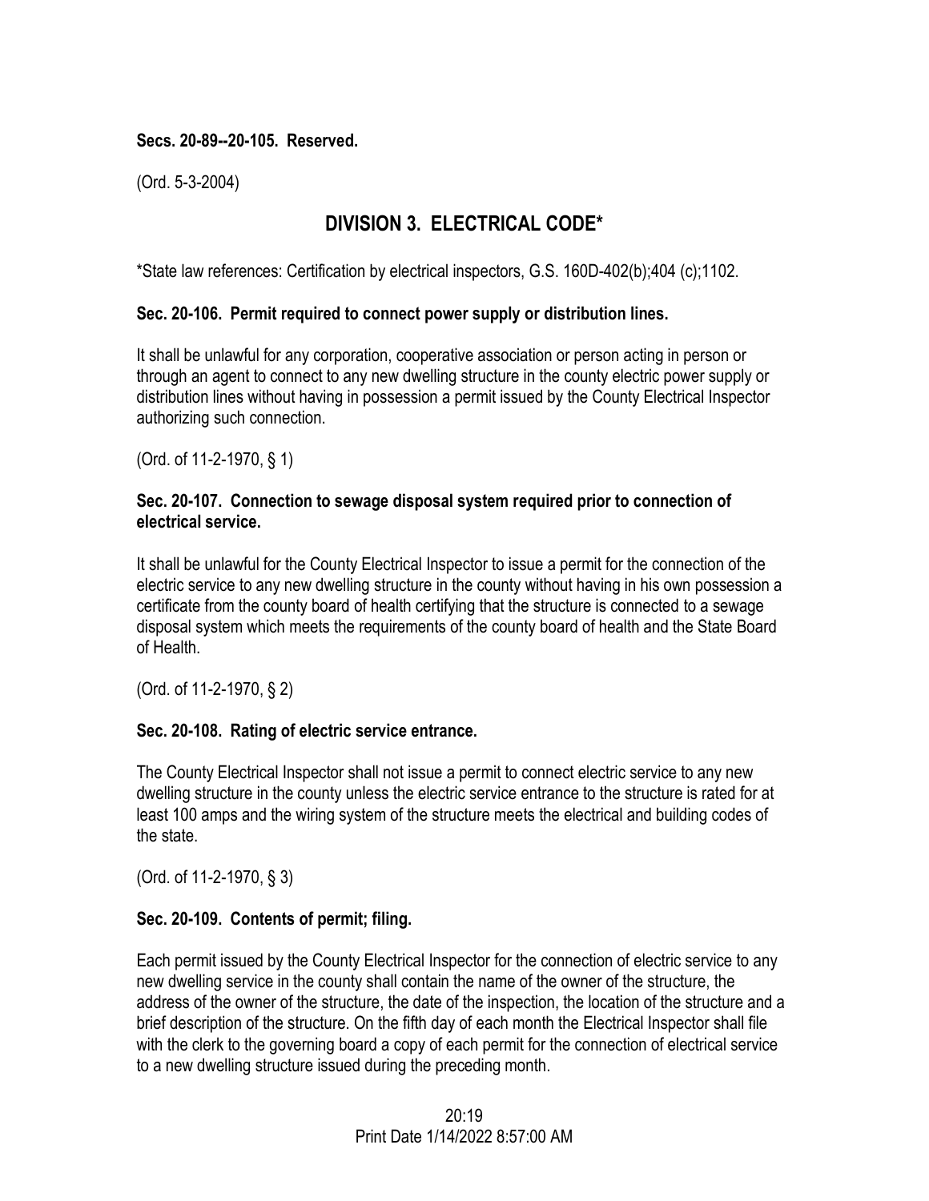**Secs. 20-89--20-105. Reserved.**

(Ord. 5-3-2004)

## DIVISION 3. ELECTRICAL CODE*

*State law references: Certification by electrical inspectors, G.S. 160D-402(b);404 (c);1102.

**Sec. 20-106. Permit required to connect power supply or distribution lines.**

It shall be unlawful for any corporation, cooperative association or person acting in person or through an agent to connect to any new dwelling structure in the county electric power supply or distribution lines without having in possession a permit issued by the County Electrical Inspector authorizing such connection.

(Ord. of 11-2-1970, § 1)

**Sec. 20-107. Connection to sewage disposal system required prior to connection of electrical service.**

It shall be unlawful for the County Electrical Inspector to issue a permit for the connection of the electric service to any new dwelling structure in the county without having in his own possession a certificate from the county board of health certifying that the structure is connected to a sewage disposal system which meets the requirements of the county board of health and the State Board of Health.

(Ord. of 11-2-1970, § 2)

**Sec. 20-108. Rating of electric service entrance.**

The County Electrical Inspector shall not issue a permit to connect electric service to any new dwelling structure in the county unless the electric service entrance to the structure is rated for at least 100 amps and the wiring system of the structure meets the electrical and building codes of the state.

(Ord. of 11-2-1970, § 3)

**Sec. 20-109. Contents of permit; filing.**

Each permit issued by the County Electrical Inspector for the connection of electric service to any new dwelling service in the county shall contain the name of the owner of the structure, the address of the owner of the structure, the date of the inspection, the location of the structure and a brief description of the structure. On the fifth day of each month the Electrical Inspector shall file with the clerk to the governing board a copy of each permit for the connection of electrical service to a new dwelling structure issued during the preceding month.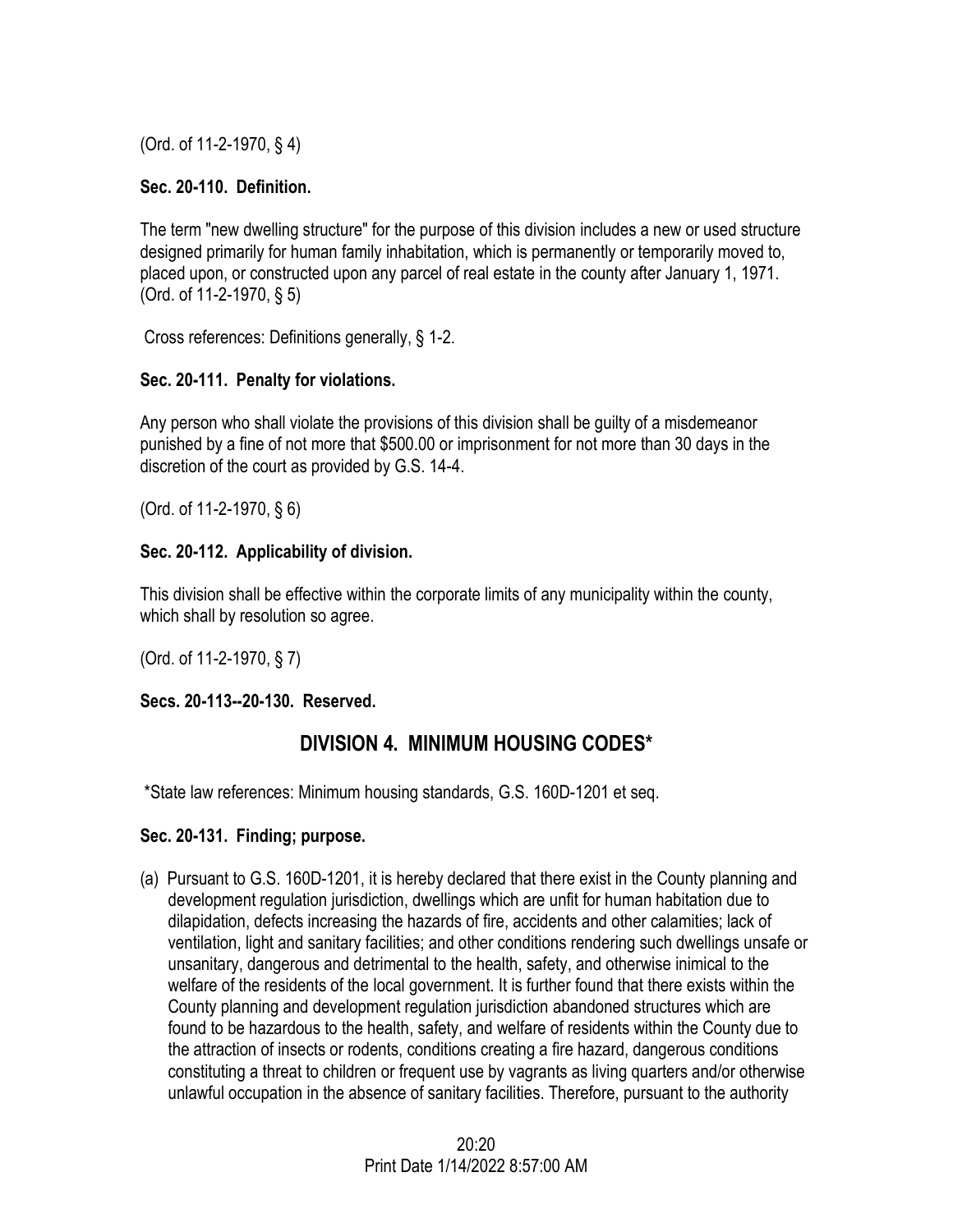(Ord. of 11-2-1970, § 4)

**Sec. 20-110. Definition.**

The term "new dwelling structure" for the purpose of this division includes a new or used structure designed primarily for human family inhabitation, which is permanently or temporarily moved to, placed upon, or constructed upon any parcel of real estate in the county after January 1, 1971.
(Ord. of 11-2-1970, § 5)

Cross references: Definitions generally, § 1-2.

**Sec. 20-111. Penalty for violations.**

Any person who shall violate the provisions of this division shall be guilty of a misdemeanor punished by a fine of not more that $500.00 or imprisonment for not more than 30 days in the discretion of the court as provided by G.S. 14-4.

(Ord. of 11-2-1970, § 6)

**Sec. 20-112. Applicability of division.**

This division shall be effective within the corporate limits of any municipality within the county, which shall by resolution so agree.

(Ord. of 11-2-1970, § 7)

**Secs. 20-113--20-130. Reserved.**

## DIVISION 4. MINIMUM HOUSING CODES*

*State law references: Minimum housing standards, G.S. 160D-1201 et seq.

**Sec. 20-131. Finding; purpose.**

(a) Pursuant to G.S. 160D-1201, it is hereby declared that there exist in the County planning and development regulation jurisdiction, dwellings which are unfit for human habitation due to dilapidation, defects increasing the hazards of fire, accidents and other calamities; lack of ventilation, light and sanitary facilities; and other conditions rendering such dwellings unsafe or unsanitary, dangerous and detrimental to the health, safety, and otherwise inimical to the welfare of the residents of the local government. It is further found that there exists within the County planning and development regulation jurisdiction abandoned structures which are found to be hazardous to the health, safety, and welfare of residents within the County due to the attraction of insects or rodents, conditions creating a fire hazard, dangerous conditions constituting a threat to children or frequent use by vagrants as living quarters and/or otherwise unlawful occupation in the absence of sanitary facilities. Therefore, pursuant to the authority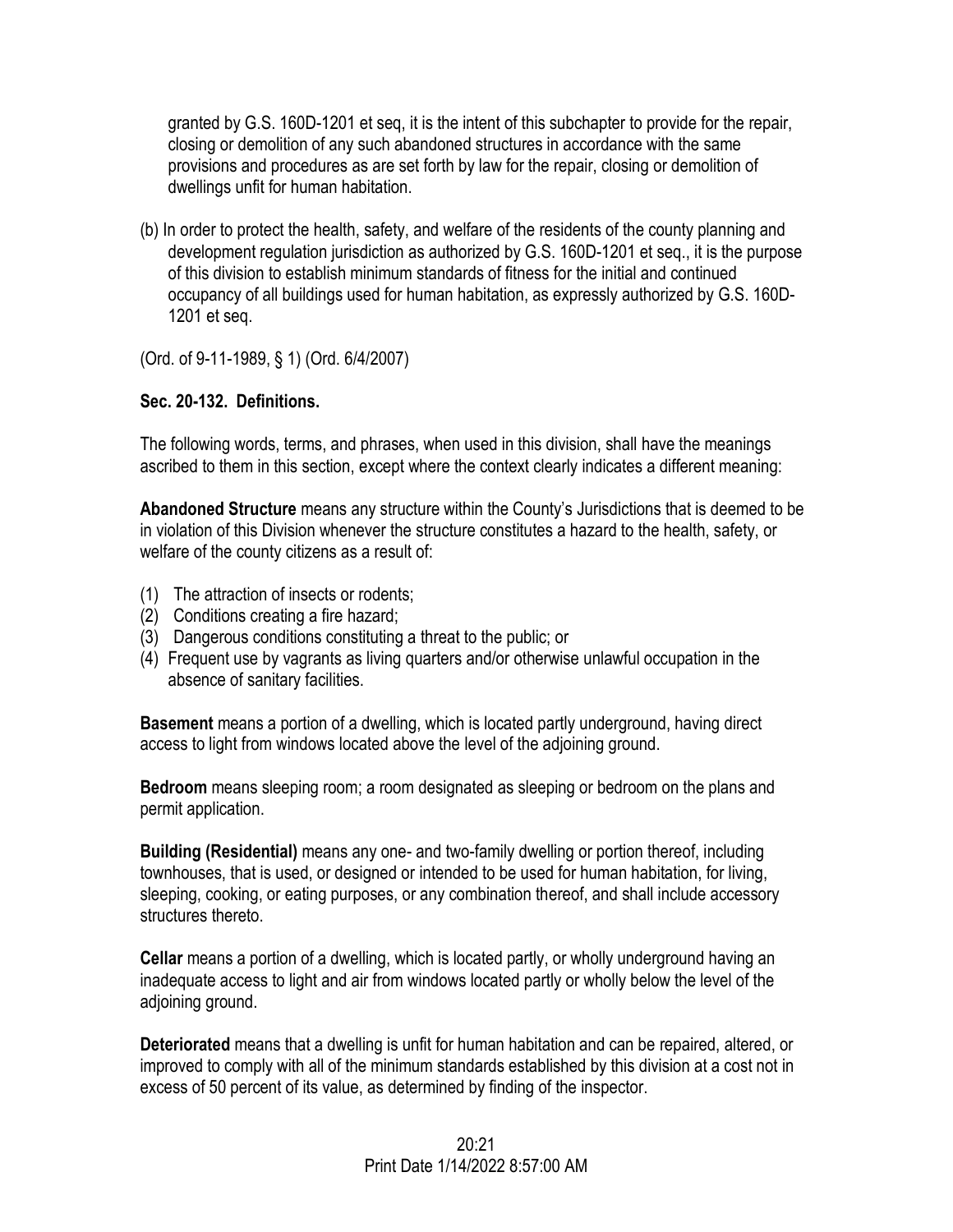granted by G.S. 160D-1201 et seq, it is the intent of this subchapter to provide for the repair, closing or demolition of any such abandoned structures in accordance with the same provisions and procedures as are set forth by law for the repair, closing or demolition of dwellings unfit for human habitation.

(b) In order to protect the health, safety, and welfare of the residents of the county planning and development regulation jurisdiction as authorized by G.S. 160D-1201 et seq., it is the purpose of this division to establish minimum standards of fitness for the initial and continued occupancy of all buildings used for human habitation, as expressly authorized by G.S. 160D-1201 et seq.

(Ord. of 9-11-1989, § 1) (Ord. 6/4/2007)

**Sec. 20-132. Definitions.**

The following words, terms, and phrases, when used in this division, shall have the meanings ascribed to them in this section, except where the context clearly indicates a different meaning:

**Abandoned Structure** means any structure within the County's Jurisdictions that is deemed to be in violation of this Division whenever the structure constitutes a hazard to the health, safety, or welfare of the county citizens as a result of:

(1) The attraction of insects or rodents;
(2) Conditions creating a fire hazard;
(3) Dangerous conditions constituting a threat to the public; or
(4) Frequent use by vagrants as living quarters and/or otherwise unlawful occupation in the absence of sanitary facilities.

**Basement** means a portion of a dwelling, which is located partly underground, having direct access to light from windows located above the level of the adjoining ground.

**Bedroom** means sleeping room; a room designated as sleeping or bedroom on the plans and permit application.

**Building (Residential)** means any one- and two-family dwelling or portion thereof, including townhouses, that is used, or designed or intended to be used for human habitation, for living, sleeping, cooking, or eating purposes, or any combination thereof, and shall include accessory structures thereto.

**Cellar** means a portion of a dwelling, which is located partly, or wholly underground having an inadequate access to light and air from windows located partly or wholly below the level of the adjoining ground.

**Deteriorated** means that a dwelling is unfit for human habitation and can be repaired, altered, or improved to comply with all of the minimum standards established by this division at a cost not in excess of 50 percent of its value, as determined by finding of the inspector.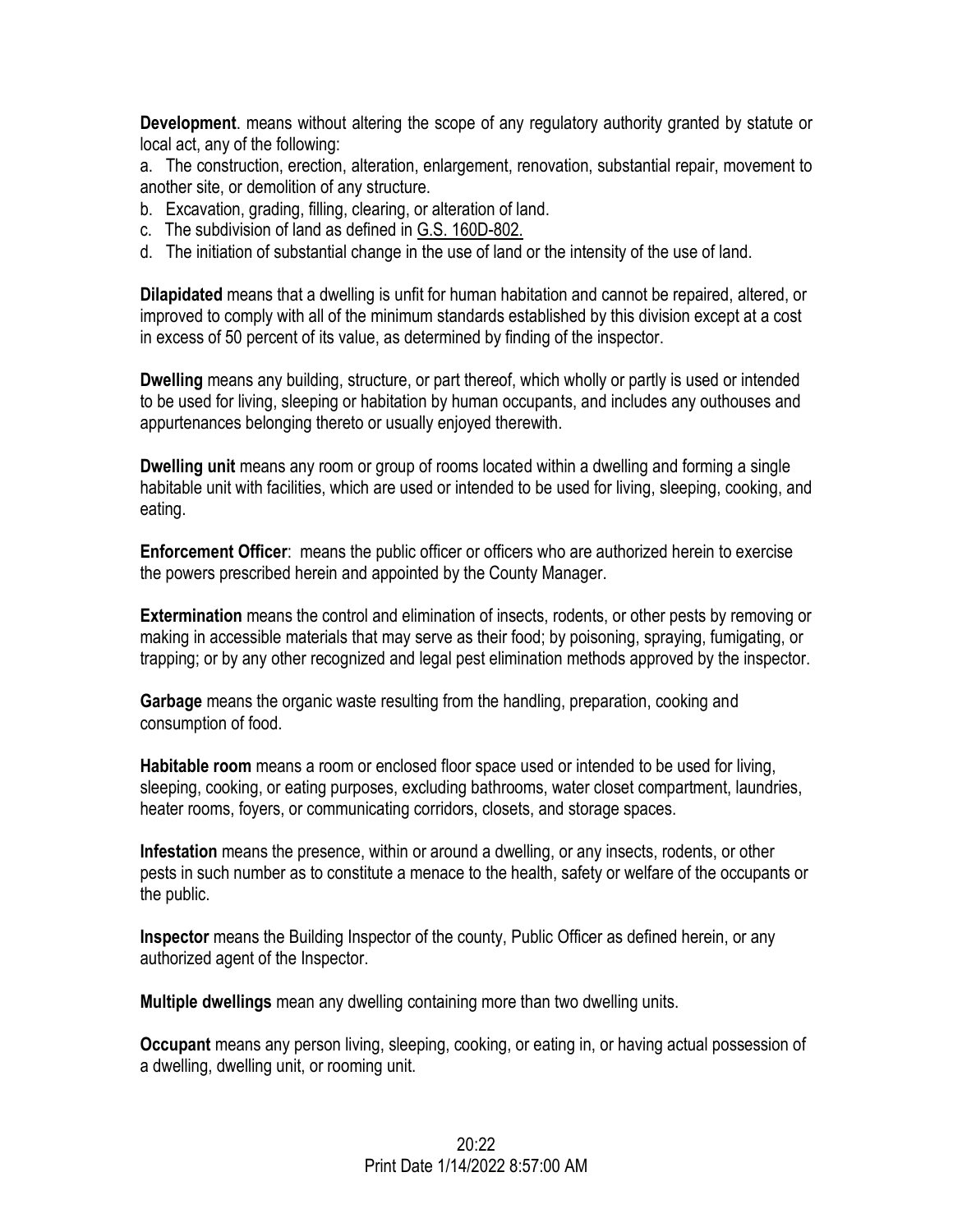**Development**. means without altering the scope of any regulatory authority granted by statute or local act, any of the following:

a. The construction, erection, alteration, enlargement, renovation, substantial repair, movement to another site, or demolition of any structure.
b. Excavation, grading, filling, clearing, or alteration of land.
c. The subdivision of land as defined in G.S. 160D-802.
d. The initiation of substantial change in the use of land or the intensity of the use of land.

**Dilapidated** means that a dwelling is unfit for human habitation and cannot be repaired, altered, or improved to comply with all of the minimum standards established by this division except at a cost in excess of 50 percent of its value, as determined by finding of the inspector.

**Dwelling** means any building, structure, or part thereof, which wholly or partly is used or intended to be used for living, sleeping or habitation by human occupants, and includes any outhouses and appurtenances belonging thereto or usually enjoyed therewith.

**Dwelling unit** means any room or group of rooms located within a dwelling and forming a single habitable unit with facilities, which are used or intended to be used for living, sleeping, cooking, and eating.

**Enforcement Officer**: means the public officer or officers who are authorized herein to exercise the powers prescribed herein and appointed by the County Manager.

**Extermination** means the control and elimination of insects, rodents, or other pests by removing or making in accessible materials that may serve as their food; by poisoning, spraying, fumigating, or trapping; or by any other recognized and legal pest elimination methods approved by the inspector.

**Garbage** means the organic waste resulting from the handling, preparation, cooking and consumption of food.

**Habitable room** means a room or enclosed floor space used or intended to be used for living, sleeping, cooking, or eating purposes, excluding bathrooms, water closet compartment, laundries, heater rooms, foyers, or communicating corridors, closets, and storage spaces.

**Infestation** means the presence, within or around a dwelling, or any insects, rodents, or other pests in such number as to constitute a menace to the health, safety or welfare of the occupants or the public.

**Inspector** means the Building Inspector of the county, Public Officer as defined herein, or any authorized agent of the Inspector.

**Multiple dwellings** mean any dwelling containing more than two dwelling units.

**Occupant** means any person living, sleeping, cooking, or eating in, or having actual possession of a dwelling, dwelling unit, or rooming unit.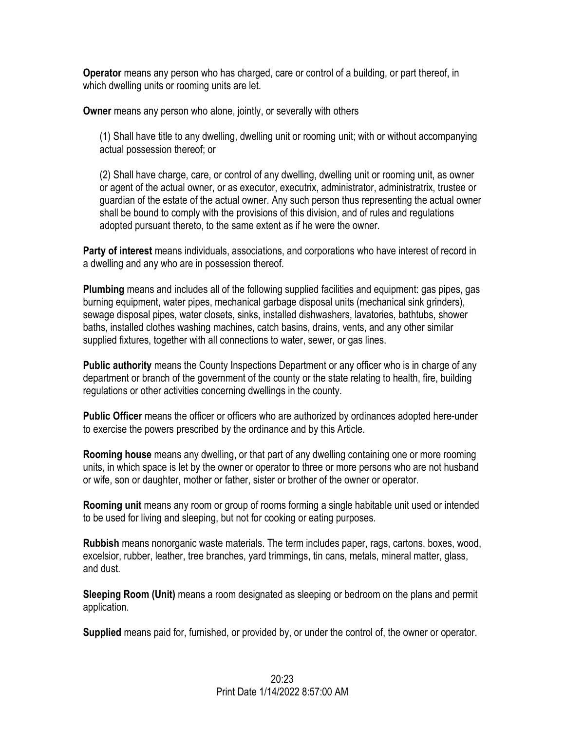**Operator** means any person who has charged, care or control of a building, or part thereof, in which dwelling units or rooming units are let.

**Owner** means any person who alone, jointly, or severally with others

(1) Shall have title to any dwelling, dwelling unit or rooming unit; with or without accompanying actual possession thereof; or

(2) Shall have charge, care, or control of any dwelling, dwelling unit or rooming unit, as owner or agent of the actual owner, or as executor, executrix, administrator, administratrix, trustee or guardian of the estate of the actual owner. Any such person thus representing the actual owner shall be bound to comply with the provisions of this division, and of rules and regulations adopted pursuant thereto, to the same extent as if he were the owner.

**Party of interest** means individuals, associations, and corporations who have interest of record in a dwelling and any who are in possession thereof.

**Plumbing** means and includes all of the following supplied facilities and equipment: gas pipes, gas burning equipment, water pipes, mechanical garbage disposal units (mechanical sink grinders), sewage disposal pipes, water closets, sinks, installed dishwashers, lavatories, bathtubs, shower baths, installed clothes washing machines, catch basins, drains, vents, and any other similar supplied fixtures, together with all connections to water, sewer, or gas lines.

**Public authority** means the County Inspections Department or any officer who is in charge of any department or branch of the government of the county or the state relating to health, fire, building regulations or other activities concerning dwellings in the county.

**Public Officer** means the officer or officers who are authorized by ordinances adopted here-under to exercise the powers prescribed by the ordinance and by this Article.

**Rooming house** means any dwelling, or that part of any dwelling containing one or more rooming units, in which space is let by the owner or operator to three or more persons who are not husband or wife, son or daughter, mother or father, sister or brother of the owner or operator.

**Rooming unit** means any room or group of rooms forming a single habitable unit used or intended to be used for living and sleeping, but not for cooking or eating purposes.

**Rubbish** means nonorganic waste materials. The term includes paper, rags, cartons, boxes, wood, excelsior, rubber, leather, tree branches, yard trimmings, tin cans, metals, mineral matter, glass, and dust.

**Sleeping Room (Unit)** means a room designated as sleeping or bedroom on the plans and permit application.

**Supplied** means paid for, furnished, or provided by, or under the control of, the owner or operator.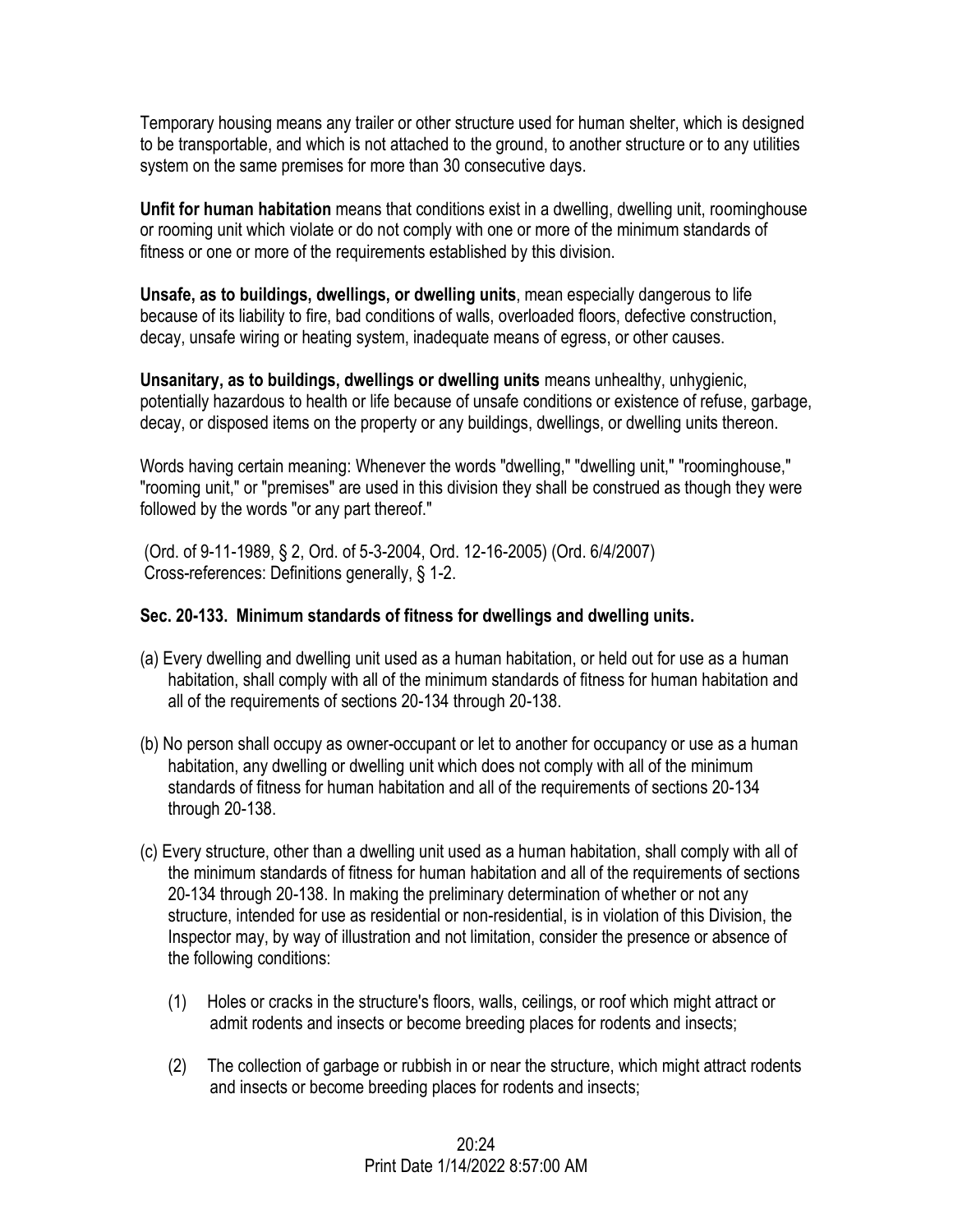Temporary housing means any trailer or other structure used for human shelter, which is designed to be transportable, and which is not attached to the ground, to another structure or to any utilities system on the same premises for more than 30 consecutive days.

**Unfit for human habitation** means that conditions exist in a dwelling, dwelling unit, roominghouse or rooming unit which violate or do not comply with one or more of the minimum standards of fitness or one or more of the requirements established by this division.

**Unsafe, as to buildings, dwellings, or dwelling units**, mean especially dangerous to life because of its liability to fire, bad conditions of walls, overloaded floors, defective construction, decay, unsafe wiring or heating system, inadequate means of egress, or other causes.

**Unsanitary, as to buildings, dwellings or dwelling units** means unhealthy, unhygienic, potentially hazardous to health or life because of unsafe conditions or existence of refuse, garbage, decay, or disposed items on the property or any buildings, dwellings, or dwelling units thereon.

Words having certain meaning: Whenever the words "dwelling," "dwelling unit," "roominghouse," "rooming unit," or "premises" are used in this division they shall be construed as though they were followed by the words "or any part thereof."

(Ord. of 9-11-1989, § 2, Ord. of 5-3-2004, Ord. 12-16-2005) (Ord. 6/4/2007)
Cross-references: Definitions generally, § 1-2.

### Sec. 20-133. Minimum standards of fitness for dwellings and dwelling units.

(a) Every dwelling and dwelling unit used as a human habitation, or held out for use as a human habitation, shall comply with all of the minimum standards of fitness for human habitation and all of the requirements of sections 20-134 through 20-138.

(b) No person shall occupy as owner-occupant or let to another for occupancy or use as a human habitation, any dwelling or dwelling unit which does not comply with all of the minimum standards of fitness for human habitation and all of the requirements of sections 20-134 through 20-138.

(c) Every structure, other than a dwelling unit used as a human habitation, shall comply with all of the minimum standards of fitness for human habitation and all of the requirements of sections 20-134 through 20-138. In making the preliminary determination of whether or not any structure, intended for use as residential or non-residential, is in violation of this Division, the Inspector may, by way of illustration and not limitation, consider the presence or absence of the following conditions:

(1) Holes or cracks in the structure's floors, walls, ceilings, or roof which might attract or admit rodents and insects or become breeding places for rodents and insects;

(2) The collection of garbage or rubbish in or near the structure, which might attract rodents and insects or become breeding places for rodents and insects;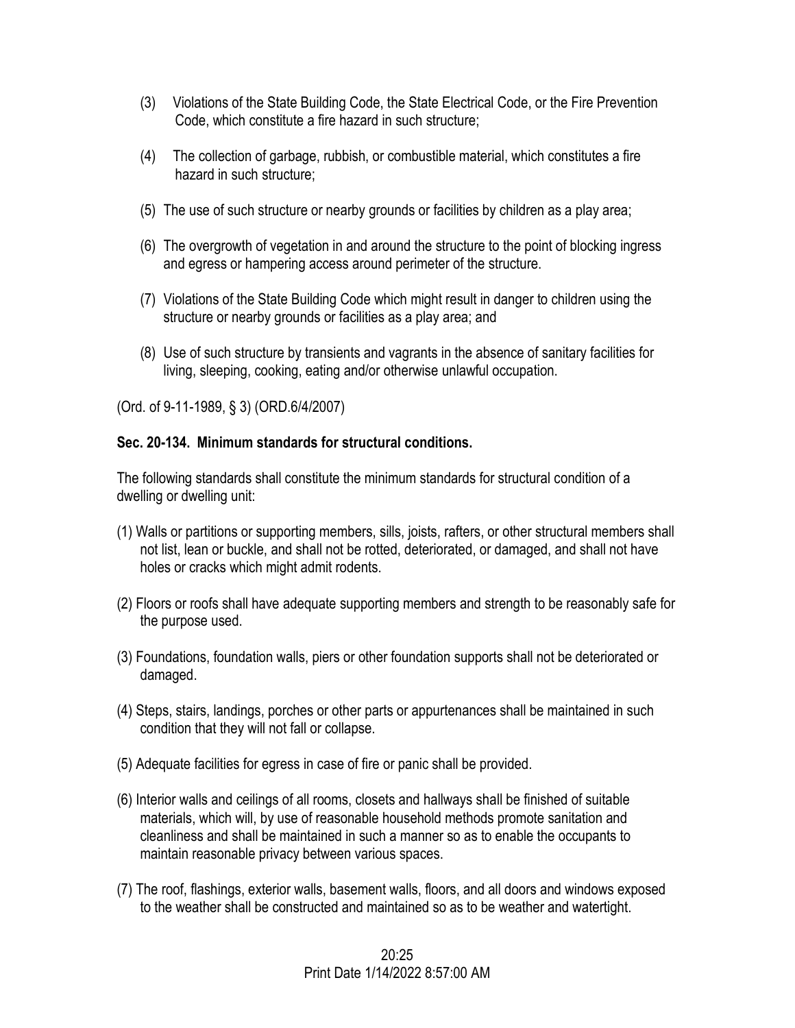(3) Violations of the State Building Code, the State Electrical Code, or the Fire Prevention Code, which constitute a fire hazard in such structure;

(4) The collection of garbage, rubbish, or combustible material, which constitutes a fire hazard in such structure;

(5) The use of such structure or nearby grounds or facilities by children as a play area;

(6) The overgrowth of vegetation in and around the structure to the point of blocking ingress and egress or hampering access around perimeter of the structure.

(7) Violations of the State Building Code which might result in danger to children using the structure or nearby grounds or facilities as a play area; and

(8) Use of such structure by transients and vagrants in the absence of sanitary facilities for living, sleeping, cooking, eating and/or otherwise unlawful occupation.

(Ord. of 9-11-1989, § 3) (ORD.6/4/2007)

**Sec. 20-134. Minimum standards for structural conditions.**

The following standards shall constitute the minimum standards for structural condition of a dwelling or dwelling unit:

(1) Walls or partitions or supporting members, sills, joists, rafters, or other structural members shall not list, lean or buckle, and shall not be rotted, deteriorated, or damaged, and shall not have holes or cracks which might admit rodents.

(2) Floors or roofs shall have adequate supporting members and strength to be reasonably safe for the purpose used.

(3) Foundations, foundation walls, piers or other foundation supports shall not be deteriorated or damaged.

(4) Steps, stairs, landings, porches or other parts or appurtenances shall be maintained in such condition that they will not fall or collapse.

(5) Adequate facilities for egress in case of fire or panic shall be provided.

(6) Interior walls and ceilings of all rooms, closets and hallways shall be finished of suitable materials, which will, by use of reasonable household methods promote sanitation and cleanliness and shall be maintained in such a manner so as to enable the occupants to maintain reasonable privacy between various spaces.

(7) The roof, flashings, exterior walls, basement walls, floors, and all doors and windows exposed to the weather shall be constructed and maintained so as to be weather and watertight.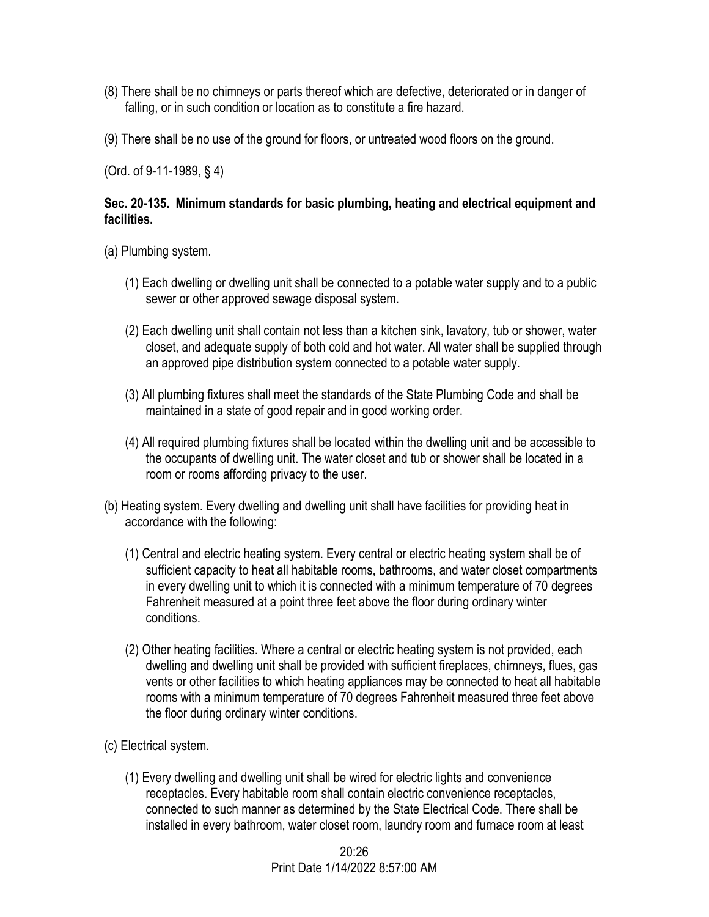(8) There shall be no chimneys or parts thereof which are defective, deteriorated or in danger of falling, or in such condition or location as to constitute a fire hazard.

(9) There shall be no use of the ground for floors, or untreated wood floors on the ground.

(Ord. of 9-11-1989, § 4)

**Sec. 20-135. Minimum standards for basic plumbing, heating and electrical equipment and facilities.**

(a) Plumbing system.

(1) Each dwelling or dwelling unit shall be connected to a potable water supply and to a public sewer or other approved sewage disposal system.

(2) Each dwelling unit shall contain not less than a kitchen sink, lavatory, tub or shower, water closet, and adequate supply of both cold and hot water. All water shall be supplied through an approved pipe distribution system connected to a potable water supply.

(3) All plumbing fixtures shall meet the standards of the State Plumbing Code and shall be maintained in a state of good repair and in good working order.

(4) All required plumbing fixtures shall be located within the dwelling unit and be accessible to the occupants of dwelling unit. The water closet and tub or shower shall be located in a room or rooms affording privacy to the user.

(b) Heating system. Every dwelling and dwelling unit shall have facilities for providing heat in accordance with the following:

(1) Central and electric heating system. Every central or electric heating system shall be of sufficient capacity to heat all habitable rooms, bathrooms, and water closet compartments in every dwelling unit to which it is connected with a minimum temperature of 70 degrees Fahrenheit measured at a point three feet above the floor during ordinary winter conditions.

(2) Other heating facilities. Where a central or electric heating system is not provided, each dwelling and dwelling unit shall be provided with sufficient fireplaces, chimneys, flues, gas vents or other facilities to which heating appliances may be connected to heat all habitable rooms with a minimum temperature of 70 degrees Fahrenheit measured three feet above the floor during ordinary winter conditions.

(c) Electrical system.

(1) Every dwelling and dwelling unit shall be wired for electric lights and convenience receptacles. Every habitable room shall contain electric convenience receptacles, connected to such manner as determined by the State Electrical Code. There shall be installed in every bathroom, water closet room, laundry room and furnace room at least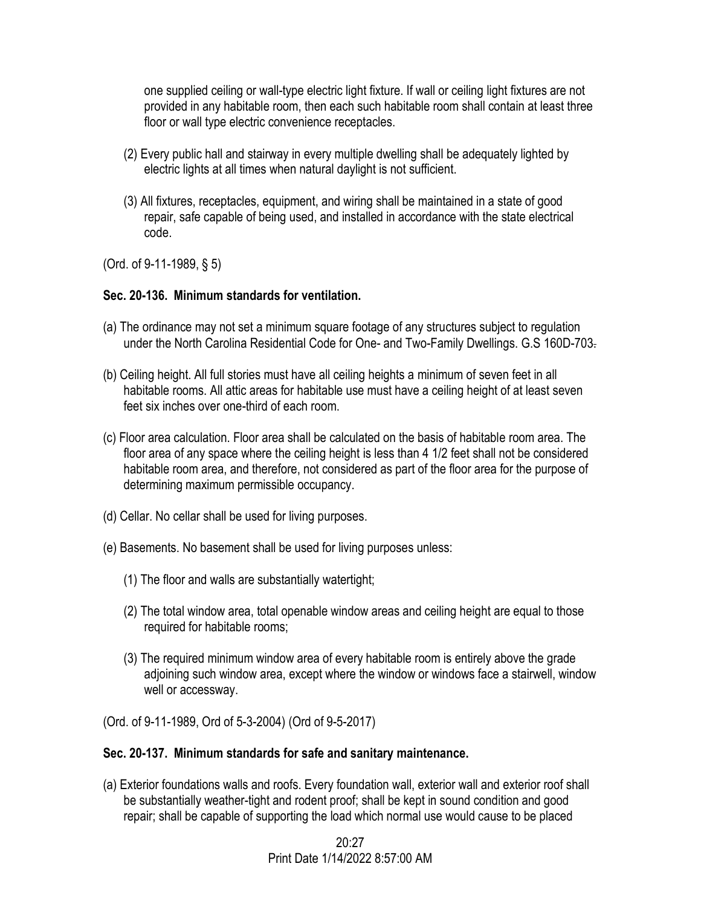one supplied ceiling or wall-type electric light fixture. If wall or ceiling light fixtures are not provided in any habitable room, then each such habitable room shall contain at least three floor or wall type electric convenience receptacles.

(2) Every public hall and stairway in every multiple dwelling shall be adequately lighted by electric lights at all times when natural daylight is not sufficient.

(3) All fixtures, receptacles, equipment, and wiring shall be maintained in a state of good repair, safe capable of being used, and installed in accordance with the state electrical code.

(Ord. of 9-11-1989, § 5)

**Sec. 20-136. Minimum standards for ventilation.**

(a) The ordinance may not set a minimum square footage of any structures subject to regulation under the North Carolina Residential Code for One- and Two-Family Dwellings. G.S 160D-703.

(b) Ceiling height. All full stories must have all ceiling heights a minimum of seven feet in all habitable rooms. All attic areas for habitable use must have a ceiling height of at least seven feet six inches over one-third of each room.

(c) Floor area calculation. Floor area shall be calculated on the basis of habitable room area. The floor area of any space where the ceiling height is less than 4 1/2 feet shall not be considered habitable room area, and therefore, not considered as part of the floor area for the purpose of determining maximum permissible occupancy.

(d) Cellar. No cellar shall be used for living purposes.

(e) Basements. No basement shall be used for living purposes unless:

(1) The floor and walls are substantially watertight;

(2) The total window area, total openable window areas and ceiling height are equal to those required for habitable rooms;

(3) The required minimum window area of every habitable room is entirely above the grade adjoining such window area, except where the window or windows face a stairwell, window well or accessway.

(Ord. of 9-11-1989, Ord of 5-3-2004) (Ord of 9-5-2017)

**Sec. 20-137. Minimum standards for safe and sanitary maintenance.**

(a) Exterior foundations walls and roofs. Every foundation wall, exterior wall and exterior roof shall be substantially weather-tight and rodent proof; shall be kept in sound condition and good repair; shall be capable of supporting the load which normal use would cause to be placed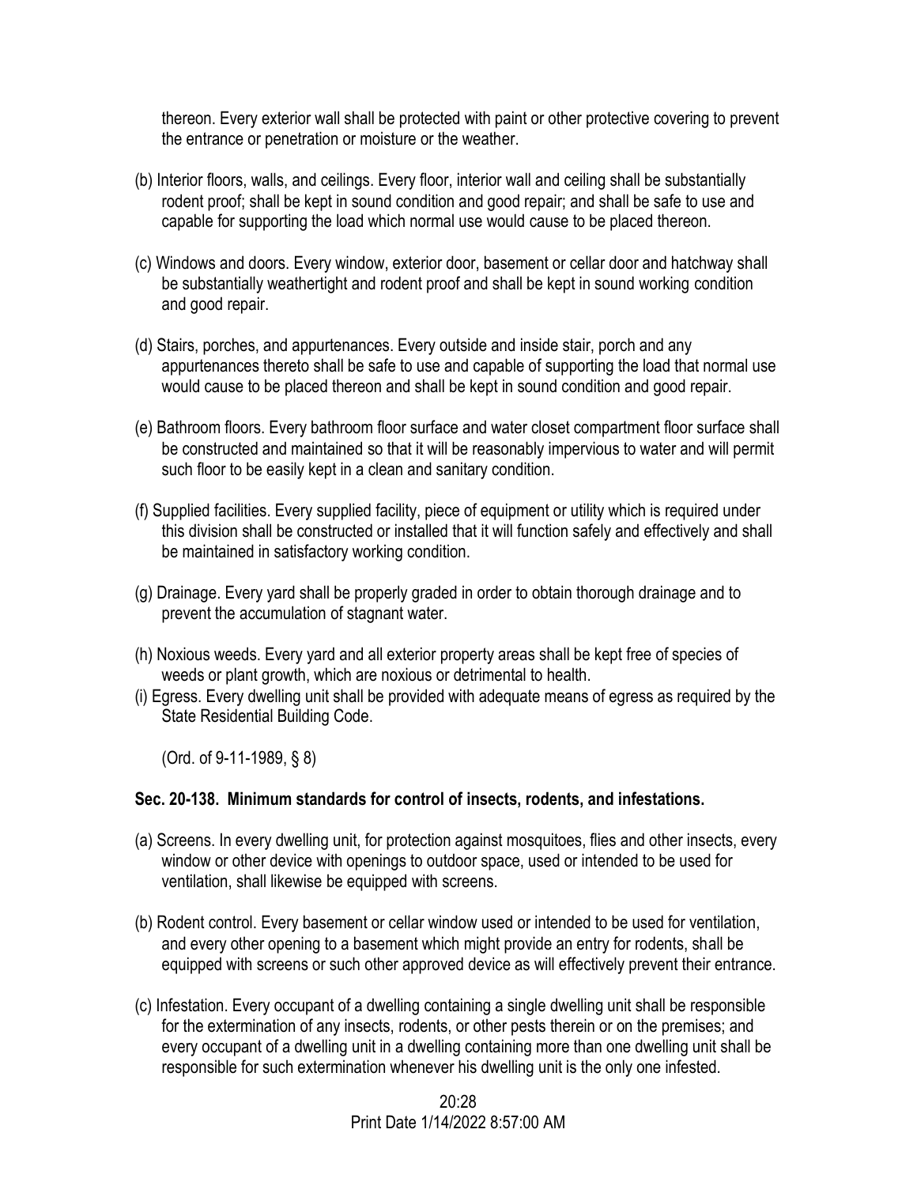thereon. Every exterior wall shall be protected with paint or other protective covering to prevent the entrance or penetration or moisture or the weather.

(b) Interior floors, walls, and ceilings. Every floor, interior wall and ceiling shall be substantially rodent proof; shall be kept in sound condition and good repair; and shall be safe to use and capable for supporting the load which normal use would cause to be placed thereon.

(c) Windows and doors. Every window, exterior door, basement or cellar door and hatchway shall be substantially weathertight and rodent proof and shall be kept in sound working condition and good repair.

(d) Stairs, porches, and appurtenances. Every outside and inside stair, porch and any appurtenances thereto shall be safe to use and capable of supporting the load that normal use would cause to be placed thereon and shall be kept in sound condition and good repair.

(e) Bathroom floors. Every bathroom floor surface and water closet compartment floor surface shall be constructed and maintained so that it will be reasonably impervious to water and will permit such floor to be easily kept in a clean and sanitary condition.

(f) Supplied facilities. Every supplied facility, piece of equipment or utility which is required under this division shall be constructed or installed that it will function safely and effectively and shall be maintained in satisfactory working condition.

(g) Drainage. Every yard shall be properly graded in order to obtain thorough drainage and to prevent the accumulation of stagnant water.

(h) Noxious weeds. Every yard and all exterior property areas shall be kept free of species of weeds or plant growth, which are noxious or detrimental to health.

(i) Egress. Every dwelling unit shall be provided with adequate means of egress as required by the State Residential Building Code.

(Ord. of 9-11-1989, § 8)

**Sec. 20-138. Minimum standards for control of insects, rodents, and infestations.**

(a) Screens. In every dwelling unit, for protection against mosquitoes, flies and other insects, every window or other device with openings to outdoor space, used or intended to be used for ventilation, shall likewise be equipped with screens.

(b) Rodent control. Every basement or cellar window used or intended to be used for ventilation, and every other opening to a basement which might provide an entry for rodents, shall be equipped with screens or such other approved device as will effectively prevent their entrance.

(c) Infestation. Every occupant of a dwelling containing a single dwelling unit shall be responsible for the extermination of any insects, rodents, or other pests therein or on the premises; and every occupant of a dwelling unit in a dwelling containing more than one dwelling unit shall be responsible for such extermination whenever his dwelling unit is the only one infested.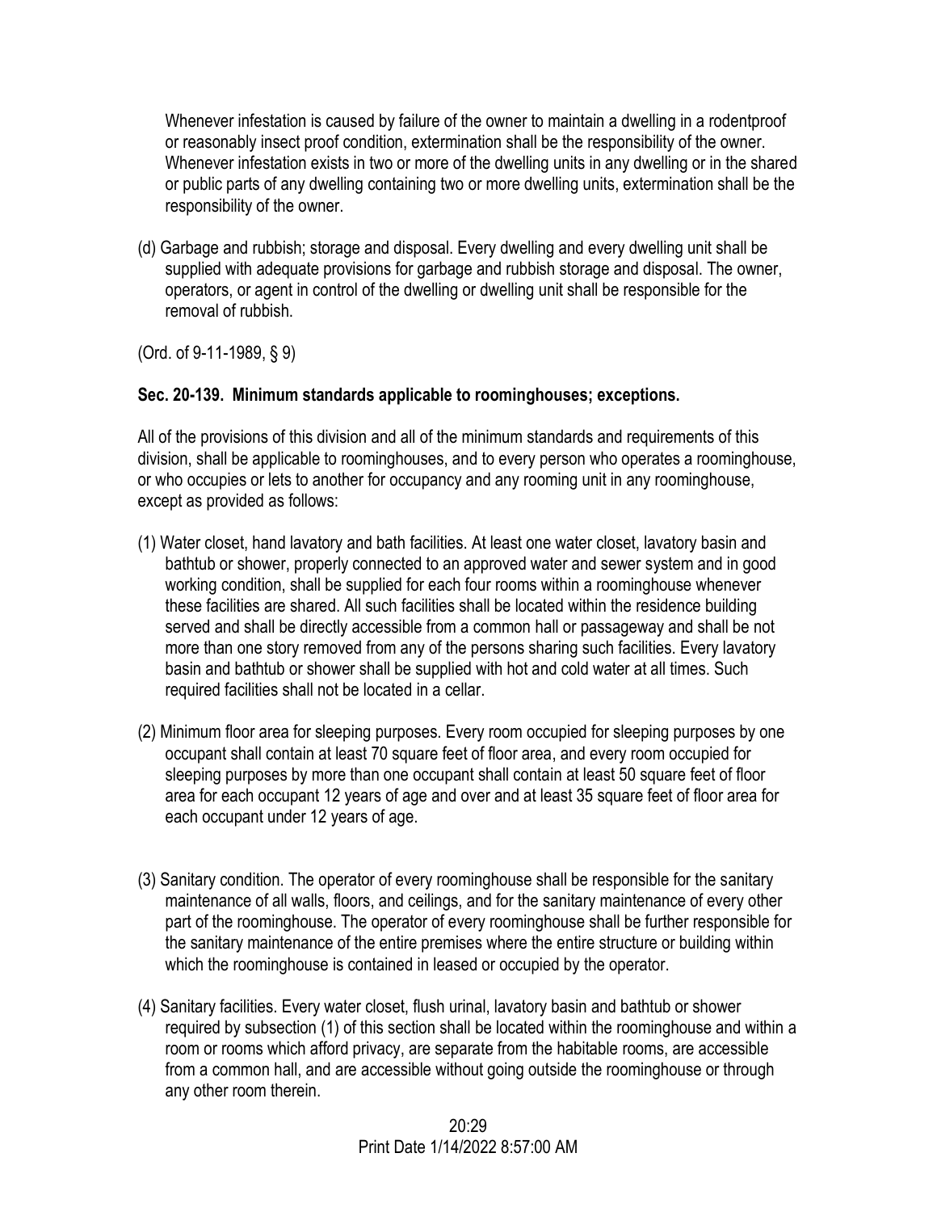Whenever infestation is caused by failure of the owner to maintain a dwelling in a rodentproof or reasonably insect proof condition, extermination shall be the responsibility of the owner. Whenever infestation exists in two or more of the dwelling units in any dwelling or in the shared or public parts of any dwelling containing two or more dwelling units, extermination shall be the responsibility of the owner.

(d) Garbage and rubbish; storage and disposal. Every dwelling and every dwelling unit shall be supplied with adequate provisions for garbage and rubbish storage and disposal. The owner, operators, or agent in control of the dwelling or dwelling unit shall be responsible for the removal of rubbish.

(Ord. of 9-11-1989, § 9)

**Sec. 20-139. Minimum standards applicable to roominghouses; exceptions.**

All of the provisions of this division and all of the minimum standards and requirements of this division, shall be applicable to roominghouses, and to every person who operates a roominghouse, or who occupies or lets to another for occupancy and any rooming unit in any roominghouse, except as provided as follows:

(1) Water closet, hand lavatory and bath facilities. At least one water closet, lavatory basin and bathtub or shower, properly connected to an approved water and sewer system and in good working condition, shall be supplied for each four rooms within a roominghouse whenever these facilities are shared. All such facilities shall be located within the residence building served and shall be directly accessible from a common hall or passageway and shall be not more than one story removed from any of the persons sharing such facilities. Every lavatory basin and bathtub or shower shall be supplied with hot and cold water at all times. Such required facilities shall not be located in a cellar.

(2) Minimum floor area for sleeping purposes. Every room occupied for sleeping purposes by one occupant shall contain at least 70 square feet of floor area, and every room occupied for sleeping purposes by more than one occupant shall contain at least 50 square feet of floor area for each occupant 12 years of age and over and at least 35 square feet of floor area for each occupant under 12 years of age.

(3) Sanitary condition. The operator of every roominghouse shall be responsible for the sanitary maintenance of all walls, floors, and ceilings, and for the sanitary maintenance of every other part of the roominghouse. The operator of every roominghouse shall be further responsible for the sanitary maintenance of the entire premises where the entire structure or building within which the roominghouse is contained in leased or occupied by the operator.

(4) Sanitary facilities. Every water closet, flush urinal, lavatory basin and bathtub or shower required by subsection (1) of this section shall be located within the roominghouse and within a room or rooms which afford privacy, are separate from the habitable rooms, are accessible from a common hall, and are accessible without going outside the roominghouse or through any other room therein.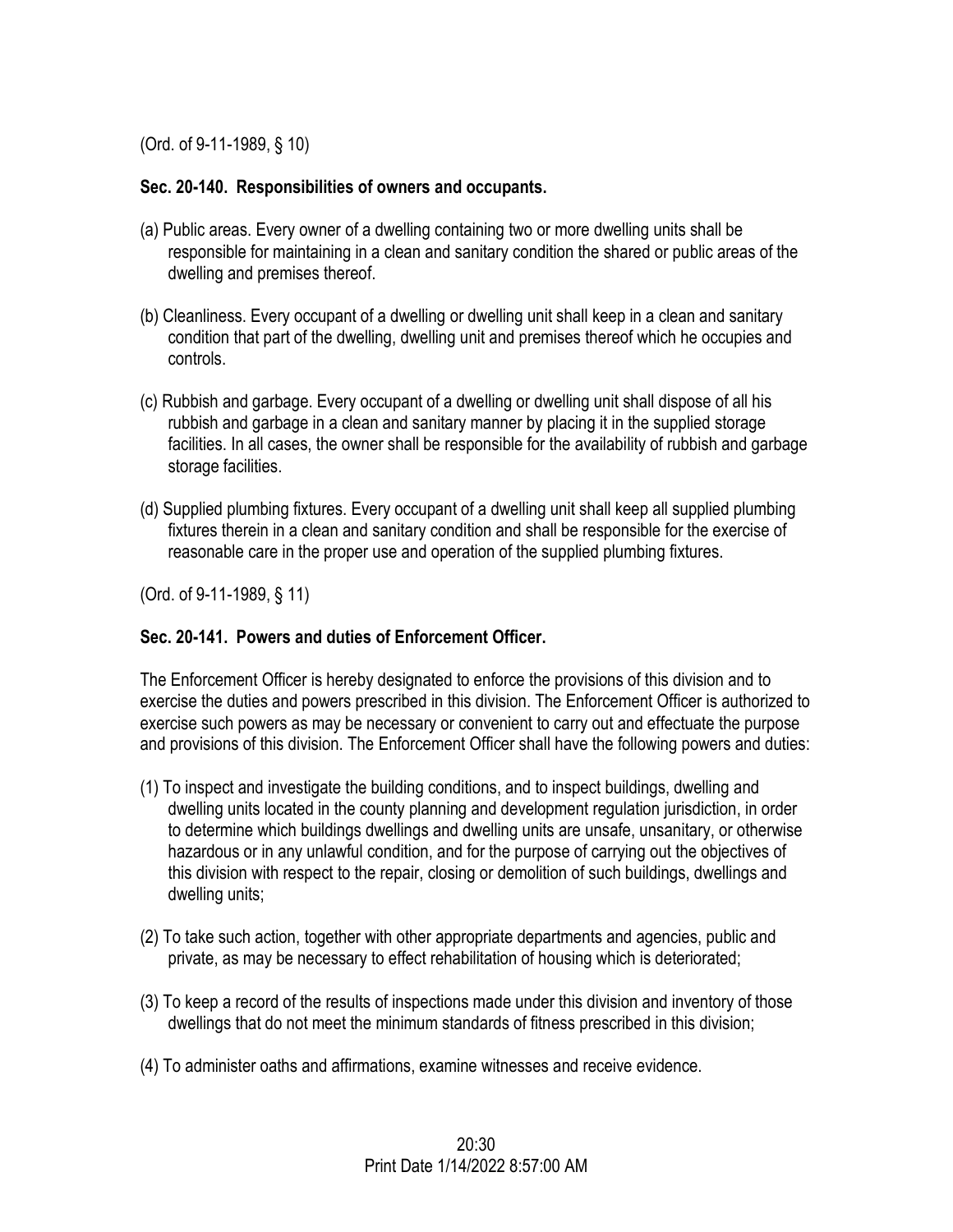(Ord. of 9-11-1989, § 10)

**Sec. 20-140. Responsibilities of owners and occupants.**

(a) Public areas. Every owner of a dwelling containing two or more dwelling units shall be responsible for maintaining in a clean and sanitary condition the shared or public areas of the dwelling and premises thereof.

(b) Cleanliness. Every occupant of a dwelling or dwelling unit shall keep in a clean and sanitary condition that part of the dwelling, dwelling unit and premises thereof which he occupies and controls.

(c) Rubbish and garbage. Every occupant of a dwelling or dwelling unit shall dispose of all his rubbish and garbage in a clean and sanitary manner by placing it in the supplied storage facilities. In all cases, the owner shall be responsible for the availability of rubbish and garbage storage facilities.

(d) Supplied plumbing fixtures. Every occupant of a dwelling unit shall keep all supplied plumbing fixtures therein in a clean and sanitary condition and shall be responsible for the exercise of reasonable care in the proper use and operation of the supplied plumbing fixtures.

(Ord. of 9-11-1989, § 11)

**Sec. 20-141. Powers and duties of Enforcement Officer.**

The Enforcement Officer is hereby designated to enforce the provisions of this division and to exercise the duties and powers prescribed in this division. The Enforcement Officer is authorized to exercise such powers as may be necessary or convenient to carry out and effectuate the purpose and provisions of this division. The Enforcement Officer shall have the following powers and duties:

(1) To inspect and investigate the building conditions, and to inspect buildings, dwelling and dwelling units located in the county planning and development regulation jurisdiction, in order to determine which buildings dwellings and dwelling units are unsafe, unsanitary, or otherwise hazardous or in any unlawful condition, and for the purpose of carrying out the objectives of this division with respect to the repair, closing or demolition of such buildings, dwellings and dwelling units;

(2) To take such action, together with other appropriate departments and agencies, public and private, as may be necessary to effect rehabilitation of housing which is deteriorated;

(3) To keep a record of the results of inspections made under this division and inventory of those dwellings that do not meet the minimum standards of fitness prescribed in this division;

(4) To administer oaths and affirmations, examine witnesses and receive evidence.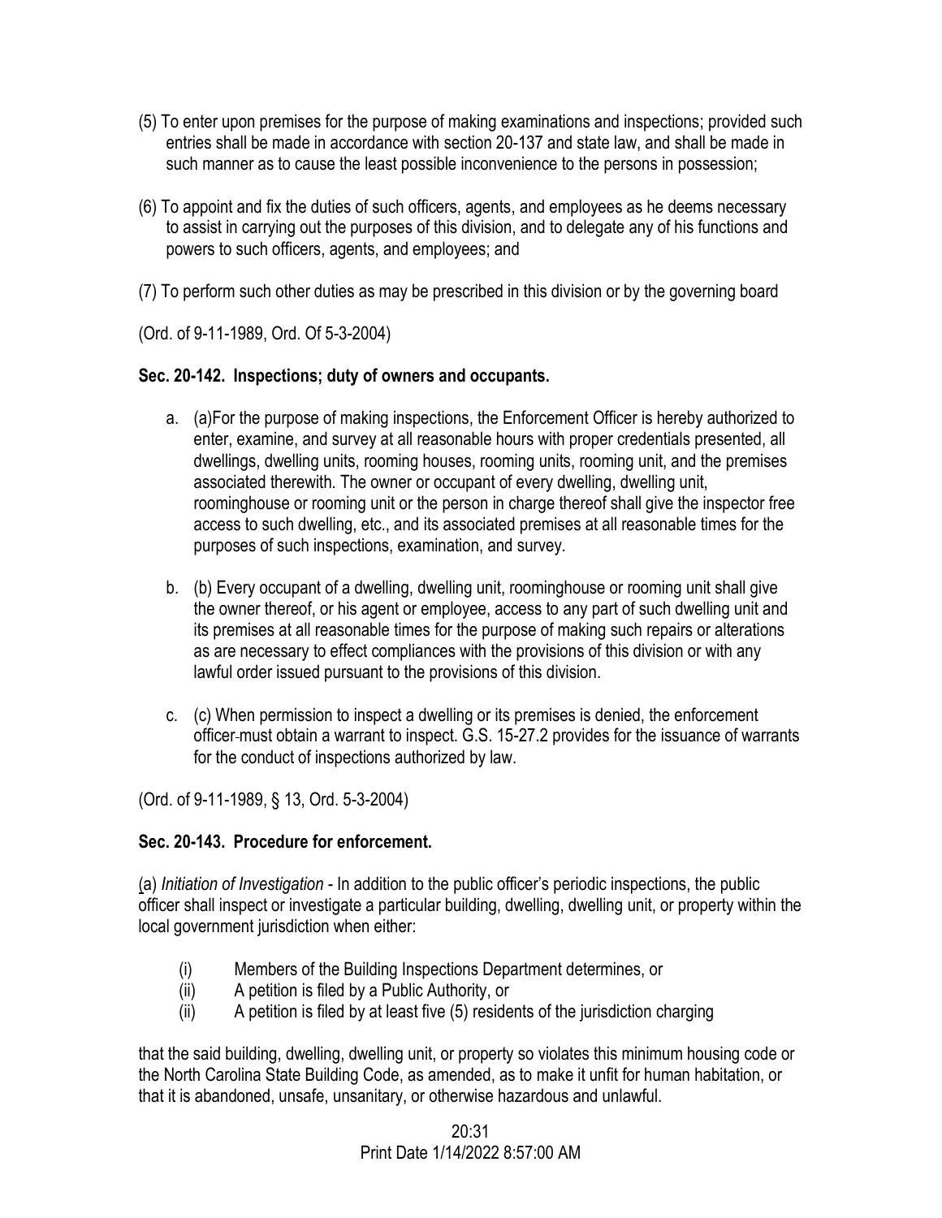(5) To enter upon premises for the purpose of making examinations and inspections; provided such entries shall be made in accordance with section 20-137 and state law, and shall be made in such manner as to cause the least possible inconvenience to the persons in possession;

(6) To appoint and fix the duties of such officers, agents, and employees as he deems necessary to assist in carrying out the purposes of this division, and to delegate any of his functions and powers to such officers, agents, and employees; and

(7) To perform such other duties as may be prescribed in this division or by the governing board

(Ord. of 9-11-1989, Ord. Of 5-3-2004)

**Sec. 20-142. Inspections; duty of owners and occupants.**

a. (a)For the purpose of making inspections, the Enforcement Officer is hereby authorized to enter, examine, and survey at all reasonable hours with proper credentials presented, all dwellings, dwelling units, rooming houses, rooming units, rooming unit, and the premises associated therewith. The owner or occupant of every dwelling, dwelling unit, roominghouse or rooming unit or the person in charge thereof shall give the inspector free access to such dwelling, etc., and its associated premises at all reasonable times for the purposes of such inspections, examination, and survey.

b. (b) Every occupant of a dwelling, dwelling unit, roominghouse or rooming unit shall give the owner thereof, or his agent or employee, access to any part of such dwelling unit and its premises at all reasonable times for the purpose of making such repairs or alterations as are necessary to effect compliances with the provisions of this division or with any lawful order issued pursuant to the provisions of this division.

c. (c) When permission to inspect a dwelling or its premises is denied, the enforcement officer must obtain a warrant to inspect. G.S. 15-27.2 provides for the issuance of warrants for the conduct of inspections authorized by law.

(Ord. of 9-11-1989, § 13, Ord. 5-3-2004)

**Sec. 20-143. Procedure for enforcement.**

(a) *Initiation of Investigation* - In addition to the public officer's periodic inspections, the public officer shall inspect or investigate a particular building, dwelling, dwelling unit, or property within the local government jurisdiction when either:

(i) Members of the Building Inspections Department determines, or
(ii) A petition is filed by a Public Authority, or
(ii) A petition is filed by at least five (5) residents of the jurisdiction charging

that the said building, dwelling, dwelling unit, or property so violates this minimum housing code or the North Carolina State Building Code, as amended, as to make it unfit for human habitation, or that it is abandoned, unsafe, unsanitary, or otherwise hazardous and unlawful.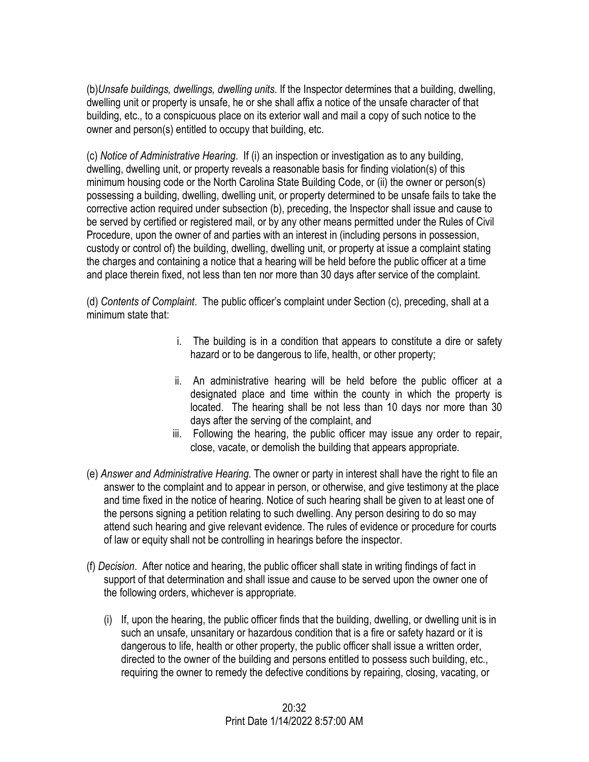(b)*Unsafe buildings, dwellings, dwelling units*. If the Inspector determines that a building, dwelling, dwelling unit or property is unsafe, he or she shall affix a notice of the unsafe character of that building, etc., to a conspicuous place on its exterior wall and mail a copy of such notice to the owner and person(s) entitled to occupy that building, etc.

(c) *Notice of Administrative Hearing*. If (i) an inspection or investigation as to any building, dwelling, dwelling unit, or property reveals a reasonable basis for finding violation(s) of this minimum housing code or the North Carolina State Building Code, or (ii) the owner or person(s) possessing a building, dwelling, dwelling unit, or property determined to be unsafe fails to take the corrective action required under subsection (b), preceding, the Inspector shall issue and cause to be served by certified or registered mail, or by any other means permitted under the Rules of Civil Procedure, upon the owner of and parties with an interest in (including persons in possession, custody or control of) the building, dwelling, dwelling unit, or property at issue a complaint stating the charges and containing a notice that a hearing will be held before the public officer at a time and place therein fixed, not less than ten nor more than 30 days after service of the complaint.

(d) *Contents of Complaint*. The public officer's complaint under Section (c), preceding, shall at a minimum state that:

i. The building is in a condition that appears to constitute a dire or safety hazard or to be dangerous to life, health, or other property;

ii. An administrative hearing will be held before the public officer at a designated place and time within the county in which the property is located. The hearing shall be not less than 10 days nor more than 30 days after the serving of the complaint, and

iii. Following the hearing, the public officer may issue any order to repair, close, vacate, or demolish the building that appears appropriate.

(e) *Answer and Administrative Hearing*. The owner or party in interest shall have the right to file an answer to the complaint and to appear in person, or otherwise, and give testimony at the place and time fixed in the notice of hearing. Notice of such hearing shall be given to at least one of the persons signing a petition relating to such dwelling. Any person desiring to do so may attend such hearing and give relevant evidence. The rules of evidence or procedure for courts of law or equity shall not be controlling in hearings before the inspector.

(f) *Decision*. After notice and hearing, the public officer shall state in writing findings of fact in support of that determination and shall issue and cause to be served upon the owner one of the following orders, whichever is appropriate.

(i) If, upon the hearing, the public officer finds that the building, dwelling, or dwelling unit is in such an unsafe, unsanitary or hazardous condition that is a fire or safety hazard or it is dangerous to life, health or other property, the public officer shall issue a written order, directed to the owner of the building and persons entitled to possess such building, etc., requiring the owner to remedy the defective conditions by repairing, closing, vacating, or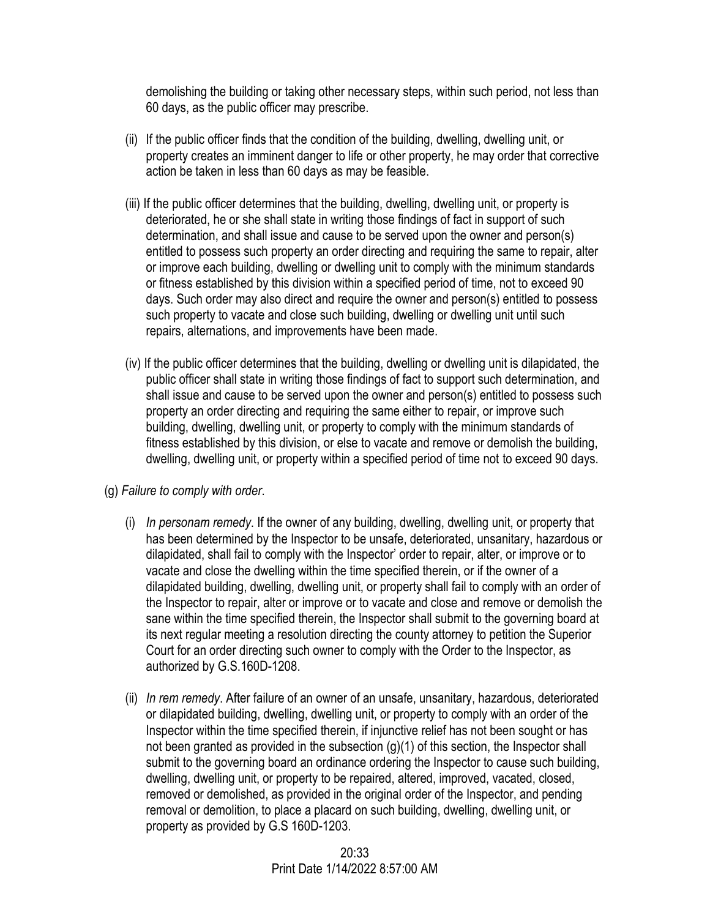demolishing the building or taking other necessary steps, within such period, not less than 60 days, as the public officer may prescribe.

(ii) If the public officer finds that the condition of the building, dwelling, dwelling unit, or property creates an imminent danger to life or other property, he may order that corrective action be taken in less than 60 days as may be feasible.

(iii) If the public officer determines that the building, dwelling, dwelling unit, or property is deteriorated, he or she shall state in writing those findings of fact in support of such determination, and shall issue and cause to be served upon the owner and person(s) entitled to possess such property an order directing and requiring the same to repair, alter or improve each building, dwelling or dwelling unit to comply with the minimum standards or fitness established by this division within a specified period of time, not to exceed 90 days. Such order may also direct and require the owner and person(s) entitled to possess such property to vacate and close such building, dwelling or dwelling unit until such repairs, alternations, and improvements have been made.

(iv) If the public officer determines that the building, dwelling or dwelling unit is dilapidated, the public officer shall state in writing those findings of fact to support such determination, and shall issue and cause to be served upon the owner and person(s) entitled to possess such property an order directing and requiring the same either to repair, or improve such building, dwelling, dwelling unit, or property to comply with the minimum standards of fitness established by this division, or else to vacate and remove or demolish the building, dwelling, dwelling unit, or property within a specified period of time not to exceed 90 days.

(g) *Failure to comply with order*.

(i) *In personam remedy*. If the owner of any building, dwelling, dwelling unit, or property that has been determined by the Inspector to be unsafe, deteriorated, unsanitary, hazardous or dilapidated, shall fail to comply with the Inspector' order to repair, alter, or improve or to vacate and close the dwelling within the time specified therein, or if the owner of a dilapidated building, dwelling, dwelling unit, or property shall fail to comply with an order of the Inspector to repair, alter or improve or to vacate and close and remove or demolish the sane within the time specified therein, the Inspector shall submit to the governing board at its next regular meeting a resolution directing the county attorney to petition the Superior Court for an order directing such owner to comply with the Order to the Inspector, as authorized by G.S.160D-1208.

(ii) *In rem remedy*. After failure of an owner of an unsafe, unsanitary, hazardous, deteriorated or dilapidated building, dwelling, dwelling unit, or property to comply with an order of the Inspector within the time specified therein, if injunctive relief has not been sought or has not been granted as provided in the subsection (g)(1) of this section, the Inspector shall submit to the governing board an ordinance ordering the Inspector to cause such building, dwelling, dwelling unit, or property to be repaired, altered, improved, vacated, closed, removed or demolished, as provided in the original order of the Inspector, and pending removal or demolition, to place a placard on such building, dwelling, dwelling unit, or property as provided by G.S 160D-1203.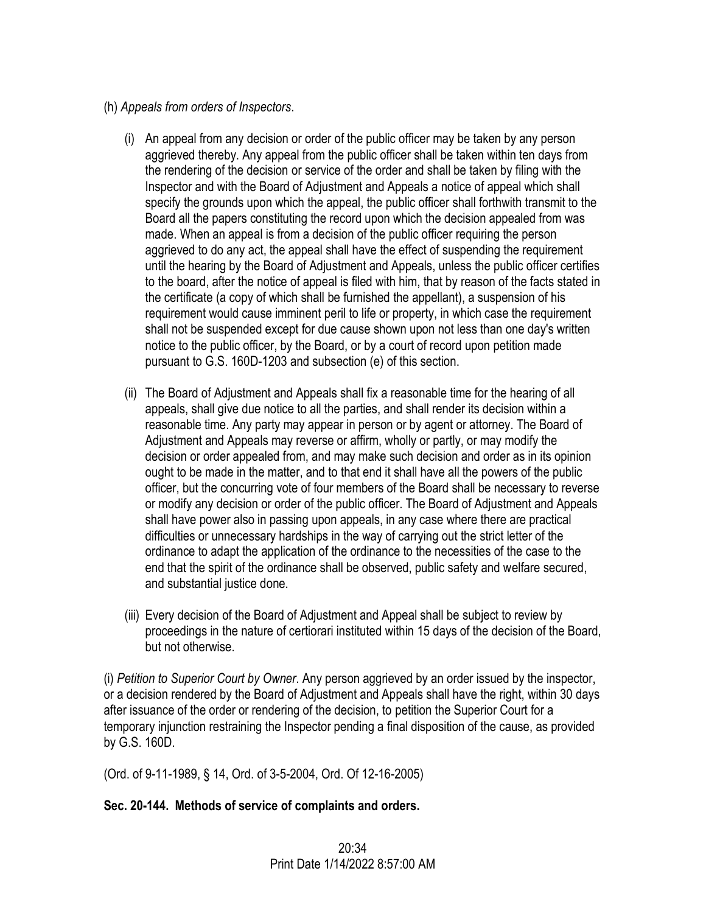(h) *Appeals from orders of Inspectors*.

(i) An appeal from any decision or order of the public officer may be taken by any person aggrieved thereby. Any appeal from the public officer shall be taken within ten days from the rendering of the decision or service of the order and shall be taken by filing with the Inspector and with the Board of Adjustment and Appeals a notice of appeal which shall specify the grounds upon which the appeal, the public officer shall forthwith transmit to the Board all the papers constituting the record upon which the decision appealed from was made. When an appeal is from a decision of the public officer requiring the person aggrieved to do any act, the appeal shall have the effect of suspending the requirement until the hearing by the Board of Adjustment and Appeals, unless the public officer certifies to the board, after the notice of appeal is filed with him, that by reason of the facts stated in the certificate (a copy of which shall be furnished the appellant), a suspension of his requirement would cause imminent peril to life or property, in which case the requirement shall not be suspended except for due cause shown upon not less than one day's written notice to the public officer, by the Board, or by a court of record upon petition made pursuant to G.S. 160D-1203 and subsection (e) of this section.

(ii) The Board of Adjustment and Appeals shall fix a reasonable time for the hearing of all appeals, shall give due notice to all the parties, and shall render its decision within a reasonable time. Any party may appear in person or by agent or attorney. The Board of Adjustment and Appeals may reverse or affirm, wholly or partly, or may modify the decision or order appealed from, and may make such decision and order as in its opinion ought to be made in the matter, and to that end it shall have all the powers of the public officer, but the concurring vote of four members of the Board shall be necessary to reverse or modify any decision or order of the public officer. The Board of Adjustment and Appeals shall have power also in passing upon appeals, in any case where there are practical difficulties or unnecessary hardships in the way of carrying out the strict letter of the ordinance to adapt the application of the ordinance to the necessities of the case to the end that the spirit of the ordinance shall be observed, public safety and welfare secured, and substantial justice done.

(iii) Every decision of the Board of Adjustment and Appeal shall be subject to review by proceedings in the nature of certiorari instituted within 15 days of the decision of the Board, but not otherwise.

(i) *Petition to Superior Court by Owner*. Any person aggrieved by an order issued by the inspector, or a decision rendered by the Board of Adjustment and Appeals shall have the right, within 30 days after issuance of the order or rendering of the decision, to petition the Superior Court for a temporary injunction restraining the Inspector pending a final disposition of the cause, as provided by G.S. 160D.

(Ord. of 9-11-1989, § 14, Ord. of 3-5-2004, Ord. Of 12-16-2005)

**Sec. 20-144. Methods of service of complaints and orders.**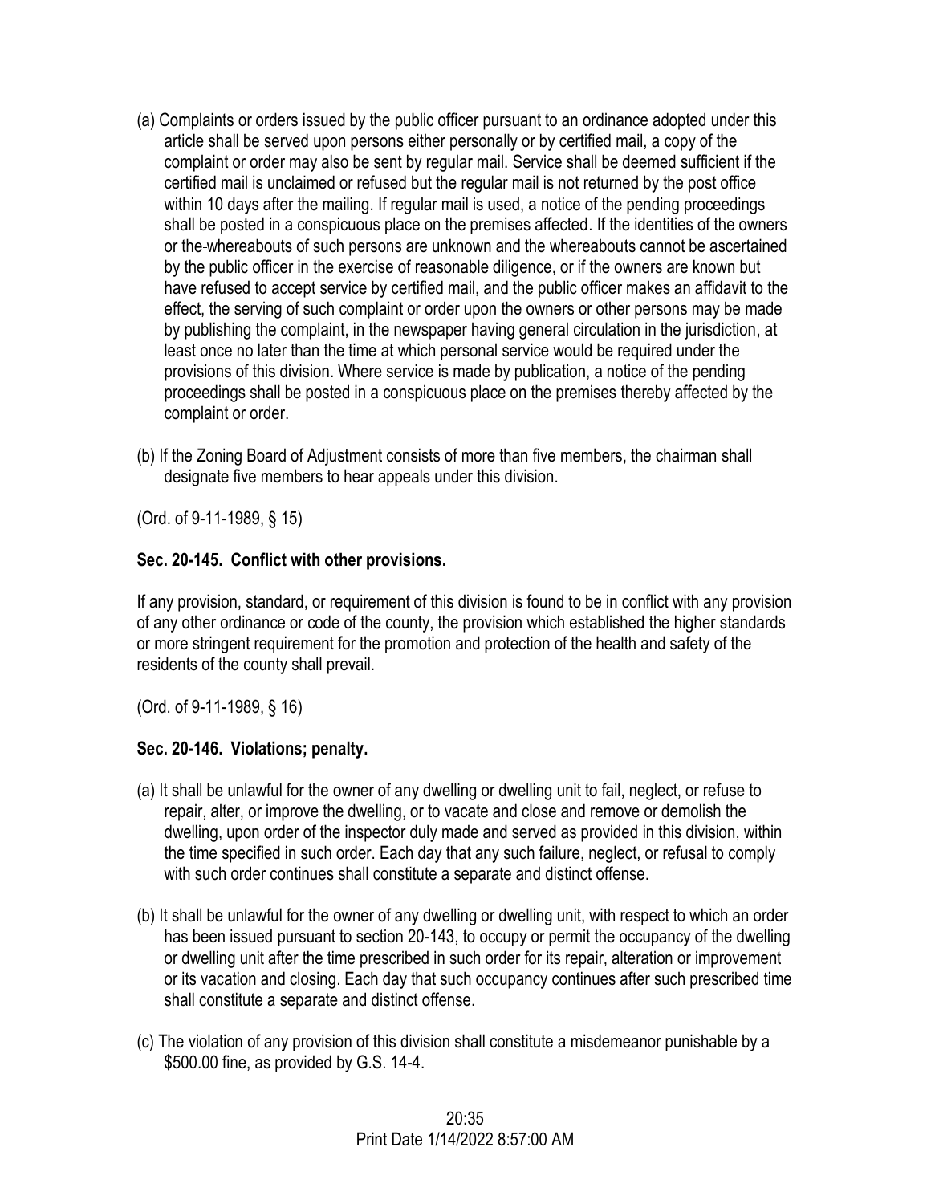(a) Complaints or orders issued by the public officer pursuant to an ordinance adopted under this article shall be served upon persons either personally or by certified mail, a copy of the complaint or order may also be sent by regular mail. Service shall be deemed sufficient if the certified mail is unclaimed or refused but the regular mail is not returned by the post office within 10 days after the mailing. If regular mail is used, a notice of the pending proceedings shall be posted in a conspicuous place on the premises affected. If the identities of the owners or the whereabouts of such persons are unknown and the whereabouts cannot be ascertained by the public officer in the exercise of reasonable diligence, or if the owners are known but have refused to accept service by certified mail, and the public officer makes an affidavit to the effect, the serving of such complaint or order upon the owners or other persons may be made by publishing the complaint, in the newspaper having general circulation in the jurisdiction, at least once no later than the time at which personal service would be required under the provisions of this division. Where service is made by publication, a notice of the pending proceedings shall be posted in a conspicuous place on the premises thereby affected by the complaint or order.

(b) If the Zoning Board of Adjustment consists of more than five members, the chairman shall designate five members to hear appeals under this division.

(Ord. of 9-11-1989, § 15)

**Sec. 20-145. Conflict with other provisions.**

If any provision, standard, or requirement of this division is found to be in conflict with any provision of any other ordinance or code of the county, the provision which established the higher standards or more stringent requirement for the promotion and protection of the health and safety of the residents of the county shall prevail.

(Ord. of 9-11-1989, § 16)

**Sec. 20-146. Violations; penalty.**

(a) It shall be unlawful for the owner of any dwelling or dwelling unit to fail, neglect, or refuse to repair, alter, or improve the dwelling, or to vacate and close and remove or demolish the dwelling, upon order of the inspector duly made and served as provided in this division, within the time specified in such order. Each day that any such failure, neglect, or refusal to comply with such order continues shall constitute a separate and distinct offense.

(b) It shall be unlawful for the owner of any dwelling or dwelling unit, with respect to which an order has been issued pursuant to section 20-143, to occupy or permit the occupancy of the dwelling or dwelling unit after the time prescribed in such order for its repair, alteration or improvement or its vacation and closing. Each day that such occupancy continues after such prescribed time shall constitute a separate and distinct offense.

(c) The violation of any provision of this division shall constitute a misdemeanor punishable by a $500.00 fine, as provided by G.S. 14-4.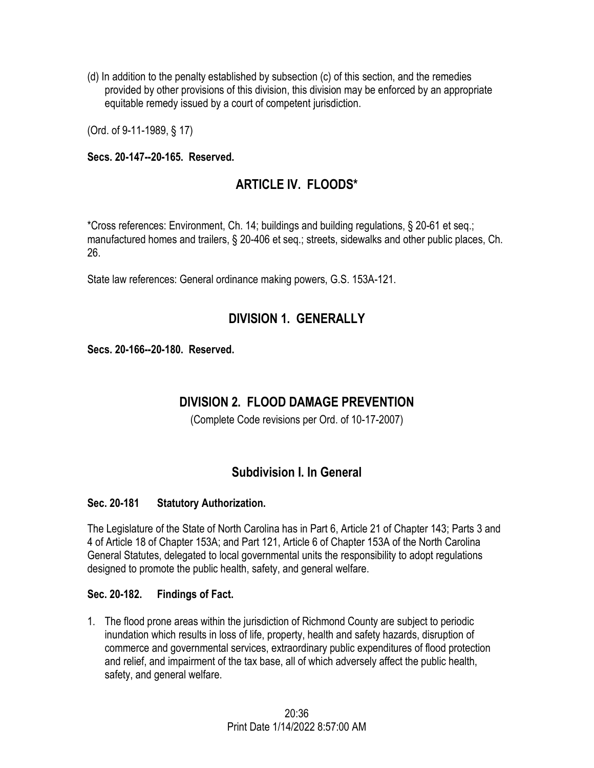(d) In addition to the penalty established by subsection (c) of this section, and the remedies provided by other provisions of this division, this division may be enforced by an appropriate equitable remedy issued by a court of competent jurisdiction.

(Ord. of 9-11-1989, § 17)

**Secs. 20-147--20-165. Reserved.**

## ARTICLE IV. FLOODS*

*Cross references: Environment, Ch. 14; buildings and building regulations, § 20-61 et seq.; manufactured homes and trailers, § 20-406 et seq.; streets, sidewalks and other public places, Ch. 26.

State law references: General ordinance making powers, G.S. 153A-121.

## DIVISION 1. GENERALLY

**Secs. 20-166--20-180. Reserved.**

## DIVISION 2. FLOOD DAMAGE PREVENTION

(Complete Code revisions per Ord. of 10-17-2007)

### Subdivision I. In General

**Sec. 20-181 Statutory Authorization.**

The Legislature of the State of North Carolina has in Part 6, Article 21 of Chapter 143; Parts 3 and 4 of Article 18 of Chapter 153A; and Part 121, Article 6 of Chapter 153A of the North Carolina General Statutes, delegated to local governmental units the responsibility to adopt regulations designed to promote the public health, safety, and general welfare.

**Sec. 20-182. Findings of Fact.**

1. The flood prone areas within the jurisdiction of Richmond County are subject to periodic inundation which results in loss of life, property, health and safety hazards, disruption of commerce and governmental services, extraordinary public expenditures of flood protection and relief, and impairment of the tax base, all of which adversely affect the public health, safety, and general welfare.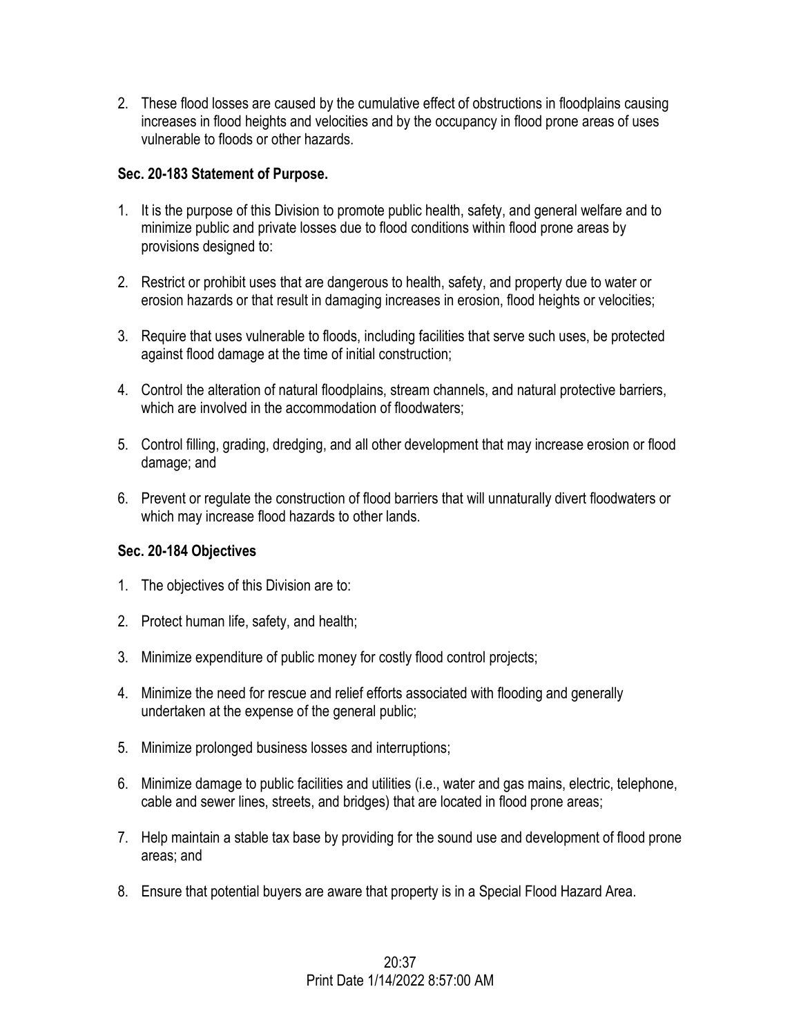2. These flood losses are caused by the cumulative effect of obstructions in floodplains causing increases in flood heights and velocities and by the occupancy in flood prone areas of uses vulnerable to floods or other hazards.

**Sec. 20-183 Statement of Purpose.**

1. It is the purpose of this Division to promote public health, safety, and general welfare and to minimize public and private losses due to flood conditions within flood prone areas by provisions designed to:
2. Restrict or prohibit uses that are dangerous to health, safety, and property due to water or erosion hazards or that result in damaging increases in erosion, flood heights or velocities;
3. Require that uses vulnerable to floods, including facilities that serve such uses, be protected against flood damage at the time of initial construction;
4. Control the alteration of natural floodplains, stream channels, and natural protective barriers, which are involved in the accommodation of floodwaters;
5. Control filling, grading, dredging, and all other development that may increase erosion or flood damage; and
6. Prevent or regulate the construction of flood barriers that will unnaturally divert floodwaters or which may increase flood hazards to other lands.

**Sec. 20-184 Objectives**

1. The objectives of this Division are to:
2. Protect human life, safety, and health;
3. Minimize expenditure of public money for costly flood control projects;
4. Minimize the need for rescue and relief efforts associated with flooding and generally undertaken at the expense of the general public;
5. Minimize prolonged business losses and interruptions;
6. Minimize damage to public facilities and utilities (i.e., water and gas mains, electric, telephone, cable and sewer lines, streets, and bridges) that are located in flood prone areas;
7. Help maintain a stable tax base by providing for the sound use and development of flood prone areas; and
8. Ensure that potential buyers are aware that property is in a Special Flood Hazard Area.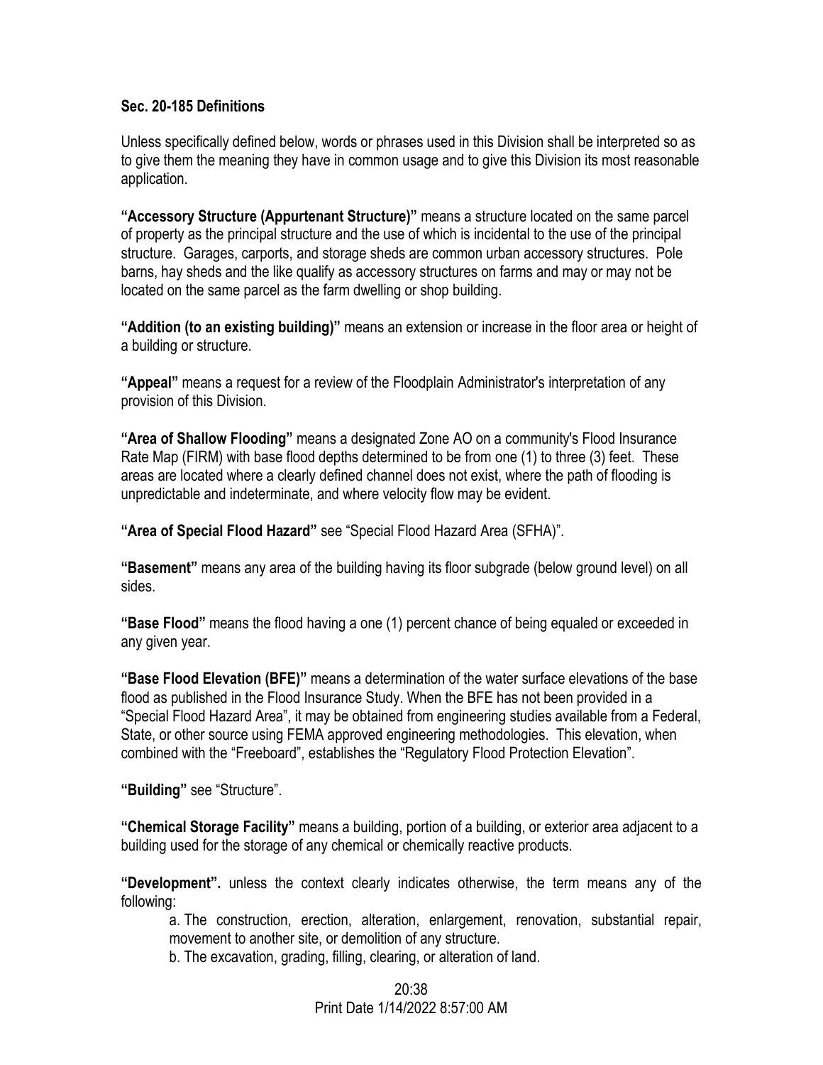### Sec. 20-185 Definitions

Unless specifically defined below, words or phrases used in this Division shall be interpreted so as to give them the meaning they have in common usage and to give this Division its most reasonable application.

**"Accessory Structure (Appurtenant Structure)"** means a structure located on the same parcel of property as the principal structure and the use of which is incidental to the use of the principal structure. Garages, carports, and storage sheds are common urban accessory structures. Pole barns, hay sheds and the like qualify as accessory structures on farms and may or may not be located on the same parcel as the farm dwelling or shop building.

**"Addition (to an existing building)"** means an extension or increase in the floor area or height of a building or structure.

**"Appeal"** means a request for a review of the Floodplain Administrator's interpretation of any provision of this Division.

**"Area of Shallow Flooding"** means a designated Zone AO on a community's Flood Insurance Rate Map (FIRM) with base flood depths determined to be from one (1) to three (3) feet. These areas are located where a clearly defined channel does not exist, where the path of flooding is unpredictable and indeterminate, and where velocity flow may be evident.

**"Area of Special Flood Hazard"** see "Special Flood Hazard Area (SFHA)".

**"Basement"** means any area of the building having its floor subgrade (below ground level) on all sides.

**"Base Flood"** means the flood having a one (1) percent chance of being equaled or exceeded in any given year.

**"Base Flood Elevation (BFE)"** means a determination of the water surface elevations of the base flood as published in the Flood Insurance Study. When the BFE has not been provided in a "Special Flood Hazard Area", it may be obtained from engineering studies available from a Federal, State, or other source using FEMA approved engineering methodologies. This elevation, when combined with the "Freeboard", establishes the "Regulatory Flood Protection Elevation".

**"Building"** see "Structure".

**"Chemical Storage Facility"** means a building, portion of a building, or exterior area adjacent to a building used for the storage of any chemical or chemically reactive products.

**"Development".** unless the context clearly indicates otherwise, the term means any of the following:

a. The construction, erection, alteration, enlargement, renovation, substantial repair, movement to another site, or demolition of any structure.

b. The excavation, grading, filling, clearing, or alteration of land.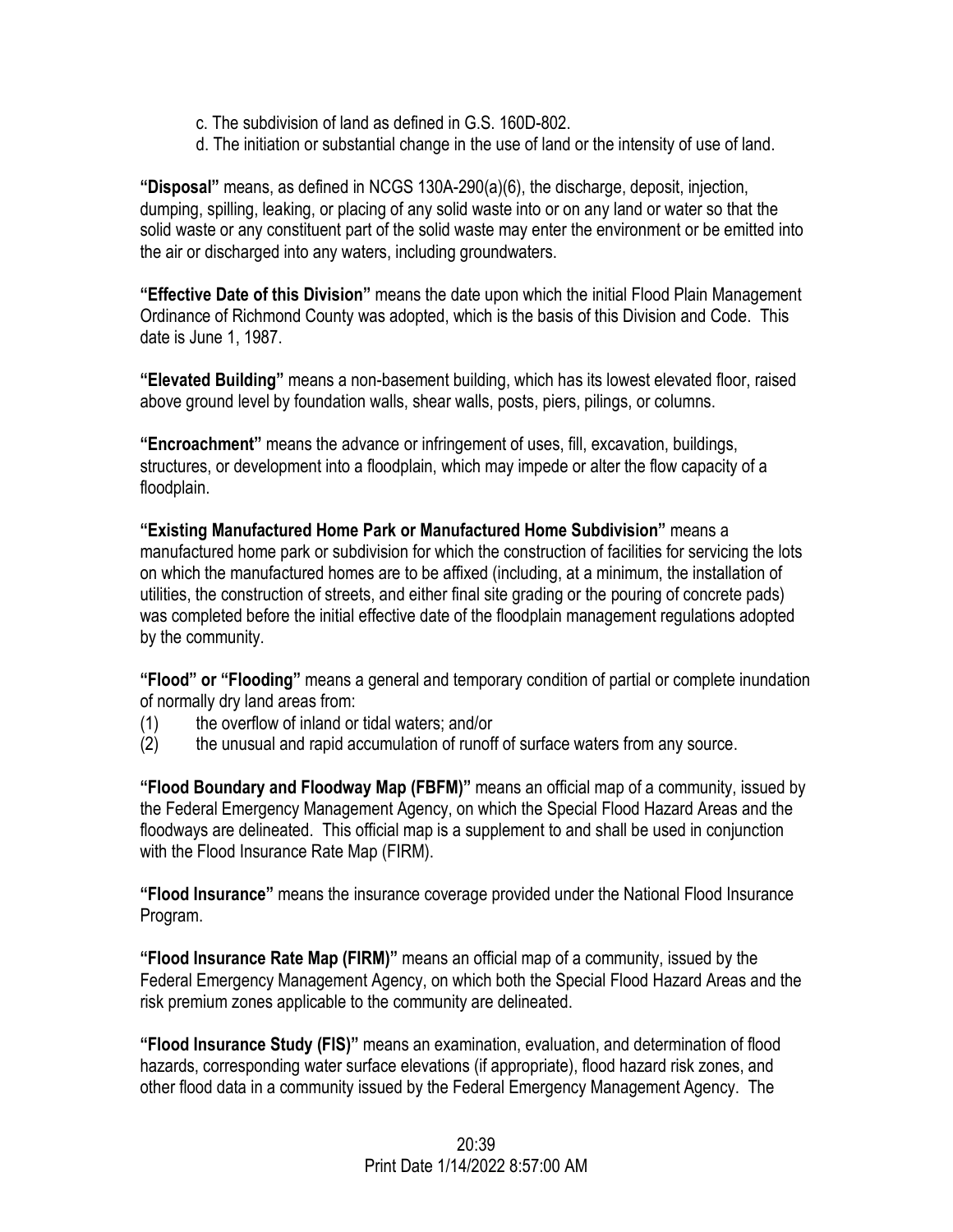c. The subdivision of land as defined in G.S. 160D-802.
d. The initiation or substantial change in the use of land or the intensity of use of land.

**"Disposal"** means, as defined in NCGS 130A-290(a)(6), the discharge, deposit, injection, dumping, spilling, leaking, or placing of any solid waste into or on any land or water so that the solid waste or any constituent part of the solid waste may enter the environment or be emitted into the air or discharged into any waters, including groundwaters.

**"Effective Date of this Division"** means the date upon which the initial Flood Plain Management Ordinance of Richmond County was adopted, which is the basis of this Division and Code. This date is June 1, 1987.

**"Elevated Building"** means a non-basement building, which has its lowest elevated floor, raised above ground level by foundation walls, shear walls, posts, piers, pilings, or columns.

**"Encroachment"** means the advance or infringement of uses, fill, excavation, buildings, structures, or development into a floodplain, which may impede or alter the flow capacity of a floodplain.

**"Existing Manufactured Home Park or Manufactured Home Subdivision"** means a manufactured home park or subdivision for which the construction of facilities for servicing the lots on which the manufactured homes are to be affixed (including, at a minimum, the installation of utilities, the construction of streets, and either final site grading or the pouring of concrete pads) was completed before the initial effective date of the floodplain management regulations adopted by the community.

**"Flood" or "Flooding"** means a general and temporary condition of partial or complete inundation of normally dry land areas from:

(1) the overflow of inland or tidal waters; and/or
(2) the unusual and rapid accumulation of runoff of surface waters from any source.

**"Flood Boundary and Floodway Map (FBFM)"** means an official map of a community, issued by the Federal Emergency Management Agency, on which the Special Flood Hazard Areas and the floodways are delineated. This official map is a supplement to and shall be used in conjunction with the Flood Insurance Rate Map (FIRM).

**"Flood Insurance"** means the insurance coverage provided under the National Flood Insurance Program.

**"Flood Insurance Rate Map (FIRM)"** means an official map of a community, issued by the Federal Emergency Management Agency, on which both the Special Flood Hazard Areas and the risk premium zones applicable to the community are delineated.

**"Flood Insurance Study (FIS)"** means an examination, evaluation, and determination of flood hazards, corresponding water surface elevations (if appropriate), flood hazard risk zones, and other flood data in a community issued by the Federal Emergency Management Agency. The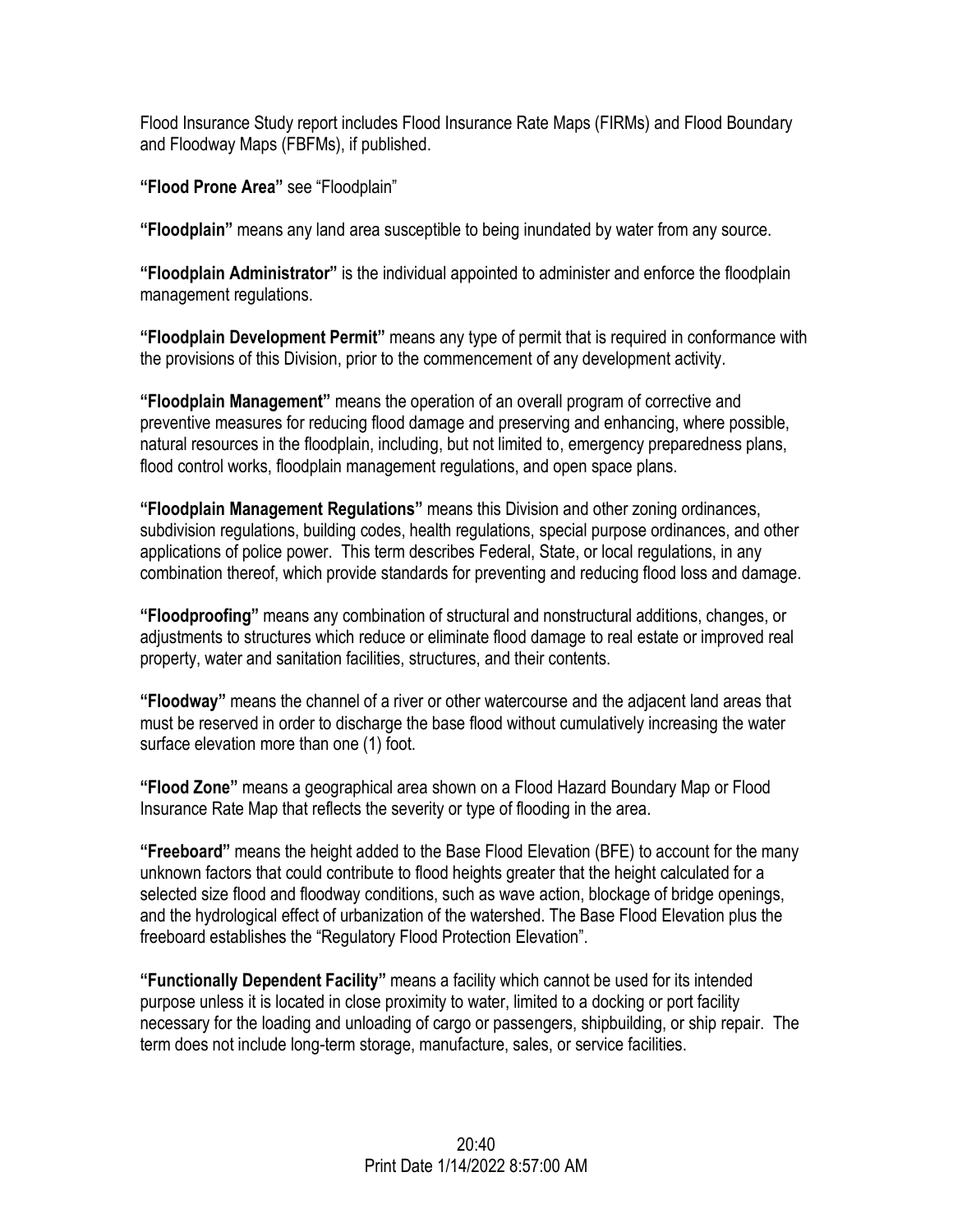Flood Insurance Study report includes Flood Insurance Rate Maps (FIRMs) and Flood Boundary and Floodway Maps (FBFMs), if published.

**"Flood Prone Area"** see "Floodplain"

**"Floodplain"** means any land area susceptible to being inundated by water from any source.

**"Floodplain Administrator"** is the individual appointed to administer and enforce the floodplain management regulations.

**"Floodplain Development Permit"** means any type of permit that is required in conformance with the provisions of this Division, prior to the commencement of any development activity.

**"Floodplain Management"** means the operation of an overall program of corrective and preventive measures for reducing flood damage and preserving and enhancing, where possible, natural resources in the floodplain, including, but not limited to, emergency preparedness plans, flood control works, floodplain management regulations, and open space plans.

**"Floodplain Management Regulations"** means this Division and other zoning ordinances, subdivision regulations, building codes, health regulations, special purpose ordinances, and other applications of police power. This term describes Federal, State, or local regulations, in any combination thereof, which provide standards for preventing and reducing flood loss and damage.

**"Floodproofing"** means any combination of structural and nonstructural additions, changes, or adjustments to structures which reduce or eliminate flood damage to real estate or improved real property, water and sanitation facilities, structures, and their contents.

**"Floodway"** means the channel of a river or other watercourse and the adjacent land areas that must be reserved in order to discharge the base flood without cumulatively increasing the water surface elevation more than one (1) foot.

**"Flood Zone"** means a geographical area shown on a Flood Hazard Boundary Map or Flood Insurance Rate Map that reflects the severity or type of flooding in the area.

**"Freeboard"** means the height added to the Base Flood Elevation (BFE) to account for the many unknown factors that could contribute to flood heights greater that the height calculated for a selected size flood and floodway conditions, such as wave action, blockage of bridge openings, and the hydrological effect of urbanization of the watershed. The Base Flood Elevation plus the freeboard establishes the "Regulatory Flood Protection Elevation".

**"Functionally Dependent Facility"** means a facility which cannot be used for its intended purpose unless it is located in close proximity to water, limited to a docking or port facility necessary for the loading and unloading of cargo or passengers, shipbuilding, or ship repair. The term does not include long-term storage, manufacture, sales, or service facilities.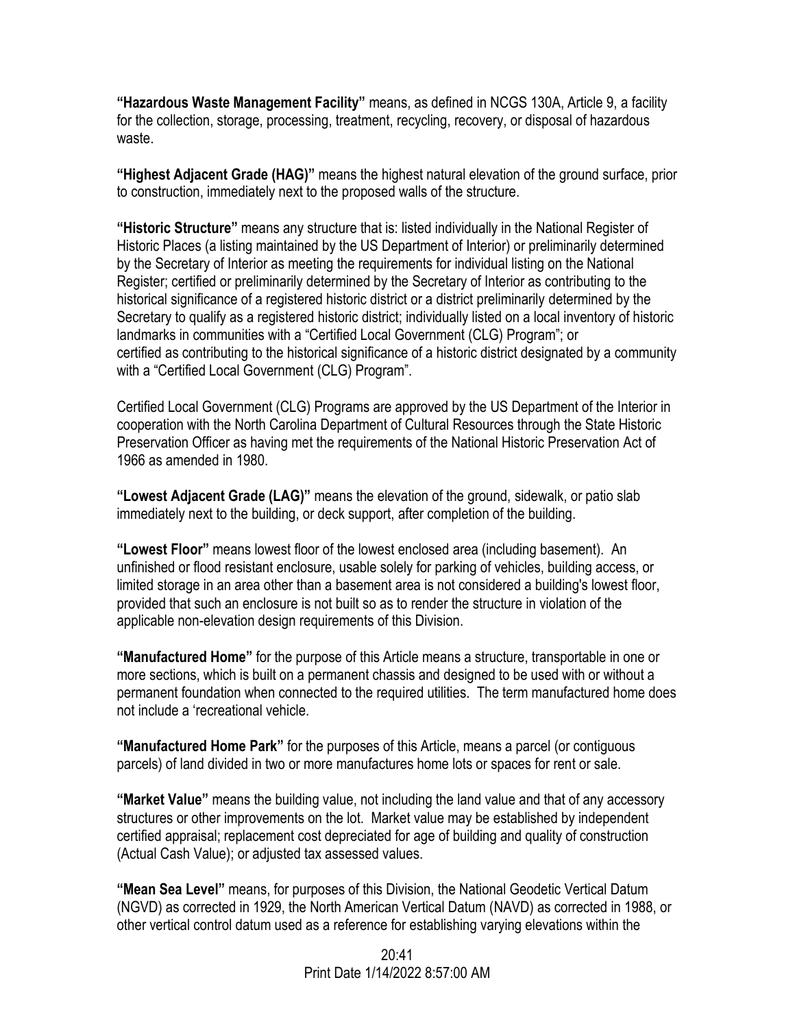**"Hazardous Waste Management Facility"** means, as defined in NCGS 130A, Article 9, a facility for the collection, storage, processing, treatment, recycling, recovery, or disposal of hazardous waste.

**"Highest Adjacent Grade (HAG)"** means the highest natural elevation of the ground surface, prior to construction, immediately next to the proposed walls of the structure.

**"Historic Structure"** means any structure that is: listed individually in the National Register of Historic Places (a listing maintained by the US Department of Interior) or preliminarily determined by the Secretary of Interior as meeting the requirements for individual listing on the National Register; certified or preliminarily determined by the Secretary of Interior as contributing to the historical significance of a registered historic district or a district preliminarily determined by the Secretary to qualify as a registered historic district; individually listed on a local inventory of historic landmarks in communities with a "Certified Local Government (CLG) Program"; or certified as contributing to the historical significance of a historic district designated by a community with a "Certified Local Government (CLG) Program".

Certified Local Government (CLG) Programs are approved by the US Department of the Interior in cooperation with the North Carolina Department of Cultural Resources through the State Historic Preservation Officer as having met the requirements of the National Historic Preservation Act of 1966 as amended in 1980.

**"Lowest Adjacent Grade (LAG)"** means the elevation of the ground, sidewalk, or patio slab immediately next to the building, or deck support, after completion of the building.

**"Lowest Floor"** means lowest floor of the lowest enclosed area (including basement). An unfinished or flood resistant enclosure, usable solely for parking of vehicles, building access, or limited storage in an area other than a basement area is not considered a building's lowest floor, provided that such an enclosure is not built so as to render the structure in violation of the applicable non-elevation design requirements of this Division.

**"Manufactured Home"** for the purpose of this Article means a structure, transportable in one or more sections, which is built on a permanent chassis and designed to be used with or without a permanent foundation when connected to the required utilities. The term manufactured home does not include a 'recreational vehicle.

**"Manufactured Home Park"** for the purposes of this Article, means a parcel (or contiguous parcels) of land divided in two or more manufactures home lots or spaces for rent or sale.

**"Market Value"** means the building value, not including the land value and that of any accessory structures or other improvements on the lot. Market value may be established by independent certified appraisal; replacement cost depreciated for age of building and quality of construction (Actual Cash Value); or adjusted tax assessed values.

**"Mean Sea Level"** means, for purposes of this Division, the National Geodetic Vertical Datum (NGVD) as corrected in 1929, the North American Vertical Datum (NAVD) as corrected in 1988, or other vertical control datum used as a reference for establishing varying elevations within the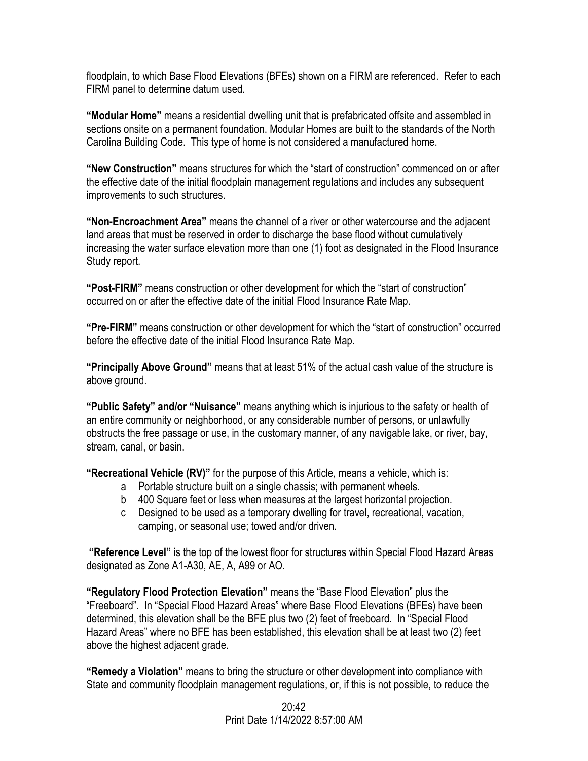floodplain, to which Base Flood Elevations (BFEs) shown on a FIRM are referenced. Refer to each FIRM panel to determine datum used.

**"Modular Home"** means a residential dwelling unit that is prefabricated offsite and assembled in sections onsite on a permanent foundation. Modular Homes are built to the standards of the North Carolina Building Code. This type of home is not considered a manufactured home.

**"New Construction"** means structures for which the "start of construction" commenced on or after the effective date of the initial floodplain management regulations and includes any subsequent improvements to such structures.

**"Non-Encroachment Area"** means the channel of a river or other watercourse and the adjacent land areas that must be reserved in order to discharge the base flood without cumulatively increasing the water surface elevation more than one (1) foot as designated in the Flood Insurance Study report.

**"Post-FIRM"** means construction or other development for which the "start of construction" occurred on or after the effective date of the initial Flood Insurance Rate Map.

**"Pre-FIRM"** means construction or other development for which the "start of construction" occurred before the effective date of the initial Flood Insurance Rate Map.

**"Principally Above Ground"** means that at least 51% of the actual cash value of the structure is above ground.

**"Public Safety" and/or "Nuisance"** means anything which is injurious to the safety or health of an entire community or neighborhood, or any considerable number of persons, or unlawfully obstructs the free passage or use, in the customary manner, of any navigable lake, or river, bay, stream, canal, or basin.

**"Recreational Vehicle (RV)"** for the purpose of this Article, means a vehicle, which is:

a Portable structure built on a single chassis; with permanent wheels.
b 400 Square feet or less when measures at the largest horizontal projection.
c Designed to be used as a temporary dwelling for travel, recreational, vacation, camping, or seasonal use; towed and/or driven.

**"Reference Level"** is the top of the lowest floor for structures within Special Flood Hazard Areas designated as Zone A1-A30, AE, A, A99 or AO.

**"Regulatory Flood Protection Elevation"** means the "Base Flood Elevation" plus the "Freeboard". In "Special Flood Hazard Areas" where Base Flood Elevations (BFEs) have been determined, this elevation shall be the BFE plus two (2) feet of freeboard. In "Special Flood Hazard Areas" where no BFE has been established, this elevation shall be at least two (2) feet above the highest adjacent grade.

**"Remedy a Violation"** means to bring the structure or other development into compliance with State and community floodplain management regulations, or, if this is not possible, to reduce the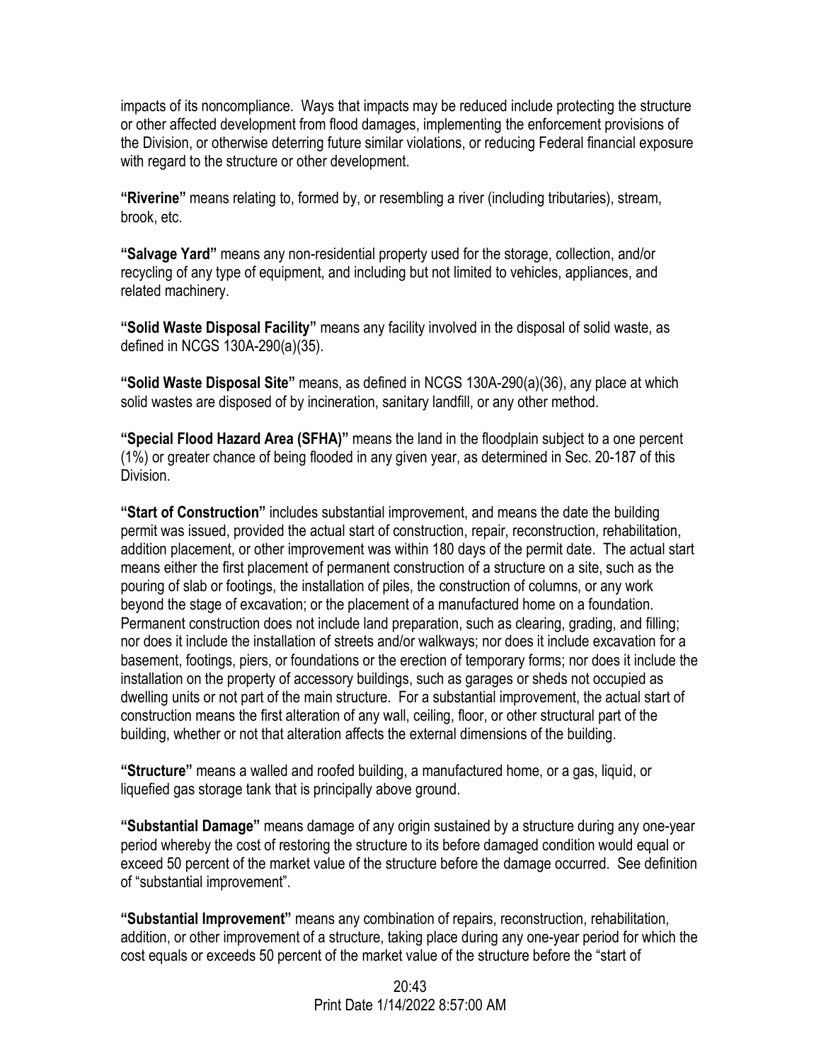impacts of its noncompliance. Ways that impacts may be reduced include protecting the structure or other affected development from flood damages, implementing the enforcement provisions of the Division, or otherwise deterring future similar violations, or reducing Federal financial exposure with regard to the structure or other development.

**"Riverine"** means relating to, formed by, or resembling a river (including tributaries), stream, brook, etc.

**"Salvage Yard"** means any non-residential property used for the storage, collection, and/or recycling of any type of equipment, and including but not limited to vehicles, appliances, and related machinery.

**"Solid Waste Disposal Facility"** means any facility involved in the disposal of solid waste, as defined in NCGS 130A-290(a)(35).

**"Solid Waste Disposal Site"** means, as defined in NCGS 130A-290(a)(36), any place at which solid wastes are disposed of by incineration, sanitary landfill, or any other method.

**"Special Flood Hazard Area (SFHA)"** means the land in the floodplain subject to a one percent (1%) or greater chance of being flooded in any given year, as determined in Sec. 20-187 of this Division.

**"Start of Construction"** includes substantial improvement, and means the date the building permit was issued, provided the actual start of construction, repair, reconstruction, rehabilitation, addition placement, or other improvement was within 180 days of the permit date. The actual start means either the first placement of permanent construction of a structure on a site, such as the pouring of slab or footings, the installation of piles, the construction of columns, or any work beyond the stage of excavation; or the placement of a manufactured home on a foundation. Permanent construction does not include land preparation, such as clearing, grading, and filling; nor does it include the installation of streets and/or walkways; nor does it include excavation for a basement, footings, piers, or foundations or the erection of temporary forms; nor does it include the installation on the property of accessory buildings, such as garages or sheds not occupied as dwelling units or not part of the main structure. For a substantial improvement, the actual start of construction means the first alteration of any wall, ceiling, floor, or other structural part of the building, whether or not that alteration affects the external dimensions of the building.

**"Structure"** means a walled and roofed building, a manufactured home, or a gas, liquid, or liquefied gas storage tank that is principally above ground.

**"Substantial Damage"** means damage of any origin sustained by a structure during any one-year period whereby the cost of restoring the structure to its before damaged condition would equal or exceed 50 percent of the market value of the structure before the damage occurred. See definition of "substantial improvement".

**"Substantial Improvement"** means any combination of repairs, reconstruction, rehabilitation, addition, or other improvement of a structure, taking place during any one-year period for which the cost equals or exceeds 50 percent of the market value of the structure before the "start of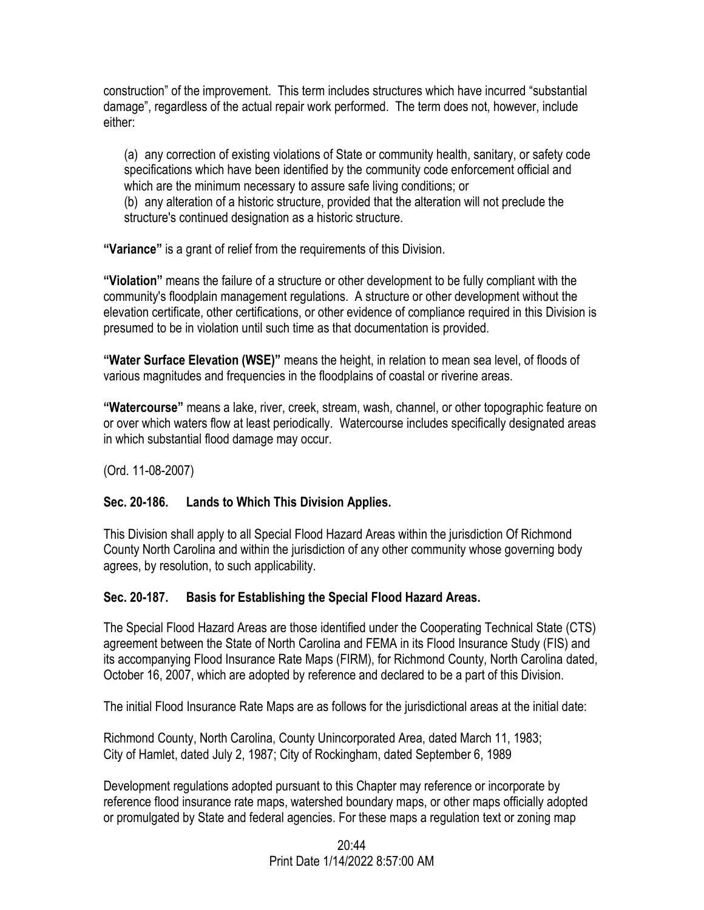construction" of the improvement. This term includes structures which have incurred "substantial damage", regardless of the actual repair work performed. The term does not, however, include either:

(a) any correction of existing violations of State or community health, sanitary, or safety code specifications which have been identified by the community code enforcement official and which are the minimum necessary to assure safe living conditions; or
(b) any alteration of a historic structure, provided that the alteration will not preclude the structure's continued designation as a historic structure.

**"Variance"** is a grant of relief from the requirements of this Division.

**"Violation"** means the failure of a structure or other development to be fully compliant with the community's floodplain management regulations. A structure or other development without the elevation certificate, other certifications, or other evidence of compliance required in this Division is presumed to be in violation until such time as that documentation is provided.

**"Water Surface Elevation (WSE)"** means the height, in relation to mean sea level, of floods of various magnitudes and frequencies in the floodplains of coastal or riverine areas.

**"Watercourse"** means a lake, river, creek, stream, wash, channel, or other topographic feature on or over which waters flow at least periodically. Watercourse includes specifically designated areas in which substantial flood damage may occur.

(Ord. 11-08-2007)

### Sec. 20-186. Lands to Which This Division Applies.

This Division shall apply to all Special Flood Hazard Areas within the jurisdiction Of Richmond County North Carolina and within the jurisdiction of any other community whose governing body agrees, by resolution, to such applicability.

### Sec. 20-187. Basis for Establishing the Special Flood Hazard Areas.

The Special Flood Hazard Areas are those identified under the Cooperating Technical State (CTS) agreement between the State of North Carolina and FEMA in its Flood Insurance Study (FIS) and its accompanying Flood Insurance Rate Maps (FIRM), for Richmond County, North Carolina dated, October 16, 2007, which are adopted by reference and declared to be a part of this Division.

The initial Flood Insurance Rate Maps are as follows for the jurisdictional areas at the initial date:

Richmond County, North Carolina, County Unincorporated Area, dated March 11, 1983;
City of Hamlet, dated July 2, 1987; City of Rockingham, dated September 6, 1989

Development regulations adopted pursuant to this Chapter may reference or incorporate by reference flood insurance rate maps, watershed boundary maps, or other maps officially adopted or promulgated by State and federal agencies. For these maps a regulation text or zoning map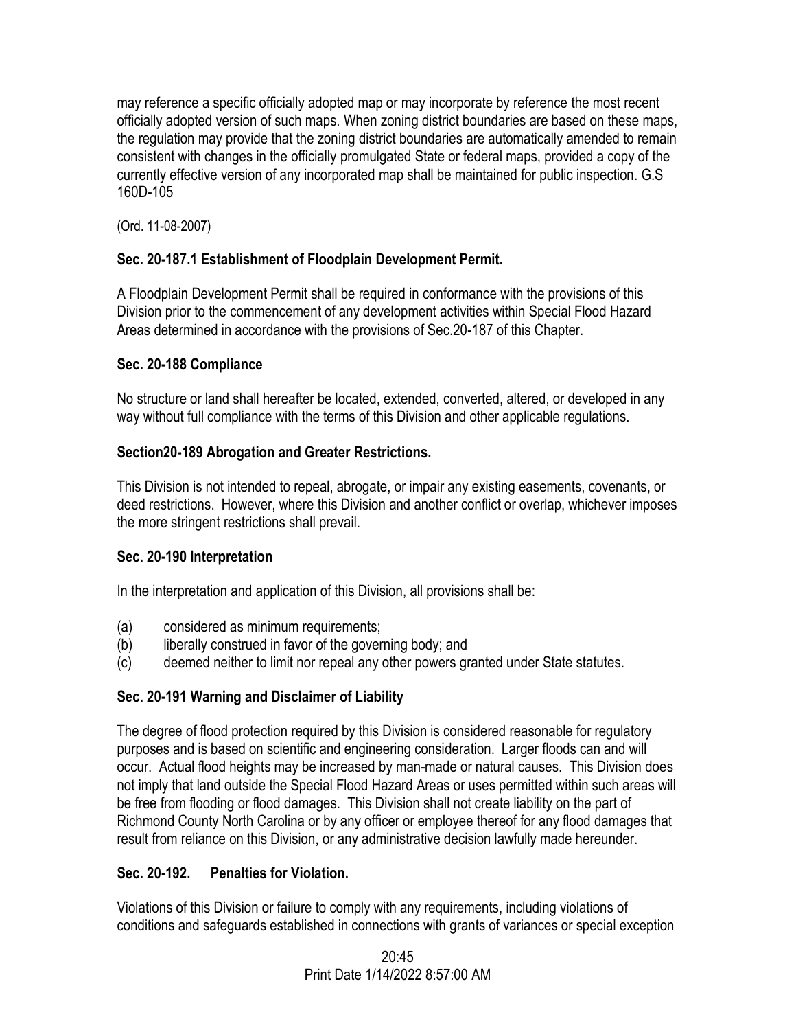may reference a specific officially adopted map or may incorporate by reference the most recent officially adopted version of such maps. When zoning district boundaries are based on these maps, the regulation may provide that the zoning district boundaries are automatically amended to remain consistent with changes in the officially promulgated State or federal maps, provided a copy of the currently effective version of any incorporated map shall be maintained for public inspection. G.S 160D-105

(Ord. 11-08-2007)

### Sec. 20-187.1 Establishment of Floodplain Development Permit.

A Floodplain Development Permit shall be required in conformance with the provisions of this Division prior to the commencement of any development activities within Special Flood Hazard Areas determined in accordance with the provisions of Sec.20-187 of this Chapter.

### Sec. 20-188 Compliance

No structure or land shall hereafter be located, extended, converted, altered, or developed in any way without full compliance with the terms of this Division and other applicable regulations.

### Section20-189 Abrogation and Greater Restrictions.

This Division is not intended to repeal, abrogate, or impair any existing easements, covenants, or deed restrictions. However, where this Division and another conflict or overlap, whichever imposes the more stringent restrictions shall prevail.

### Sec. 20-190 Interpretation

In the interpretation and application of this Division, all provisions shall be:

(a) considered as minimum requirements;
(b) liberally construed in favor of the governing body; and
(c) deemed neither to limit nor repeal any other powers granted under State statutes.

### Sec. 20-191 Warning and Disclaimer of Liability

The degree of flood protection required by this Division is considered reasonable for regulatory purposes and is based on scientific and engineering consideration. Larger floods can and will occur. Actual flood heights may be increased by man-made or natural causes. This Division does not imply that land outside the Special Flood Hazard Areas or uses permitted within such areas will be free from flooding or flood damages. This Division shall not create liability on the part of Richmond County North Carolina or by any officer or employee thereof for any flood damages that result from reliance on this Division, or any administrative decision lawfully made hereunder.

### Sec. 20-192. Penalties for Violation.

Violations of this Division or failure to comply with any requirements, including violations of conditions and safeguards established in connections with grants of variances or special exception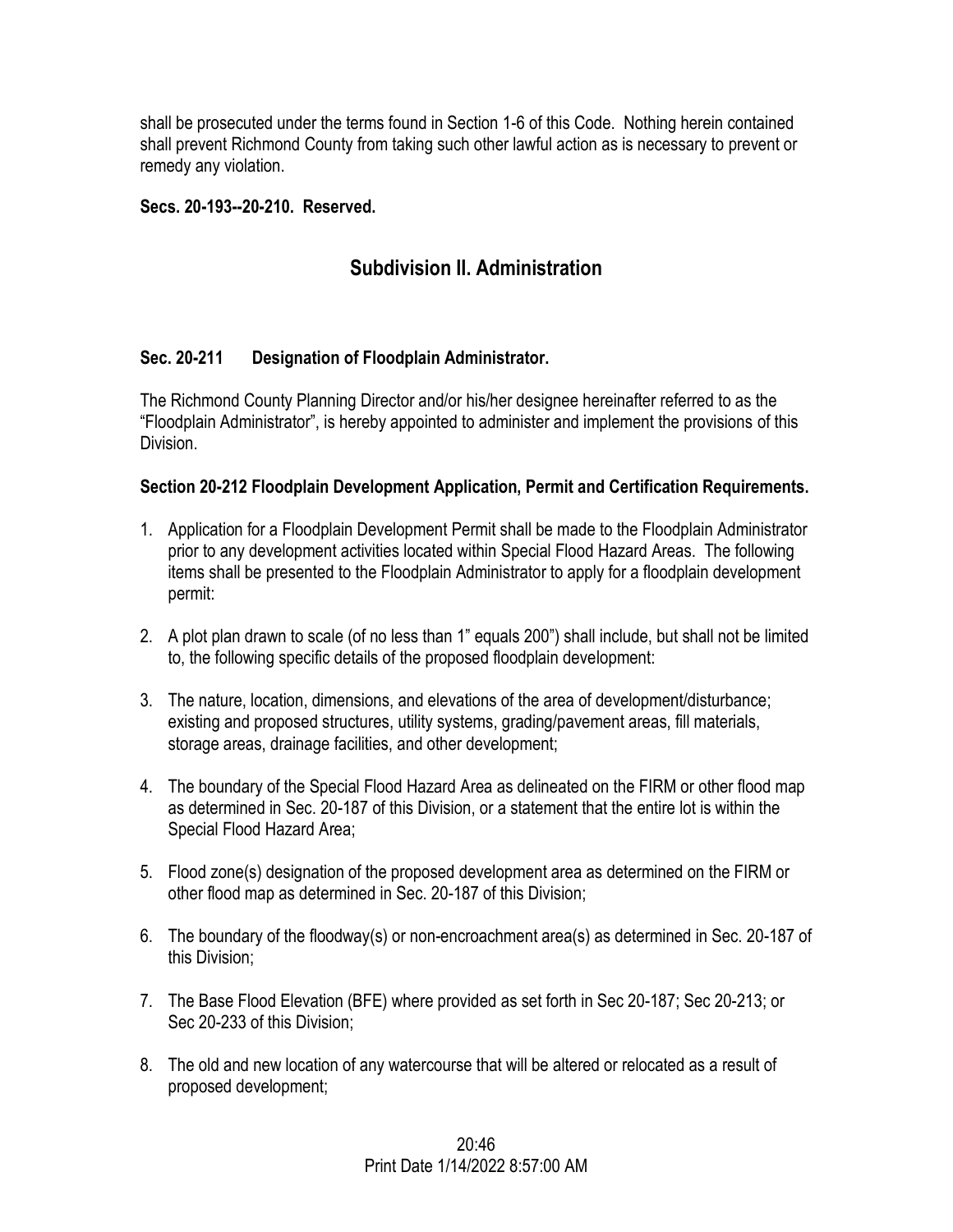shall be prosecuted under the terms found in Section 1-6 of this Code. Nothing herein contained shall prevent Richmond County from taking such other lawful action as is necessary to prevent or remedy any violation.

**Secs. 20-193--20-210. Reserved.**

## Subdivision II. Administration

**Sec. 20-211 Designation of Floodplain Administrator.**

The Richmond County Planning Director and/or his/her designee hereinafter referred to as the "Floodplain Administrator", is hereby appointed to administer and implement the provisions of this Division.

**Section 20-212 Floodplain Development Application, Permit and Certification Requirements.**

1. Application for a Floodplain Development Permit shall be made to the Floodplain Administrator prior to any development activities located within Special Flood Hazard Areas. The following items shall be presented to the Floodplain Administrator to apply for a floodplain development permit:

2. A plot plan drawn to scale (of no less than 1" equals 200") shall include, but shall not be limited to, the following specific details of the proposed floodplain development:

3. The nature, location, dimensions, and elevations of the area of development/disturbance; existing and proposed structures, utility systems, grading/pavement areas, fill materials, storage areas, drainage facilities, and other development;

4. The boundary of the Special Flood Hazard Area as delineated on the FIRM or other flood map as determined in Sec. 20-187 of this Division, or a statement that the entire lot is within the Special Flood Hazard Area;

5. Flood zone(s) designation of the proposed development area as determined on the FIRM or other flood map as determined in Sec. 20-187 of this Division;

6. The boundary of the floodway(s) or non-encroachment area(s) as determined in Sec. 20-187 of this Division;

7. The Base Flood Elevation (BFE) where provided as set forth in Sec 20-187; Sec 20-213; or Sec 20-233 of this Division;

8. The old and new location of any watercourse that will be altered or relocated as a result of proposed development;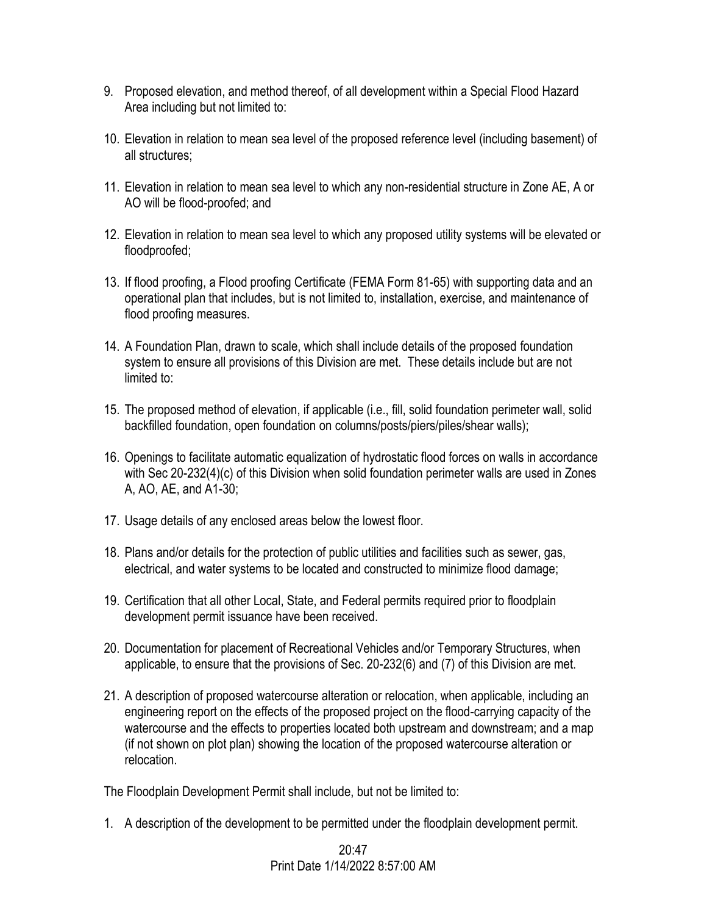9. Proposed elevation, and method thereof, of all development within a Special Flood Hazard Area including but not limited to:

10. Elevation in relation to mean sea level of the proposed reference level (including basement) of all structures;

11. Elevation in relation to mean sea level to which any non-residential structure in Zone AE, A or AO will be flood-proofed; and

12. Elevation in relation to mean sea level to which any proposed utility systems will be elevated or floodproofed;

13. If flood proofing, a Flood proofing Certificate (FEMA Form 81-65) with supporting data and an operational plan that includes, but is not limited to, installation, exercise, and maintenance of flood proofing measures.

14. A Foundation Plan, drawn to scale, which shall include details of the proposed foundation system to ensure all provisions of this Division are met. These details include but are not limited to:

15. The proposed method of elevation, if applicable (i.e., fill, solid foundation perimeter wall, solid backfilled foundation, open foundation on columns/posts/piers/piles/shear walls);

16. Openings to facilitate automatic equalization of hydrostatic flood forces on walls in accordance with Sec 20-232(4)(c) of this Division when solid foundation perimeter walls are used in Zones A, AO, AE, and A1-30;

17. Usage details of any enclosed areas below the lowest floor.

18. Plans and/or details for the protection of public utilities and facilities such as sewer, gas, electrical, and water systems to be located and constructed to minimize flood damage;

19. Certification that all other Local, State, and Federal permits required prior to floodplain development permit issuance have been received.

20. Documentation for placement of Recreational Vehicles and/or Temporary Structures, when applicable, to ensure that the provisions of Sec. 20-232(6) and (7) of this Division are met.

21. A description of proposed watercourse alteration or relocation, when applicable, including an engineering report on the effects of the proposed project on the flood-carrying capacity of the watercourse and the effects to properties located both upstream and downstream; and a map (if not shown on plot plan) showing the location of the proposed watercourse alteration or relocation.

The Floodplain Development Permit shall include, but not be limited to:

1. A description of the development to be permitted under the floodplain development permit.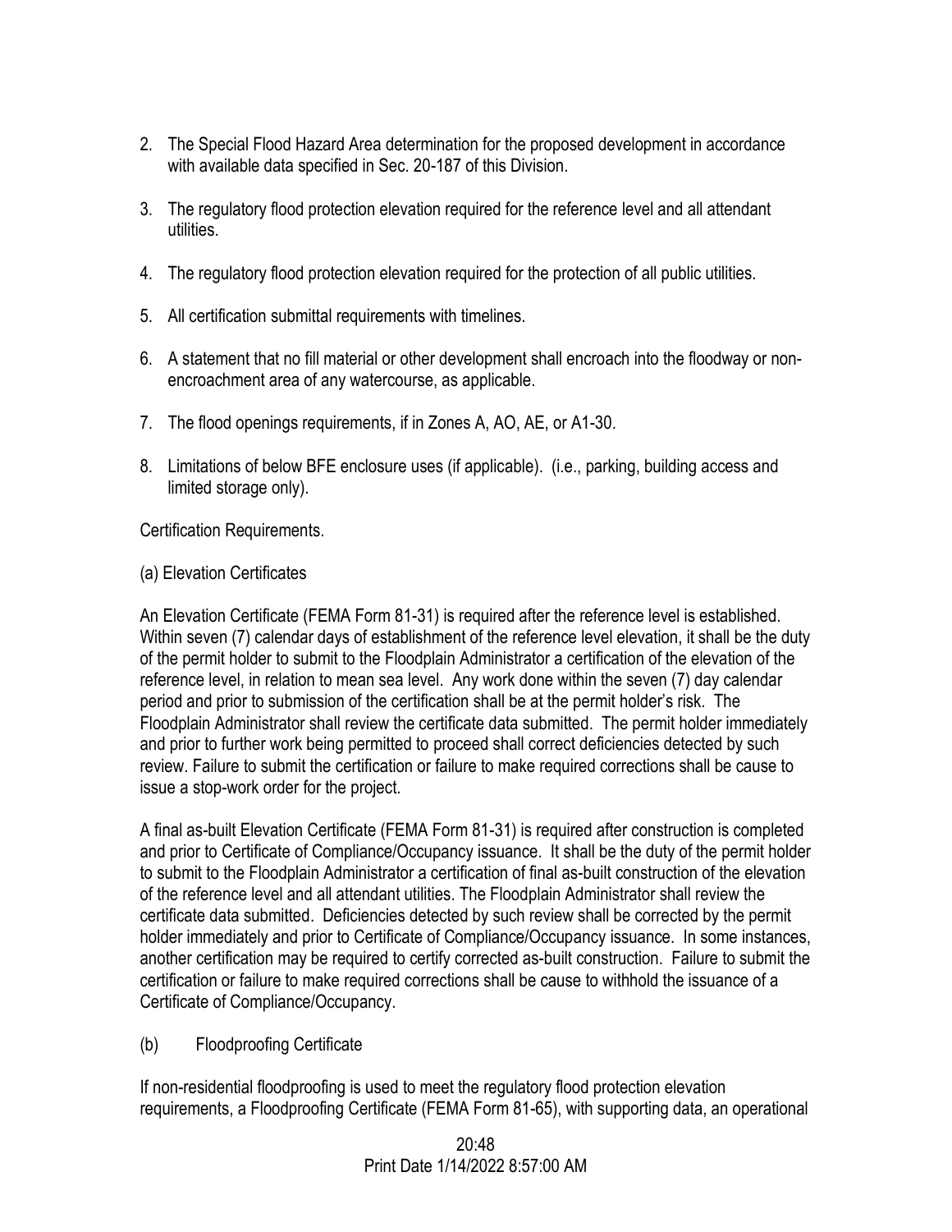2. The Special Flood Hazard Area determination for the proposed development in accordance with available data specified in Sec. 20-187 of this Division.

3. The regulatory flood protection elevation required for the reference level and all attendant utilities.

4. The regulatory flood protection elevation required for the protection of all public utilities.

5. All certification submittal requirements with timelines.

6. A statement that no fill material or other development shall encroach into the floodway or non-encroachment area of any watercourse, as applicable.

7. The flood openings requirements, if in Zones A, AO, AE, or A1-30.

8. Limitations of below BFE enclosure uses (if applicable). (i.e., parking, building access and limited storage only).

Certification Requirements.

(a) Elevation Certificates

An Elevation Certificate (FEMA Form 81-31) is required after the reference level is established. Within seven (7) calendar days of establishment of the reference level elevation, it shall be the duty of the permit holder to submit to the Floodplain Administrator a certification of the elevation of the reference level, in relation to mean sea level. Any work done within the seven (7) day calendar period and prior to submission of the certification shall be at the permit holder's risk. The Floodplain Administrator shall review the certificate data submitted. The permit holder immediately and prior to further work being permitted to proceed shall correct deficiencies detected by such review. Failure to submit the certification or failure to make required corrections shall be cause to issue a stop-work order for the project.

A final as-built Elevation Certificate (FEMA Form 81-31) is required after construction is completed and prior to Certificate of Compliance/Occupancy issuance. It shall be the duty of the permit holder to submit to the Floodplain Administrator a certification of final as-built construction of the elevation of the reference level and all attendant utilities. The Floodplain Administrator shall review the certificate data submitted. Deficiencies detected by such review shall be corrected by the permit holder immediately and prior to Certificate of Compliance/Occupancy issuance. In some instances, another certification may be required to certify corrected as-built construction. Failure to submit the certification or failure to make required corrections shall be cause to withhold the issuance of a Certificate of Compliance/Occupancy.

(b) Floodproofing Certificate

If non-residential floodproofing is used to meet the regulatory flood protection elevation requirements, a Floodproofing Certificate (FEMA Form 81-65), with supporting data, an operational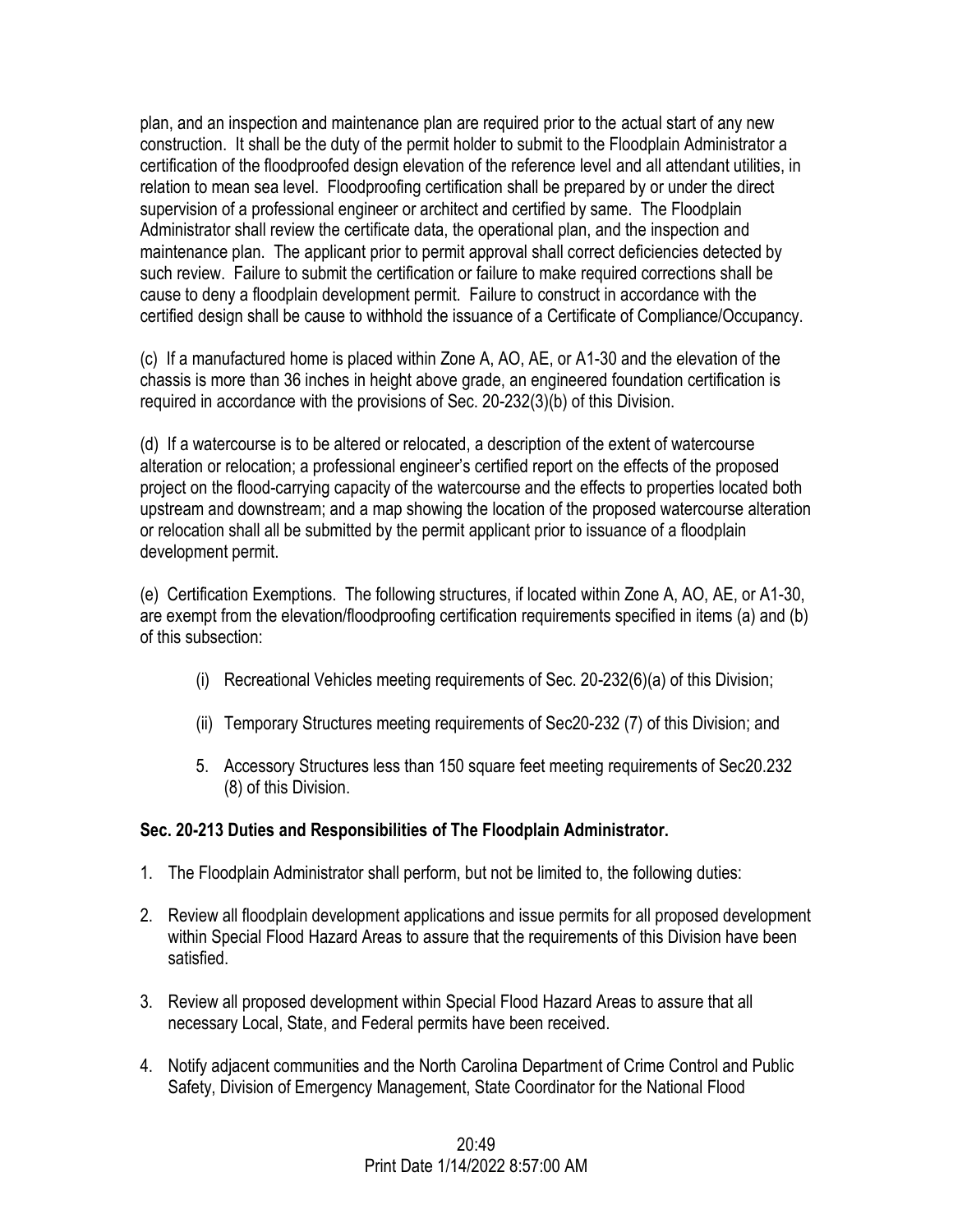plan, and an inspection and maintenance plan are required prior to the actual start of any new construction. It shall be the duty of the permit holder to submit to the Floodplain Administrator a certification of the floodproofed design elevation of the reference level and all attendant utilities, in relation to mean sea level. Floodproofing certification shall be prepared by or under the direct supervision of a professional engineer or architect and certified by same. The Floodplain Administrator shall review the certificate data, the operational plan, and the inspection and maintenance plan. The applicant prior to permit approval shall correct deficiencies detected by such review. Failure to submit the certification or failure to make required corrections shall be cause to deny a floodplain development permit. Failure to construct in accordance with the certified design shall be cause to withhold the issuance of a Certificate of Compliance/Occupancy.

(c) If a manufactured home is placed within Zone A, AO, AE, or A1-30 and the elevation of the chassis is more than 36 inches in height above grade, an engineered foundation certification is required in accordance with the provisions of Sec. 20-232(3)(b) of this Division.

(d) If a watercourse is to be altered or relocated, a description of the extent of watercourse alteration or relocation; a professional engineer's certified report on the effects of the proposed project on the flood-carrying capacity of the watercourse and the effects to properties located both upstream and downstream; and a map showing the location of the proposed watercourse alteration or relocation shall all be submitted by the permit applicant prior to issuance of a floodplain development permit.

(e) Certification Exemptions. The following structures, if located within Zone A, AO, AE, or A1-30, are exempt from the elevation/floodproofing certification requirements specified in items (a) and (b) of this subsection:

- (i) Recreational Vehicles meeting requirements of Sec. 20-232(6)(a) of this Division;
- (ii) Temporary Structures meeting requirements of Sec20-232 (7) of this Division; and
- 5. Accessory Structures less than 150 square feet meeting requirements of Sec20.232 (8) of this Division.

**Sec. 20-213 Duties and Responsibilities of The Floodplain Administrator.**

1. The Floodplain Administrator shall perform, but not be limited to, the following duties:
2. Review all floodplain development applications and issue permits for all proposed development within Special Flood Hazard Areas to assure that the requirements of this Division have been satisfied.
3. Review all proposed development within Special Flood Hazard Areas to assure that all necessary Local, State, and Federal permits have been received.
4. Notify adjacent communities and the North Carolina Department of Crime Control and Public Safety, Division of Emergency Management, State Coordinator for the National Flood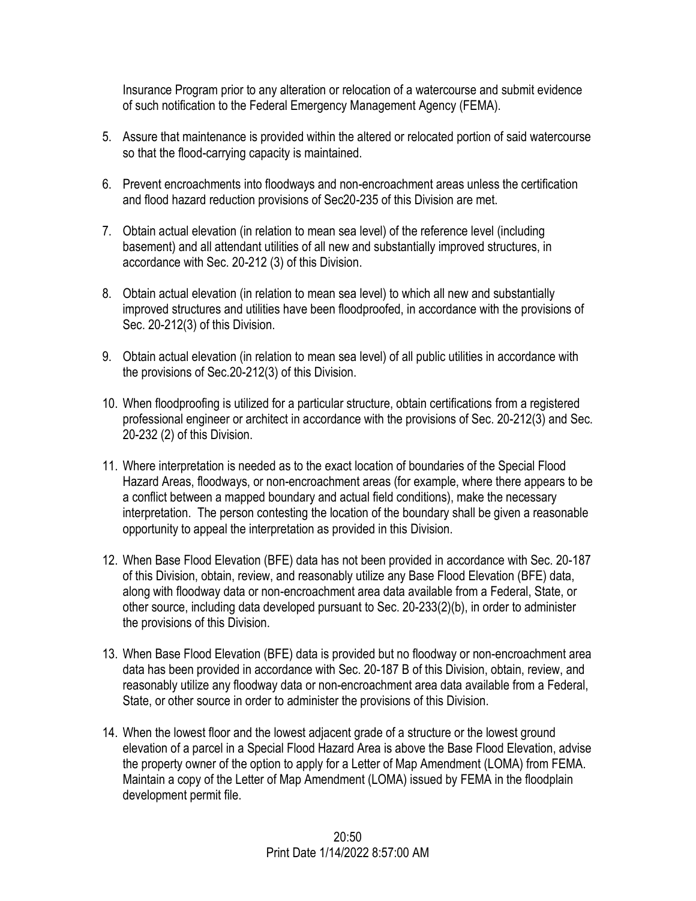Insurance Program prior to any alteration or relocation of a watercourse and submit evidence of such notification to the Federal Emergency Management Agency (FEMA).

5. Assure that maintenance is provided within the altered or relocated portion of said watercourse so that the flood-carrying capacity is maintained.

6. Prevent encroachments into floodways and non-encroachment areas unless the certification and flood hazard reduction provisions of Sec20-235 of this Division are met.

7. Obtain actual elevation (in relation to mean sea level) of the reference level (including basement) and all attendant utilities of all new and substantially improved structures, in accordance with Sec. 20-212 (3) of this Division.

8. Obtain actual elevation (in relation to mean sea level) to which all new and substantially improved structures and utilities have been floodproofed, in accordance with the provisions of Sec. 20-212(3) of this Division.

9. Obtain actual elevation (in relation to mean sea level) of all public utilities in accordance with the provisions of Sec.20-212(3) of this Division.

10. When floodproofing is utilized for a particular structure, obtain certifications from a registered professional engineer or architect in accordance with the provisions of Sec. 20-212(3) and Sec. 20-232 (2) of this Division.

11. Where interpretation is needed as to the exact location of boundaries of the Special Flood Hazard Areas, floodways, or non-encroachment areas (for example, where there appears to be a conflict between a mapped boundary and actual field conditions), make the necessary interpretation. The person contesting the location of the boundary shall be given a reasonable opportunity to appeal the interpretation as provided in this Division.

12. When Base Flood Elevation (BFE) data has not been provided in accordance with Sec. 20-187 of this Division, obtain, review, and reasonably utilize any Base Flood Elevation (BFE) data, along with floodway data or non-encroachment area data available from a Federal, State, or other source, including data developed pursuant to Sec. 20-233(2)(b), in order to administer the provisions of this Division.

13. When Base Flood Elevation (BFE) data is provided but no floodway or non-encroachment area data has been provided in accordance with Sec. 20-187 B of this Division, obtain, review, and reasonably utilize any floodway data or non-encroachment area data available from a Federal, State, or other source in order to administer the provisions of this Division.

14. When the lowest floor and the lowest adjacent grade of a structure or the lowest ground elevation of a parcel in a Special Flood Hazard Area is above the Base Flood Elevation, advise the property owner of the option to apply for a Letter of Map Amendment (LOMA) from FEMA. Maintain a copy of the Letter of Map Amendment (LOMA) issued by FEMA in the floodplain development permit file.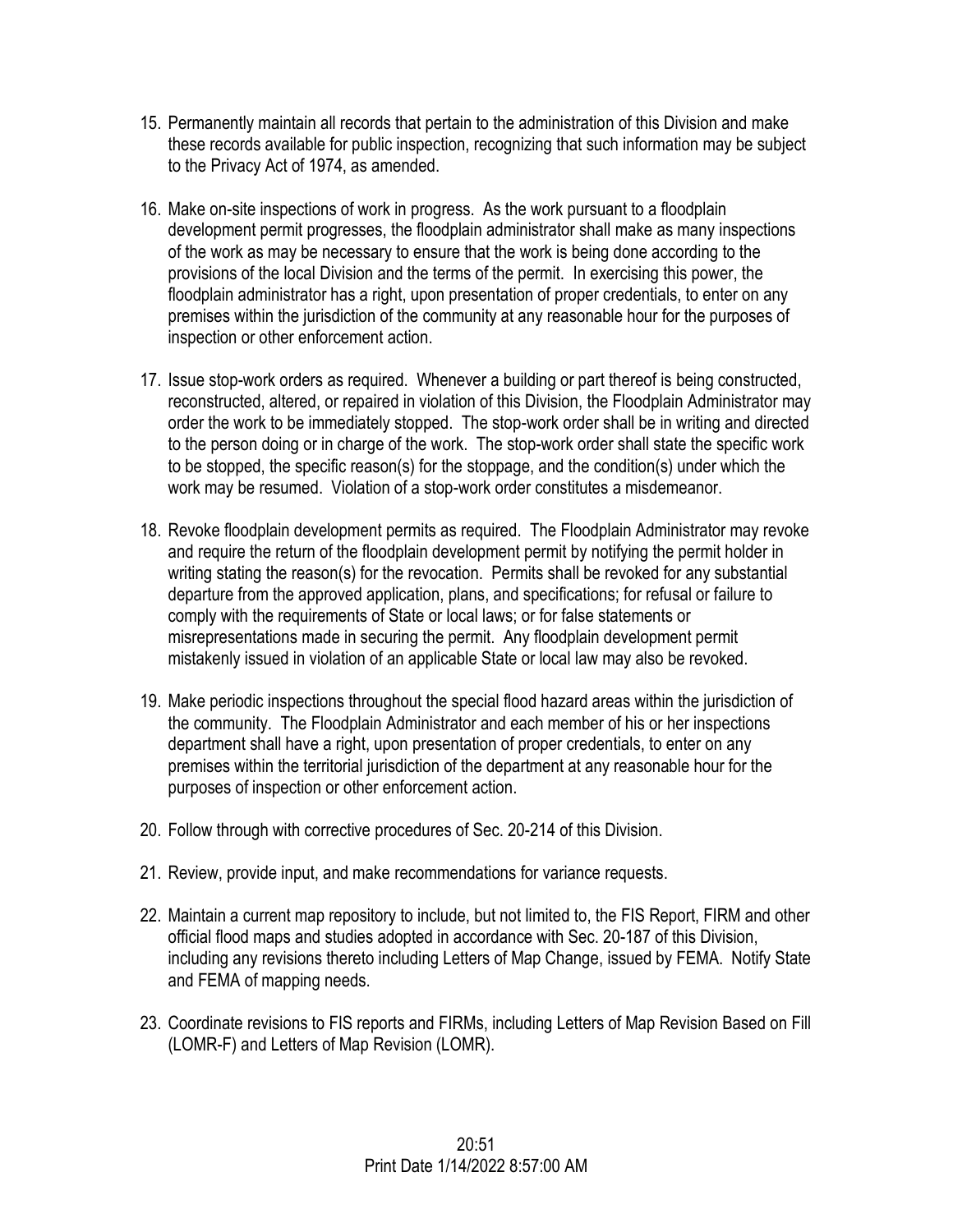15. Permanently maintain all records that pertain to the administration of this Division and make these records available for public inspection, recognizing that such information may be subject to the Privacy Act of 1974, as amended.

16. Make on-site inspections of work in progress. As the work pursuant to a floodplain development permit progresses, the floodplain administrator shall make as many inspections of the work as may be necessary to ensure that the work is being done according to the provisions of the local Division and the terms of the permit. In exercising this power, the floodplain administrator has a right, upon presentation of proper credentials, to enter on any premises within the jurisdiction of the community at any reasonable hour for the purposes of inspection or other enforcement action.

17. Issue stop-work orders as required. Whenever a building or part thereof is being constructed, reconstructed, altered, or repaired in violation of this Division, the Floodplain Administrator may order the work to be immediately stopped. The stop-work order shall be in writing and directed to the person doing or in charge of the work. The stop-work order shall state the specific work to be stopped, the specific reason(s) for the stoppage, and the condition(s) under which the work may be resumed. Violation of a stop-work order constitutes a misdemeanor.

18. Revoke floodplain development permits as required. The Floodplain Administrator may revoke and require the return of the floodplain development permit by notifying the permit holder in writing stating the reason(s) for the revocation. Permits shall be revoked for any substantial departure from the approved application, plans, and specifications; for refusal or failure to comply with the requirements of State or local laws; or for false statements or misrepresentations made in securing the permit. Any floodplain development permit mistakenly issued in violation of an applicable State or local law may also be revoked.

19. Make periodic inspections throughout the special flood hazard areas within the jurisdiction of the community. The Floodplain Administrator and each member of his or her inspections department shall have a right, upon presentation of proper credentials, to enter on any premises within the territorial jurisdiction of the department at any reasonable hour for the purposes of inspection or other enforcement action.

20. Follow through with corrective procedures of Sec. 20-214 of this Division.

21. Review, provide input, and make recommendations for variance requests.

22. Maintain a current map repository to include, but not limited to, the FIS Report, FIRM and other official flood maps and studies adopted in accordance with Sec. 20-187 of this Division, including any revisions thereto including Letters of Map Change, issued by FEMA. Notify State and FEMA of mapping needs.

23. Coordinate revisions to FIS reports and FIRMs, including Letters of Map Revision Based on Fill (LOMR-F) and Letters of Map Revision (LOMR).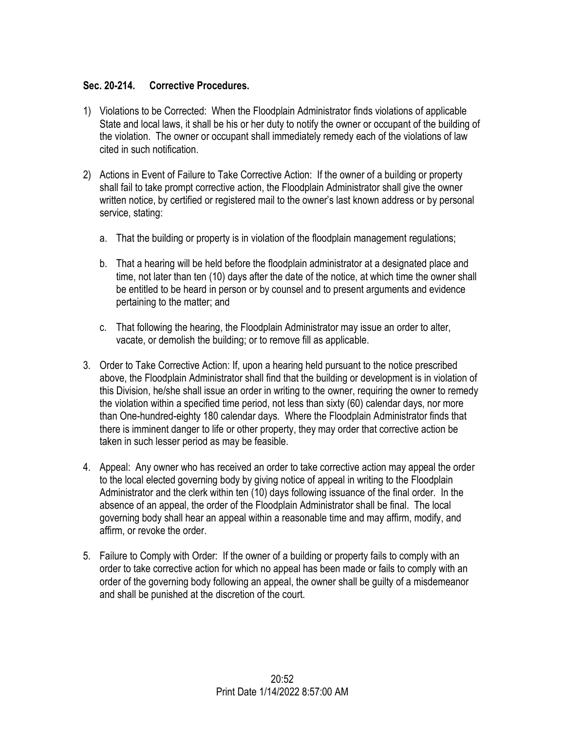### Sec. 20-214. Corrective Procedures.

1) Violations to be Corrected: When the Floodplain Administrator finds violations of applicable State and local laws, it shall be his or her duty to notify the owner or occupant of the building of the violation. The owner or occupant shall immediately remedy each of the violations of law cited in such notification.

2) Actions in Event of Failure to Take Corrective Action: If the owner of a building or property shall fail to take prompt corrective action, the Floodplain Administrator shall give the owner written notice, by certified or registered mail to the owner's last known address or by personal service, stating:

   a. That the building or property is in violation of the floodplain management regulations;

   b. That a hearing will be held before the floodplain administrator at a designated place and time, not later than ten (10) days after the date of the notice, at which time the owner shall be entitled to be heard in person or by counsel and to present arguments and evidence pertaining to the matter; and

   c. That following the hearing, the Floodplain Administrator may issue an order to alter, vacate, or demolish the building; or to remove fill as applicable.

3. Order to Take Corrective Action: If, upon a hearing held pursuant to the notice prescribed above, the Floodplain Administrator shall find that the building or development is in violation of this Division, he/she shall issue an order in writing to the owner, requiring the owner to remedy the violation within a specified time period, not less than sixty (60) calendar days, nor more than One-hundred-eighty 180 calendar days. Where the Floodplain Administrator finds that there is imminent danger to life or other property, they may order that corrective action be taken in such lesser period as may be feasible.

4. Appeal: Any owner who has received an order to take corrective action may appeal the order to the local elected governing body by giving notice of appeal in writing to the Floodplain Administrator and the clerk within ten (10) days following issuance of the final order. In the absence of an appeal, the order of the Floodplain Administrator shall be final. The local governing body shall hear an appeal within a reasonable time and may affirm, modify, and affirm, or revoke the order.

5. Failure to Comply with Order: If the owner of a building or property fails to comply with an order to take corrective action for which no appeal has been made or fails to comply with an order of the governing body following an appeal, the owner shall be guilty of a misdemeanor and shall be punished at the discretion of the court.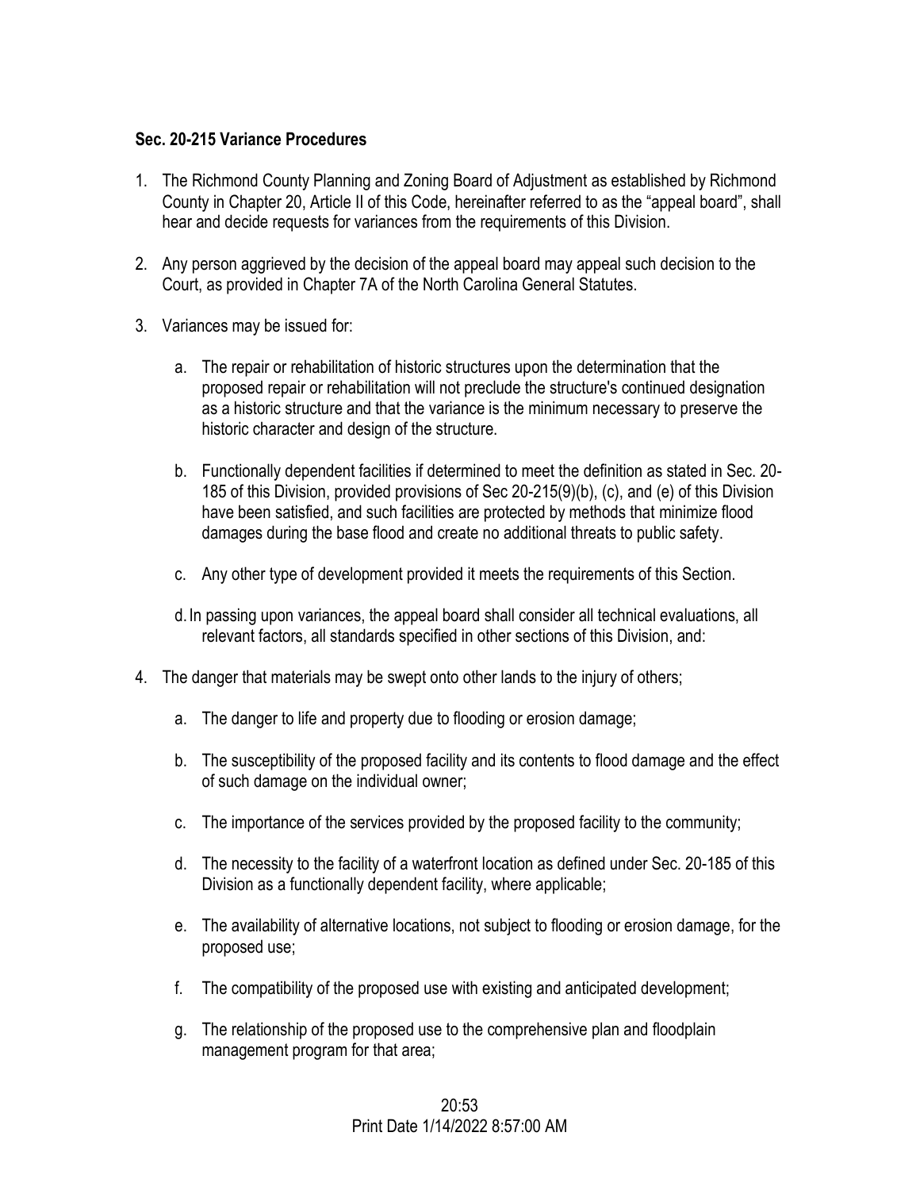**Sec. 20-215 Variance Procedures**

1. The Richmond County Planning and Zoning Board of Adjustment as established by Richmond County in Chapter 20, Article II of this Code, hereinafter referred to as the "appeal board", shall hear and decide requests for variances from the requirements of this Division.

2. Any person aggrieved by the decision of the appeal board may appeal such decision to the Court, as provided in Chapter 7A of the North Carolina General Statutes.

3. Variances may be issued for:

   a. The repair or rehabilitation of historic structures upon the determination that the proposed repair or rehabilitation will not preclude the structure's continued designation as a historic structure and that the variance is the minimum necessary to preserve the historic character and design of the structure.

   b. Functionally dependent facilities if determined to meet the definition as stated in Sec. 20-185 of this Division, provided provisions of Sec 20-215(9)(b), (c), and (e) of this Division have been satisfied, and such facilities are protected by methods that minimize flood damages during the base flood and create no additional threats to public safety.

   c. Any other type of development provided it meets the requirements of this Section.

   d. In passing upon variances, the appeal board shall consider all technical evaluations, all relevant factors, all standards specified in other sections of this Division, and:

4. The danger that materials may be swept onto other lands to the injury of others;

   a. The danger to life and property due to flooding or erosion damage;

   b. The susceptibility of the proposed facility and its contents to flood damage and the effect of such damage on the individual owner;

   c. The importance of the services provided by the proposed facility to the community;

   d. The necessity to the facility of a waterfront location as defined under Sec. 20-185 of this Division as a functionally dependent facility, where applicable;

   e. The availability of alternative locations, not subject to flooding or erosion damage, for the proposed use;

   f. The compatibility of the proposed use with existing and anticipated development;

   g. The relationship of the proposed use to the comprehensive plan and floodplain management program for that area;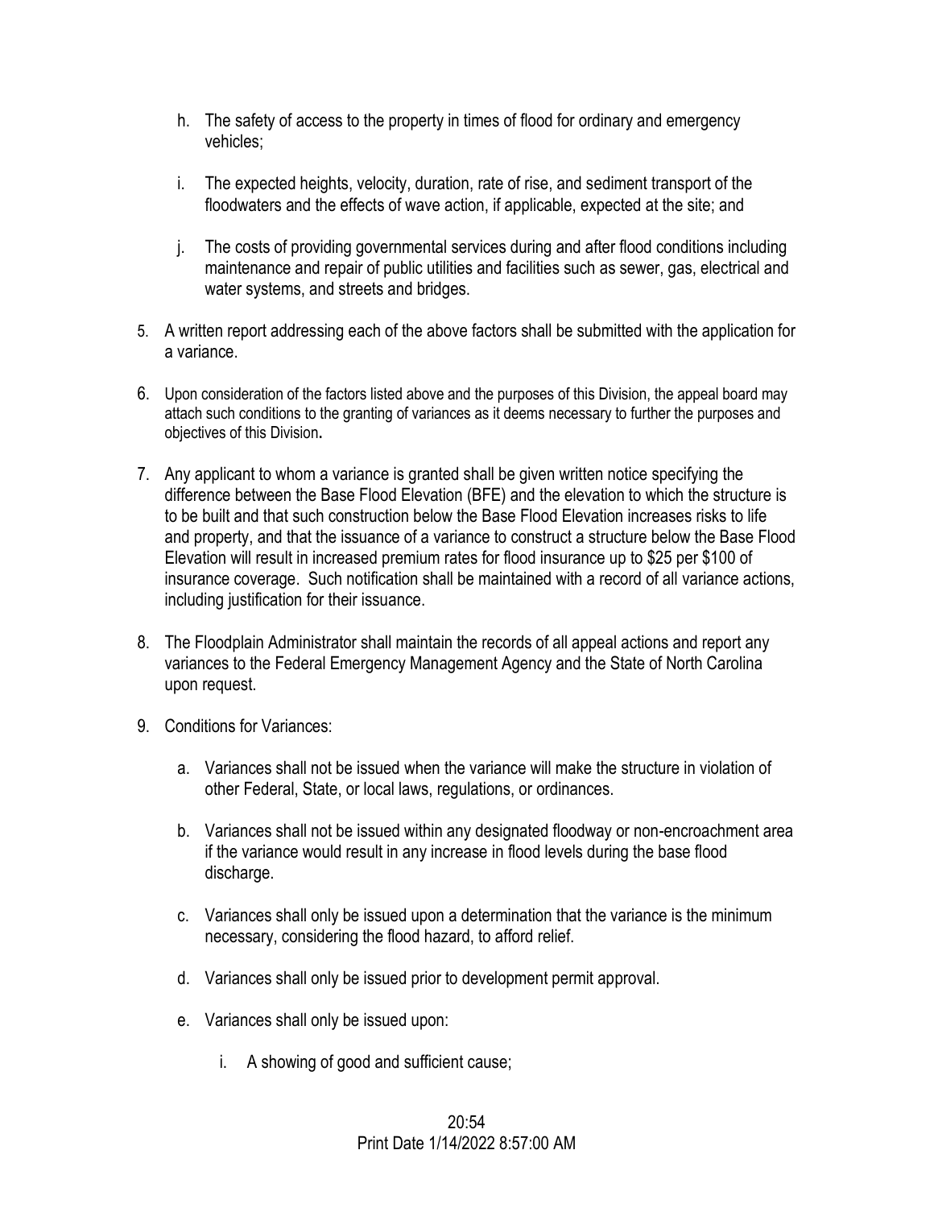h. The safety of access to the property in times of flood for ordinary and emergency vehicles;

i. The expected heights, velocity, duration, rate of rise, and sediment transport of the floodwaters and the effects of wave action, if applicable, expected at the site; and

j. The costs of providing governmental services during and after flood conditions including maintenance and repair of public utilities and facilities such as sewer, gas, electrical and water systems, and streets and bridges.

5. A written report addressing each of the above factors shall be submitted with the application for a variance.

6. Upon consideration of the factors listed above and the purposes of this Division, the appeal board may attach such conditions to the granting of variances as it deems necessary to further the purposes and objectives of this Division.

7. Any applicant to whom a variance is granted shall be given written notice specifying the difference between the Base Flood Elevation (BFE) and the elevation to which the structure is to be built and that such construction below the Base Flood Elevation increases risks to life and property, and that the issuance of a variance to construct a structure below the Base Flood Elevation will result in increased premium rates for flood insurance up to $25 per $100 of insurance coverage. Such notification shall be maintained with a record of all variance actions, including justification for their issuance.

8. The Floodplain Administrator shall maintain the records of all appeal actions and report any variances to the Federal Emergency Management Agency and the State of North Carolina upon request.

9. Conditions for Variances:

   a. Variances shall not be issued when the variance will make the structure in violation of other Federal, State, or local laws, regulations, or ordinances.

   b. Variances shall not be issued within any designated floodway or non-encroachment area if the variance would result in any increase in flood levels during the base flood discharge.

   c. Variances shall only be issued upon a determination that the variance is the minimum necessary, considering the flood hazard, to afford relief.

   d. Variances shall only be issued prior to development permit approval.

   e. Variances shall only be issued upon:

      i. A showing of good and sufficient cause;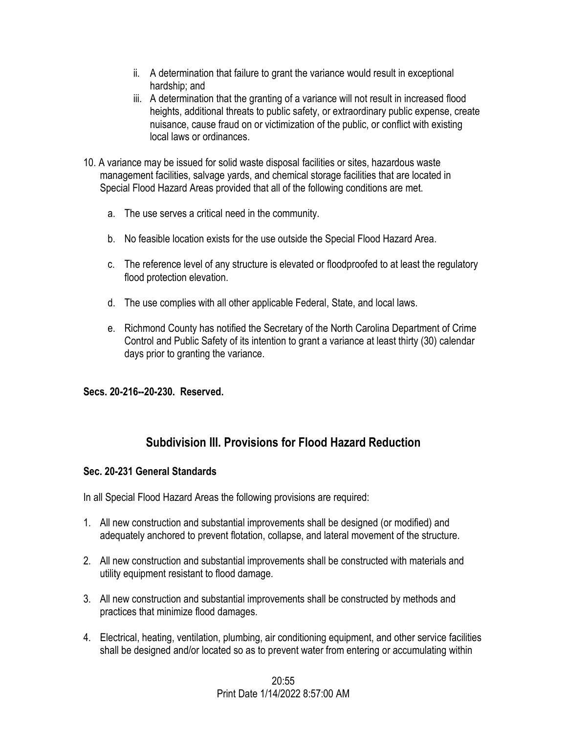ii. A determination that failure to grant the variance would result in exceptional hardship; and
   iii. A determination that the granting of a variance will not result in increased flood heights, additional threats to public safety, or extraordinary public expense, create nuisance, cause fraud on or victimization of the public, or conflict with existing local laws or ordinances.

10. A variance may be issued for solid waste disposal facilities or sites, hazardous waste management facilities, salvage yards, and chemical storage facilities that are located in Special Flood Hazard Areas provided that all of the following conditions are met.

    a. The use serves a critical need in the community.

    b. No feasible location exists for the use outside the Special Flood Hazard Area.

    c. The reference level of any structure is elevated or floodproofed to at least the regulatory flood protection elevation.

    d. The use complies with all other applicable Federal, State, and local laws.

    e. Richmond County has notified the Secretary of the North Carolina Department of Crime Control and Public Safety of its intention to grant a variance at least thirty (30) calendar days prior to granting the variance.

**Secs. 20-216--20-230. Reserved.**

## Subdivision III. Provisions for Flood Hazard Reduction

### Sec. 20-231 General Standards

In all Special Flood Hazard Areas the following provisions are required:

1. All new construction and substantial improvements shall be designed (or modified) and adequately anchored to prevent flotation, collapse, and lateral movement of the structure.

2. All new construction and substantial improvements shall be constructed with materials and utility equipment resistant to flood damage.

3. All new construction and substantial improvements shall be constructed by methods and practices that minimize flood damages.

4. Electrical, heating, ventilation, plumbing, air conditioning equipment, and other service facilities shall be designed and/or located so as to prevent water from entering or accumulating within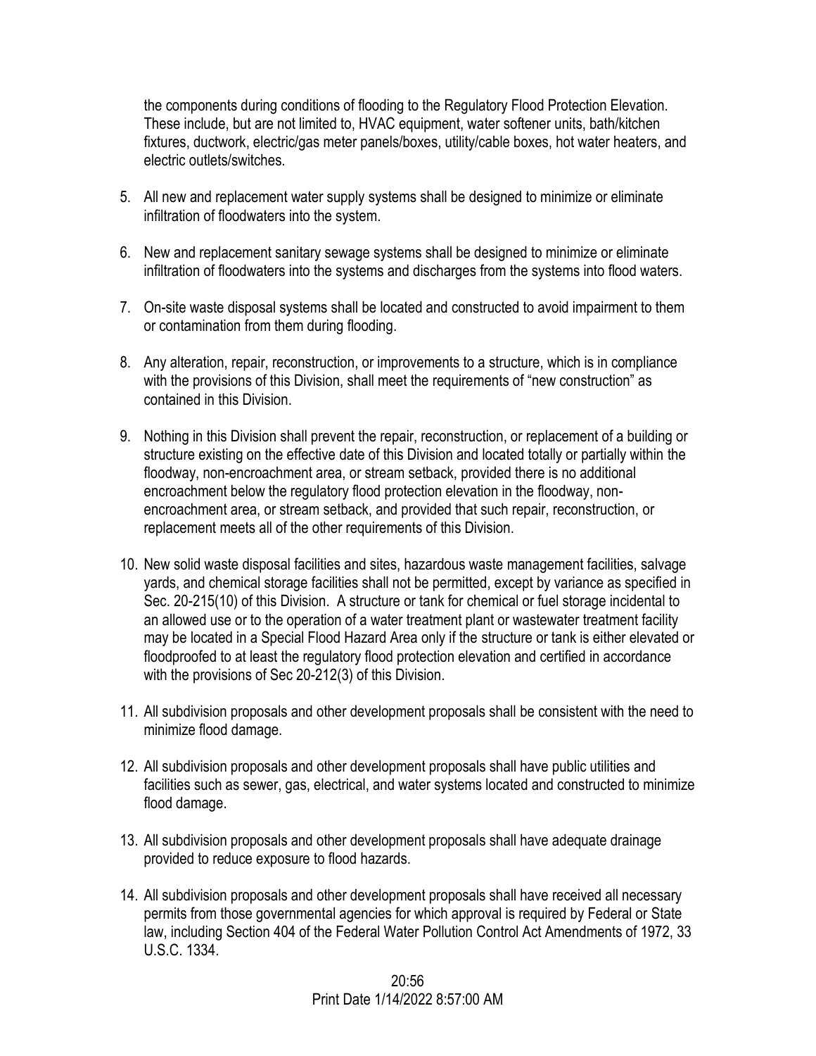the components during conditions of flooding to the Regulatory Flood Protection Elevation. These include, but are not limited to, HVAC equipment, water softener units, bath/kitchen fixtures, ductwork, electric/gas meter panels/boxes, utility/cable boxes, hot water heaters, and electric outlets/switches.

5. All new and replacement water supply systems shall be designed to minimize or eliminate infiltration of floodwaters into the system.

6. New and replacement sanitary sewage systems shall be designed to minimize or eliminate infiltration of floodwaters into the systems and discharges from the systems into flood waters.

7. On-site waste disposal systems shall be located and constructed to avoid impairment to them or contamination from them during flooding.

8. Any alteration, repair, reconstruction, or improvements to a structure, which is in compliance with the provisions of this Division, shall meet the requirements of "new construction" as contained in this Division.

9. Nothing in this Division shall prevent the repair, reconstruction, or replacement of a building or structure existing on the effective date of this Division and located totally or partially within the floodway, non-encroachment area, or stream setback, provided there is no additional encroachment below the regulatory flood protection elevation in the floodway, non-encroachment area, or stream setback, and provided that such repair, reconstruction, or replacement meets all of the other requirements of this Division.

10. New solid waste disposal facilities and sites, hazardous waste management facilities, salvage yards, and chemical storage facilities shall not be permitted, except by variance as specified in Sec. 20-215(10) of this Division. A structure or tank for chemical or fuel storage incidental to an allowed use or to the operation of a water treatment plant or wastewater treatment facility may be located in a Special Flood Hazard Area only if the structure or tank is either elevated or floodproofed to at least the regulatory flood protection elevation and certified in accordance with the provisions of Sec 20-212(3) of this Division.

11. All subdivision proposals and other development proposals shall be consistent with the need to minimize flood damage.

12. All subdivision proposals and other development proposals shall have public utilities and facilities such as sewer, gas, electrical, and water systems located and constructed to minimize flood damage.

13. All subdivision proposals and other development proposals shall have adequate drainage provided to reduce exposure to flood hazards.

14. All subdivision proposals and other development proposals shall have received all necessary permits from those governmental agencies for which approval is required by Federal or State law, including Section 404 of the Federal Water Pollution Control Act Amendments of 1972, 33 U.S.C. 1334.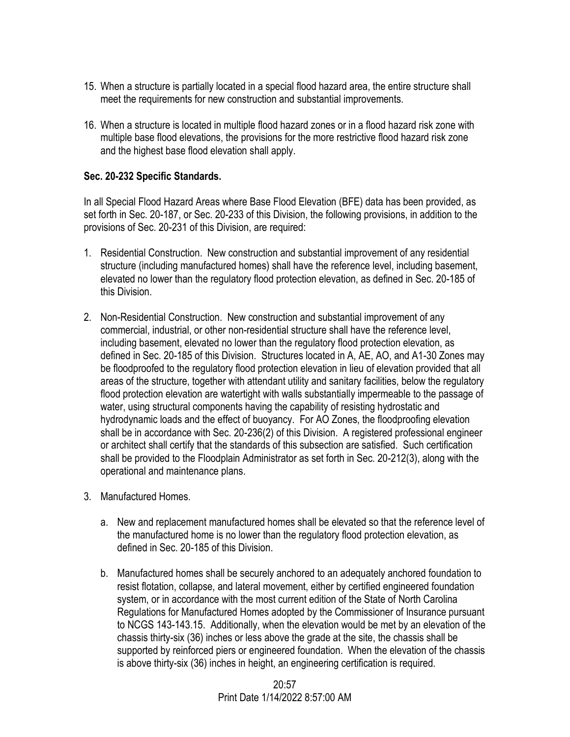15. When a structure is partially located in a special flood hazard area, the entire structure shall meet the requirements for new construction and substantial improvements.

16. When a structure is located in multiple flood hazard zones or in a flood hazard risk zone with multiple base flood elevations, the provisions for the more restrictive flood hazard risk zone and the highest base flood elevation shall apply.

**Sec. 20-232 Specific Standards.**

In all Special Flood Hazard Areas where Base Flood Elevation (BFE) data has been provided, as set forth in Sec. 20-187, or Sec. 20-233 of this Division, the following provisions, in addition to the provisions of Sec. 20-231 of this Division, are required:

1. Residential Construction. New construction and substantial improvement of any residential structure (including manufactured homes) shall have the reference level, including basement, elevated no lower than the regulatory flood protection elevation, as defined in Sec. 20-185 of this Division.

2. Non-Residential Construction. New construction and substantial improvement of any commercial, industrial, or other non-residential structure shall have the reference level, including basement, elevated no lower than the regulatory flood protection elevation, as defined in Sec. 20-185 of this Division. Structures located in A, AE, AO, and A1-30 Zones may be floodproofed to the regulatory flood protection elevation in lieu of elevation provided that all areas of the structure, together with attendant utility and sanitary facilities, below the regulatory flood protection elevation are watertight with walls substantially impermeable to the passage of water, using structural components having the capability of resisting hydrostatic and hydrodynamic loads and the effect of buoyancy. For AO Zones, the floodproofing elevation shall be in accordance with Sec. 20-236(2) of this Division. A registered professional engineer or architect shall certify that the standards of this subsection are satisfied. Such certification shall be provided to the Floodplain Administrator as set forth in Sec. 20-212(3), along with the operational and maintenance plans.

3. Manufactured Homes.

    a. New and replacement manufactured homes shall be elevated so that the reference level of the manufactured home is no lower than the regulatory flood protection elevation, as defined in Sec. 20-185 of this Division.

    b. Manufactured homes shall be securely anchored to an adequately anchored foundation to resist flotation, collapse, and lateral movement, either by certified engineered foundation system, or in accordance with the most current edition of the State of North Carolina Regulations for Manufactured Homes adopted by the Commissioner of Insurance pursuant to NCGS 143-143.15. Additionally, when the elevation would be met by an elevation of the chassis thirty-six (36) inches or less above the grade at the site, the chassis shall be supported by reinforced piers or engineered foundation. When the elevation of the chassis is above thirty-six (36) inches in height, an engineering certification is required.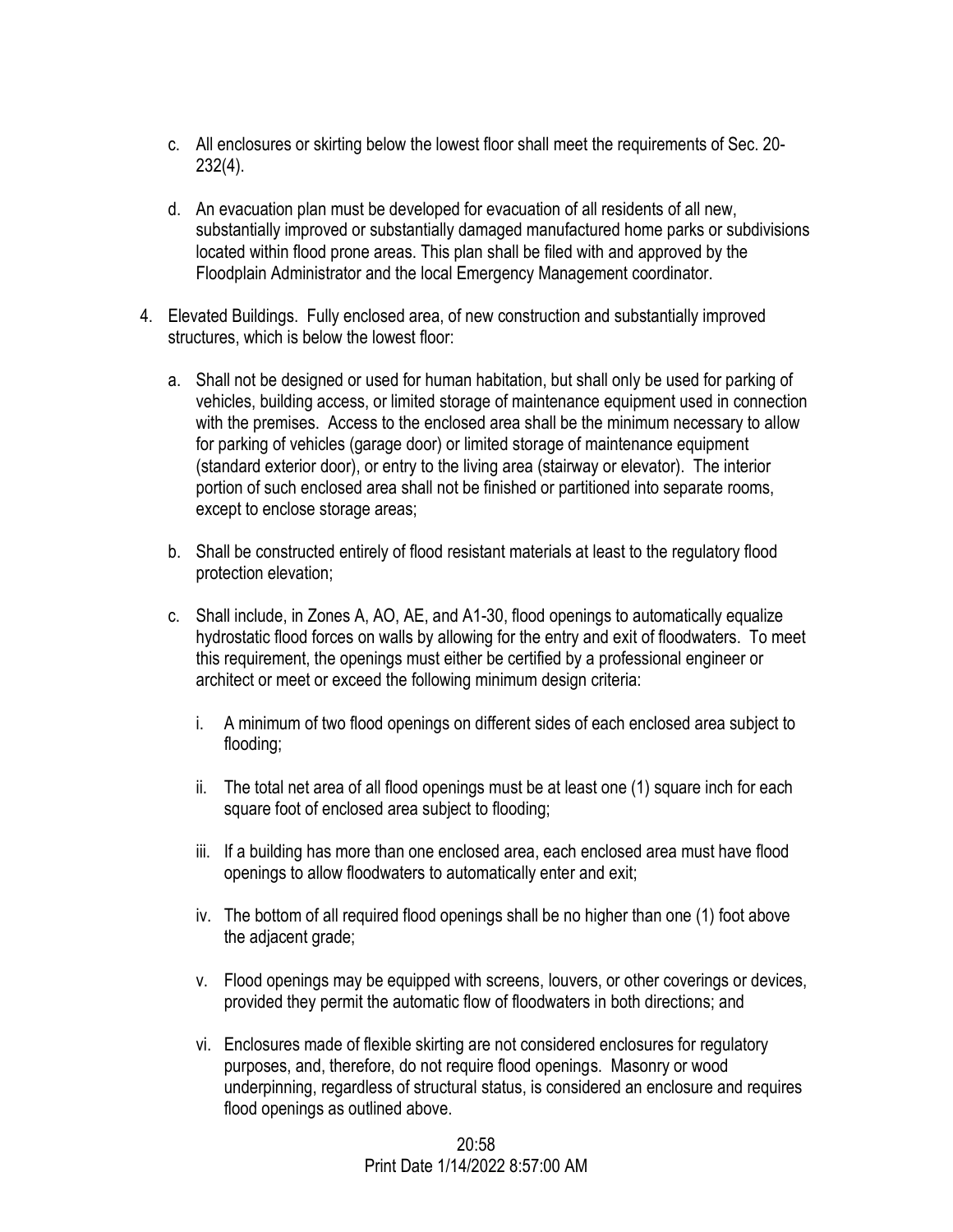c. All enclosures or skirting below the lowest floor shall meet the requirements of Sec. 20-232(4).

d. An evacuation plan must be developed for evacuation of all residents of all new, substantially improved or substantially damaged manufactured home parks or subdivisions located within flood prone areas. This plan shall be filed with and approved by the Floodplain Administrator and the local Emergency Management coordinator.

4. Elevated Buildings. Fully enclosed area, of new construction and substantially improved structures, which is below the lowest floor:

   a. Shall not be designed or used for human habitation, but shall only be used for parking of vehicles, building access, or limited storage of maintenance equipment used in connection with the premises. Access to the enclosed area shall be the minimum necessary to allow for parking of vehicles (garage door) or limited storage of maintenance equipment (standard exterior door), or entry to the living area (stairway or elevator). The interior portion of such enclosed area shall not be finished or partitioned into separate rooms, except to enclose storage areas;

   b. Shall be constructed entirely of flood resistant materials at least to the regulatory flood protection elevation;

   c. Shall include, in Zones A, AO, AE, and A1-30, flood openings to automatically equalize hydrostatic flood forces on walls by allowing for the entry and exit of floodwaters. To meet this requirement, the openings must either be certified by a professional engineer or architect or meet or exceed the following minimum design criteria:

      i. A minimum of two flood openings on different sides of each enclosed area subject to flooding;

      ii. The total net area of all flood openings must be at least one (1) square inch for each square foot of enclosed area subject to flooding;

      iii. If a building has more than one enclosed area, each enclosed area must have flood openings to allow floodwaters to automatically enter and exit;

      iv. The bottom of all required flood openings shall be no higher than one (1) foot above the adjacent grade;

      v. Flood openings may be equipped with screens, louvers, or other coverings or devices, provided they permit the automatic flow of floodwaters in both directions; and

      vi. Enclosures made of flexible skirting are not considered enclosures for regulatory purposes, and, therefore, do not require flood openings. Masonry or wood underpinning, regardless of structural status, is considered an enclosure and requires flood openings as outlined above.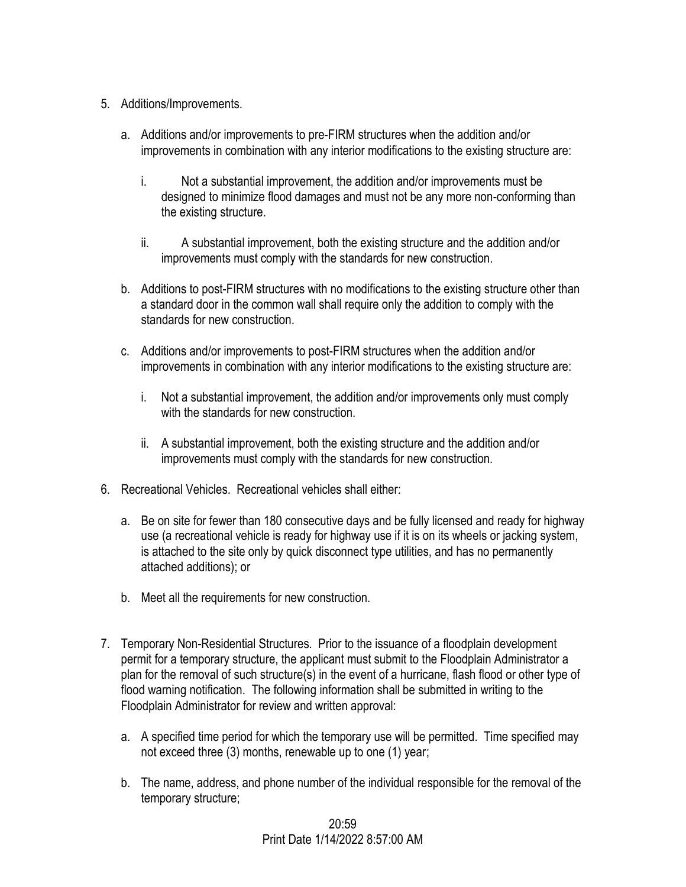5. Additions/Improvements.

   a. Additions and/or improvements to pre-FIRM structures when the addition and/or improvements in combination with any interior modifications to the existing structure are:

      i. Not a substantial improvement, the addition and/or improvements must be designed to minimize flood damages and must not be any more non-conforming than the existing structure.

      ii. A substantial improvement, both the existing structure and the addition and/or improvements must comply with the standards for new construction.

   b. Additions to post-FIRM structures with no modifications to the existing structure other than a standard door in the common wall shall require only the addition to comply with the standards for new construction.

   c. Additions and/or improvements to post-FIRM structures when the addition and/or improvements in combination with any interior modifications to the existing structure are:

      i. Not a substantial improvement, the addition and/or improvements only must comply with the standards for new construction.

      ii. A substantial improvement, both the existing structure and the addition and/or improvements must comply with the standards for new construction.

6. Recreational Vehicles. Recreational vehicles shall either:

   a. Be on site for fewer than 180 consecutive days and be fully licensed and ready for highway use (a recreational vehicle is ready for highway use if it is on its wheels or jacking system, is attached to the site only by quick disconnect type utilities, and has no permanently attached additions); or

   b. Meet all the requirements for new construction.

7. Temporary Non-Residential Structures. Prior to the issuance of a floodplain development permit for a temporary structure, the applicant must submit to the Floodplain Administrator a plan for the removal of such structure(s) in the event of a hurricane, flash flood or other type of flood warning notification. The following information shall be submitted in writing to the Floodplain Administrator for review and written approval:

   a. A specified time period for which the temporary use will be permitted. Time specified may not exceed three (3) months, renewable up to one (1) year;

   b. The name, address, and phone number of the individual responsible for the removal of the temporary structure;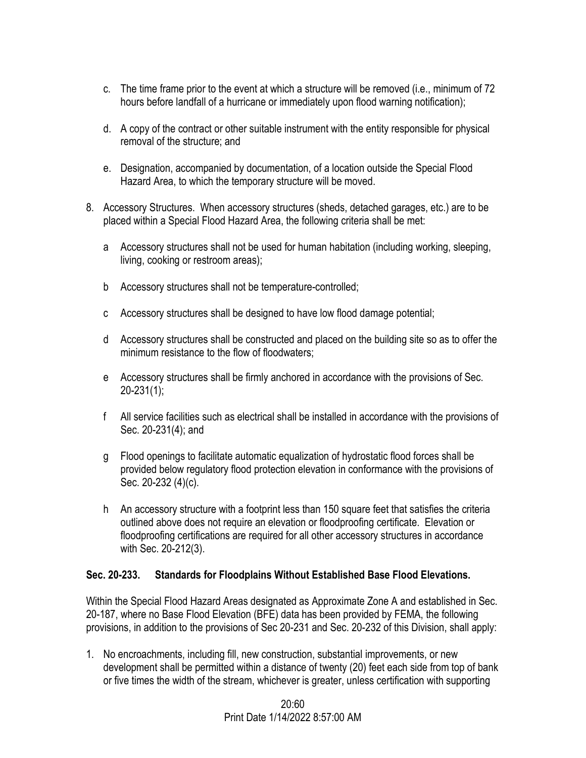c. The time frame prior to the event at which a structure will be removed (i.e., minimum of 72 hours before landfall of a hurricane or immediately upon flood warning notification);

d. A copy of the contract or other suitable instrument with the entity responsible for physical removal of the structure; and

e. Designation, accompanied by documentation, of a location outside the Special Flood Hazard Area, to which the temporary structure will be moved.

8. Accessory Structures. When accessory structures (sheds, detached garages, etc.) are to be placed within a Special Flood Hazard Area, the following criteria shall be met:

   a Accessory structures shall not be used for human habitation (including working, sleeping, living, cooking or restroom areas);

   b Accessory structures shall not be temperature-controlled;

   c Accessory structures shall be designed to have low flood damage potential;

   d Accessory structures shall be constructed and placed on the building site so as to offer the minimum resistance to the flow of floodwaters;

   e Accessory structures shall be firmly anchored in accordance with the provisions of Sec. 20-231(1);

   f All service facilities such as electrical shall be installed in accordance with the provisions of Sec. 20-231(4); and

   g Flood openings to facilitate automatic equalization of hydrostatic flood forces shall be provided below regulatory flood protection elevation in conformance with the provisions of Sec. 20-232 (4)(c).

   h An accessory structure with a footprint less than 150 square feet that satisfies the criteria outlined above does not require an elevation or floodproofing certificate. Elevation or floodproofing certifications are required for all other accessory structures in accordance with Sec. 20-212(3).

**Sec. 20-233. Standards for Floodplains Without Established Base Flood Elevations.**

Within the Special Flood Hazard Areas designated as Approximate Zone A and established in Sec. 20-187, where no Base Flood Elevation (BFE) data has been provided by FEMA, the following provisions, in addition to the provisions of Sec 20-231 and Sec. 20-232 of this Division, shall apply:

1. No encroachments, including fill, new construction, substantial improvements, or new development shall be permitted within a distance of twenty (20) feet each side from top of bank or five times the width of the stream, whichever is greater, unless certification with supporting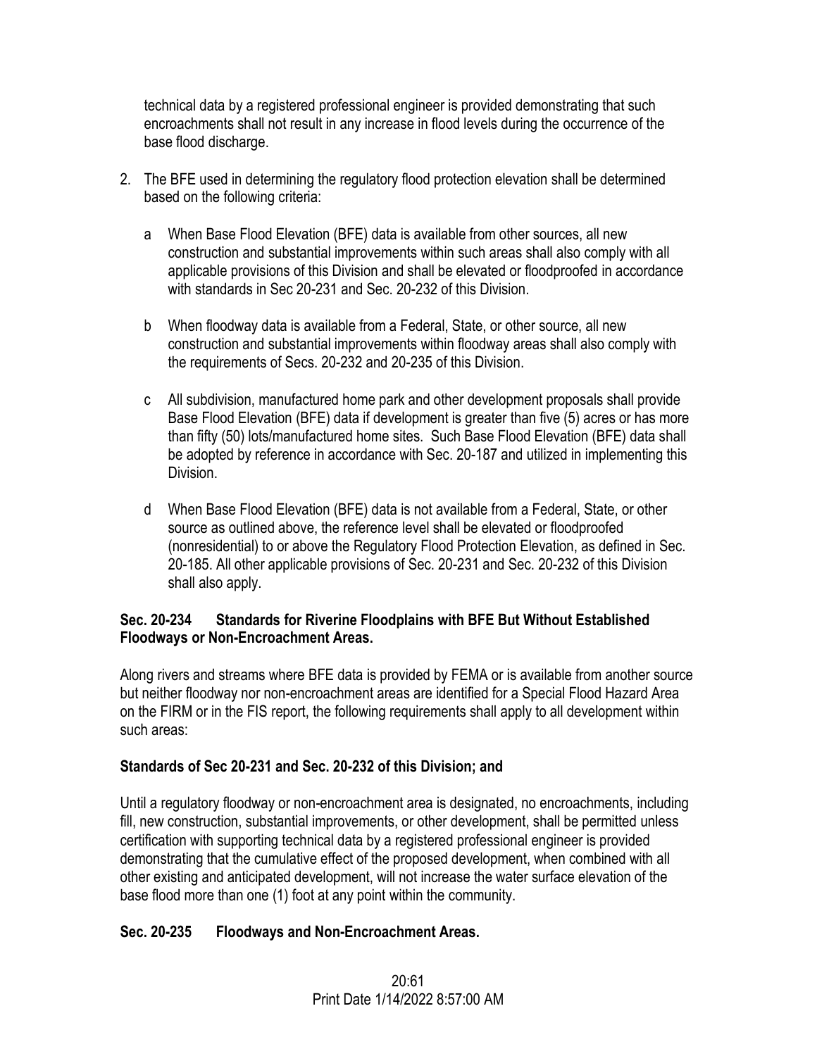technical data by a registered professional engineer is provided demonstrating that such encroachments shall not result in any increase in flood levels during the occurrence of the base flood discharge.

2. The BFE used in determining the regulatory flood protection elevation shall be determined based on the following criteria:

   a When Base Flood Elevation (BFE) data is available from other sources, all new construction and substantial improvements within such areas shall also comply with all applicable provisions of this Division and shall be elevated or floodproofed in accordance with standards in Sec 20-231 and Sec. 20-232 of this Division.

   b When floodway data is available from a Federal, State, or other source, all new construction and substantial improvements within floodway areas shall also comply with the requirements of Secs. 20-232 and 20-235 of this Division.

   c All subdivision, manufactured home park and other development proposals shall provide Base Flood Elevation (BFE) data if development is greater than five (5) acres or has more than fifty (50) lots/manufactured home sites. Such Base Flood Elevation (BFE) data shall be adopted by reference in accordance with Sec. 20-187 and utilized in implementing this Division.

   d When Base Flood Elevation (BFE) data is not available from a Federal, State, or other source as outlined above, the reference level shall be elevated or floodproofed (nonresidential) to or above the Regulatory Flood Protection Elevation, as defined in Sec. 20-185. All other applicable provisions of Sec. 20-231 and Sec. 20-232 of this Division shall also apply.

**Sec. 20-234 Standards for Riverine Floodplains with BFE But Without Established Floodways or Non-Encroachment Areas.**

Along rivers and streams where BFE data is provided by FEMA or is available from another source but neither floodway nor non-encroachment areas are identified for a Special Flood Hazard Area on the FIRM or in the FIS report, the following requirements shall apply to all development within such areas:

**Standards of Sec 20-231 and Sec. 20-232 of this Division; and**

Until a regulatory floodway or non-encroachment area is designated, no encroachments, including fill, new construction, substantial improvements, or other development, shall be permitted unless certification with supporting technical data by a registered professional engineer is provided demonstrating that the cumulative effect of the proposed development, when combined with all other existing and anticipated development, will not increase the water surface elevation of the base flood more than one (1) foot at any point within the community.

**Sec. 20-235 Floodways and Non-Encroachment Areas.**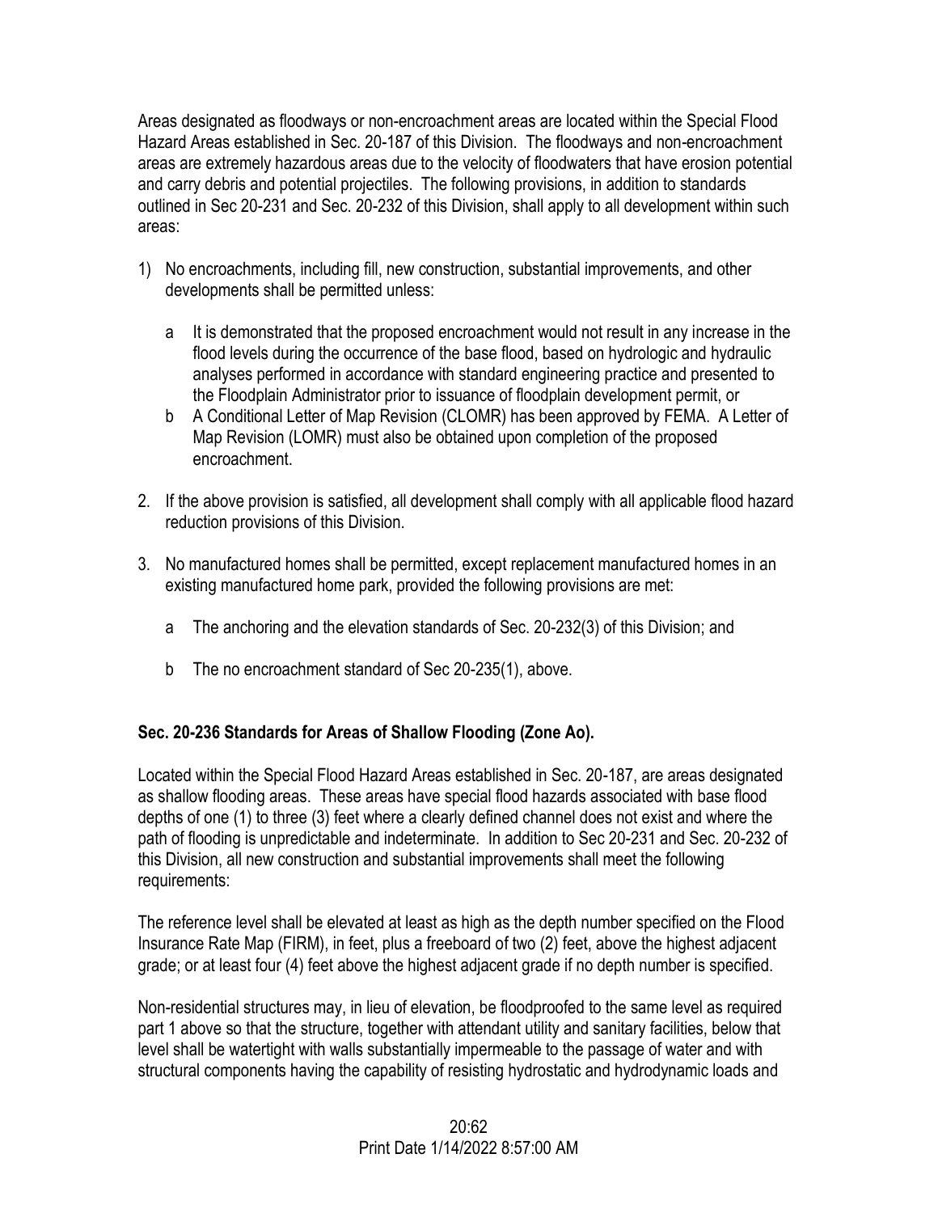Areas designated as floodways or non-encroachment areas are located within the Special Flood Hazard Areas established in Sec. 20-187 of this Division. The floodways and non-encroachment areas are extremely hazardous areas due to the velocity of floodwaters that have erosion potential and carry debris and potential projectiles. The following provisions, in addition to standards outlined in Sec 20-231 and Sec. 20-232 of this Division, shall apply to all development within such areas:

1) No encroachments, including fill, new construction, substantial improvements, and other developments shall be permitted unless:

   a It is demonstrated that the proposed encroachment would not result in any increase in the flood levels during the occurrence of the base flood, based on hydrologic and hydraulic analyses performed in accordance with standard engineering practice and presented to the Floodplain Administrator prior to issuance of floodplain development permit, or

   b A Conditional Letter of Map Revision (CLOMR) has been approved by FEMA. A Letter of Map Revision (LOMR) must also be obtained upon completion of the proposed encroachment.

2. If the above provision is satisfied, all development shall comply with all applicable flood hazard reduction provisions of this Division.

3. No manufactured homes shall be permitted, except replacement manufactured homes in an existing manufactured home park, provided the following provisions are met:

   a The anchoring and the elevation standards of Sec. 20-232(3) of this Division; and

   b The no encroachment standard of Sec 20-235(1), above.

**Sec. 20-236 Standards for Areas of Shallow Flooding (Zone Ao).**

Located within the Special Flood Hazard Areas established in Sec. 20-187, are areas designated as shallow flooding areas. These areas have special flood hazards associated with base flood depths of one (1) to three (3) feet where a clearly defined channel does not exist and where the path of flooding is unpredictable and indeterminate. In addition to Sec 20-231 and Sec. 20-232 of this Division, all new construction and substantial improvements shall meet the following requirements:

The reference level shall be elevated at least as high as the depth number specified on the Flood Insurance Rate Map (FIRM), in feet, plus a freeboard of two (2) feet, above the highest adjacent grade; or at least four (4) feet above the highest adjacent grade if no depth number is specified.

Non-residential structures may, in lieu of elevation, be floodproofed to the same level as required part 1 above so that the structure, together with attendant utility and sanitary facilities, below that level shall be watertight with walls substantially impermeable to the passage of water and with structural components having the capability of resisting hydrostatic and hydrodynamic loads and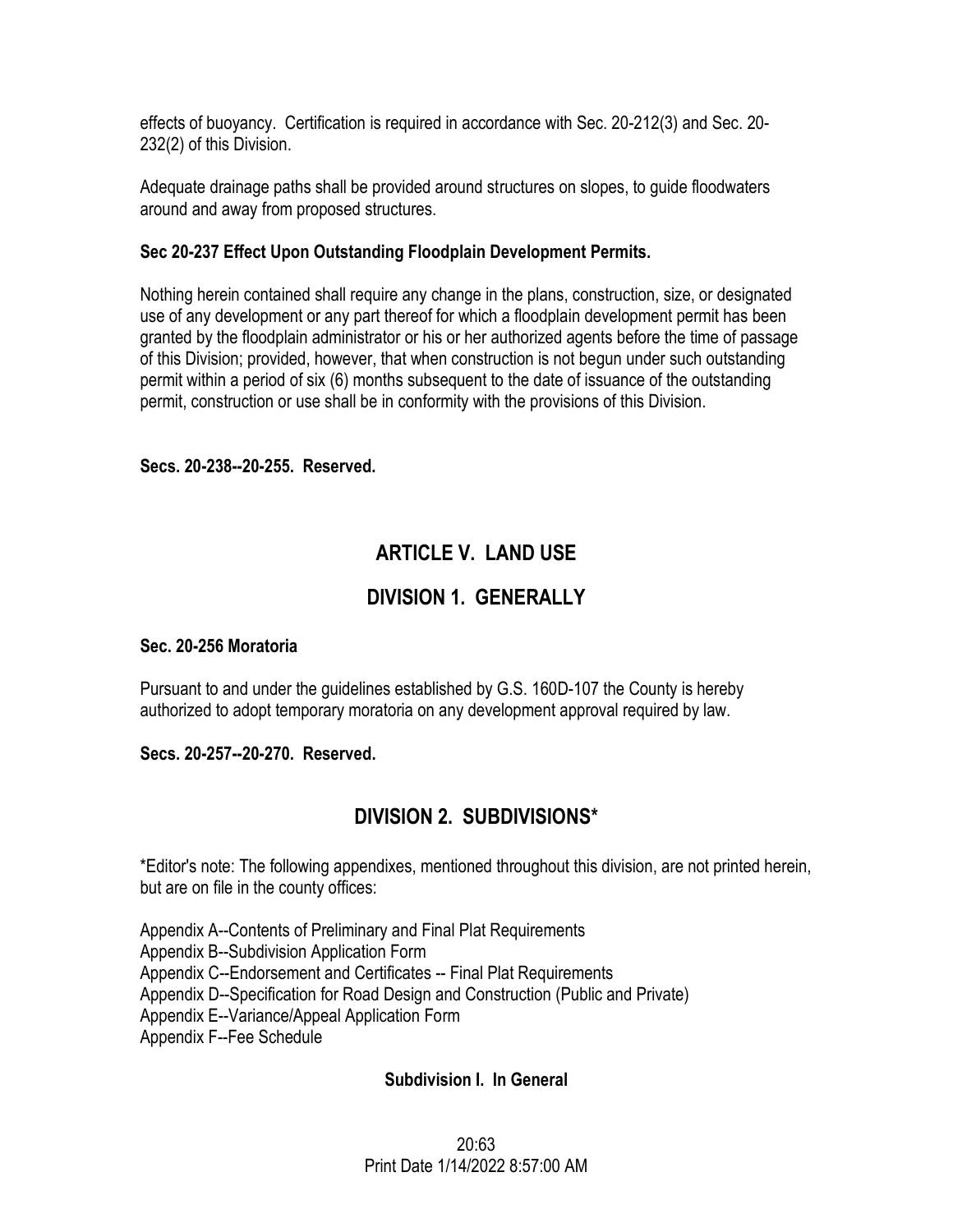effects of buoyancy. Certification is required in accordance with Sec. 20-212(3) and Sec. 20-232(2) of this Division.

Adequate drainage paths shall be provided around structures on slopes, to guide floodwaters around and away from proposed structures.

**Sec 20-237 Effect Upon Outstanding Floodplain Development Permits.**

Nothing herein contained shall require any change in the plans, construction, size, or designated use of any development or any part thereof for which a floodplain development permit has been granted by the floodplain administrator or his or her authorized agents before the time of passage of this Division; provided, however, that when construction is not begun under such outstanding permit within a period of six (6) months subsequent to the date of issuance of the outstanding permit, construction or use shall be in conformity with the provisions of this Division.

**Secs. 20-238--20-255. Reserved.**

## ARTICLE V. LAND USE

## DIVISION 1. GENERALLY

**Sec. 20-256 Moratoria**

Pursuant to and under the guidelines established by G.S. 160D-107 the County is hereby authorized to adopt temporary moratoria on any development approval required by law.

**Secs. 20-257--20-270. Reserved.**

## DIVISION 2. SUBDIVISIONS*

*Editor's note: The following appendixes, mentioned throughout this division, are not printed herein, but are on file in the county offices:

Appendix A--Contents of Preliminary and Final Plat Requirements
Appendix B--Subdivision Application Form
Appendix C--Endorsement and Certificates -- Final Plat Requirements
Appendix D--Specification for Road Design and Construction (Public and Private)
Appendix E--Variance/Appeal Application Form
Appendix F--Fee Schedule

### Subdivision I. In General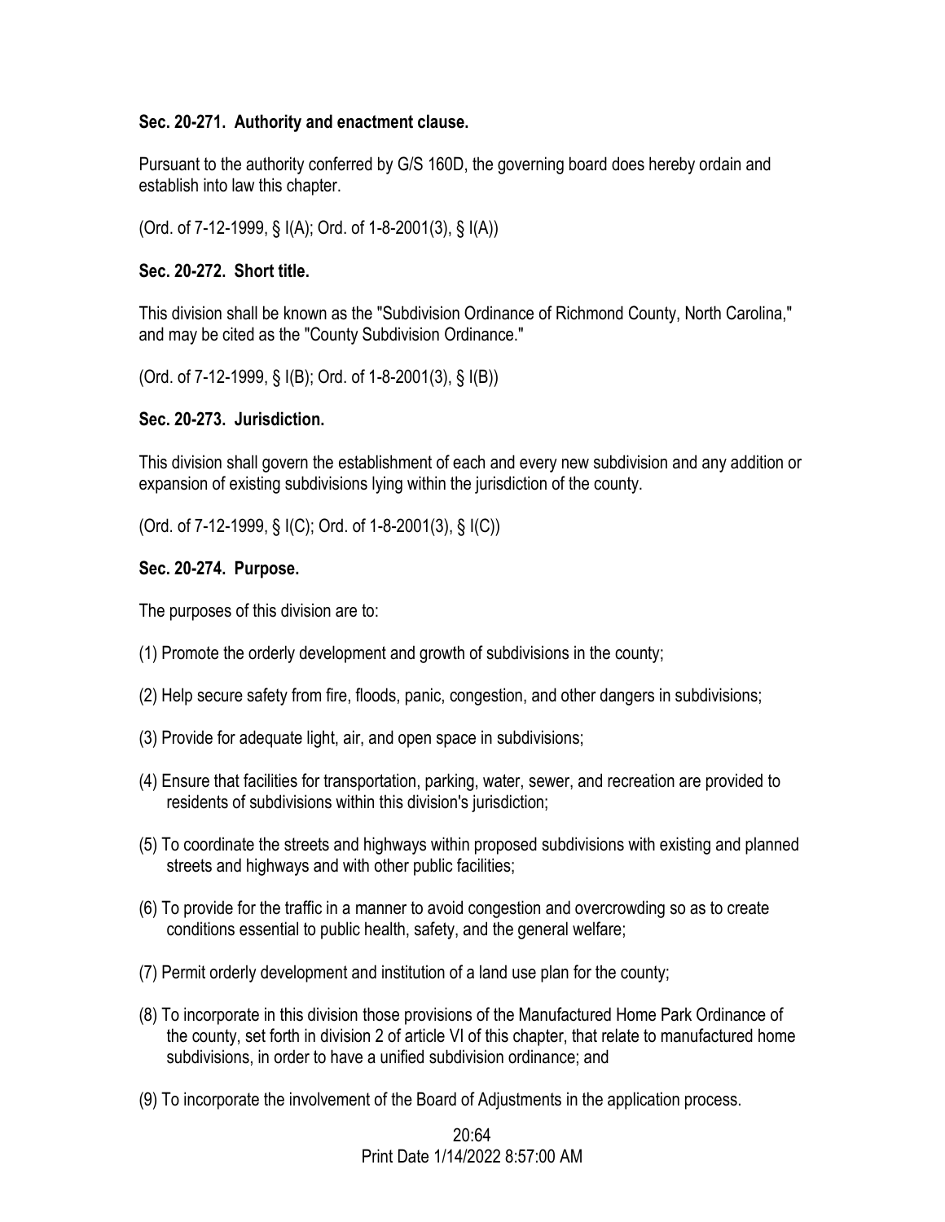**Sec. 20-271. Authority and enactment clause.**

Pursuant to the authority conferred by G/S 160D, the governing board does hereby ordain and establish into law this chapter.

(Ord. of 7-12-1999, § I(A); Ord. of 1-8-2001(3), § I(A))

**Sec. 20-272. Short title.**

This division shall be known as the "Subdivision Ordinance of Richmond County, North Carolina," and may be cited as the "County Subdivision Ordinance."

(Ord. of 7-12-1999, § I(B); Ord. of 1-8-2001(3), § I(B))

**Sec. 20-273. Jurisdiction.**

This division shall govern the establishment of each and every new subdivision and any addition or expansion of existing subdivisions lying within the jurisdiction of the county.

(Ord. of 7-12-1999, § I(C); Ord. of 1-8-2001(3), § I(C))

**Sec. 20-274. Purpose.**

The purposes of this division are to:

(1) Promote the orderly development and growth of subdivisions in the county;

(2) Help secure safety from fire, floods, panic, congestion, and other dangers in subdivisions;

(3) Provide for adequate light, air, and open space in subdivisions;

(4) Ensure that facilities for transportation, parking, water, sewer, and recreation are provided to residents of subdivisions within this division's jurisdiction;

(5) To coordinate the streets and highways within proposed subdivisions with existing and planned streets and highways and with other public facilities;

(6) To provide for the traffic in a manner to avoid congestion and overcrowding so as to create conditions essential to public health, safety, and the general welfare;

(7) Permit orderly development and institution of a land use plan for the county;

(8) To incorporate in this division those provisions of the Manufactured Home Park Ordinance of the county, set forth in division 2 of article VI of this chapter, that relate to manufactured home subdivisions, in order to have a unified subdivision ordinance; and

(9) To incorporate the involvement of the Board of Adjustments in the application process.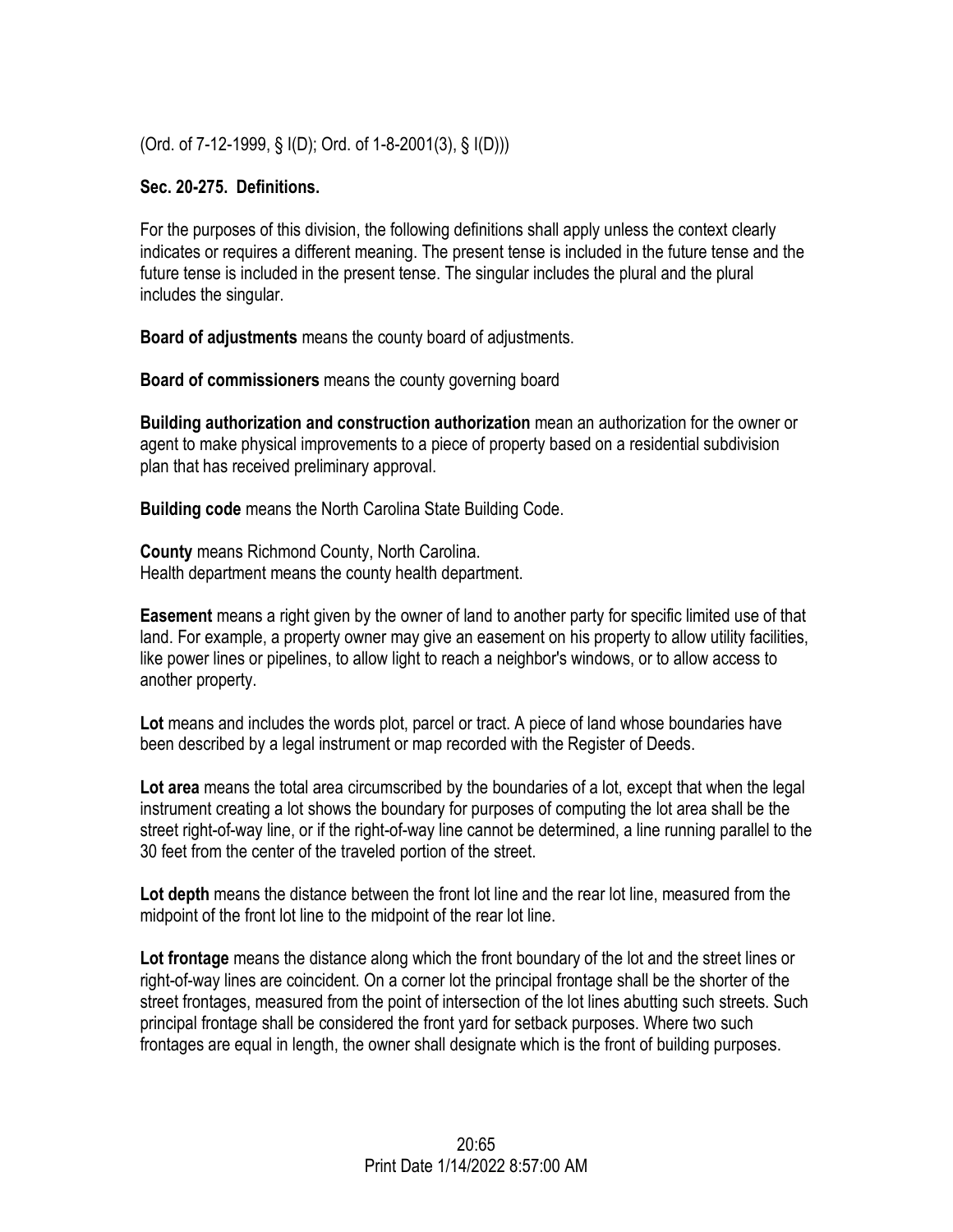(Ord. of 7-12-1999, § I(D); Ord. of 1-8-2001(3), § I(D)))

### Sec. 20-275. Definitions.

For the purposes of this division, the following definitions shall apply unless the context clearly indicates or requires a different meaning. The present tense is included in the future tense and the future tense is included in the present tense. The singular includes the plural and the plural includes the singular.

**Board of adjustments** means the county board of adjustments.

**Board of commissioners** means the county governing board

**Building authorization and construction authorization** mean an authorization for the owner or agent to make physical improvements to a piece of property based on a residential subdivision plan that has received preliminary approval.

**Building code** means the North Carolina State Building Code.

**County** means Richmond County, North Carolina.
Health department means the county health department.

**Easement** means a right given by the owner of land to another party for specific limited use of that land. For example, a property owner may give an easement on his property to allow utility facilities, like power lines or pipelines, to allow light to reach a neighbor's windows, or to allow access to another property.

**Lot** means and includes the words plot, parcel or tract. A piece of land whose boundaries have been described by a legal instrument or map recorded with the Register of Deeds.

**Lot area** means the total area circumscribed by the boundaries of a lot, except that when the legal instrument creating a lot shows the boundary for purposes of computing the lot area shall be the street right-of-way line, or if the right-of-way line cannot be determined, a line running parallel to the 30 feet from the center of the traveled portion of the street.

**Lot depth** means the distance between the front lot line and the rear lot line, measured from the midpoint of the front lot line to the midpoint of the rear lot line.

**Lot frontage** means the distance along which the front boundary of the lot and the street lines or right-of-way lines are coincident. On a corner lot the principal frontage shall be the shorter of the street frontages, measured from the point of intersection of the lot lines abutting such streets. Such principal frontage shall be considered the front yard for setback purposes. Where two such frontages are equal in length, the owner shall designate which is the front of building purposes.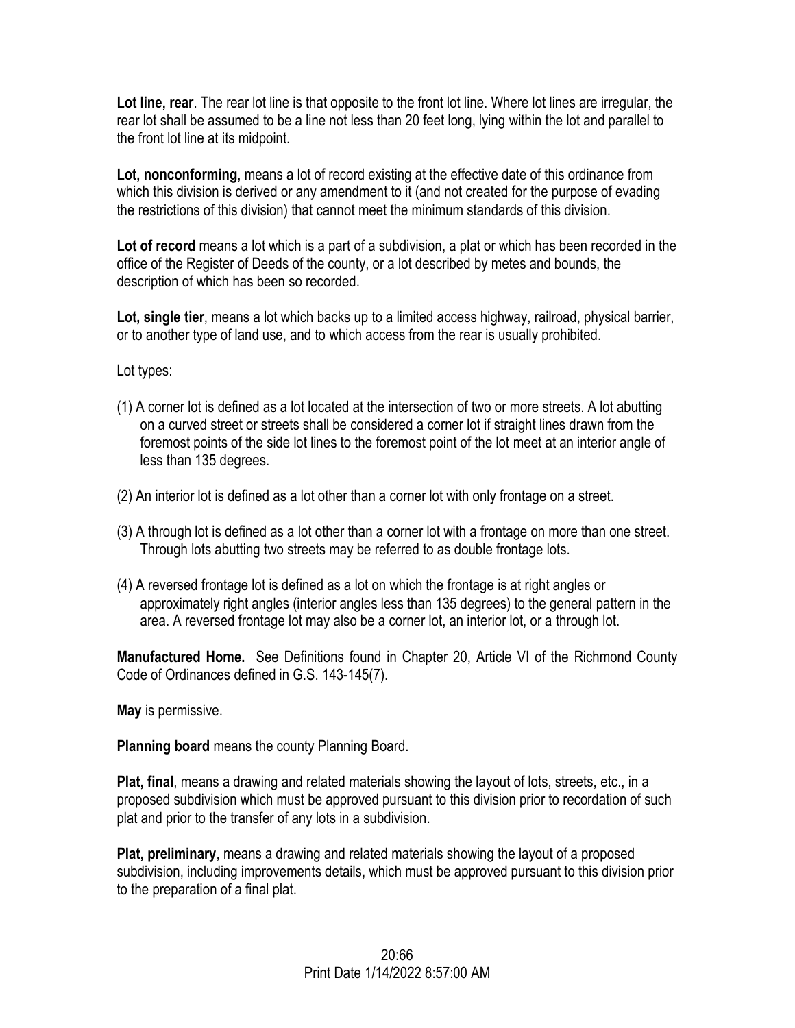**Lot line, rear**. The rear lot line is that opposite to the front lot line. Where lot lines are irregular, the rear lot shall be assumed to be a line not less than 20 feet long, lying within the lot and parallel to the front lot line at its midpoint.

**Lot, nonconforming**, means a lot of record existing at the effective date of this ordinance from which this division is derived or any amendment to it (and not created for the purpose of evading the restrictions of this division) that cannot meet the minimum standards of this division.

**Lot of record** means a lot which is a part of a subdivision, a plat or which has been recorded in the office of the Register of Deeds of the county, or a lot described by metes and bounds, the description of which has been so recorded.

**Lot, single tier**, means a lot which backs up to a limited access highway, railroad, physical barrier, or to another type of land use, and to which access from the rear is usually prohibited.

Lot types:

(1) A corner lot is defined as a lot located at the intersection of two or more streets. A lot abutting on a curved street or streets shall be considered a corner lot if straight lines drawn from the foremost points of the side lot lines to the foremost point of the lot meet at an interior angle of less than 135 degrees.

(2) An interior lot is defined as a lot other than a corner lot with only frontage on a street.

(3) A through lot is defined as a lot other than a corner lot with a frontage on more than one street. Through lots abutting two streets may be referred to as double frontage lots.

(4) A reversed frontage lot is defined as a lot on which the frontage is at right angles or approximately right angles (interior angles less than 135 degrees) to the general pattern in the area. A reversed frontage lot may also be a corner lot, an interior lot, or a through lot.

**Manufactured Home.** See Definitions found in Chapter 20, Article VI of the Richmond County Code of Ordinances defined in G.S. 143-145(7).

**May** is permissive.

**Planning board** means the county Planning Board.

**Plat, final**, means a drawing and related materials showing the layout of lots, streets, etc., in a proposed subdivision which must be approved pursuant to this division prior to recordation of such plat and prior to the transfer of any lots in a subdivision.

**Plat, preliminary**, means a drawing and related materials showing the layout of a proposed subdivision, including improvements details, which must be approved pursuant to this division prior to the preparation of a final plat.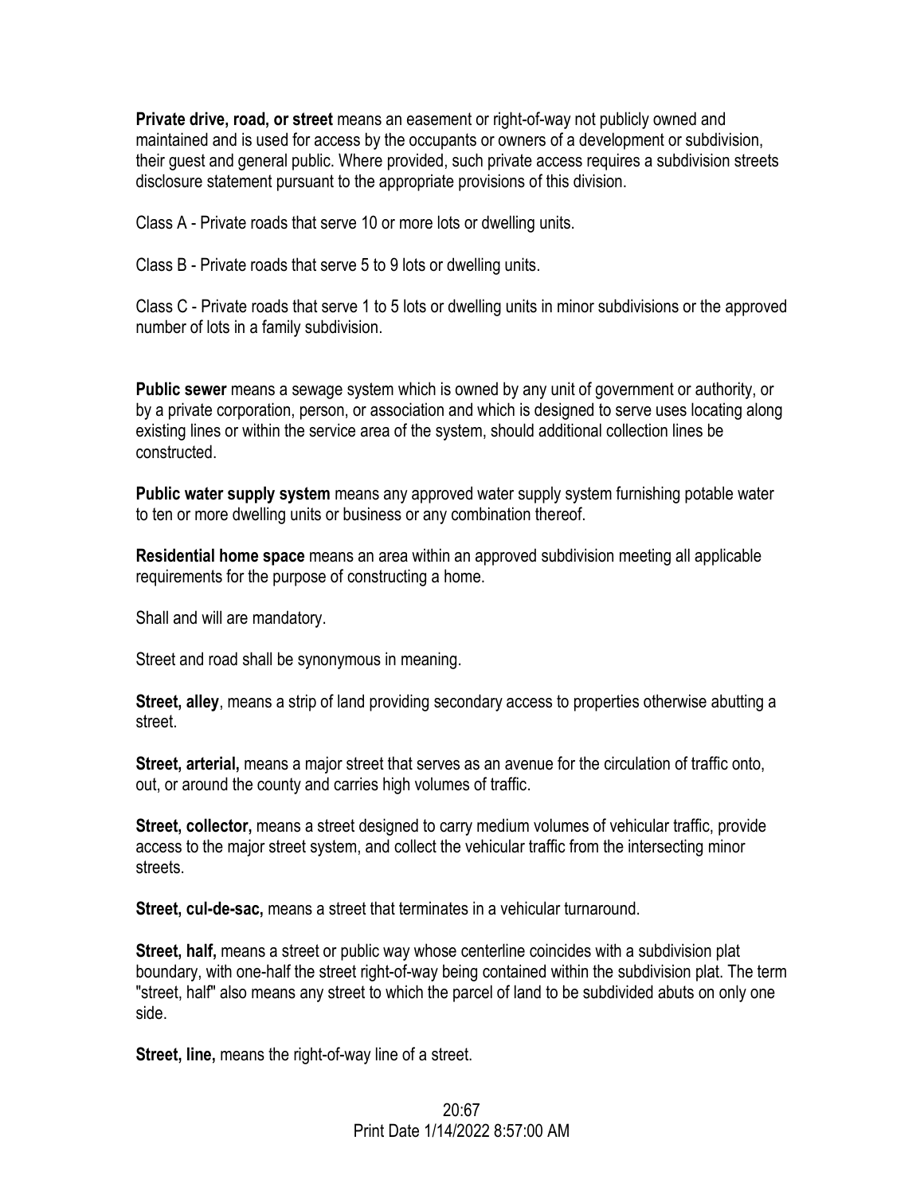**Private drive, road, or street** means an easement or right-of-way not publicly owned and maintained and is used for access by the occupants or owners of a development or subdivision, their guest and general public. Where provided, such private access requires a subdivision streets disclosure statement pursuant to the appropriate provisions of this division.

Class A - Private roads that serve 10 or more lots or dwelling units.

Class B - Private roads that serve 5 to 9 lots or dwelling units.

Class C - Private roads that serve 1 to 5 lots or dwelling units in minor subdivisions or the approved number of lots in a family subdivision.

**Public sewer** means a sewage system which is owned by any unit of government or authority, or by a private corporation, person, or association and which is designed to serve uses locating along existing lines or within the service area of the system, should additional collection lines be constructed.

**Public water supply system** means any approved water supply system furnishing potable water to ten or more dwelling units or business or any combination thereof.

**Residential home space** means an area within an approved subdivision meeting all applicable requirements for the purpose of constructing a home.

Shall and will are mandatory.

Street and road shall be synonymous in meaning.

**Street, alley**, means a strip of land providing secondary access to properties otherwise abutting a street.

**Street, arterial,** means a major street that serves as an avenue for the circulation of traffic onto, out, or around the county and carries high volumes of traffic.

**Street, collector,** means a street designed to carry medium volumes of vehicular traffic, provide access to the major street system, and collect the vehicular traffic from the intersecting minor streets.

**Street, cul-de-sac,** means a street that terminates in a vehicular turnaround.

**Street, half,** means a street or public way whose centerline coincides with a subdivision plat boundary, with one-half the street right-of-way being contained within the subdivision plat. The term "street, half" also means any street to which the parcel of land to be subdivided abuts on only one side.

**Street, line,** means the right-of-way line of a street.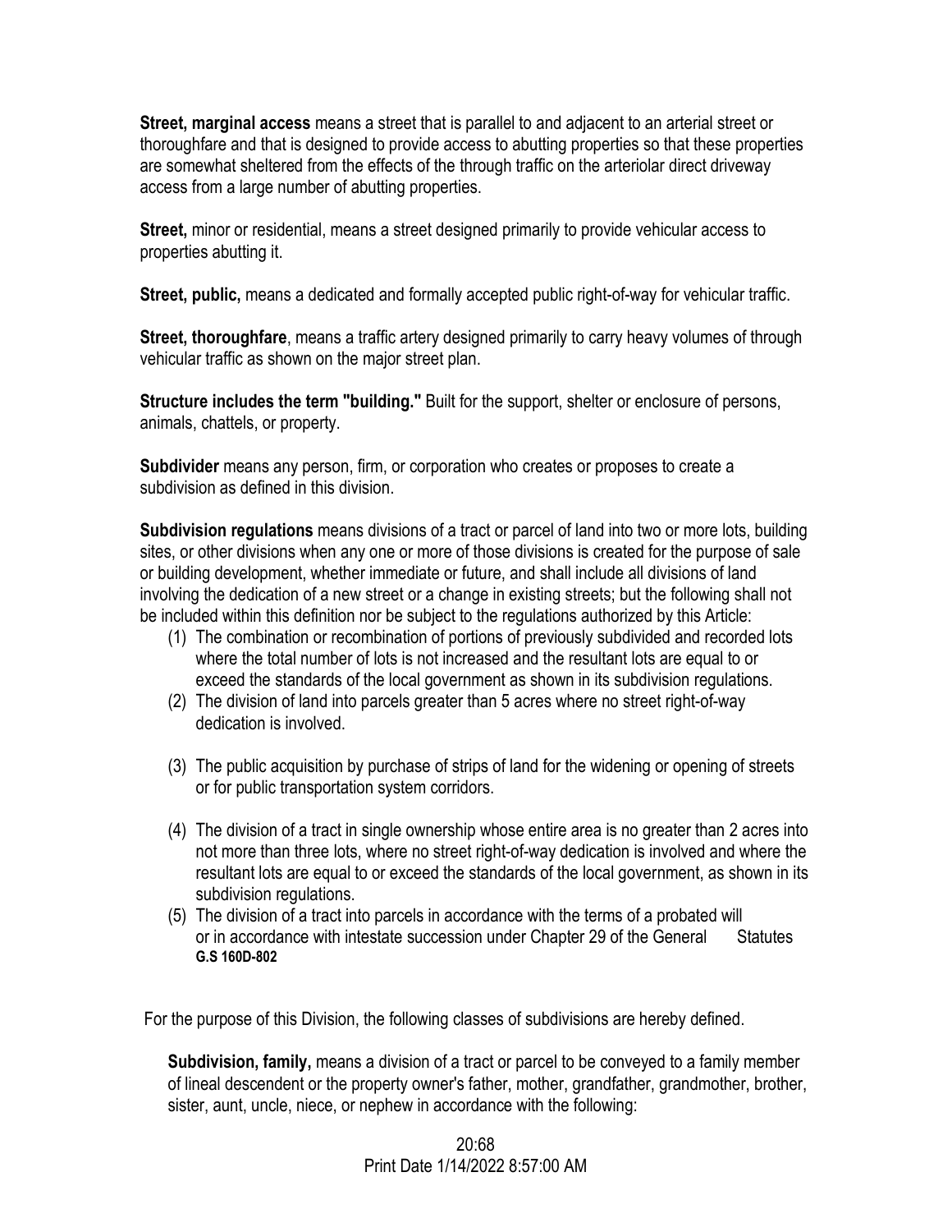**Street, marginal access** means a street that is parallel to and adjacent to an arterial street or thoroughfare and that is designed to provide access to abutting properties so that these properties are somewhat sheltered from the effects of the through traffic on the arteriolar direct driveway access from a large number of abutting properties.

**Street,** minor or residential, means a street designed primarily to provide vehicular access to properties abutting it.

**Street, public,** means a dedicated and formally accepted public right-of-way for vehicular traffic.

**Street, thoroughfare**, means a traffic artery designed primarily to carry heavy volumes of through vehicular traffic as shown on the major street plan.

**Structure includes the term "building."** Built for the support, shelter or enclosure of persons, animals, chattels, or property.

**Subdivider** means any person, firm, or corporation who creates or proposes to create a subdivision as defined in this division.

**Subdivision regulations** means divisions of a tract or parcel of land into two or more lots, building sites, or other divisions when any one or more of those divisions is created for the purpose of sale or building development, whether immediate or future, and shall include all divisions of land involving the dedication of a new street or a change in existing streets; but the following shall not be included within this definition nor be subject to the regulations authorized by this Article:

1. The combination or recombination of portions of previously subdivided and recorded lots where the total number of lots is not increased and the resultant lots are equal to or exceed the standards of the local government as shown in its subdivision regulations.
2. The division of land into parcels greater than 5 acres where no street right-of-way dedication is involved.
3. The public acquisition by purchase of strips of land for the widening or opening of streets or for public transportation system corridors.
4. The division of a tract in single ownership whose entire area is no greater than 2 acres into not more than three lots, where no street right-of-way dedication is involved and where the resultant lots are equal to or exceed the standards of the local government, as shown in its subdivision regulations.
5. The division of a tract into parcels in accordance with the terms of a probated will or in accordance with intestate succession under Chapter 29 of the General Statutes **G.S 160D-802**

For the purpose of this Division, the following classes of subdivisions are hereby defined.

**Subdivision, family,** means a division of a tract or parcel to be conveyed to a family member of lineal descendent or the property owner's father, mother, grandfather, grandmother, brother, sister, aunt, uncle, niece, or nephew in accordance with the following: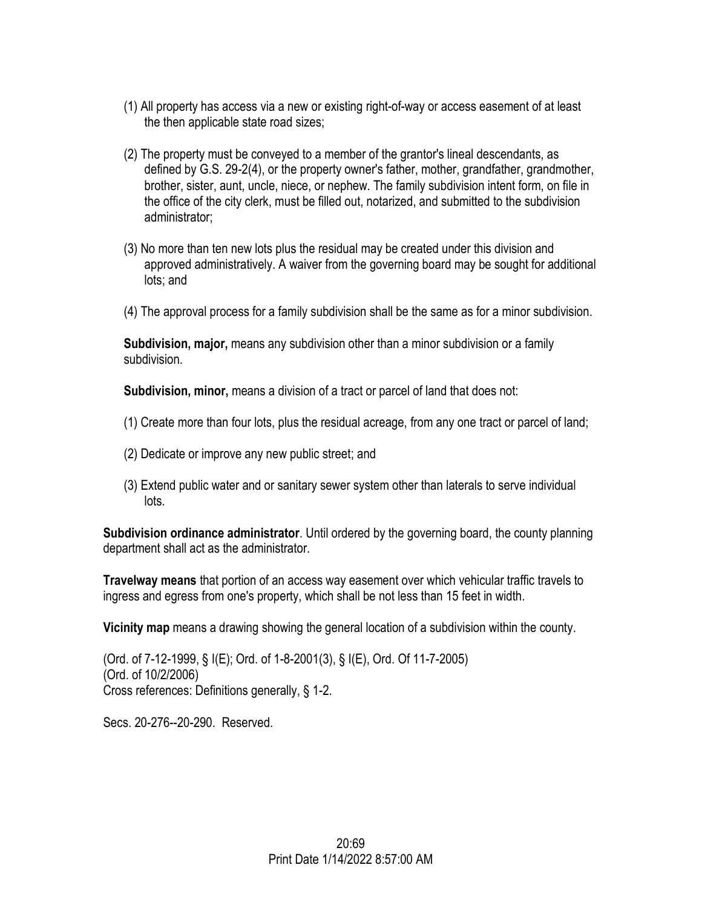(1) All property has access via a new or existing right-of-way or access easement of at least the then applicable state road sizes;

(2) The property must be conveyed to a member of the grantor's lineal descendants, as defined by G.S. 29-2(4), or the property owner's father, mother, grandfather, grandmother, brother, sister, aunt, uncle, niece, or nephew. The family subdivision intent form, on file in the office of the city clerk, must be filled out, notarized, and submitted to the subdivision administrator;

(3) No more than ten new lots plus the residual may be created under this division and approved administratively. A waiver from the governing board may be sought for additional lots; and

(4) The approval process for a family subdivision shall be the same as for a minor subdivision.

**Subdivision, major,** means any subdivision other than a minor subdivision or a family subdivision.

**Subdivision, minor,** means a division of a tract or parcel of land that does not:

(1) Create more than four lots, plus the residual acreage, from any one tract or parcel of land;

(2) Dedicate or improve any new public street; and

(3) Extend public water and or sanitary sewer system other than laterals to serve individual lots.

**Subdivision ordinance administrator**. Until ordered by the governing board, the county planning department shall act as the administrator.

**Travelway means** that portion of an access way easement over which vehicular traffic travels to ingress and egress from one's property, which shall be not less than 15 feet in width.

**Vicinity map** means a drawing showing the general location of a subdivision within the county.

(Ord. of 7-12-1999, § I(E); Ord. of 1-8-2001(3), § I(E), Ord. Of 11-7-2005)
(Ord. of 10/2/2006)
Cross references: Definitions generally, § 1-2.

Secs. 20-276--20-290. Reserved.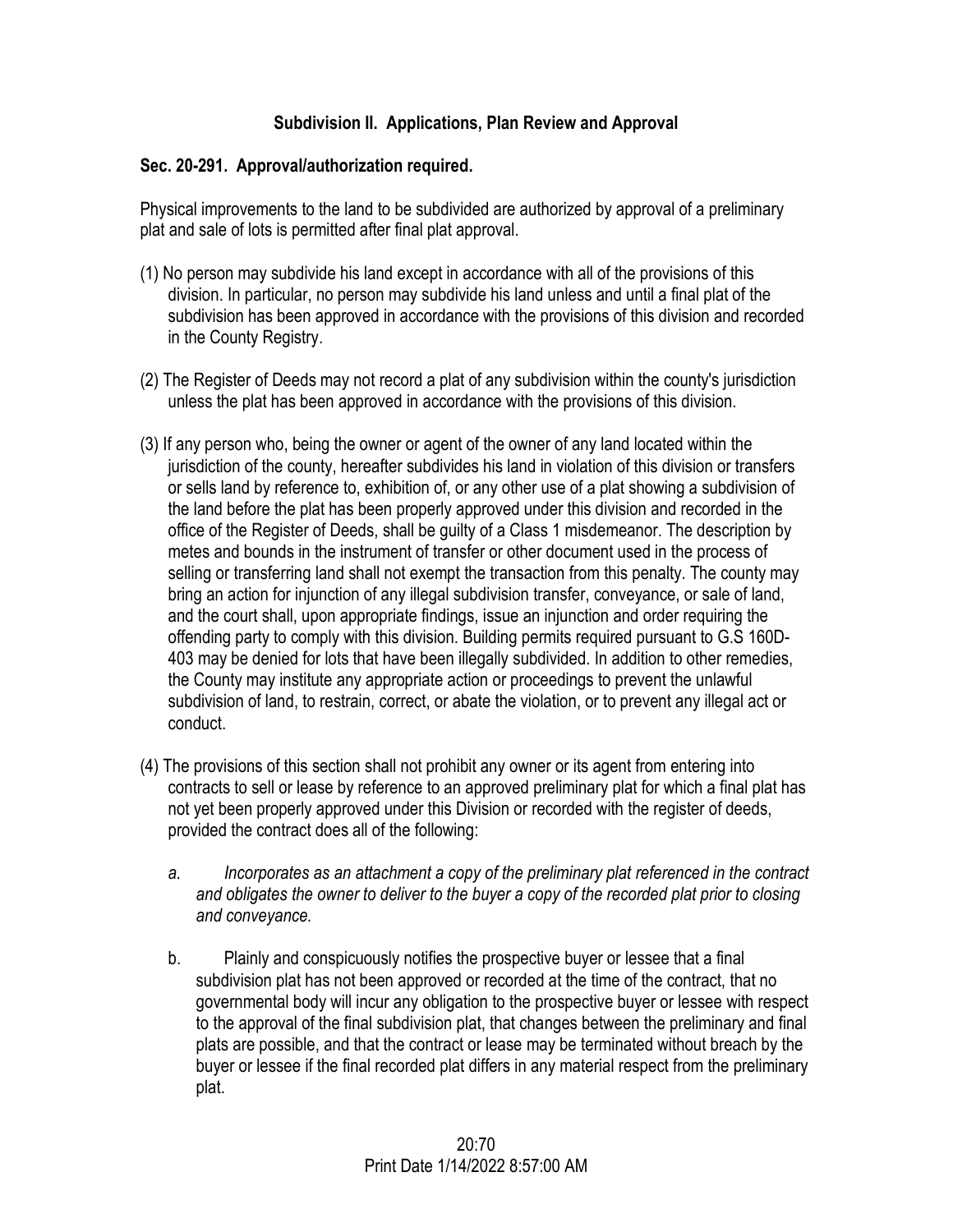### Subdivision II. Applications, Plan Review and Approval

### Sec. 20-291. Approval/authorization required.

Physical improvements to the land to be subdivided are authorized by approval of a preliminary plat and sale of lots is permitted after final plat approval.

(1) No person may subdivide his land except in accordance with all of the provisions of this division. In particular, no person may subdivide his land unless and until a final plat of the subdivision has been approved in accordance with the provisions of this division and recorded in the County Registry.

(2) The Register of Deeds may not record a plat of any subdivision within the county's jurisdiction unless the plat has been approved in accordance with the provisions of this division.

(3) If any person who, being the owner or agent of the owner of any land located within the jurisdiction of the county, hereafter subdivides his land in violation of this division or transfers or sells land by reference to, exhibition of, or any other use of a plat showing a subdivision of the land before the plat has been properly approved under this division and recorded in the office of the Register of Deeds, shall be guilty of a Class 1 misdemeanor. The description by metes and bounds in the instrument of transfer or other document used in the process of selling or transferring land shall not exempt the transaction from this penalty. The county may bring an action for injunction of any illegal subdivision transfer, conveyance, or sale of land, and the court shall, upon appropriate findings, issue an injunction and order requiring the offending party to comply with this division. Building permits required pursuant to G.S 160D-403 may be denied for lots that have been illegally subdivided. In addition to other remedies, the County may institute any appropriate action or proceedings to prevent the unlawful subdivision of land, to restrain, correct, or abate the violation, or to prevent any illegal act or conduct.

(4) The provisions of this section shall not prohibit any owner or its agent from entering into contracts to sell or lease by reference to an approved preliminary plat for which a final plat has not yet been properly approved under this Division or recorded with the register of deeds, provided the contract does all of the following:

   a. *Incorporates as an attachment a copy of the preliminary plat referenced in the contract and obligates the owner to deliver to the buyer a copy of the recorded plat prior to closing and conveyance.*

   b. Plainly and conspicuously notifies the prospective buyer or lessee that a final subdivision plat has not been approved or recorded at the time of the contract, that no governmental body will incur any obligation to the prospective buyer or lessee with respect to the approval of the final subdivision plat, that changes between the preliminary and final plats are possible, and that the contract or lease may be terminated without breach by the buyer or lessee if the final recorded plat differs in any material respect from the preliminary plat.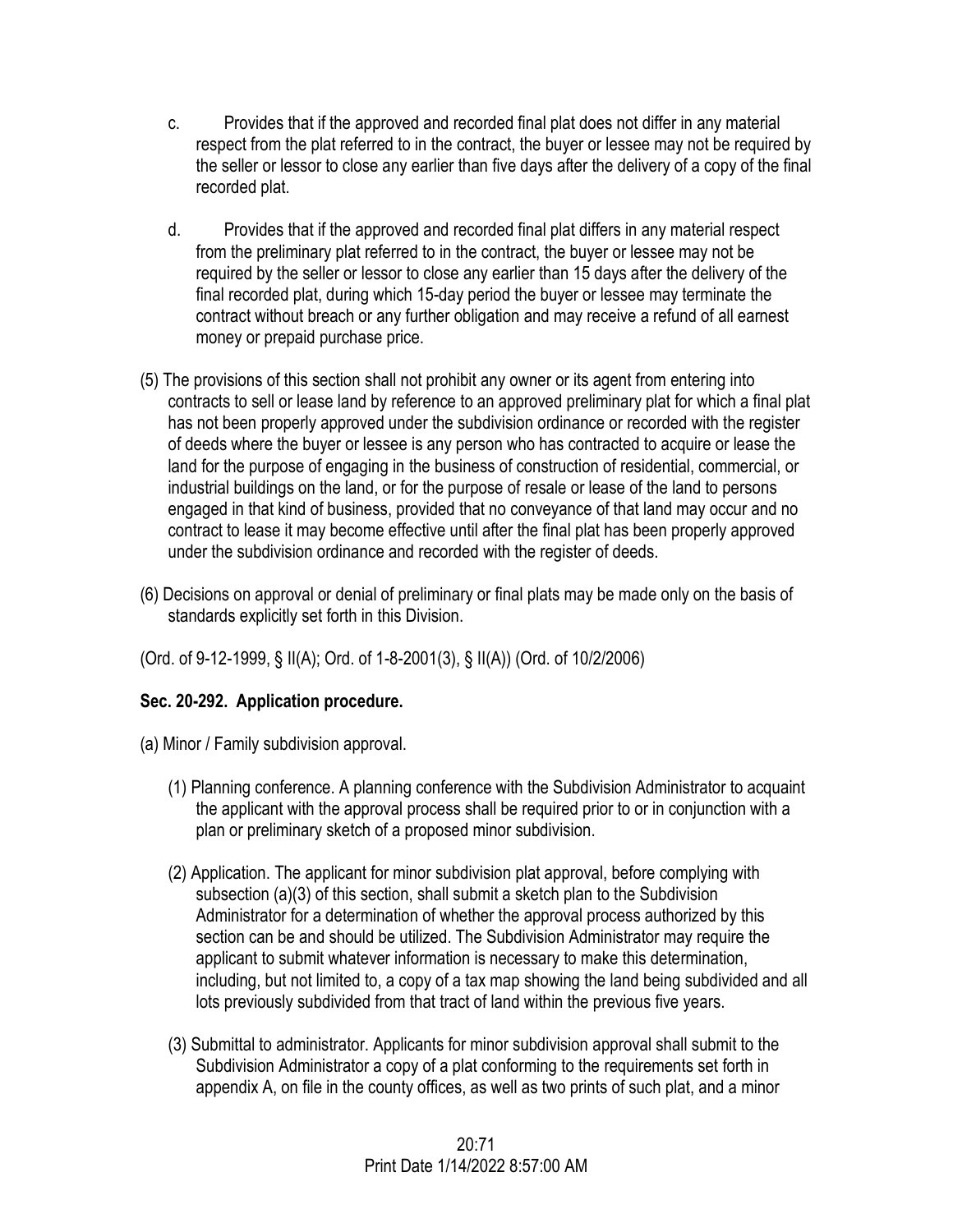c. Provides that if the approved and recorded final plat does not differ in any material respect from the plat referred to in the contract, the buyer or lessee may not be required by the seller or lessor to close any earlier than five days after the delivery of a copy of the final recorded plat.

d. Provides that if the approved and recorded final plat differs in any material respect from the preliminary plat referred to in the contract, the buyer or lessee may not be required by the seller or lessor to close any earlier than 15 days after the delivery of the final recorded plat, during which 15-day period the buyer or lessee may terminate the contract without breach or any further obligation and may receive a refund of all earnest money or prepaid purchase price.

(5) The provisions of this section shall not prohibit any owner or its agent from entering into contracts to sell or lease land by reference to an approved preliminary plat for which a final plat has not been properly approved under the subdivision ordinance or recorded with the register of deeds where the buyer or lessee is any person who has contracted to acquire or lease the land for the purpose of engaging in the business of construction of residential, commercial, or industrial buildings on the land, or for the purpose of resale or lease of the land to persons engaged in that kind of business, provided that no conveyance of that land may occur and no contract to lease it may become effective until after the final plat has been properly approved under the subdivision ordinance and recorded with the register of deeds.

(6) Decisions on approval or denial of preliminary or final plats may be made only on the basis of standards explicitly set forth in this Division.

(Ord. of 9-12-1999, § II(A); Ord. of 1-8-2001(3), § II(A)) (Ord. of 10/2/2006)

**Sec. 20-292. Application procedure.**

(a) Minor / Family subdivision approval.

(1) Planning conference. A planning conference with the Subdivision Administrator to acquaint the applicant with the approval process shall be required prior to or in conjunction with a plan or preliminary sketch of a proposed minor subdivision.

(2) Application. The applicant for minor subdivision plat approval, before complying with subsection (a)(3) of this section, shall submit a sketch plan to the Subdivision Administrator for a determination of whether the approval process authorized by this section can be and should be utilized. The Subdivision Administrator may require the applicant to submit whatever information is necessary to make this determination, including, but not limited to, a copy of a tax map showing the land being subdivided and all lots previously subdivided from that tract of land within the previous five years.

(3) Submittal to administrator. Applicants for minor subdivision approval shall submit to the Subdivision Administrator a copy of a plat conforming to the requirements set forth in appendix A, on file in the county offices, as well as two prints of such plat, and a minor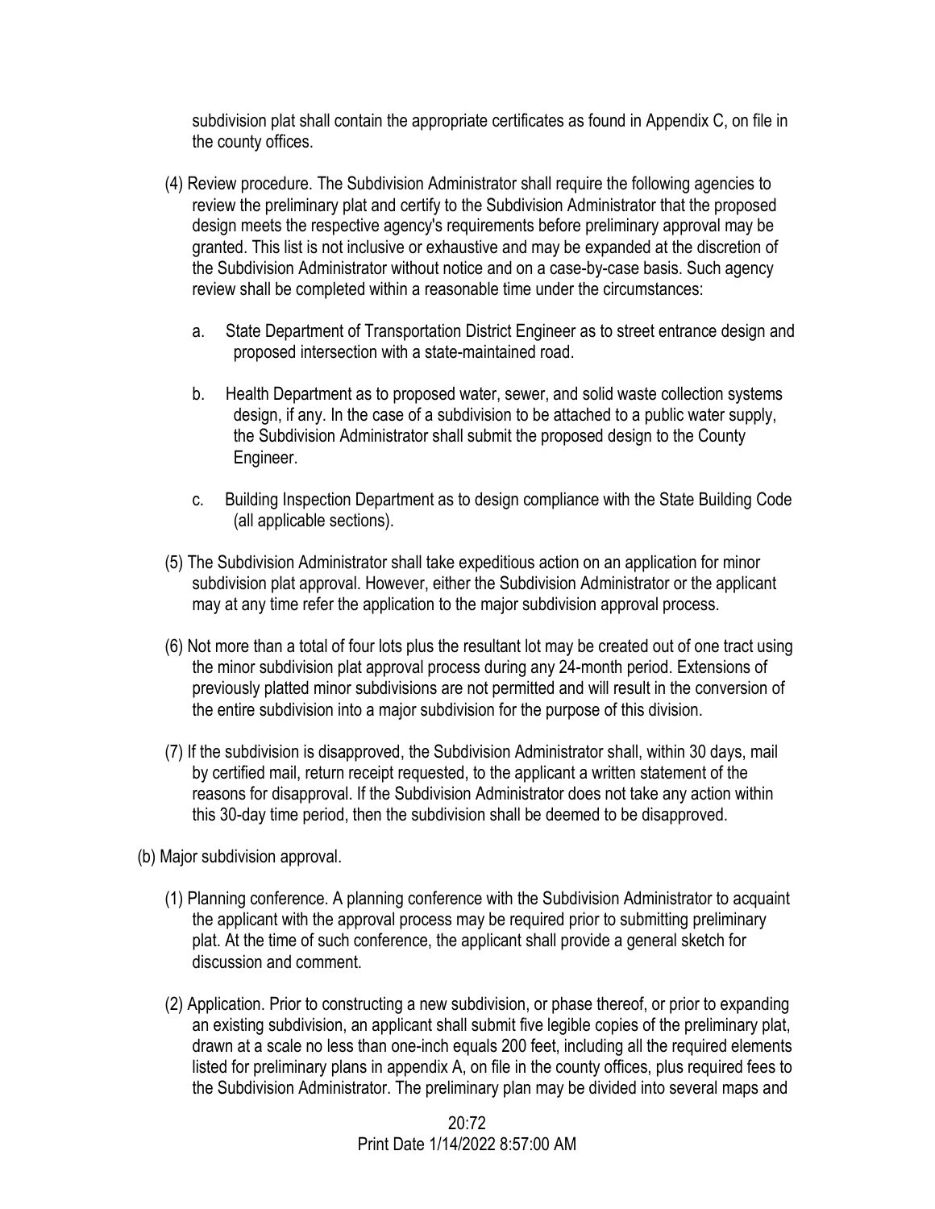subdivision plat shall contain the appropriate certificates as found in Appendix C, on file in the county offices.

(4) Review procedure. The Subdivision Administrator shall require the following agencies to review the preliminary plat and certify to the Subdivision Administrator that the proposed design meets the respective agency's requirements before preliminary approval may be granted. This list is not inclusive or exhaustive and may be expanded at the discretion of the Subdivision Administrator without notice and on a case-by-case basis. Such agency review shall be completed within a reasonable time under the circumstances:

a. State Department of Transportation District Engineer as to street entrance design and proposed intersection with a state-maintained road.

b. Health Department as to proposed water, sewer, and solid waste collection systems design, if any. In the case of a subdivision to be attached to a public water supply, the Subdivision Administrator shall submit the proposed design to the County Engineer.

c. Building Inspection Department as to design compliance with the State Building Code (all applicable sections).

(5) The Subdivision Administrator shall take expeditious action on an application for minor subdivision plat approval. However, either the Subdivision Administrator or the applicant may at any time refer the application to the major subdivision approval process.

(6) Not more than a total of four lots plus the resultant lot may be created out of one tract using the minor subdivision plat approval process during any 24-month period. Extensions of previously platted minor subdivisions are not permitted and will result in the conversion of the entire subdivision into a major subdivision for the purpose of this division.

(7) If the subdivision is disapproved, the Subdivision Administrator shall, within 30 days, mail by certified mail, return receipt requested, to the applicant a written statement of the reasons for disapproval. If the Subdivision Administrator does not take any action within this 30-day time period, then the subdivision shall be deemed to be disapproved.

(b) Major subdivision approval.

(1) Planning conference. A planning conference with the Subdivision Administrator to acquaint the applicant with the approval process may be required prior to submitting preliminary plat. At the time of such conference, the applicant shall provide a general sketch for discussion and comment.

(2) Application. Prior to constructing a new subdivision, or phase thereof, or prior to expanding an existing subdivision, an applicant shall submit five legible copies of the preliminary plat, drawn at a scale no less than one-inch equals 200 feet, including all the required elements listed for preliminary plans in appendix A, on file in the county offices, plus required fees to the Subdivision Administrator. The preliminary plan may be divided into several maps and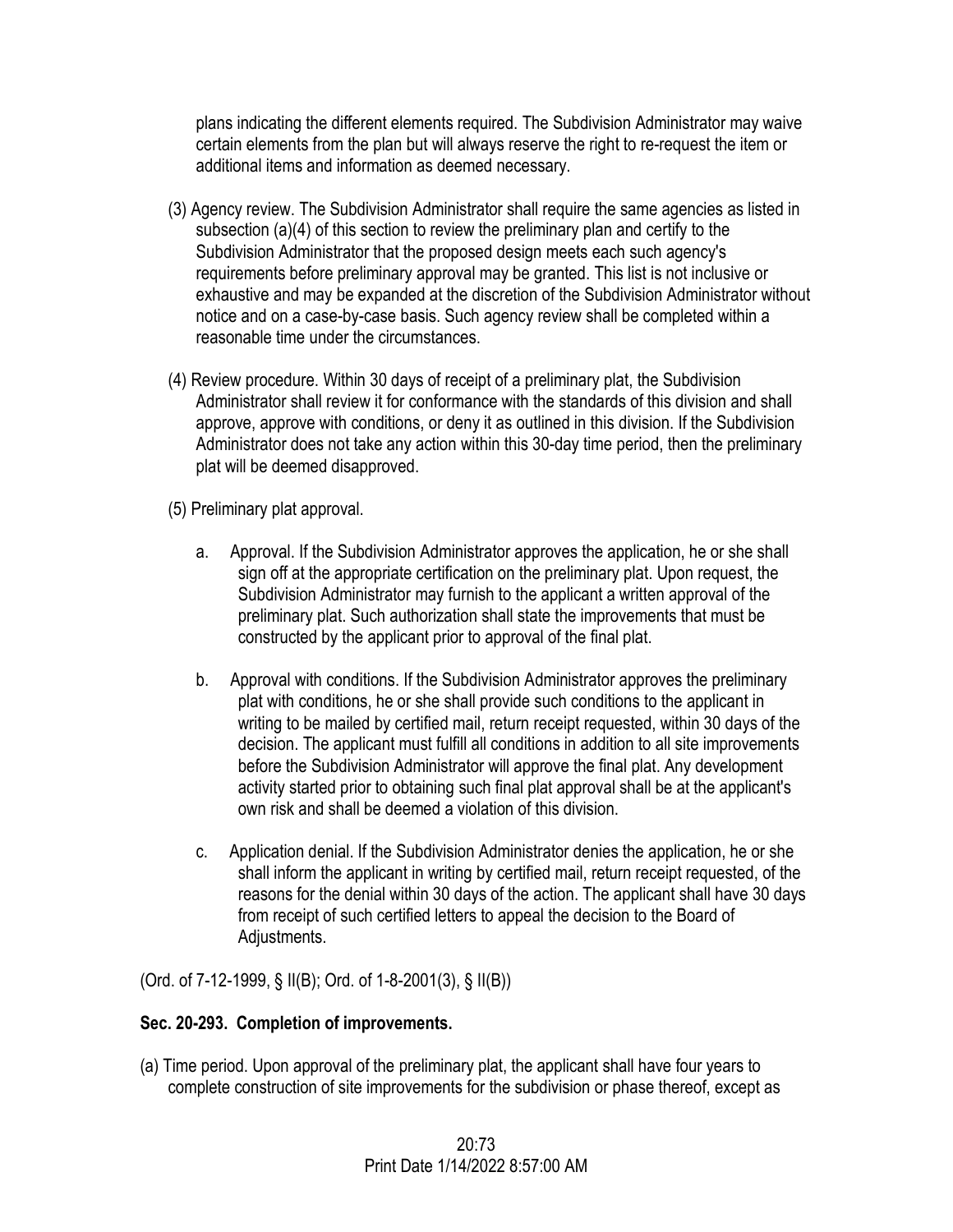plans indicating the different elements required. The Subdivision Administrator may waive certain elements from the plan but will always reserve the right to re-request the item or additional items and information as deemed necessary.

(3) Agency review. The Subdivision Administrator shall require the same agencies as listed in subsection (a)(4) of this section to review the preliminary plan and certify to the Subdivision Administrator that the proposed design meets each such agency's requirements before preliminary approval may be granted. This list is not inclusive or exhaustive and may be expanded at the discretion of the Subdivision Administrator without notice and on a case-by-case basis. Such agency review shall be completed within a reasonable time under the circumstances.

(4) Review procedure. Within 30 days of receipt of a preliminary plat, the Subdivision Administrator shall review it for conformance with the standards of this division and shall approve, approve with conditions, or deny it as outlined in this division. If the Subdivision Administrator does not take any action within this 30-day time period, then the preliminary plat will be deemed disapproved.

(5) Preliminary plat approval.

a. Approval. If the Subdivision Administrator approves the application, he or she shall sign off at the appropriate certification on the preliminary plat. Upon request, the Subdivision Administrator may furnish to the applicant a written approval of the preliminary plat. Such authorization shall state the improvements that must be constructed by the applicant prior to approval of the final plat.

b. Approval with conditions. If the Subdivision Administrator approves the preliminary plat with conditions, he or she shall provide such conditions to the applicant in writing to be mailed by certified mail, return receipt requested, within 30 days of the decision. The applicant must fulfill all conditions in addition to all site improvements before the Subdivision Administrator will approve the final plat. Any development activity started prior to obtaining such final plat approval shall be at the applicant's own risk and shall be deemed a violation of this division.

c. Application denial. If the Subdivision Administrator denies the application, he or she shall inform the applicant in writing by certified mail, return receipt requested, of the reasons for the denial within 30 days of the action. The applicant shall have 30 days from receipt of such certified letters to appeal the decision to the Board of Adjustments.

(Ord. of 7-12-1999, § II(B); Ord. of 1-8-2001(3), § II(B))

**Sec. 20-293. Completion of improvements.**

(a) Time period. Upon approval of the preliminary plat, the applicant shall have four years to complete construction of site improvements for the subdivision or phase thereof, except as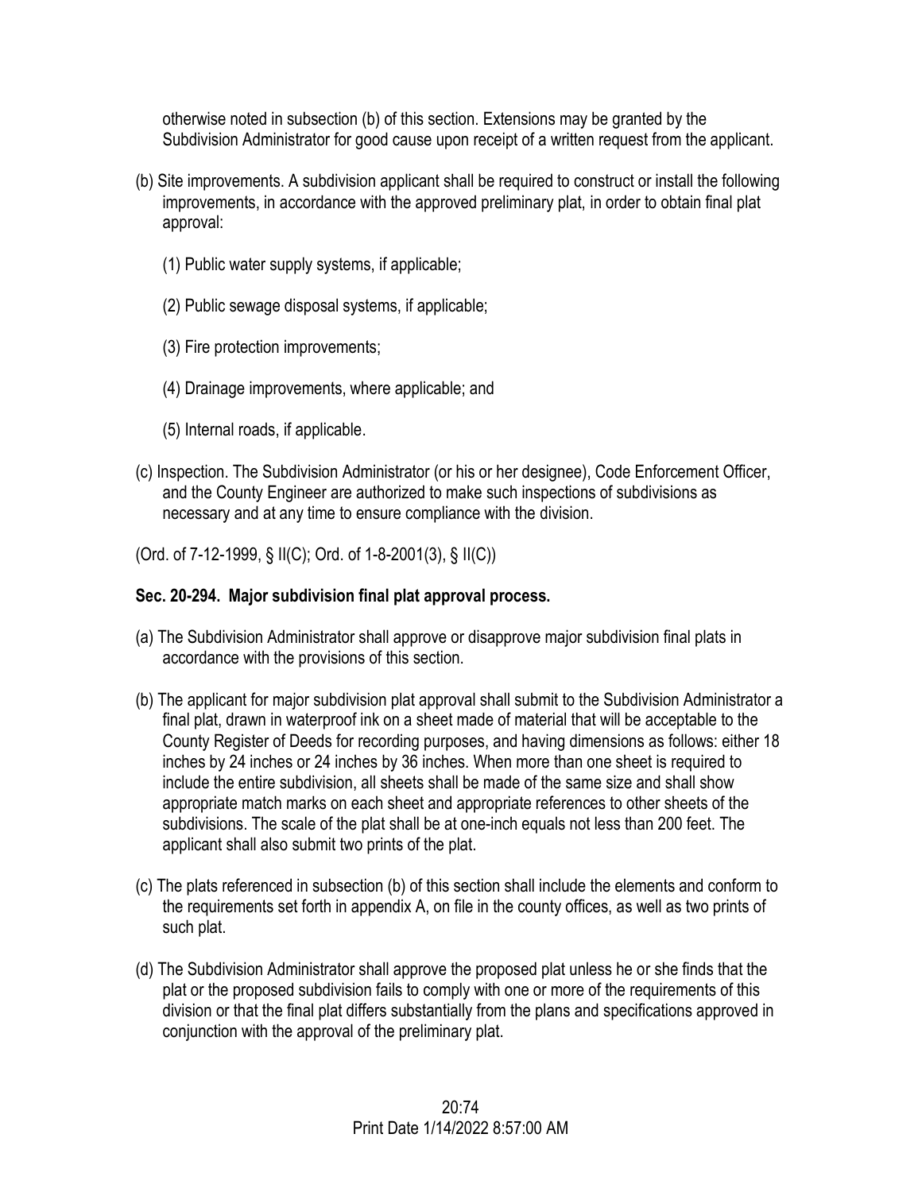otherwise noted in subsection (b) of this section. Extensions may be granted by the Subdivision Administrator for good cause upon receipt of a written request from the applicant.

(b) Site improvements. A subdivision applicant shall be required to construct or install the following improvements, in accordance with the approved preliminary plat, in order to obtain final plat approval:

(1) Public water supply systems, if applicable;

(2) Public sewage disposal systems, if applicable;

(3) Fire protection improvements;

(4) Drainage improvements, where applicable; and

(5) Internal roads, if applicable.

(c) Inspection. The Subdivision Administrator (or his or her designee), Code Enforcement Officer, and the County Engineer are authorized to make such inspections of subdivisions as necessary and at any time to ensure compliance with the division.

(Ord. of 7-12-1999, § II(C); Ord. of 1-8-2001(3), § II(C))

**Sec. 20-294. Major subdivision final plat approval process.**

(a) The Subdivision Administrator shall approve or disapprove major subdivision final plats in accordance with the provisions of this section.

(b) The applicant for major subdivision plat approval shall submit to the Subdivision Administrator a final plat, drawn in waterproof ink on a sheet made of material that will be acceptable to the County Register of Deeds for recording purposes, and having dimensions as follows: either 18 inches by 24 inches or 24 inches by 36 inches. When more than one sheet is required to include the entire subdivision, all sheets shall be made of the same size and shall show appropriate match marks on each sheet and appropriate references to other sheets of the subdivisions. The scale of the plat shall be at one-inch equals not less than 200 feet. The applicant shall also submit two prints of the plat.

(c) The plats referenced in subsection (b) of this section shall include the elements and conform to the requirements set forth in appendix A, on file in the county offices, as well as two prints of such plat.

(d) The Subdivision Administrator shall approve the proposed plat unless he or she finds that the plat or the proposed subdivision fails to comply with one or more of the requirements of this division or that the final plat differs substantially from the plans and specifications approved in conjunction with the approval of the preliminary plat.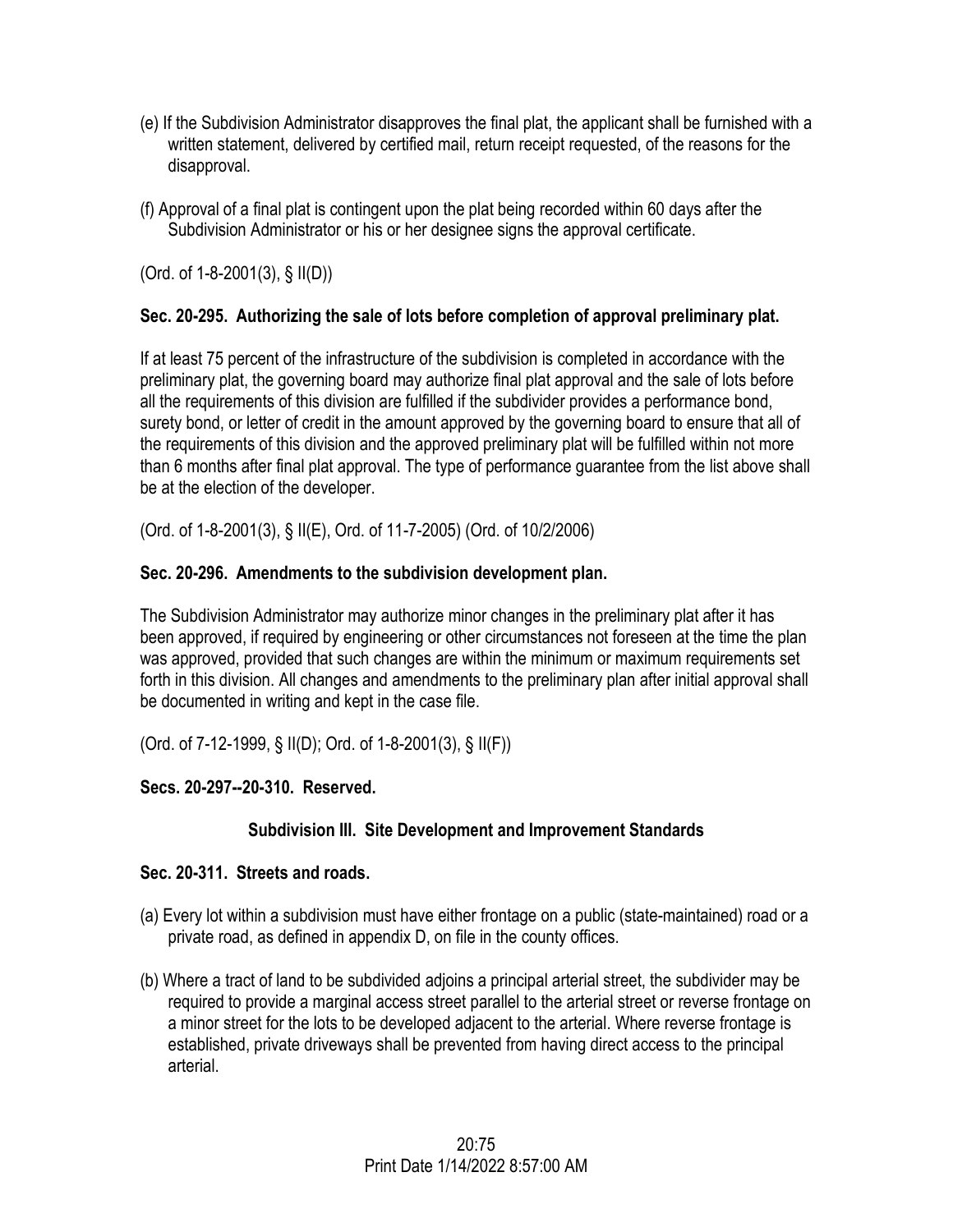(e) If the Subdivision Administrator disapproves the final plat, the applicant shall be furnished with a written statement, delivered by certified mail, return receipt requested, of the reasons for the disapproval.

(f) Approval of a final plat is contingent upon the plat being recorded within 60 days after the Subdivision Administrator or his or her designee signs the approval certificate.

(Ord. of 1-8-2001(3), § II(D))

**Sec. 20-295. Authorizing the sale of lots before completion of approval preliminary plat.**

If at least 75 percent of the infrastructure of the subdivision is completed in accordance with the preliminary plat, the governing board may authorize final plat approval and the sale of lots before all the requirements of this division are fulfilled if the subdivider provides a performance bond, surety bond, or letter of credit in the amount approved by the governing board to ensure that all of the requirements of this division and the approved preliminary plat will be fulfilled within not more than 6 months after final plat approval. The type of performance guarantee from the list above shall be at the election of the developer.

(Ord. of 1-8-2001(3), § II(E), Ord. of 11-7-2005) (Ord. of 10/2/2006)

**Sec. 20-296. Amendments to the subdivision development plan.**

The Subdivision Administrator may authorize minor changes in the preliminary plat after it has been approved, if required by engineering or other circumstances not foreseen at the time the plan was approved, provided that such changes are within the minimum or maximum requirements set forth in this division. All changes and amendments to the preliminary plan after initial approval shall be documented in writing and kept in the case file.

(Ord. of 7-12-1999, § II(D); Ord. of 1-8-2001(3), § II(F))

**Secs. 20-297--20-310. Reserved.**

**Subdivision III. Site Development and Improvement Standards**

**Sec. 20-311. Streets and roads.**

(a) Every lot within a subdivision must have either frontage on a public (state-maintained) road or a private road, as defined in appendix D, on file in the county offices.

(b) Where a tract of land to be subdivided adjoins a principal arterial street, the subdivider may be required to provide a marginal access street parallel to the arterial street or reverse frontage on a minor street for the lots to be developed adjacent to the arterial. Where reverse frontage is established, private driveways shall be prevented from having direct access to the principal arterial.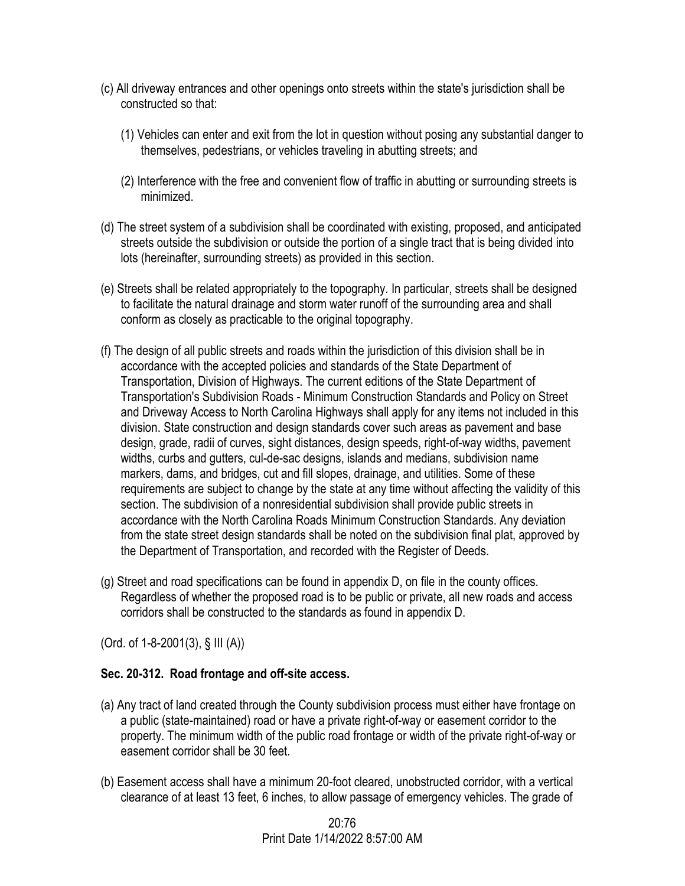(c) All driveway entrances and other openings onto streets within the state's jurisdiction shall be constructed so that:

   (1) Vehicles can enter and exit from the lot in question without posing any substantial danger to themselves, pedestrians, or vehicles traveling in abutting streets; and

   (2) Interference with the free and convenient flow of traffic in abutting or surrounding streets is minimized.

(d) The street system of a subdivision shall be coordinated with existing, proposed, and anticipated streets outside the subdivision or outside the portion of a single tract that is being divided into lots (hereinafter, surrounding streets) as provided in this section.

(e) Streets shall be related appropriately to the topography. In particular, streets shall be designed to facilitate the natural drainage and storm water runoff of the surrounding area and shall conform as closely as practicable to the original topography.

(f) The design of all public streets and roads within the jurisdiction of this division shall be in accordance with the accepted policies and standards of the State Department of Transportation, Division of Highways. The current editions of the State Department of Transportation's Subdivision Roads - Minimum Construction Standards and Policy on Street and Driveway Access to North Carolina Highways shall apply for any items not included in this division. State construction and design standards cover such areas as pavement and base design, grade, radii of curves, sight distances, design speeds, right-of-way widths, pavement widths, curbs and gutters, cul-de-sac designs, islands and medians, subdivision name markers, dams, and bridges, cut and fill slopes, drainage, and utilities. Some of these requirements are subject to change by the state at any time without affecting the validity of this section. The subdivision of a nonresidential subdivision shall provide public streets in accordance with the North Carolina Roads Minimum Construction Standards. Any deviation from the state street design standards shall be noted on the subdivision final plat, approved by the Department of Transportation, and recorded with the Register of Deeds.

(g) Street and road specifications can be found in appendix D, on file in the county offices. Regardless of whether the proposed road is to be public or private, all new roads and access corridors shall be constructed to the standards as found in appendix D.

(Ord. of 1-8-2001(3), § III (A))

**Sec. 20-312. Road frontage and off-site access.**

(a) Any tract of land created through the County subdivision process must either have frontage on a public (state-maintained) road or have a private right-of-way or easement corridor to the property. The minimum width of the public road frontage or width of the private right-of-way or easement corridor shall be 30 feet.

(b) Easement access shall have a minimum 20-foot cleared, unobstructed corridor, with a vertical clearance of at least 13 feet, 6 inches, to allow passage of emergency vehicles. The grade of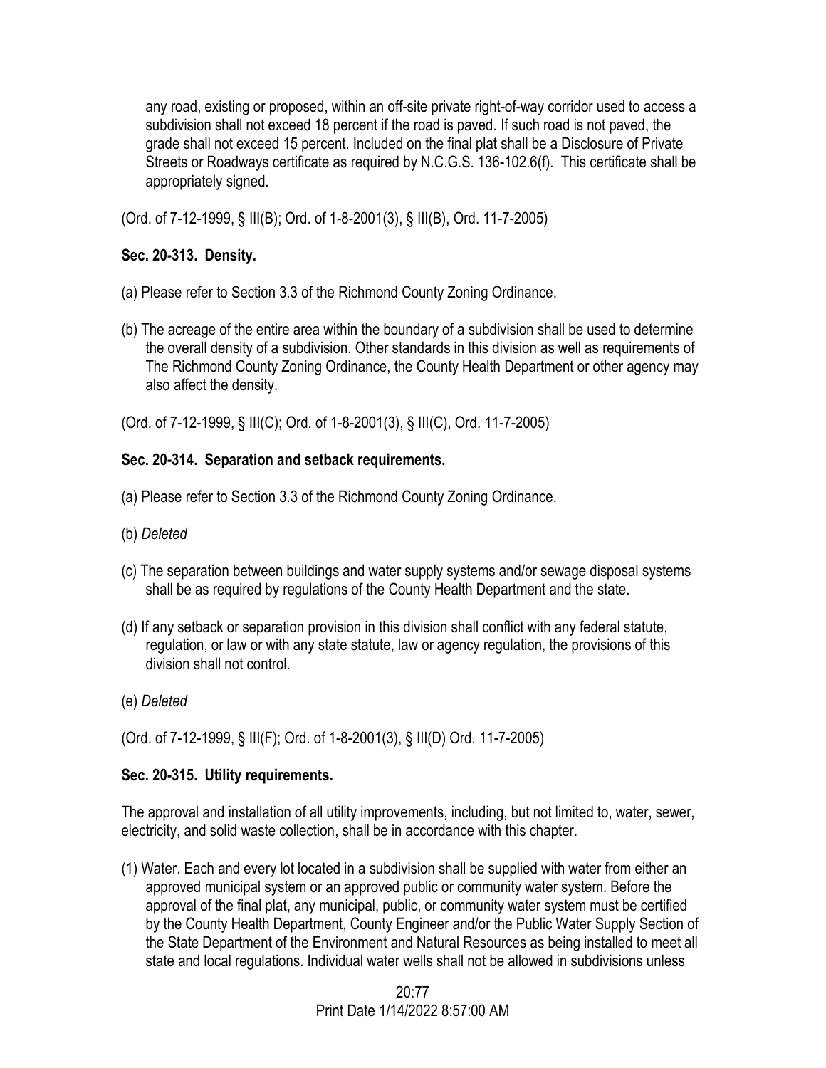any road, existing or proposed, within an off-site private right-of-way corridor used to access a subdivision shall not exceed 18 percent if the road is paved. If such road is not paved, the grade shall not exceed 15 percent. Included on the final plat shall be a Disclosure of Private Streets or Roadways certificate as required by N.C.G.S. 136-102.6(f). This certificate shall be appropriately signed.

(Ord. of 7-12-1999, § III(B); Ord. of 1-8-2001(3), § III(B), Ord. 11-7-2005)

**Sec. 20-313. Density.**

(a) Please refer to Section 3.3 of the Richmond County Zoning Ordinance.

(b) The acreage of the entire area within the boundary of a subdivision shall be used to determine the overall density of a subdivision. Other standards in this division as well as requirements of The Richmond County Zoning Ordinance, the County Health Department or other agency may also affect the density.

(Ord. of 7-12-1999, § III(C); Ord. of 1-8-2001(3), § III(C), Ord. 11-7-2005)

**Sec. 20-314. Separation and setback requirements.**

(a) Please refer to Section 3.3 of the Richmond County Zoning Ordinance.

(b) *Deleted*

(c) The separation between buildings and water supply systems and/or sewage disposal systems shall be as required by regulations of the County Health Department and the state.

(d) If any setback or separation provision in this division shall conflict with any federal statute, regulation, or law or with any state statute, law or agency regulation, the provisions of this division shall not control.

(e) *Deleted*

(Ord. of 7-12-1999, § III(F); Ord. of 1-8-2001(3), § III(D) Ord. 11-7-2005)

**Sec. 20-315. Utility requirements.**

The approval and installation of all utility improvements, including, but not limited to, water, sewer, electricity, and solid waste collection, shall be in accordance with this chapter.

(1) Water. Each and every lot located in a subdivision shall be supplied with water from either an approved municipal system or an approved public or community water system. Before the approval of the final plat, any municipal, public, or community water system must be certified by the County Health Department, County Engineer and/or the Public Water Supply Section of the State Department of the Environment and Natural Resources as being installed to meet all state and local regulations. Individual water wells shall not be allowed in subdivisions unless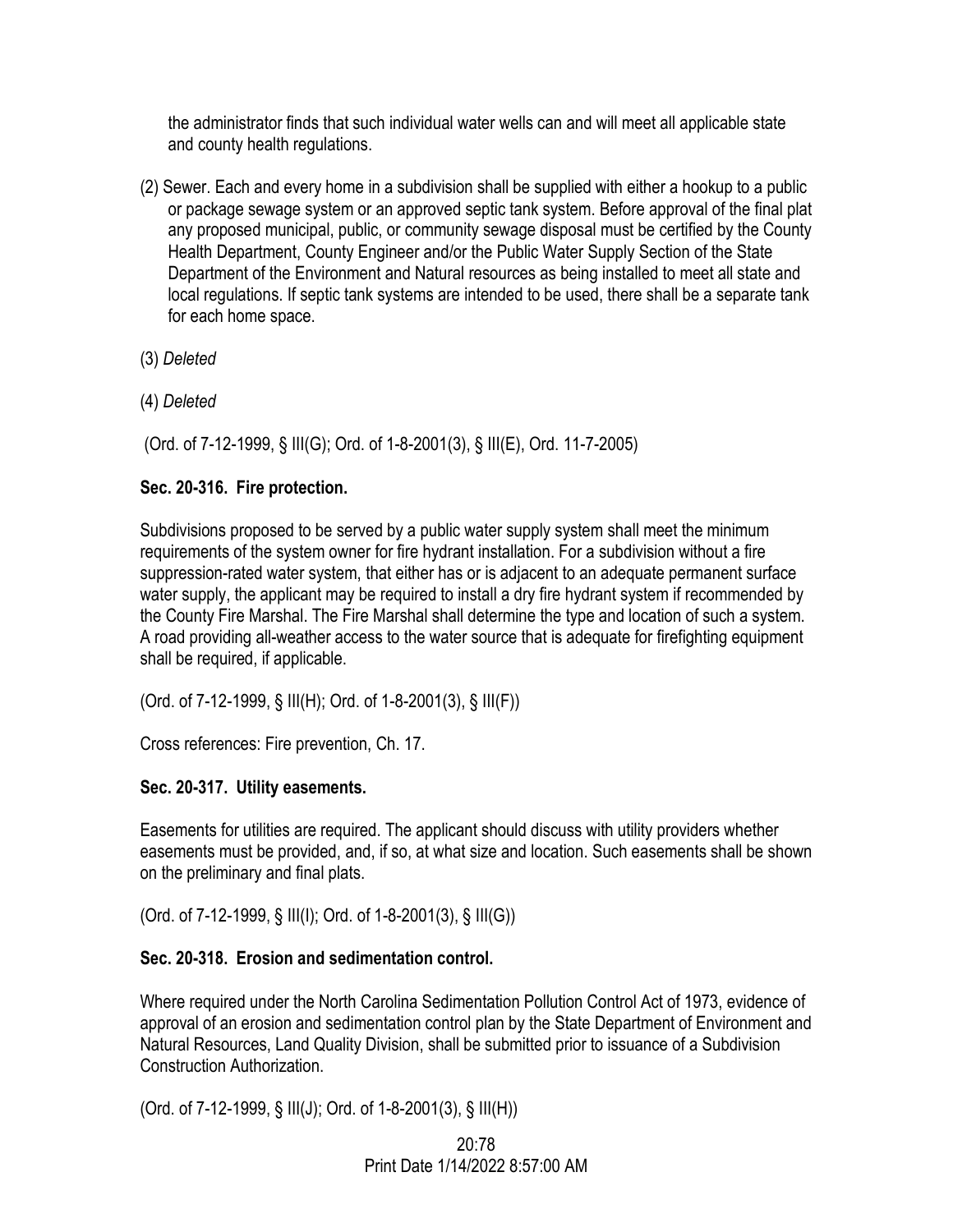the administrator finds that such individual water wells can and will meet all applicable state and county health regulations.

(2) Sewer. Each and every home in a subdivision shall be supplied with either a hookup to a public or package sewage system or an approved septic tank system. Before approval of the final plat any proposed municipal, public, or community sewage disposal must be certified by the County Health Department, County Engineer and/or the Public Water Supply Section of the State Department of the Environment and Natural resources as being installed to meet all state and local regulations. If septic tank systems are intended to be used, there shall be a separate tank for each home space.

(3) *Deleted*

(4) *Deleted*

(Ord. of 7-12-1999, § III(G); Ord. of 1-8-2001(3), § III(E), Ord. 11-7-2005)

**Sec. 20-316. Fire protection.**

Subdivisions proposed to be served by a public water supply system shall meet the minimum requirements of the system owner for fire hydrant installation. For a subdivision without a fire suppression-rated water system, that either has or is adjacent to an adequate permanent surface water supply, the applicant may be required to install a dry fire hydrant system if recommended by the County Fire Marshal. The Fire Marshal shall determine the type and location of such a system. A road providing all-weather access to the water source that is adequate for firefighting equipment shall be required, if applicable.

(Ord. of 7-12-1999, § III(H); Ord. of 1-8-2001(3), § III(F))

Cross references: Fire prevention, Ch. 17.

**Sec. 20-317. Utility easements.**

Easements for utilities are required. The applicant should discuss with utility providers whether easements must be provided, and, if so, at what size and location. Such easements shall be shown on the preliminary and final plats.

(Ord. of 7-12-1999, § III(I); Ord. of 1-8-2001(3), § III(G))

**Sec. 20-318. Erosion and sedimentation control.**

Where required under the North Carolina Sedimentation Pollution Control Act of 1973, evidence of approval of an erosion and sedimentation control plan by the State Department of Environment and Natural Resources, Land Quality Division, shall be submitted prior to issuance of a Subdivision Construction Authorization.

(Ord. of 7-12-1999, § III(J); Ord. of 1-8-2001(3), § III(H))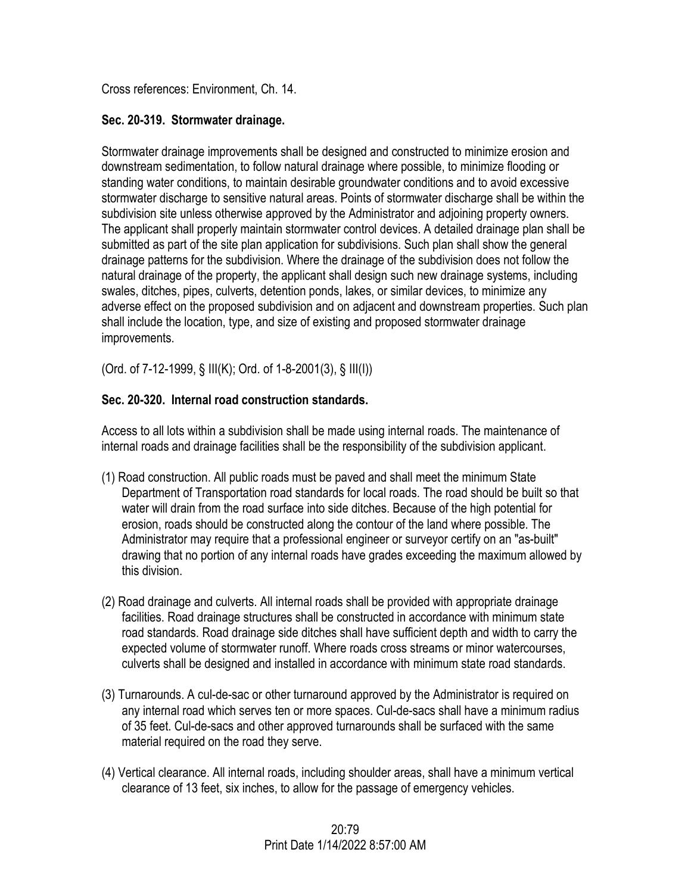Cross references: Environment, Ch. 14.

### Sec. 20-319. Stormwater drainage.

Stormwater drainage improvements shall be designed and constructed to minimize erosion and downstream sedimentation, to follow natural drainage where possible, to minimize flooding or standing water conditions, to maintain desirable groundwater conditions and to avoid excessive stormwater discharge to sensitive natural areas. Points of stormwater discharge shall be within the subdivision site unless otherwise approved by the Administrator and adjoining property owners. The applicant shall properly maintain stormwater control devices. A detailed drainage plan shall be submitted as part of the site plan application for subdivisions. Such plan shall show the general drainage patterns for the subdivision. Where the drainage of the subdivision does not follow the natural drainage of the property, the applicant shall design such new drainage systems, including swales, ditches, pipes, culverts, detention ponds, lakes, or similar devices, to minimize any adverse effect on the proposed subdivision and on adjacent and downstream properties. Such plan shall include the location, type, and size of existing and proposed stormwater drainage improvements.

(Ord. of 7-12-1999, § III(K); Ord. of 1-8-2001(3), § III(I))

### Sec. 20-320. Internal road construction standards.

Access to all lots within a subdivision shall be made using internal roads. The maintenance of internal roads and drainage facilities shall be the responsibility of the subdivision applicant.

(1) Road construction. All public roads must be paved and shall meet the minimum State Department of Transportation road standards for local roads. The road should be built so that water will drain from the road surface into side ditches. Because of the high potential for erosion, roads should be constructed along the contour of the land where possible. The Administrator may require that a professional engineer or surveyor certify on an "as-built" drawing that no portion of any internal roads have grades exceeding the maximum allowed by this division.

(2) Road drainage and culverts. All internal roads shall be provided with appropriate drainage facilities. Road drainage structures shall be constructed in accordance with minimum state road standards. Road drainage side ditches shall have sufficient depth and width to carry the expected volume of stormwater runoff. Where roads cross streams or minor watercourses, culverts shall be designed and installed in accordance with minimum state road standards.

(3) Turnarounds. A cul-de-sac or other turnaround approved by the Administrator is required on any internal road which serves ten or more spaces. Cul-de-sacs shall have a minimum radius of 35 feet. Cul-de-sacs and other approved turnarounds shall be surfaced with the same material required on the road they serve.

(4) Vertical clearance. All internal roads, including shoulder areas, shall have a minimum vertical clearance of 13 feet, six inches, to allow for the passage of emergency vehicles.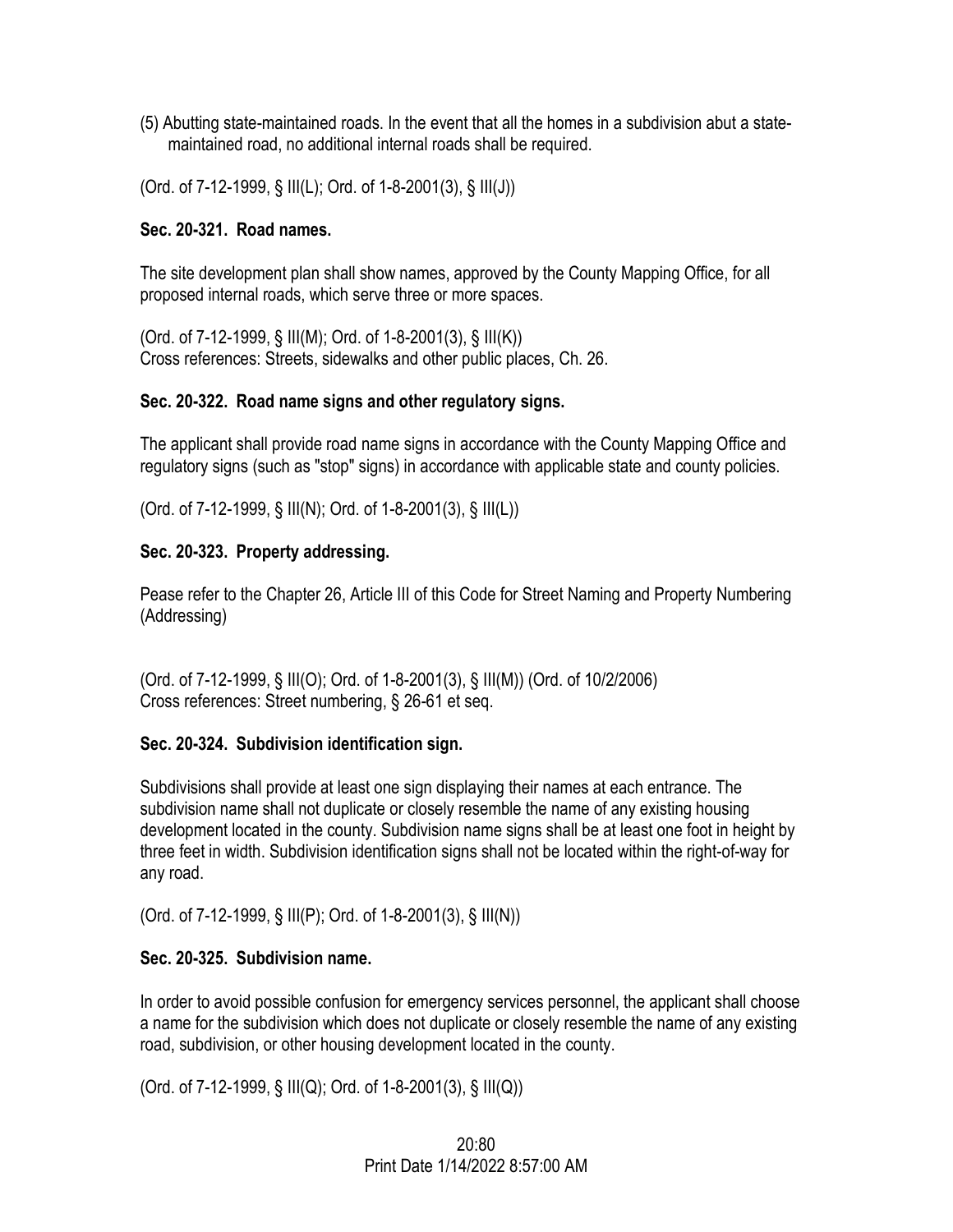(5) Abutting state-maintained roads. In the event that all the homes in a subdivision abut a state-maintained road, no additional internal roads shall be required.

(Ord. of 7-12-1999, § III(L); Ord. of 1-8-2001(3), § III(J))

### Sec. 20-321. Road names.

The site development plan shall show names, approved by the County Mapping Office, for all proposed internal roads, which serve three or more spaces.

(Ord. of 7-12-1999, § III(M); Ord. of 1-8-2001(3), § III(K))
Cross references: Streets, sidewalks and other public places, Ch. 26.

### Sec. 20-322. Road name signs and other regulatory signs.

The applicant shall provide road name signs in accordance with the County Mapping Office and regulatory signs (such as "stop" signs) in accordance with applicable state and county policies.

(Ord. of 7-12-1999, § III(N); Ord. of 1-8-2001(3), § III(L))

### Sec. 20-323. Property addressing.

Pease refer to the Chapter 26, Article III of this Code for Street Naming and Property Numbering (Addressing)

(Ord. of 7-12-1999, § III(O); Ord. of 1-8-2001(3), § III(M)) (Ord. of 10/2/2006)
Cross references: Street numbering, § 26-61 et seq.

### Sec. 20-324. Subdivision identification sign.

Subdivisions shall provide at least one sign displaying their names at each entrance. The subdivision name shall not duplicate or closely resemble the name of any existing housing development located in the county. Subdivision name signs shall be at least one foot in height by three feet in width. Subdivision identification signs shall not be located within the right-of-way for any road.

(Ord. of 7-12-1999, § III(P); Ord. of 1-8-2001(3), § III(N))

### Sec. 20-325. Subdivision name.

In order to avoid possible confusion for emergency services personnel, the applicant shall choose a name for the subdivision which does not duplicate or closely resemble the name of any existing road, subdivision, or other housing development located in the county.

(Ord. of 7-12-1999, § III(Q); Ord. of 1-8-2001(3), § III(Q))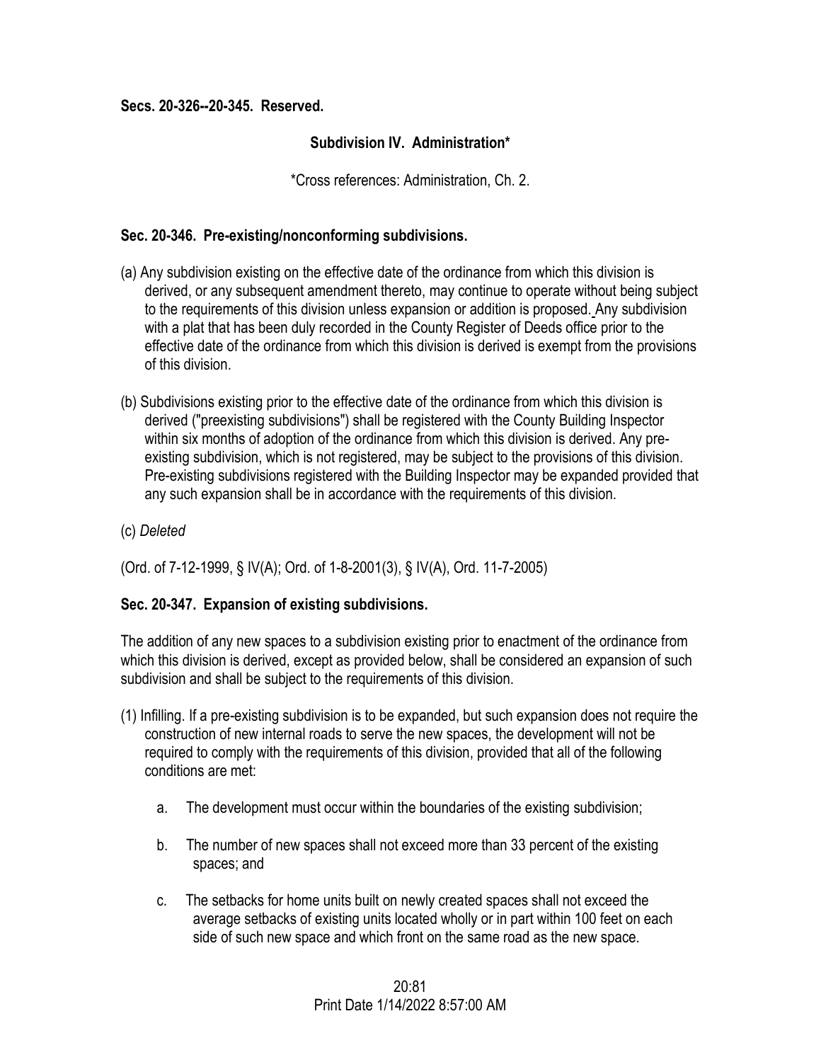**Secs. 20-326--20-345. Reserved.**

**Subdivision IV. Administration***

*Cross references: Administration, Ch. 2.

**Sec. 20-346. Pre-existing/nonconforming subdivisions.**

(a) Any subdivision existing on the effective date of the ordinance from which this division is derived, or any subsequent amendment thereto, may continue to operate without being subject to the requirements of this division unless expansion or addition is proposed. Any subdivision with a plat that has been duly recorded in the County Register of Deeds office prior to the effective date of the ordinance from which this division is derived is exempt from the provisions of this division.

(b) Subdivisions existing prior to the effective date of the ordinance from which this division is derived ("preexisting subdivisions") shall be registered with the County Building Inspector within six months of adoption of the ordinance from which this division is derived. Any pre-existing subdivision, which is not registered, may be subject to the provisions of this division. Pre-existing subdivisions registered with the Building Inspector may be expanded provided that any such expansion shall be in accordance with the requirements of this division.

(c) *Deleted*

(Ord. of 7-12-1999, § IV(A); Ord. of 1-8-2001(3), § IV(A), Ord. 11-7-2005)

**Sec. 20-347. Expansion of existing subdivisions.**

The addition of any new spaces to a subdivision existing prior to enactment of the ordinance from which this division is derived, except as provided below, shall be considered an expansion of such subdivision and shall be subject to the requirements of this division.

(1) Infilling. If a pre-existing subdivision is to be expanded, but such expansion does not require the construction of new internal roads to serve the new spaces, the development will not be required to comply with the requirements of this division, provided that all of the following conditions are met:

a. The development must occur within the boundaries of the existing subdivision;

b. The number of new spaces shall not exceed more than 33 percent of the existing spaces; and

c. The setbacks for home units built on newly created spaces shall not exceed the average setbacks of existing units located wholly or in part within 100 feet on each side of such new space and which front on the same road as the new space.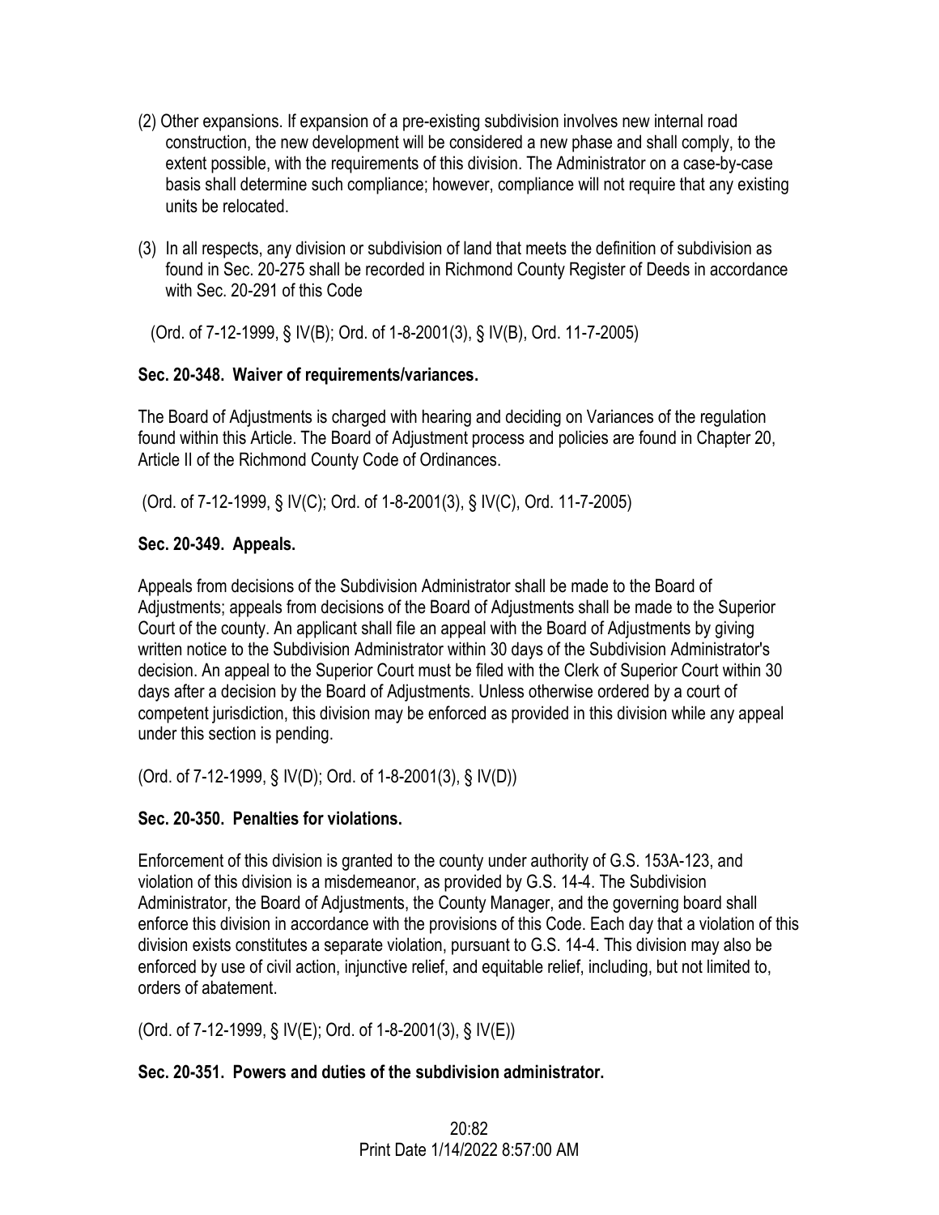(2) Other expansions. If expansion of a pre-existing subdivision involves new internal road construction, the new development will be considered a new phase and shall comply, to the extent possible, with the requirements of this division. The Administrator on a case-by-case basis shall determine such compliance; however, compliance will not require that any existing units be relocated.

(3) In all respects, any division or subdivision of land that meets the definition of subdivision as found in Sec. 20-275 shall be recorded in Richmond County Register of Deeds in accordance with Sec. 20-291 of this Code

(Ord. of 7-12-1999, § IV(B); Ord. of 1-8-2001(3), § IV(B), Ord. 11-7-2005)

**Sec. 20-348. Waiver of requirements/variances.**

The Board of Adjustments is charged with hearing and deciding on Variances of the regulation found within this Article. The Board of Adjustment process and policies are found in Chapter 20, Article II of the Richmond County Code of Ordinances.

(Ord. of 7-12-1999, § IV(C); Ord. of 1-8-2001(3), § IV(C), Ord. 11-7-2005)

**Sec. 20-349. Appeals.**

Appeals from decisions of the Subdivision Administrator shall be made to the Board of Adjustments; appeals from decisions of the Board of Adjustments shall be made to the Superior Court of the county. An applicant shall file an appeal with the Board of Adjustments by giving written notice to the Subdivision Administrator within 30 days of the Subdivision Administrator's decision. An appeal to the Superior Court must be filed with the Clerk of Superior Court within 30 days after a decision by the Board of Adjustments. Unless otherwise ordered by a court of competent jurisdiction, this division may be enforced as provided in this division while any appeal under this section is pending.

(Ord. of 7-12-1999, § IV(D); Ord. of 1-8-2001(3), § IV(D))

**Sec. 20-350. Penalties for violations.**

Enforcement of this division is granted to the county under authority of G.S. 153A-123, and violation of this division is a misdemeanor, as provided by G.S. 14-4. The Subdivision Administrator, the Board of Adjustments, the County Manager, and the governing board shall enforce this division in accordance with the provisions of this Code. Each day that a violation of this division exists constitutes a separate violation, pursuant to G.S. 14-4. This division may also be enforced by use of civil action, injunctive relief, and equitable relief, including, but not limited to, orders of abatement.

(Ord. of 7-12-1999, § IV(E); Ord. of 1-8-2001(3), § IV(E))

**Sec. 20-351. Powers and duties of the subdivision administrator.**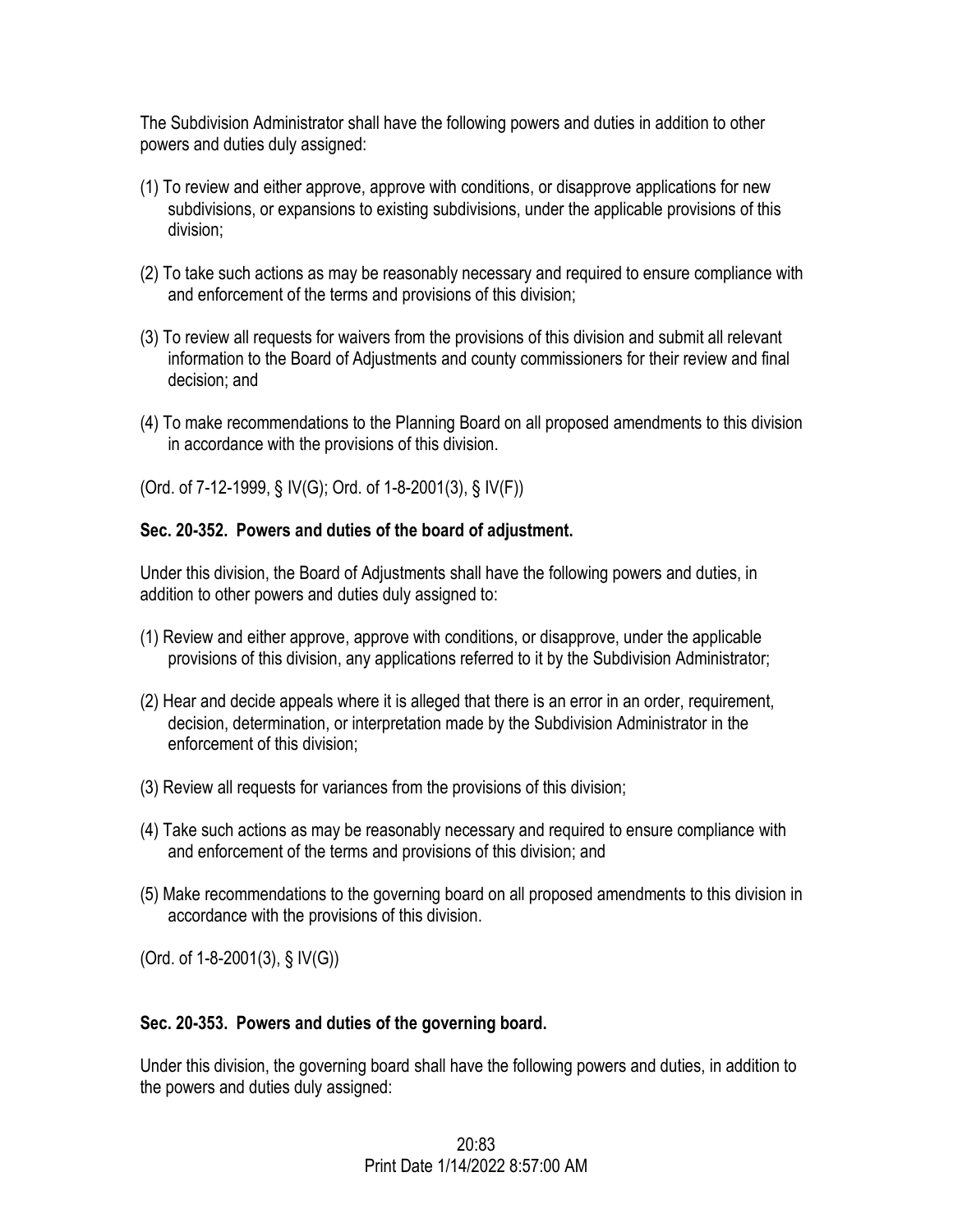The Subdivision Administrator shall have the following powers and duties in addition to other powers and duties duly assigned:

(1) To review and either approve, approve with conditions, or disapprove applications for new subdivisions, or expansions to existing subdivisions, under the applicable provisions of this division;

(2) To take such actions as may be reasonably necessary and required to ensure compliance with and enforcement of the terms and provisions of this division;

(3) To review all requests for waivers from the provisions of this division and submit all relevant information to the Board of Adjustments and county commissioners for their review and final decision; and

(4) To make recommendations to the Planning Board on all proposed amendments to this division in accordance with the provisions of this division.

(Ord. of 7-12-1999, § IV(G); Ord. of 1-8-2001(3), § IV(F))

**Sec. 20-352. Powers and duties of the board of adjustment.**

Under this division, the Board of Adjustments shall have the following powers and duties, in addition to other powers and duties duly assigned to:

(1) Review and either approve, approve with conditions, or disapprove, under the applicable provisions of this division, any applications referred to it by the Subdivision Administrator;

(2) Hear and decide appeals where it is alleged that there is an error in an order, requirement, decision, determination, or interpretation made by the Subdivision Administrator in the enforcement of this division;

(3) Review all requests for variances from the provisions of this division;

(4) Take such actions as may be reasonably necessary and required to ensure compliance with and enforcement of the terms and provisions of this division; and

(5) Make recommendations to the governing board on all proposed amendments to this division in accordance with the provisions of this division.

(Ord. of 1-8-2001(3), § IV(G))

**Sec. 20-353. Powers and duties of the governing board.**

Under this division, the governing board shall have the following powers and duties, in addition to the powers and duties duly assigned: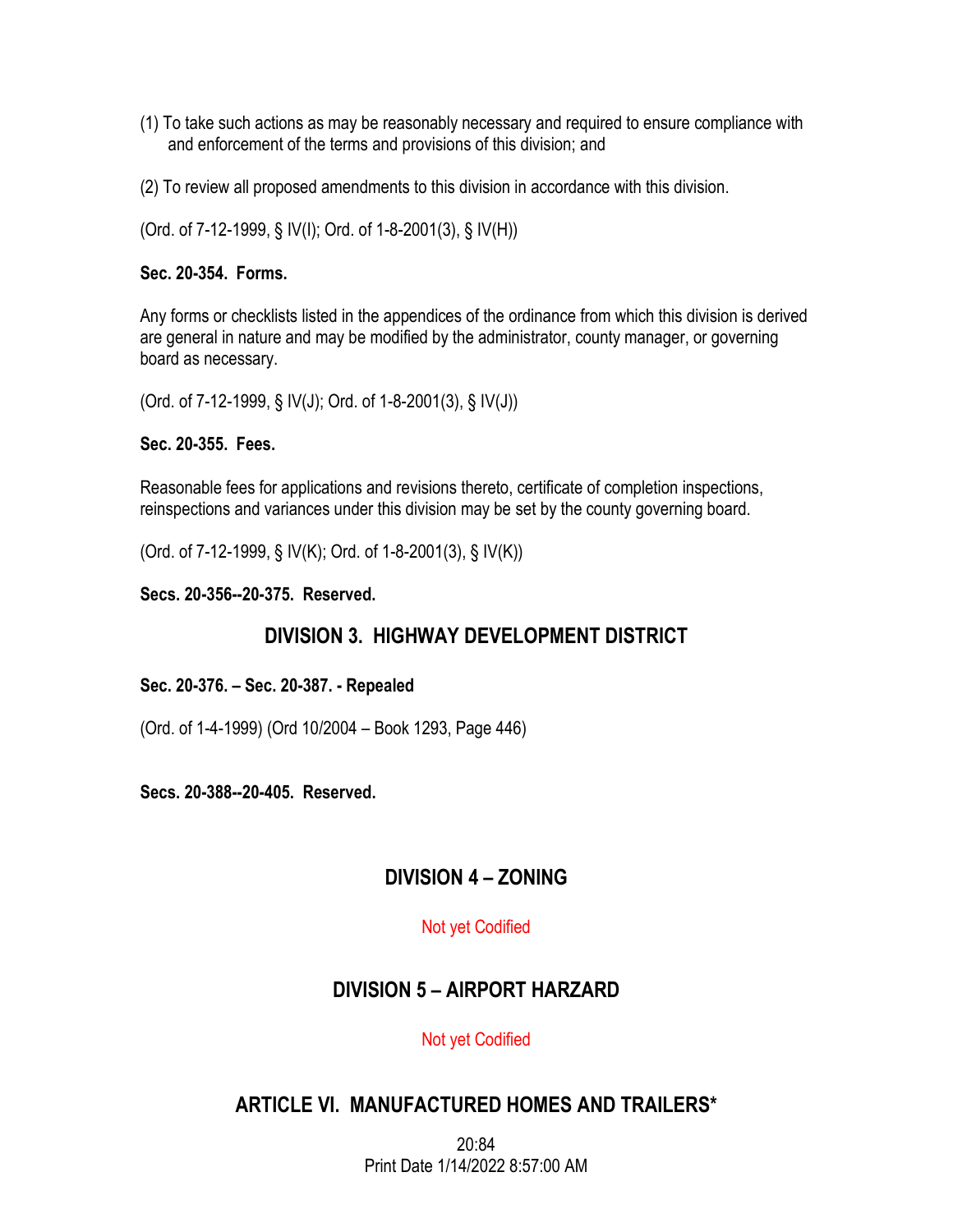(1) To take such actions as may be reasonably necessary and required to ensure compliance with and enforcement of the terms and provisions of this division; and

(2) To review all proposed amendments to this division in accordance with this division.

(Ord. of 7-12-1999, § IV(I); Ord. of 1-8-2001(3), § IV(H))

**Sec. 20-354. Forms.**

Any forms or checklists listed in the appendices of the ordinance from which this division is derived are general in nature and may be modified by the administrator, county manager, or governing board as necessary.

(Ord. of 7-12-1999, § IV(J); Ord. of 1-8-2001(3), § IV(J))

**Sec. 20-355. Fees.**

Reasonable fees for applications and revisions thereto, certificate of completion inspections, reinspections and variances under this division may be set by the county governing board.

(Ord. of 7-12-1999, § IV(K); Ord. of 1-8-2001(3), § IV(K))

**Secs. 20-356--20-375. Reserved.**

## DIVISION 3. HIGHWAY DEVELOPMENT DISTRICT

**Sec. 20-376. – Sec. 20-387. - Repealed**

(Ord. of 1-4-1999) (Ord 10/2004 – Book 1293, Page 446)

**Secs. 20-388--20-405. Reserved.**

## DIVISION 4 – ZONING

Not yet Codified

## DIVISION 5 – AIRPORT HARZARD

Not yet Codified

## ARTICLE VI. MANUFACTURED HOMES AND TRAILERS*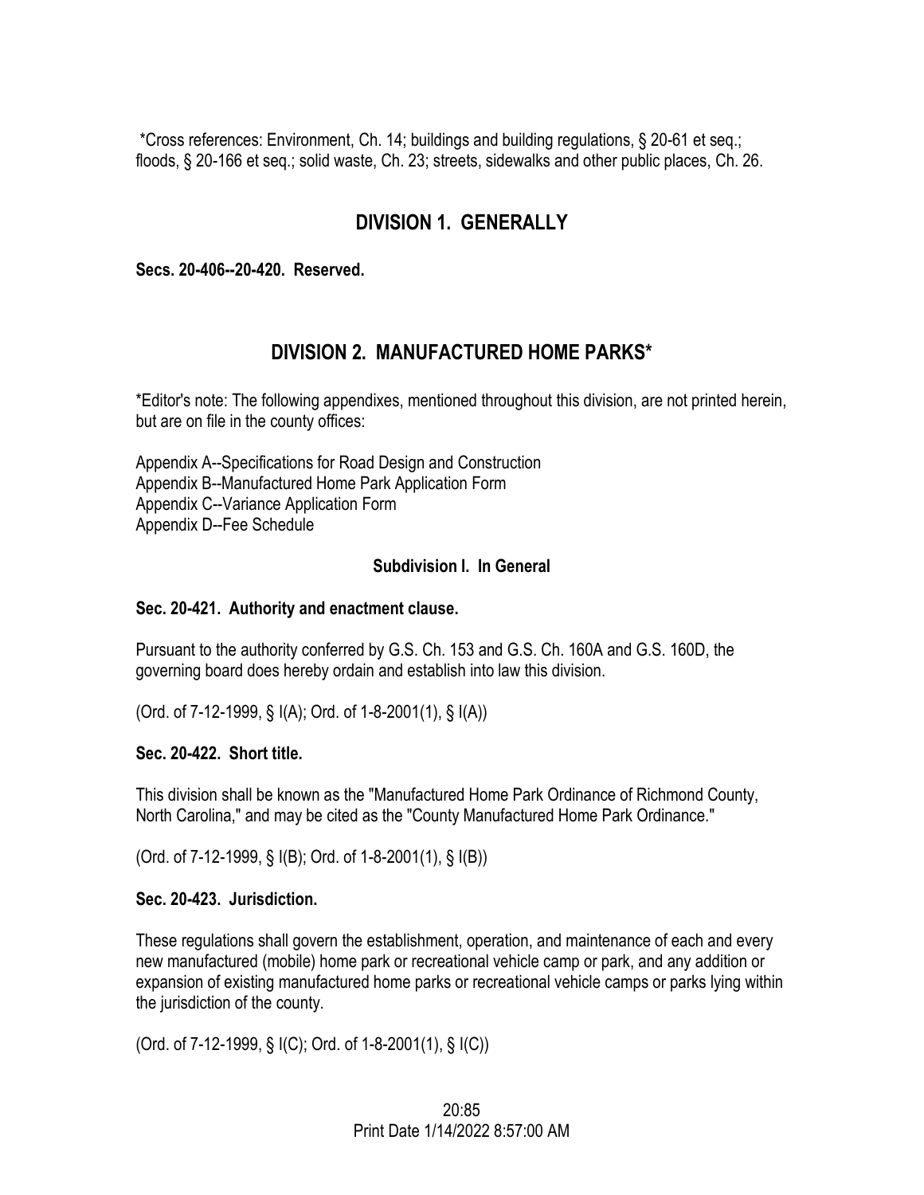*Cross references: Environment, Ch. 14; buildings and building regulations, § 20-61 et seq.; floods, § 20-166 et seq.; solid waste, Ch. 23; streets, sidewalks and other public places, Ch. 26.

## DIVISION 1. GENERALLY

**Secs. 20-406--20-420. Reserved.**

## DIVISION 2. MANUFACTURED HOME PARKS*

*Editor's note: The following appendixes, mentioned throughout this division, are not printed herein, but are on file in the county offices:

Appendix A--Specifications for Road Design and Construction
Appendix B--Manufactured Home Park Application Form
Appendix C--Variance Application Form
Appendix D--Fee Schedule

### Subdivision I. In General

**Sec. 20-421. Authority and enactment clause.**

Pursuant to the authority conferred by G.S. Ch. 153 and G.S. Ch. 160A and G.S. 160D, the governing board does hereby ordain and establish into law this division.

(Ord. of 7-12-1999, § I(A); Ord. of 1-8-2001(1), § I(A))

**Sec. 20-422. Short title.**

This division shall be known as the "Manufactured Home Park Ordinance of Richmond County, North Carolina," and may be cited as the "County Manufactured Home Park Ordinance."

(Ord. of 7-12-1999, § I(B); Ord. of 1-8-2001(1), § I(B))

**Sec. 20-423. Jurisdiction.**

These regulations shall govern the establishment, operation, and maintenance of each and every new manufactured (mobile) home park or recreational vehicle camp or park, and any addition or expansion of existing manufactured home parks or recreational vehicle camps or parks lying within the jurisdiction of the county.

(Ord. of 7-12-1999, § I(C); Ord. of 1-8-2001(1), § I(C))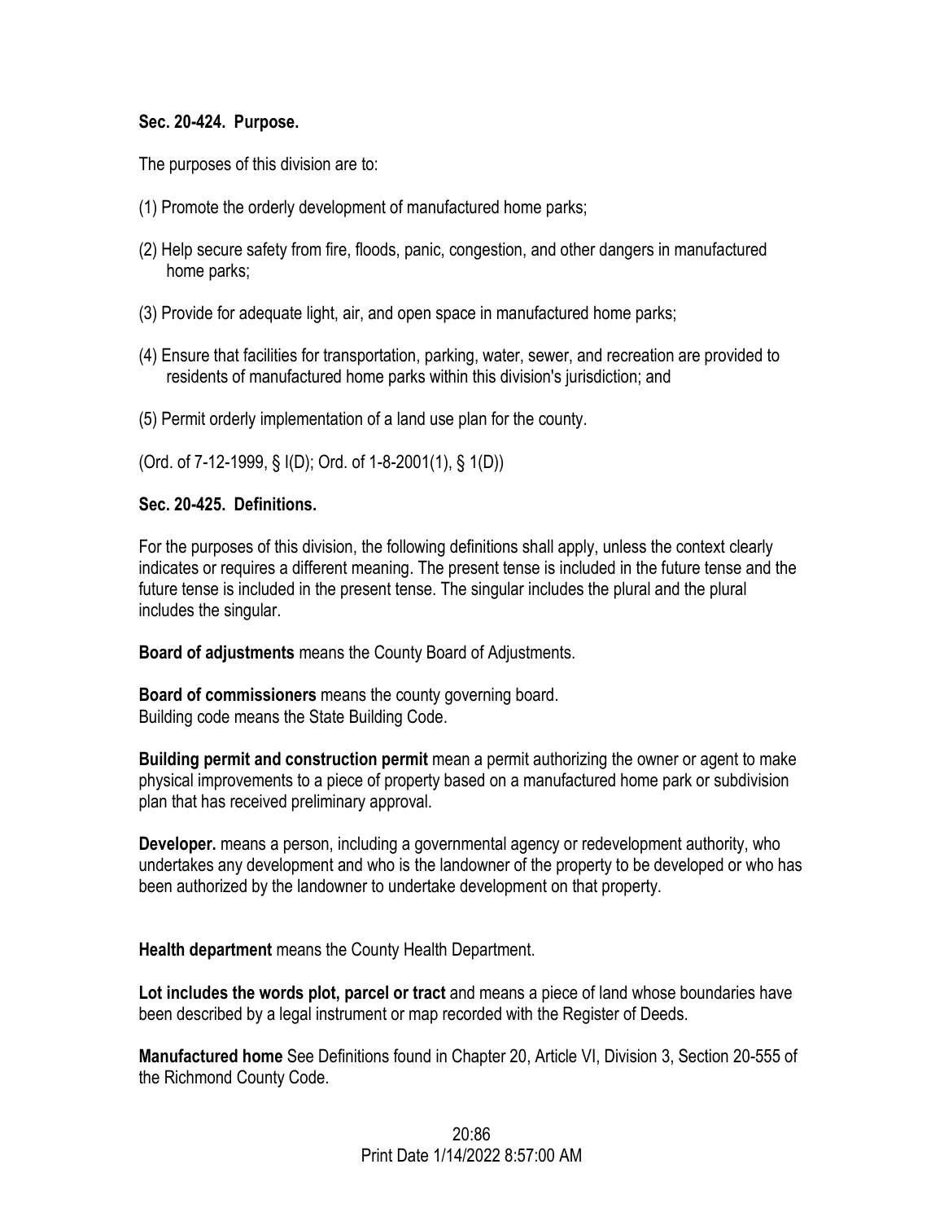**Sec. 20-424. Purpose.**

The purposes of this division are to:

(1) Promote the orderly development of manufactured home parks;

(2) Help secure safety from fire, floods, panic, congestion, and other dangers in manufactured home parks;

(3) Provide for adequate light, air, and open space in manufactured home parks;

(4) Ensure that facilities for transportation, parking, water, sewer, and recreation are provided to residents of manufactured home parks within this division's jurisdiction; and

(5) Permit orderly implementation of a land use plan for the county.

(Ord. of 7-12-1999, § I(D); Ord. of 1-8-2001(1), § 1(D))

**Sec. 20-425. Definitions.**

For the purposes of this division, the following definitions shall apply, unless the context clearly indicates or requires a different meaning. The present tense is included in the future tense and the future tense is included in the present tense. The singular includes the plural and the plural includes the singular.

**Board of adjustments** means the County Board of Adjustments.

**Board of commissioners** means the county governing board.
Building code means the State Building Code.

**Building permit and construction permit** mean a permit authorizing the owner or agent to make physical improvements to a piece of property based on a manufactured home park or subdivision plan that has received preliminary approval.

**Developer.** means a person, including a governmental agency or redevelopment authority, who undertakes any development and who is the landowner of the property to be developed or who has been authorized by the landowner to undertake development on that property.

**Health department** means the County Health Department.

**Lot includes the words plot, parcel or tract** and means a piece of land whose boundaries have been described by a legal instrument or map recorded with the Register of Deeds.

**Manufactured home** See Definitions found in Chapter 20, Article VI, Division 3, Section 20-555 of the Richmond County Code.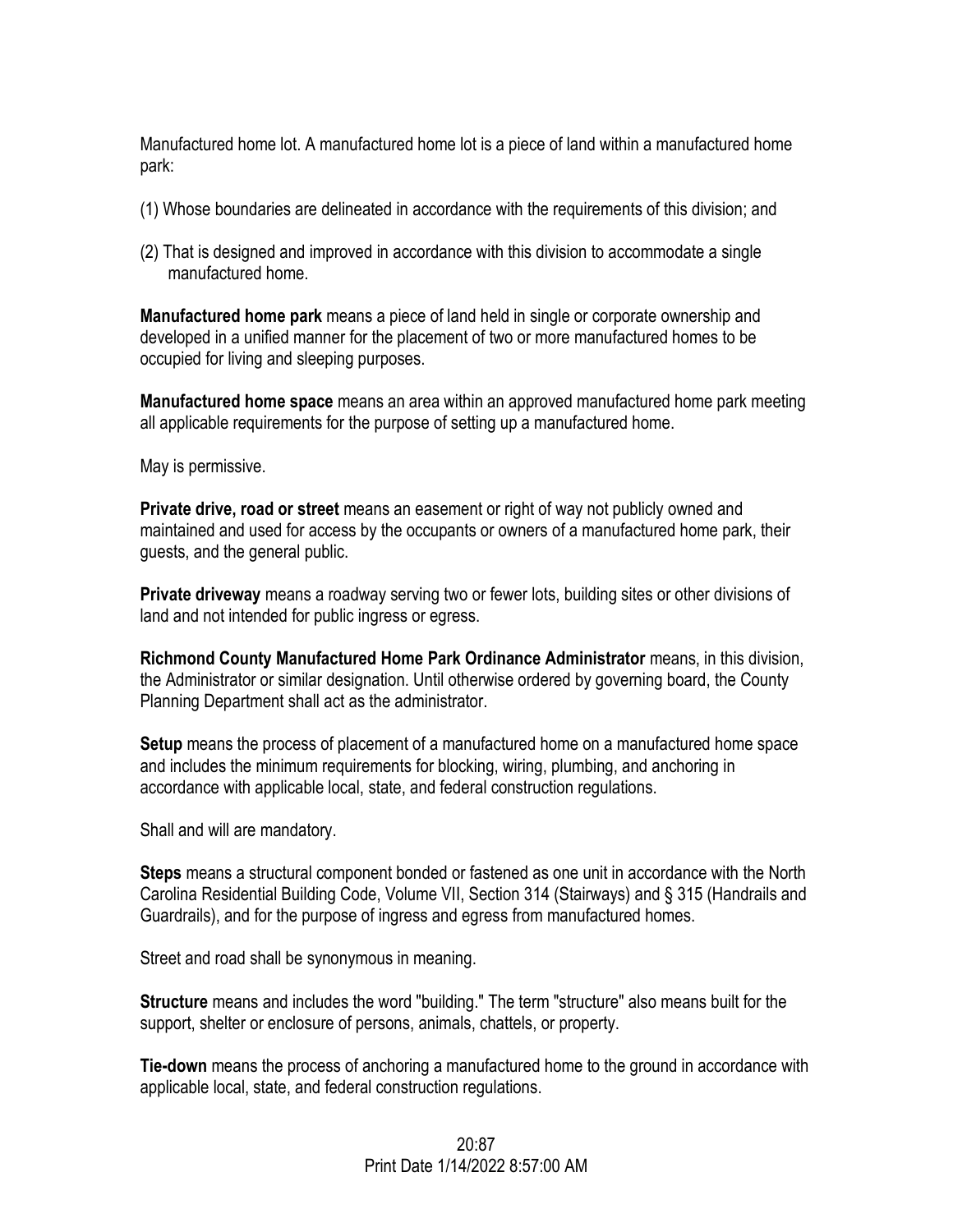Manufactured home lot. A manufactured home lot is a piece of land within a manufactured home park:

(1) Whose boundaries are delineated in accordance with the requirements of this division; and

(2) That is designed and improved in accordance with this division to accommodate a single manufactured home.

**Manufactured home park** means a piece of land held in single or corporate ownership and developed in a unified manner for the placement of two or more manufactured homes to be occupied for living and sleeping purposes.

**Manufactured home space** means an area within an approved manufactured home park meeting all applicable requirements for the purpose of setting up a manufactured home.

May is permissive.

**Private drive, road or street** means an easement or right of way not publicly owned and maintained and used for access by the occupants or owners of a manufactured home park, their guests, and the general public.

**Private driveway** means a roadway serving two or fewer lots, building sites or other divisions of land and not intended for public ingress or egress.

**Richmond County Manufactured Home Park Ordinance Administrator** means, in this division, the Administrator or similar designation. Until otherwise ordered by governing board, the County Planning Department shall act as the administrator.

**Setup** means the process of placement of a manufactured home on a manufactured home space and includes the minimum requirements for blocking, wiring, plumbing, and anchoring in accordance with applicable local, state, and federal construction regulations.

Shall and will are mandatory.

**Steps** means a structural component bonded or fastened as one unit in accordance with the North Carolina Residential Building Code, Volume VII, Section 314 (Stairways) and § 315 (Handrails and Guardrails), and for the purpose of ingress and egress from manufactured homes.

Street and road shall be synonymous in meaning.

**Structure** means and includes the word "building." The term "structure" also means built for the support, shelter or enclosure of persons, animals, chattels, or property.

**Tie-down** means the process of anchoring a manufactured home to the ground in accordance with applicable local, state, and federal construction regulations.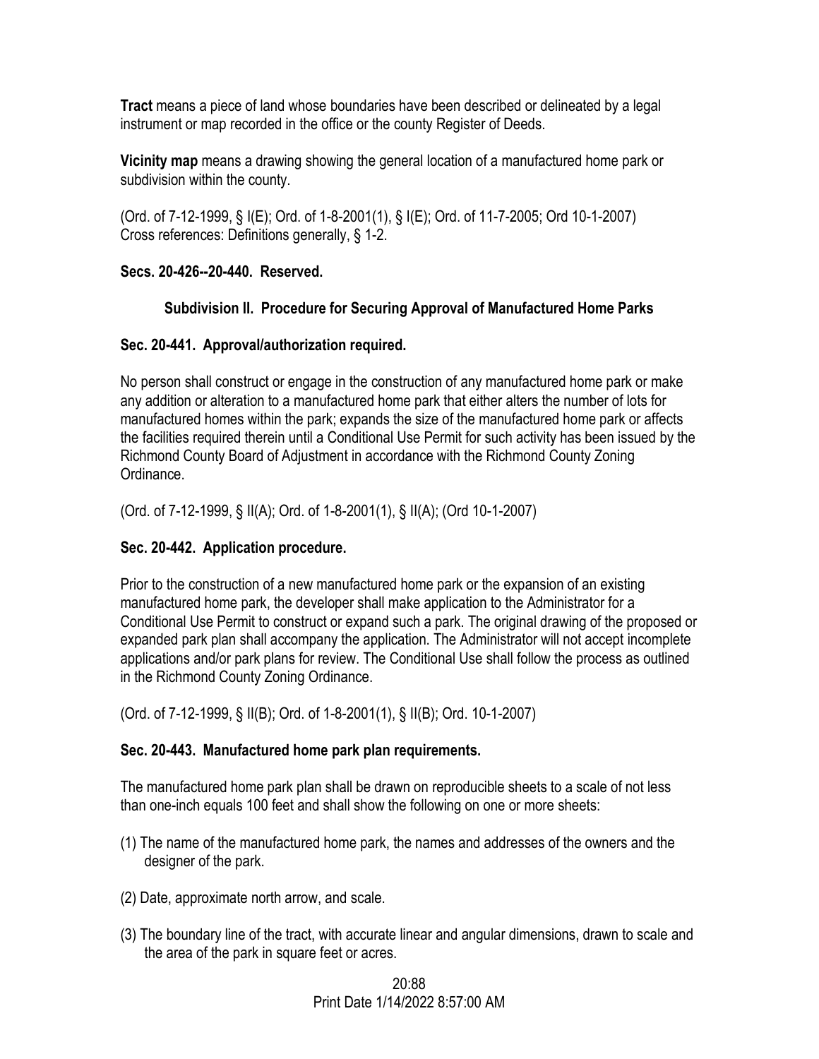**Tract** means a piece of land whose boundaries have been described or delineated by a legal instrument or map recorded in the office or the county Register of Deeds.

**Vicinity map** means a drawing showing the general location of a manufactured home park or subdivision within the county.

(Ord. of 7-12-1999, § I(E); Ord. of 1-8-2001(1), § I(E); Ord. of 11-7-2005; Ord 10-1-2007)
Cross references: Definitions generally, § 1-2.

### Secs. 20-426--20-440. Reserved.

## Subdivision II. Procedure for Securing Approval of Manufactured Home Parks

### Sec. 20-441. Approval/authorization required.

No person shall construct or engage in the construction of any manufactured home park or make any addition or alteration to a manufactured home park that either alters the number of lots for manufactured homes within the park; expands the size of the manufactured home park or affects the facilities required therein until a Conditional Use Permit for such activity has been issued by the Richmond County Board of Adjustment in accordance with the Richmond County Zoning Ordinance.

(Ord. of 7-12-1999, § II(A); Ord. of 1-8-2001(1), § II(A); (Ord 10-1-2007)

### Sec. 20-442. Application procedure.

Prior to the construction of a new manufactured home park or the expansion of an existing manufactured home park, the developer shall make application to the Administrator for a Conditional Use Permit to construct or expand such a park. The original drawing of the proposed or expanded park plan shall accompany the application. The Administrator will not accept incomplete applications and/or park plans for review. The Conditional Use shall follow the process as outlined in the Richmond County Zoning Ordinance.

(Ord. of 7-12-1999, § II(B); Ord. of 1-8-2001(1), § II(B); Ord. 10-1-2007)

### Sec. 20-443. Manufactured home park plan requirements.

The manufactured home park plan shall be drawn on reproducible sheets to a scale of not less than one-inch equals 100 feet and shall show the following on one or more sheets:

(1) The name of the manufactured home park, the names and addresses of the owners and the designer of the park.

(2) Date, approximate north arrow, and scale.

(3) The boundary line of the tract, with accurate linear and angular dimensions, drawn to scale and the area of the park in square feet or acres.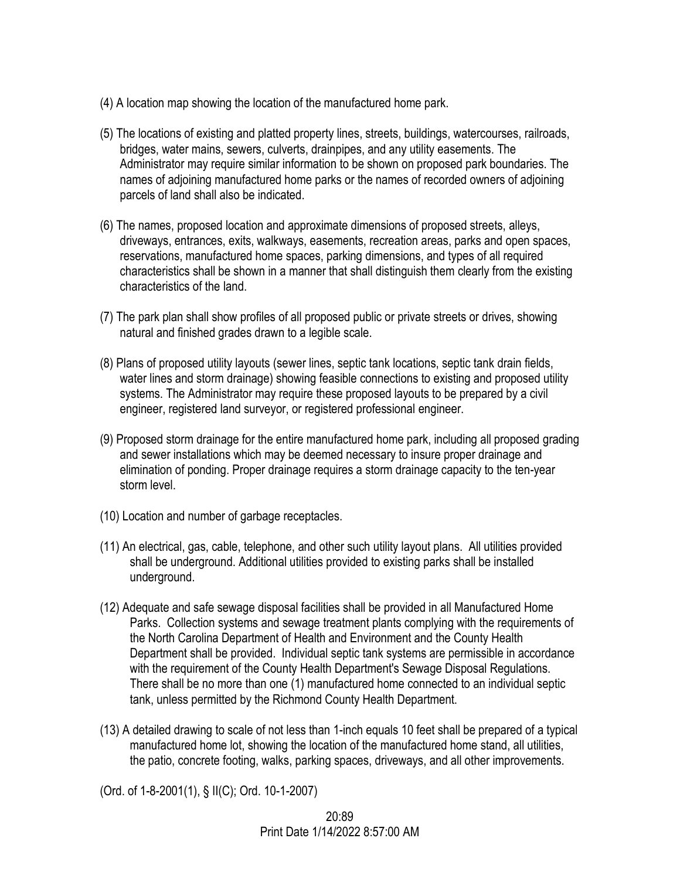(4) A location map showing the location of the manufactured home park.

(5) The locations of existing and platted property lines, streets, buildings, watercourses, railroads, bridges, water mains, sewers, culverts, drainpipes, and any utility easements. The Administrator may require similar information to be shown on proposed park boundaries. The names of adjoining manufactured home parks or the names of recorded owners of adjoining parcels of land shall also be indicated.

(6) The names, proposed location and approximate dimensions of proposed streets, alleys, driveways, entrances, exits, walkways, easements, recreation areas, parks and open spaces, reservations, manufactured home spaces, parking dimensions, and types of all required characteristics shall be shown in a manner that shall distinguish them clearly from the existing characteristics of the land.

(7) The park plan shall show profiles of all proposed public or private streets or drives, showing natural and finished grades drawn to a legible scale.

(8) Plans of proposed utility layouts (sewer lines, septic tank locations, septic tank drain fields, water lines and storm drainage) showing feasible connections to existing and proposed utility systems. The Administrator may require these proposed layouts to be prepared by a civil engineer, registered land surveyor, or registered professional engineer.

(9) Proposed storm drainage for the entire manufactured home park, including all proposed grading and sewer installations which may be deemed necessary to insure proper drainage and elimination of ponding. Proper drainage requires a storm drainage capacity to the ten-year storm level.

(10) Location and number of garbage receptacles.

(11) An electrical, gas, cable, telephone, and other such utility layout plans. All utilities provided shall be underground. Additional utilities provided to existing parks shall be installed underground.

(12) Adequate and safe sewage disposal facilities shall be provided in all Manufactured Home Parks. Collection systems and sewage treatment plants complying with the requirements of the North Carolina Department of Health and Environment and the County Health Department shall be provided. Individual septic tank systems are permissible in accordance with the requirement of the County Health Department's Sewage Disposal Regulations. There shall be no more than one (1) manufactured home connected to an individual septic tank, unless permitted by the Richmond County Health Department.

(13) A detailed drawing to scale of not less than 1-inch equals 10 feet shall be prepared of a typical manufactured home lot, showing the location of the manufactured home stand, all utilities, the patio, concrete footing, walks, parking spaces, driveways, and all other improvements.

(Ord. of 1-8-2001(1), § II(C); Ord. 10-1-2007)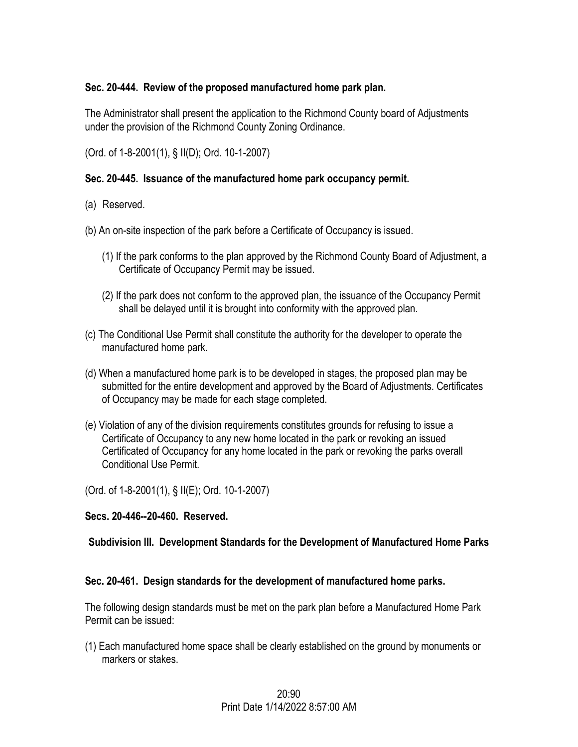**Sec. 20-444. Review of the proposed manufactured home park plan.**

The Administrator shall present the application to the Richmond County board of Adjustments under the provision of the Richmond County Zoning Ordinance.

(Ord. of 1-8-2001(1), § II(D); Ord. 10-1-2007)

**Sec. 20-445. Issuance of the manufactured home park occupancy permit.**

(a) Reserved.

(b) An on-site inspection of the park before a Certificate of Occupancy is issued.

(1) If the park conforms to the plan approved by the Richmond County Board of Adjustment, a Certificate of Occupancy Permit may be issued.

(2) If the park does not conform to the approved plan, the issuance of the Occupancy Permit shall be delayed until it is brought into conformity with the approved plan.

(c) The Conditional Use Permit shall constitute the authority for the developer to operate the manufactured home park.

(d) When a manufactured home park is to be developed in stages, the proposed plan may be submitted for the entire development and approved by the Board of Adjustments. Certificates of Occupancy may be made for each stage completed.

(e) Violation of any of the division requirements constitutes grounds for refusing to issue a Certificate of Occupancy to any new home located in the park or revoking an issued Certificated of Occupancy for any home located in the park or revoking the parks overall Conditional Use Permit.

(Ord. of 1-8-2001(1), § II(E); Ord. 10-1-2007)

**Secs. 20-446--20-460. Reserved.**

**Subdivision III. Development Standards for the Development of Manufactured Home Parks**

**Sec. 20-461. Design standards for the development of manufactured home parks.**

The following design standards must be met on the park plan before a Manufactured Home Park Permit can be issued:

(1) Each manufactured home space shall be clearly established on the ground by monuments or markers or stakes.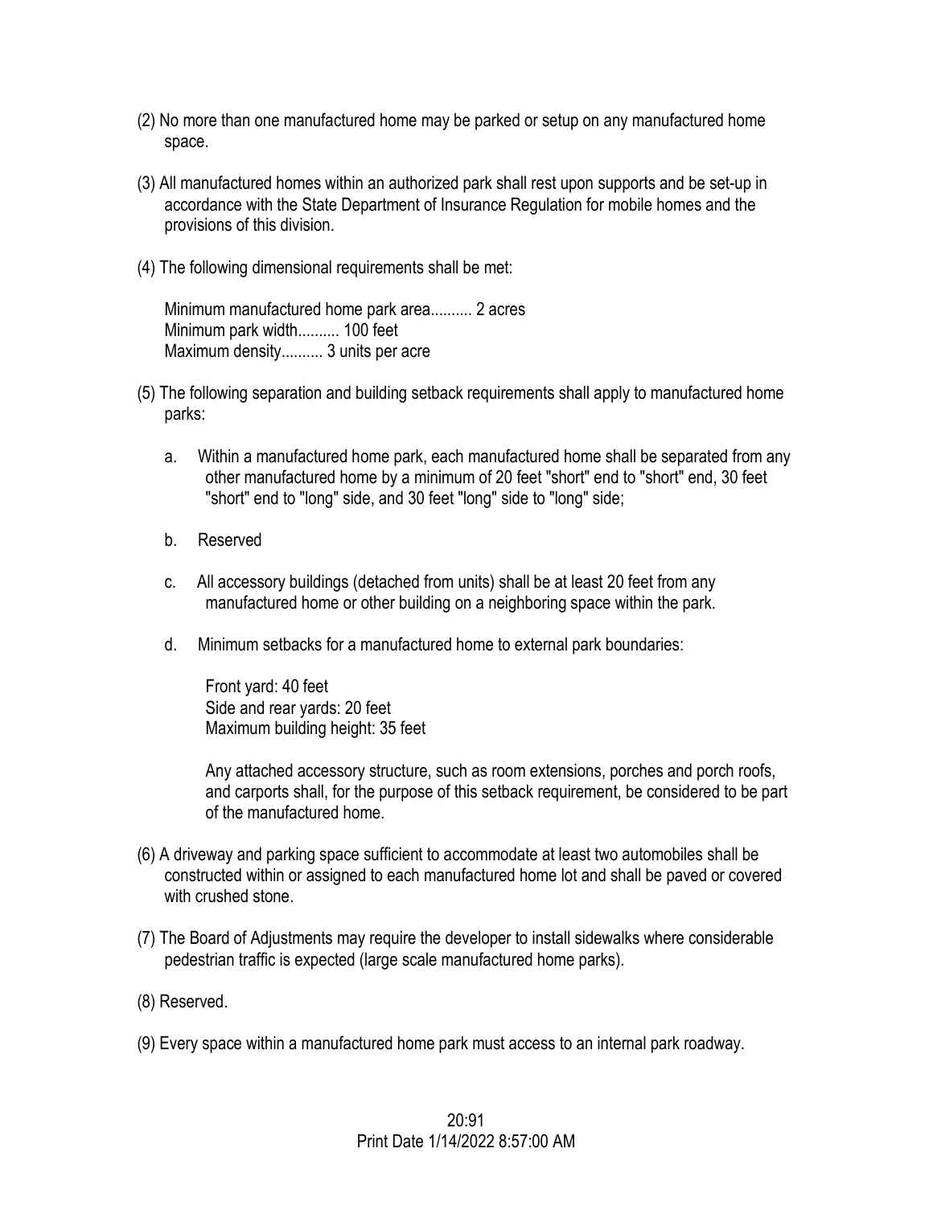(2) No more than one manufactured home may be parked or setup on any manufactured home space.

(3) All manufactured homes within an authorized park shall rest upon supports and be set-up in accordance with the State Department of Insurance Regulation for mobile homes and the provisions of this division.

(4) The following dimensional requirements shall be met:

Minimum manufactured home park area.......... 2 acres
Minimum park width.......... 100 feet
Maximum density.......... 3 units per acre

(5) The following separation and building setback requirements shall apply to manufactured home parks:

a. Within a manufactured home park, each manufactured home shall be separated from any other manufactured home by a minimum of 20 feet "short" end to "short" end, 30 feet "short" end to "long" side, and 30 feet "long" side to "long" side;

b. Reserved

c. All accessory buildings (detached from units) shall be at least 20 feet from any manufactured home or other building on a neighboring space within the park.

d. Minimum setbacks for a manufactured home to external park boundaries:

Front yard: 40 feet
Side and rear yards: 20 feet
Maximum building height: 35 feet

Any attached accessory structure, such as room extensions, porches and porch roofs, and carports shall, for the purpose of this setback requirement, be considered to be part of the manufactured home.

(6) A driveway and parking space sufficient to accommodate at least two automobiles shall be constructed within or assigned to each manufactured home lot and shall be paved or covered with crushed stone.

(7) The Board of Adjustments may require the developer to install sidewalks where considerable pedestrian traffic is expected (large scale manufactured home parks).

(8) Reserved.

(9) Every space within a manufactured home park must access to an internal park roadway.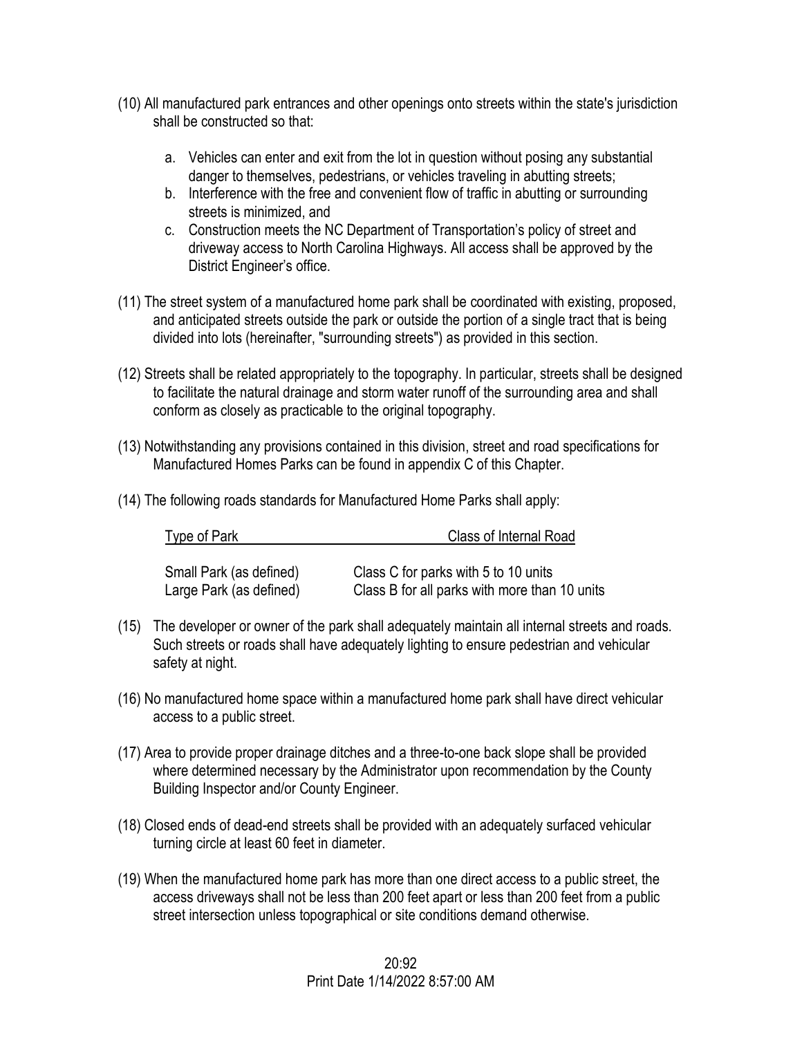(10) All manufactured park entrances and other openings onto streets within the state's jurisdiction shall be constructed so that:

   a. Vehicles can enter and exit from the lot in question without posing any substantial danger to themselves, pedestrians, or vehicles traveling in abutting streets;
   b. Interference with the free and convenient flow of traffic in abutting or surrounding streets is minimized, and
   c. Construction meets the NC Department of Transportation's policy of street and driveway access to North Carolina Highways. All access shall be approved by the District Engineer's office.

(11) The street system of a manufactured home park shall be coordinated with existing, proposed, and anticipated streets outside the park or outside the portion of a single tract that is being divided into lots (hereinafter, "surrounding streets") as provided in this section.

(12) Streets shall be related appropriately to the topography. In particular, streets shall be designed to facilitate the natural drainage and storm water runoff of the surrounding area and shall conform as closely as practicable to the original topography.

(13) Notwithstanding any provisions contained in this division, street and road specifications for Manufactured Homes Parks can be found in appendix C of this Chapter.

(14) The following roads standards for Manufactured Home Parks shall apply:

| Type of Park | Class of Internal Road |
|---|---|
| Small Park (as defined) | Class C for parks with 5 to 10 units |
| Large Park (as defined) | Class B for all parks with more than 10 units |

(15) The developer or owner of the park shall adequately maintain all internal streets and roads. Such streets or roads shall have adequately lighting to ensure pedestrian and vehicular safety at night.

(16) No manufactured home space within a manufactured home park shall have direct vehicular access to a public street.

(17) Area to provide proper drainage ditches and a three-to-one back slope shall be provided where determined necessary by the Administrator upon recommendation by the County Building Inspector and/or County Engineer.

(18) Closed ends of dead-end streets shall be provided with an adequately surfaced vehicular turning circle at least 60 feet in diameter.

(19) When the manufactured home park has more than one direct access to a public street, the access driveways shall not be less than 200 feet apart or less than 200 feet from a public street intersection unless topographical or site conditions demand otherwise.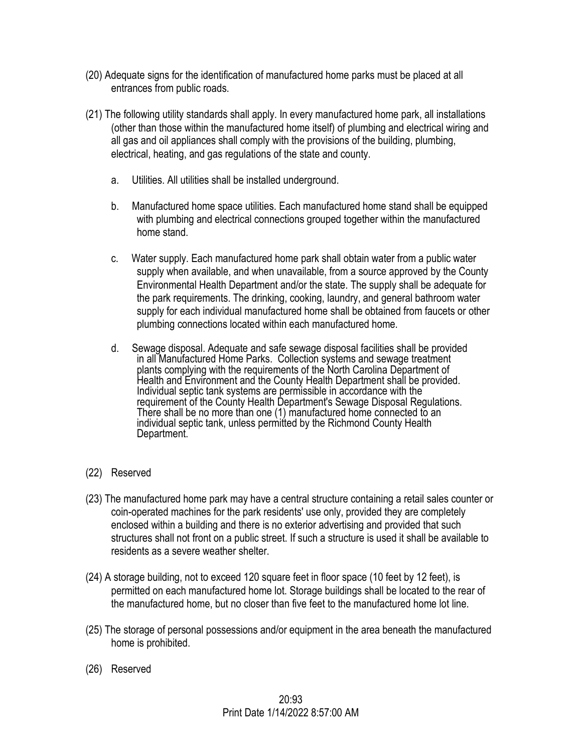(20) Adequate signs for the identification of manufactured home parks must be placed at all entrances from public roads.

(21) The following utility standards shall apply. In every manufactured home park, all installations (other than those within the manufactured home itself) of plumbing and electrical wiring and all gas and oil appliances shall comply with the provisions of the building, plumbing, electrical, heating, and gas regulations of the state and county.

a. Utilities. All utilities shall be installed underground.

b. Manufactured home space utilities. Each manufactured home stand shall be equipped with plumbing and electrical connections grouped together within the manufactured home stand.

c. Water supply. Each manufactured home park shall obtain water from a public water supply when available, and when unavailable, from a source approved by the County Environmental Health Department and/or the state. The supply shall be adequate for the park requirements. The drinking, cooking, laundry, and general bathroom water supply for each individual manufactured home shall be obtained from faucets or other plumbing connections located within each manufactured home.

d. Sewage disposal. Adequate and safe sewage disposal facilities shall be provided in all Manufactured Home Parks. Collection systems and sewage treatment plants complying with the requirements of the North Carolina Department of Health and Environment and the County Health Department shall be provided. Individual septic tank systems are permissible in accordance with the requirement of the County Health Department's Sewage Disposal Regulations. There shall be no more than one (1) manufactured home connected to an individual septic tank, unless permitted by the Richmond County Health Department.

(22) Reserved

(23) The manufactured home park may have a central structure containing a retail sales counter or coin-operated machines for the park residents' use only, provided they are completely enclosed within a building and there is no exterior advertising and provided that such structures shall not front on a public street. If such a structure is used it shall be available to residents as a severe weather shelter.

(24) A storage building, not to exceed 120 square feet in floor space (10 feet by 12 feet), is permitted on each manufactured home lot. Storage buildings shall be located to the rear of the manufactured home, but no closer than five feet to the manufactured home lot line.

(25) The storage of personal possessions and/or equipment in the area beneath the manufactured home is prohibited.

(26) Reserved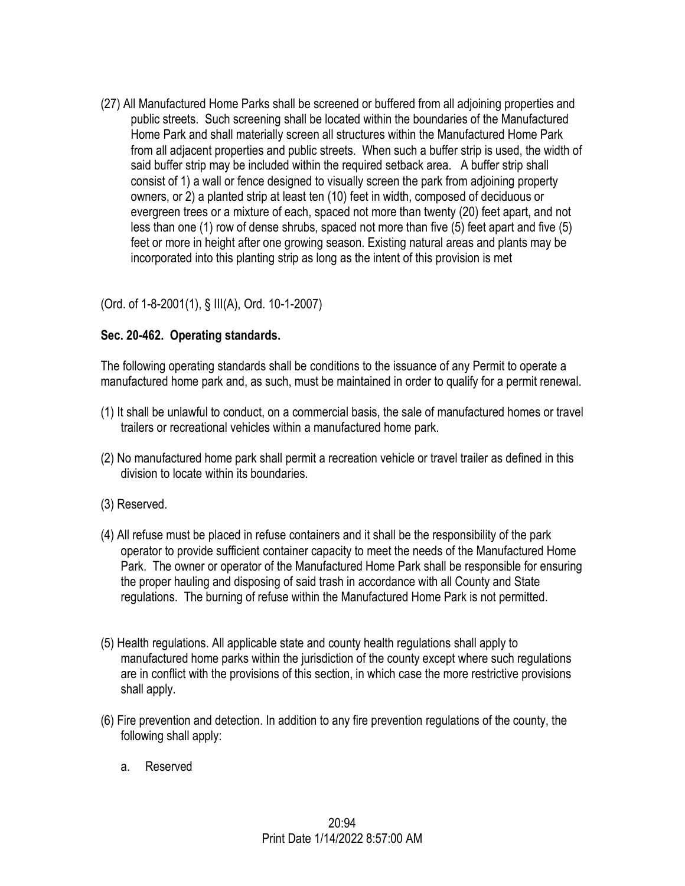(27) All Manufactured Home Parks shall be screened or buffered from all adjoining properties and public streets. Such screening shall be located within the boundaries of the Manufactured Home Park and shall materially screen all structures within the Manufactured Home Park from all adjacent properties and public streets. When such a buffer strip is used, the width of said buffer strip may be included within the required setback area. A buffer strip shall consist of 1) a wall or fence designed to visually screen the park from adjoining property owners, or 2) a planted strip at least ten (10) feet in width, composed of deciduous or evergreen trees or a mixture of each, spaced not more than twenty (20) feet apart, and not less than one (1) row of dense shrubs, spaced not more than five (5) feet apart and five (5) feet or more in height after one growing season. Existing natural areas and plants may be incorporated into this planting strip as long as the intent of this provision is met

(Ord. of 1-8-2001(1), § III(A), Ord. 10-1-2007)

**Sec. 20-462. Operating standards.**

The following operating standards shall be conditions to the issuance of any Permit to operate a manufactured home park and, as such, must be maintained in order to qualify for a permit renewal.

(1) It shall be unlawful to conduct, on a commercial basis, the sale of manufactured homes or travel trailers or recreational vehicles within a manufactured home park.

(2) No manufactured home park shall permit a recreation vehicle or travel trailer as defined in this division to locate within its boundaries.

(3) Reserved.

(4) All refuse must be placed in refuse containers and it shall be the responsibility of the park operator to provide sufficient container capacity to meet the needs of the Manufactured Home Park. The owner or operator of the Manufactured Home Park shall be responsible for ensuring the proper hauling and disposing of said trash in accordance with all County and State regulations. The burning of refuse within the Manufactured Home Park is not permitted.

(5) Health regulations. All applicable state and county health regulations shall apply to manufactured home parks within the jurisdiction of the county except where such regulations are in conflict with the provisions of this section, in which case the more restrictive provisions shall apply.

(6) Fire prevention and detection. In addition to any fire prevention regulations of the county, the following shall apply:

a. Reserved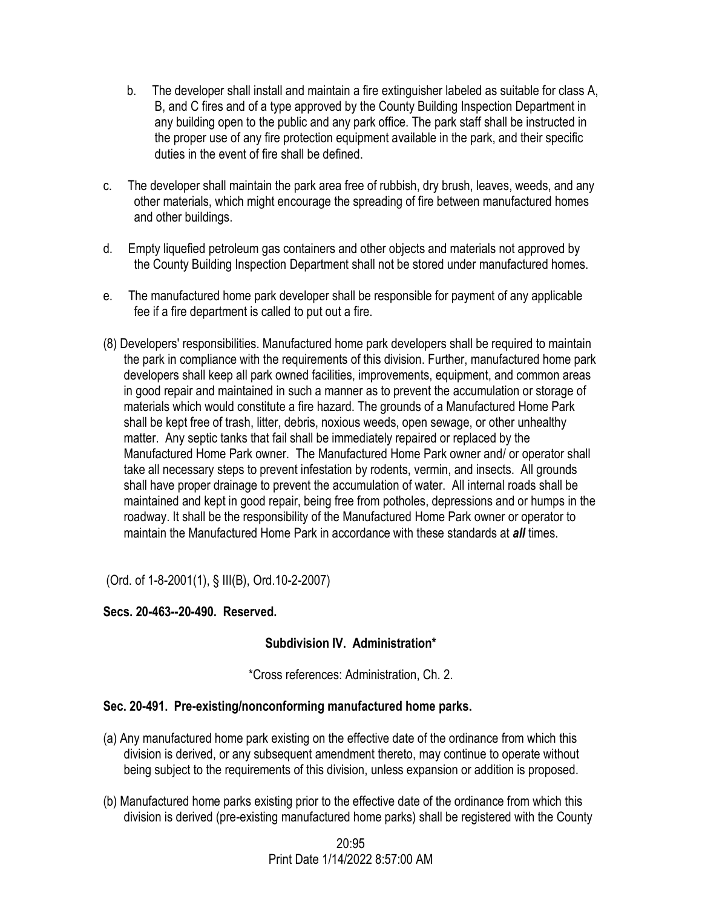b. The developer shall install and maintain a fire extinguisher labeled as suitable for class A, B, and C fires and of a type approved by the County Building Inspection Department in any building open to the public and any park office. The park staff shall be instructed in the proper use of any fire protection equipment available in the park, and their specific duties in the event of fire shall be defined.

c. The developer shall maintain the park area free of rubbish, dry brush, leaves, weeds, and any other materials, which might encourage the spreading of fire between manufactured homes and other buildings.

d. Empty liquefied petroleum gas containers and other objects and materials not approved by the County Building Inspection Department shall not be stored under manufactured homes.

e. The manufactured home park developer shall be responsible for payment of any applicable fee if a fire department is called to put out a fire.

(8) Developers' responsibilities. Manufactured home park developers shall be required to maintain the park in compliance with the requirements of this division. Further, manufactured home park developers shall keep all park owned facilities, improvements, equipment, and common areas in good repair and maintained in such a manner as to prevent the accumulation or storage of materials which would constitute a fire hazard. The grounds of a Manufactured Home Park shall be kept free of trash, litter, debris, noxious weeds, open sewage, or other unhealthy matter. Any septic tanks that fail shall be immediately repaired or replaced by the Manufactured Home Park owner. The Manufactured Home Park owner and/ or operator shall take all necessary steps to prevent infestation by rodents, vermin, and insects. All grounds shall have proper drainage to prevent the accumulation of water. All internal roads shall be maintained and kept in good repair, being free from potholes, depressions and or humps in the roadway. It shall be the responsibility of the Manufactured Home Park owner or operator to maintain the Manufactured Home Park in accordance with these standards at ***all*** times.

(Ord. of 1-8-2001(1), § III(B), Ord.10-2-2007)

**Secs. 20-463--20-490. Reserved.**

**Subdivision IV. Administration***

*Cross references: Administration, Ch. 2.

**Sec. 20-491. Pre-existing/nonconforming manufactured home parks.**

(a) Any manufactured home park existing on the effective date of the ordinance from which this division is derived, or any subsequent amendment thereto, may continue to operate without being subject to the requirements of this division, unless expansion or addition is proposed.

(b) Manufactured home parks existing prior to the effective date of the ordinance from which this division is derived (pre-existing manufactured home parks) shall be registered with the County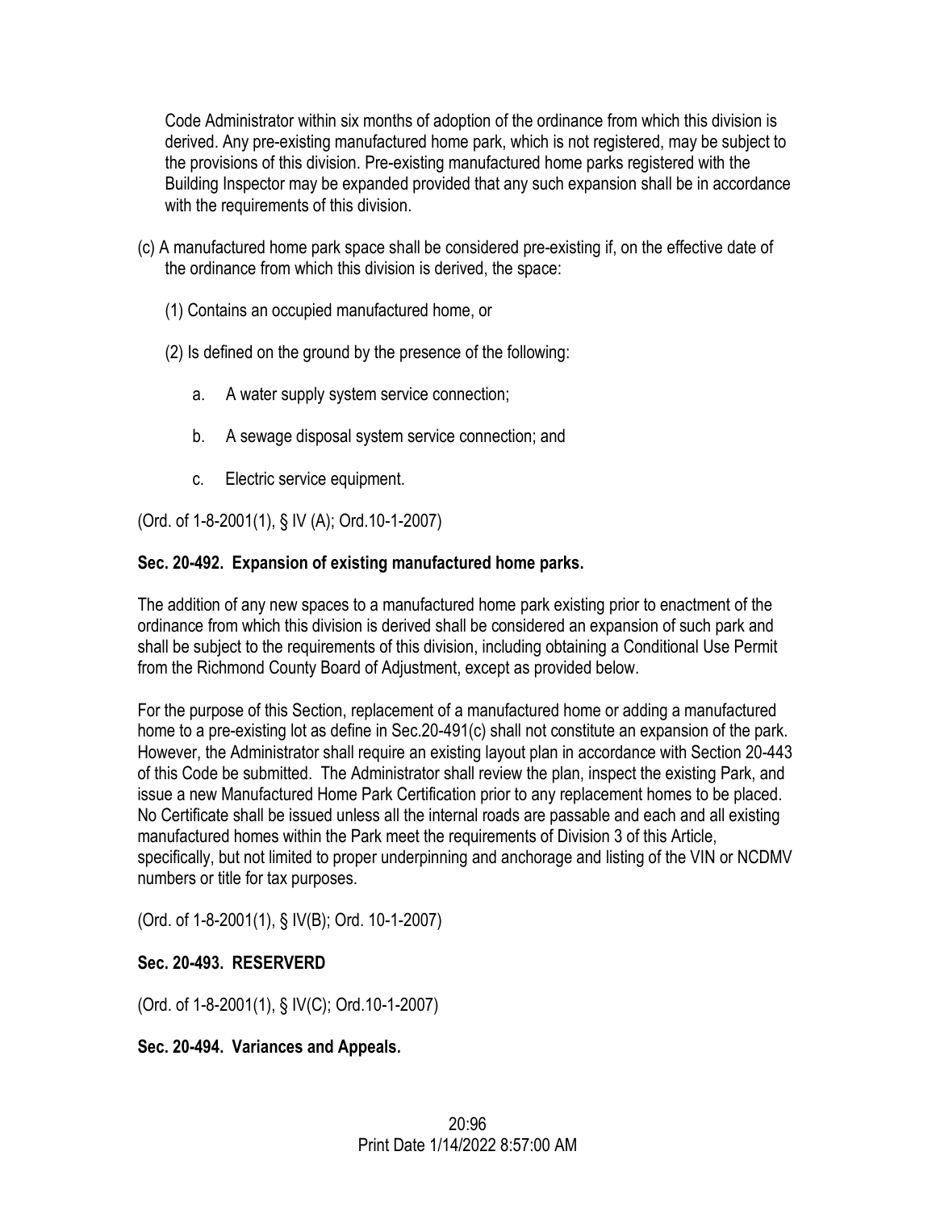Code Administrator within six months of adoption of the ordinance from which this division is derived. Any pre-existing manufactured home park, which is not registered, may be subject to the provisions of this division. Pre-existing manufactured home parks registered with the Building Inspector may be expanded provided that any such expansion shall be in accordance with the requirements of this division.

(c) A manufactured home park space shall be considered pre-existing if, on the effective date of the ordinance from which this division is derived, the space:

(1) Contains an occupied manufactured home, or

(2) Is defined on the ground by the presence of the following:

a. A water supply system service connection;

b. A sewage disposal system service connection; and

c. Electric service equipment.

(Ord. of 1-8-2001(1), § IV (A); Ord.10-1-2007)

**Sec. 20-492. Expansion of existing manufactured home parks.**

The addition of any new spaces to a manufactured home park existing prior to enactment of the ordinance from which this division is derived shall be considered an expansion of such park and shall be subject to the requirements of this division, including obtaining a Conditional Use Permit from the Richmond County Board of Adjustment, except as provided below.

For the purpose of this Section, replacement of a manufactured home or adding a manufactured home to a pre-existing lot as define in Sec.20-491(c) shall not constitute an expansion of the park. However, the Administrator shall require an existing layout plan in accordance with Section 20-443 of this Code be submitted. The Administrator shall review the plan, inspect the existing Park, and issue a new Manufactured Home Park Certification prior to any replacement homes to be placed. No Certificate shall be issued unless all the internal roads are passable and each and all existing manufactured homes within the Park meet the requirements of Division 3 of this Article, specifically, but not limited to proper underpinning and anchorage and listing of the VIN or NCDMV numbers or title for tax purposes.

(Ord. of 1-8-2001(1), § IV(B); Ord. 10-1-2007)

**Sec. 20-493. RESERVERD**

(Ord. of 1-8-2001(1), § IV(C); Ord.10-1-2007)

**Sec. 20-494. Variances and Appeals.**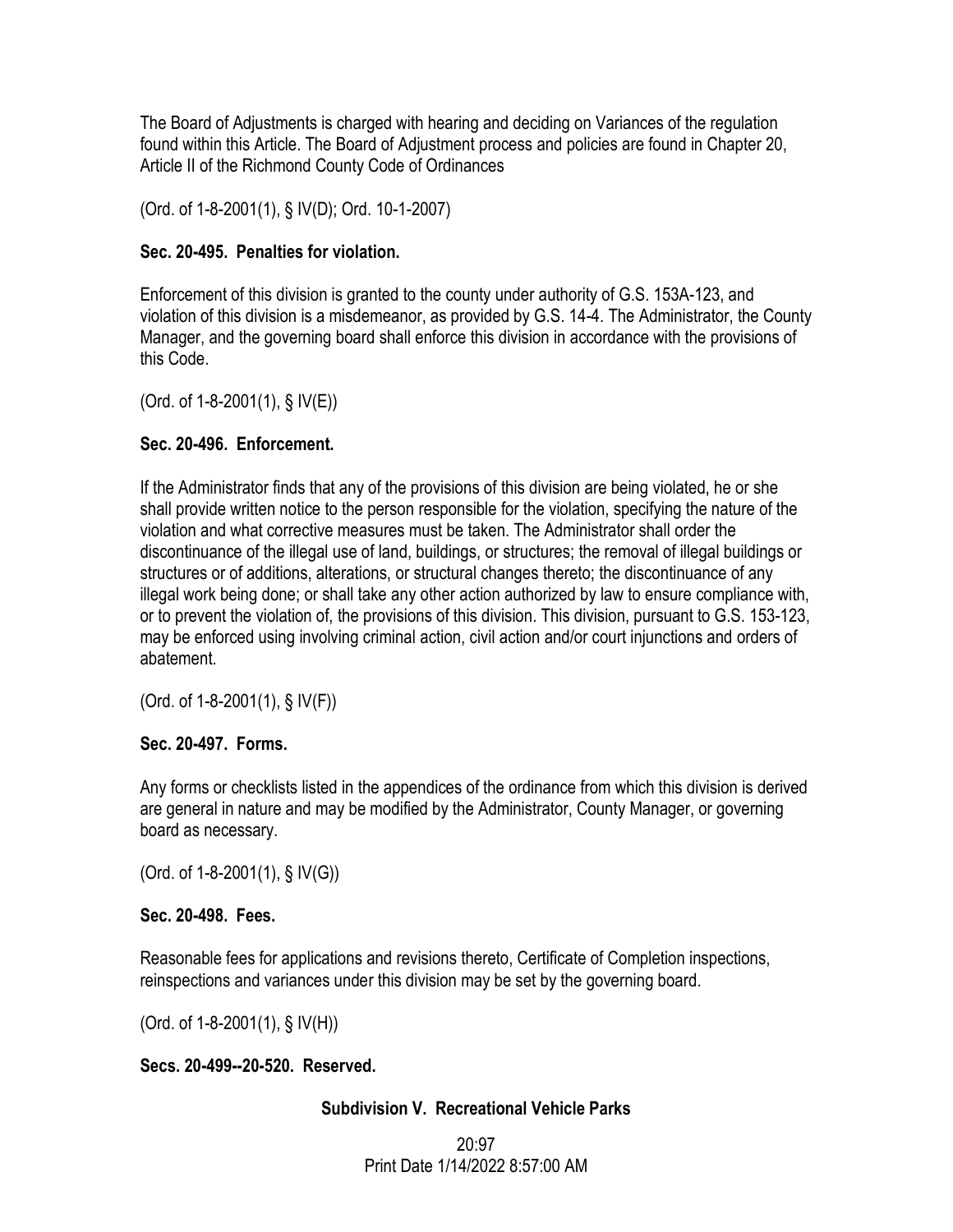The Board of Adjustments is charged with hearing and deciding on Variances of the regulation found within this Article. The Board of Adjustment process and policies are found in Chapter 20, Article II of the Richmond County Code of Ordinances

(Ord. of 1-8-2001(1), § IV(D); Ord. 10-1-2007)

**Sec. 20-495. Penalties for violation.**

Enforcement of this division is granted to the county under authority of G.S. 153A-123, and violation of this division is a misdemeanor, as provided by G.S. 14-4. The Administrator, the County Manager, and the governing board shall enforce this division in accordance with the provisions of this Code.

(Ord. of 1-8-2001(1), § IV(E))

**Sec. 20-496. Enforcement.**

If the Administrator finds that any of the provisions of this division are being violated, he or she shall provide written notice to the person responsible for the violation, specifying the nature of the violation and what corrective measures must be taken. The Administrator shall order the discontinuance of the illegal use of land, buildings, or structures; the removal of illegal buildings or structures or of additions, alterations, or structural changes thereto; the discontinuance of any illegal work being done; or shall take any other action authorized by law to ensure compliance with, or to prevent the violation of, the provisions of this division. This division, pursuant to G.S. 153-123, may be enforced using involving criminal action, civil action and/or court injunctions and orders of abatement.

(Ord. of 1-8-2001(1), § IV(F))

**Sec. 20-497. Forms.**

Any forms or checklists listed in the appendices of the ordinance from which this division is derived are general in nature and may be modified by the Administrator, County Manager, or governing board as necessary.

(Ord. of 1-8-2001(1), § IV(G))

**Sec. 20-498. Fees.**

Reasonable fees for applications and revisions thereto, Certificate of Completion inspections, reinspections and variances under this division may be set by the governing board.

(Ord. of 1-8-2001(1), § IV(H))

**Secs. 20-499--20-520. Reserved.**

## Subdivision V. Recreational Vehicle Parks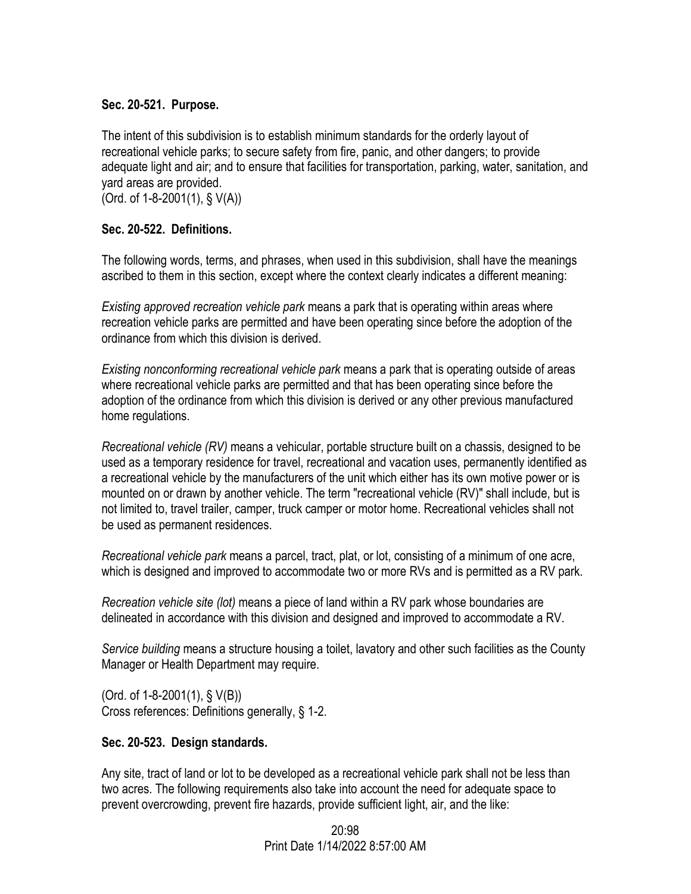**Sec. 20-521. Purpose.**

The intent of this subdivision is to establish minimum standards for the orderly layout of recreational vehicle parks; to secure safety from fire, panic, and other dangers; to provide adequate light and air; and to ensure that facilities for transportation, parking, water, sanitation, and yard areas are provided.
(Ord. of 1-8-2001(1), § V(A))

**Sec. 20-522. Definitions.**

The following words, terms, and phrases, when used in this subdivision, shall have the meanings ascribed to them in this section, except where the context clearly indicates a different meaning:

*Existing approved recreation vehicle park* means a park that is operating within areas where recreation vehicle parks are permitted and have been operating since before the adoption of the ordinance from which this division is derived.

*Existing nonconforming recreational vehicle park* means a park that is operating outside of areas where recreational vehicle parks are permitted and that has been operating since before the adoption of the ordinance from which this division is derived or any other previous manufactured home regulations.

*Recreational vehicle (RV)* means a vehicular, portable structure built on a chassis, designed to be used as a temporary residence for travel, recreational and vacation uses, permanently identified as a recreational vehicle by the manufacturers of the unit which either has its own motive power or is mounted on or drawn by another vehicle. The term "recreational vehicle (RV)" shall include, but is not limited to, travel trailer, camper, truck camper or motor home. Recreational vehicles shall not be used as permanent residences.

*Recreational vehicle park* means a parcel, tract, plat, or lot, consisting of a minimum of one acre, which is designed and improved to accommodate two or more RVs and is permitted as a RV park.

*Recreation vehicle site (lot)* means a piece of land within a RV park whose boundaries are delineated in accordance with this division and designed and improved to accommodate a RV.

*Service building* means a structure housing a toilet, lavatory and other such facilities as the County Manager or Health Department may require.

(Ord. of 1-8-2001(1), § V(B))
Cross references: Definitions generally, § 1-2.

**Sec. 20-523. Design standards.**

Any site, tract of land or lot to be developed as a recreational vehicle park shall not be less than two acres. The following requirements also take into account the need for adequate space to prevent overcrowding, prevent fire hazards, provide sufficient light, air, and the like: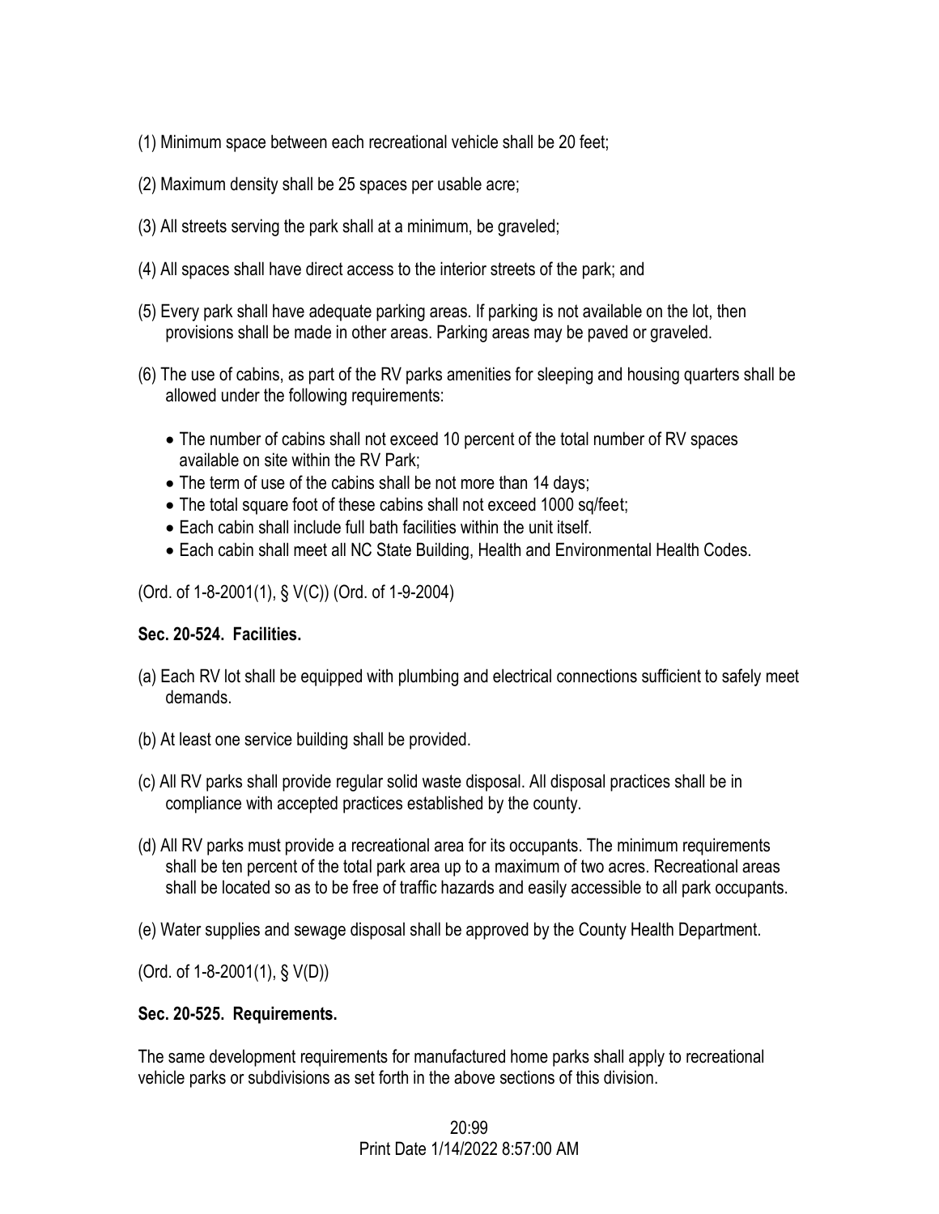(1) Minimum space between each recreational vehicle shall be 20 feet;

(2) Maximum density shall be 25 spaces per usable acre;

(3) All streets serving the park shall at a minimum, be graveled;

(4) All spaces shall have direct access to the interior streets of the park; and

(5) Every park shall have adequate parking areas. If parking is not available on the lot, then provisions shall be made in other areas. Parking areas may be paved or graveled.

(6) The use of cabins, as part of the RV parks amenities for sleeping and housing quarters shall be allowed under the following requirements:

- The number of cabins shall not exceed 10 percent of the total number of RV spaces available on site within the RV Park;
- The term of use of the cabins shall be not more than 14 days;
- The total square foot of these cabins shall not exceed 1000 sq/feet;
- Each cabin shall include full bath facilities within the unit itself.
- Each cabin shall meet all NC State Building, Health and Environmental Health Codes.

(Ord. of 1-8-2001(1), § V(C)) (Ord. of 1-9-2004)

**Sec. 20-524. Facilities.**

(a) Each RV lot shall be equipped with plumbing and electrical connections sufficient to safely meet demands.

(b) At least one service building shall be provided.

(c) All RV parks shall provide regular solid waste disposal. All disposal practices shall be in compliance with accepted practices established by the county.

(d) All RV parks must provide a recreational area for its occupants. The minimum requirements shall be ten percent of the total park area up to a maximum of two acres. Recreational areas shall be located so as to be free of traffic hazards and easily accessible to all park occupants.

(e) Water supplies and sewage disposal shall be approved by the County Health Department.

(Ord. of 1-8-2001(1), § V(D))

**Sec. 20-525. Requirements.**

The same development requirements for manufactured home parks shall apply to recreational vehicle parks or subdivisions as set forth in the above sections of this division.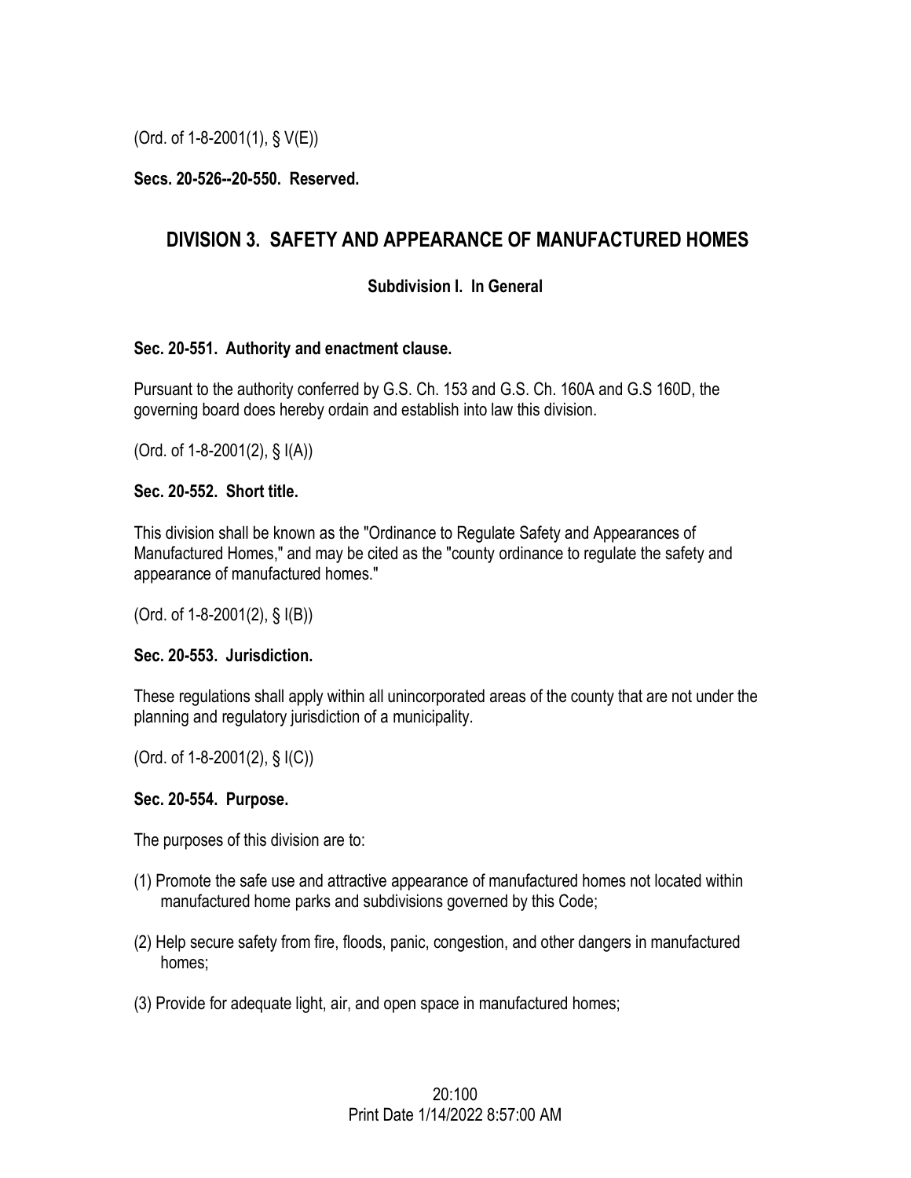(Ord. of 1-8-2001(1), § V(E))

**Secs. 20-526--20-550. Reserved.**

## DIVISION 3. SAFETY AND APPEARANCE OF MANUFACTURED HOMES

### Subdivision I. In General

**Sec. 20-551. Authority and enactment clause.**

Pursuant to the authority conferred by G.S. Ch. 153 and G.S. Ch. 160A and G.S 160D, the governing board does hereby ordain and establish into law this division.

(Ord. of 1-8-2001(2), § I(A))

**Sec. 20-552. Short title.**

This division shall be known as the "Ordinance to Regulate Safety and Appearances of Manufactured Homes," and may be cited as the "county ordinance to regulate the safety and appearance of manufactured homes."

(Ord. of 1-8-2001(2), § I(B))

**Sec. 20-553. Jurisdiction.**

These regulations shall apply within all unincorporated areas of the county that are not under the planning and regulatory jurisdiction of a municipality.

(Ord. of 1-8-2001(2), § I(C))

**Sec. 20-554. Purpose.**

The purposes of this division are to:

(1) Promote the safe use and attractive appearance of manufactured homes not located within manufactured home parks and subdivisions governed by this Code;

(2) Help secure safety from fire, floods, panic, congestion, and other dangers in manufactured homes;

(3) Provide for adequate light, air, and open space in manufactured homes;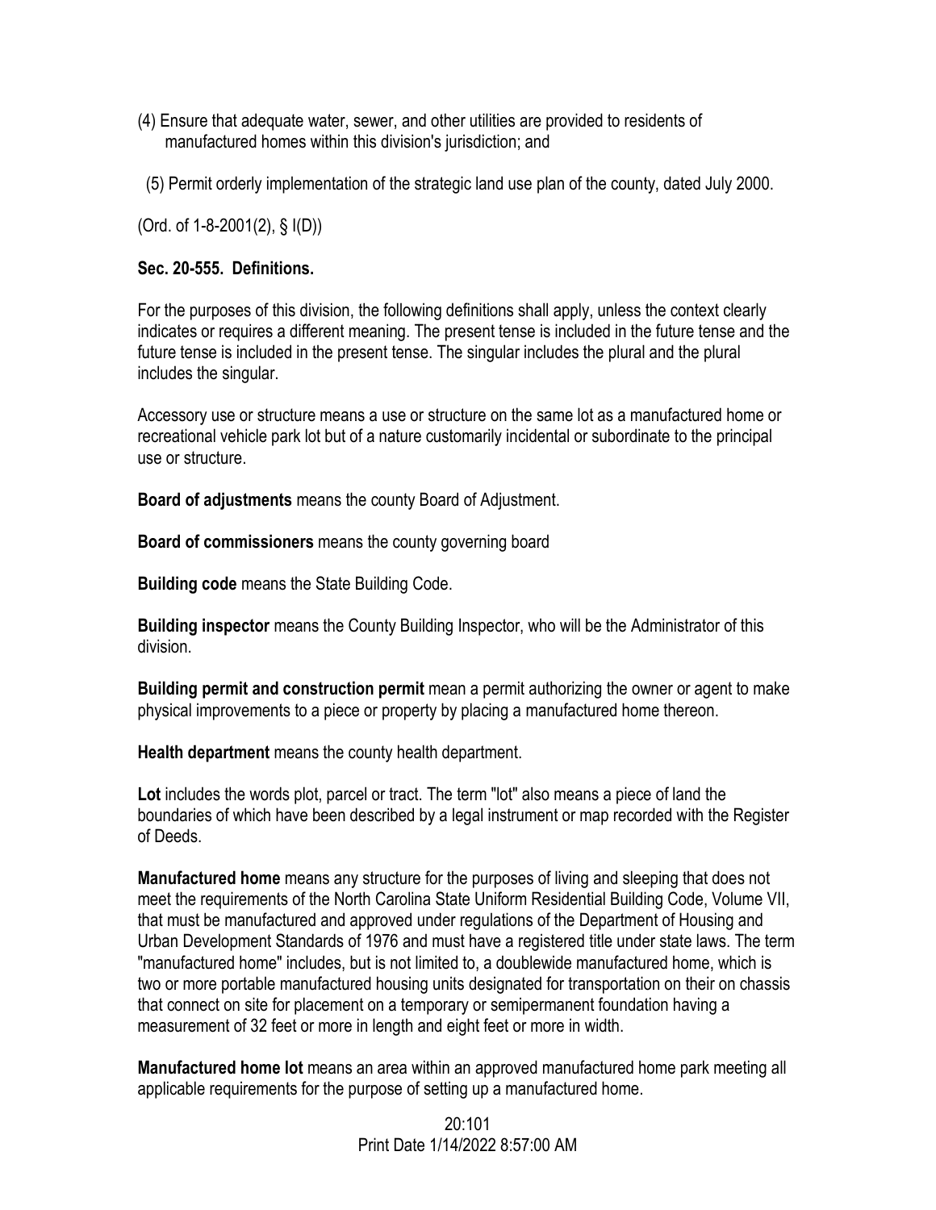(4) Ensure that adequate water, sewer, and other utilities are provided to residents of manufactured homes within this division's jurisdiction; and

(5) Permit orderly implementation of the strategic land use plan of the county, dated July 2000.

(Ord. of 1-8-2001(2), § I(D))

**Sec. 20-555. Definitions.**

For the purposes of this division, the following definitions shall apply, unless the context clearly indicates or requires a different meaning. The present tense is included in the future tense and the future tense is included in the present tense. The singular includes the plural and the plural includes the singular.

Accessory use or structure means a use or structure on the same lot as a manufactured home or recreational vehicle park lot but of a nature customarily incidental or subordinate to the principal use or structure.

**Board of adjustments** means the county Board of Adjustment.

**Board of commissioners** means the county governing board

**Building code** means the State Building Code.

**Building inspector** means the County Building Inspector, who will be the Administrator of this division.

**Building permit and construction permit** mean a permit authorizing the owner or agent to make physical improvements to a piece or property by placing a manufactured home thereon.

**Health department** means the county health department.

**Lot** includes the words plot, parcel or tract. The term "lot" also means a piece of land the boundaries of which have been described by a legal instrument or map recorded with the Register of Deeds.

**Manufactured home** means any structure for the purposes of living and sleeping that does not meet the requirements of the North Carolina State Uniform Residential Building Code, Volume VII, that must be manufactured and approved under regulations of the Department of Housing and Urban Development Standards of 1976 and must have a registered title under state laws. The term "manufactured home" includes, but is not limited to, a doublewide manufactured home, which is two or more portable manufactured housing units designated for transportation on their on chassis that connect on site for placement on a temporary or semipermanent foundation having a measurement of 32 feet or more in length and eight feet or more in width.

**Manufactured home lot** means an area within an approved manufactured home park meeting all applicable requirements for the purpose of setting up a manufactured home.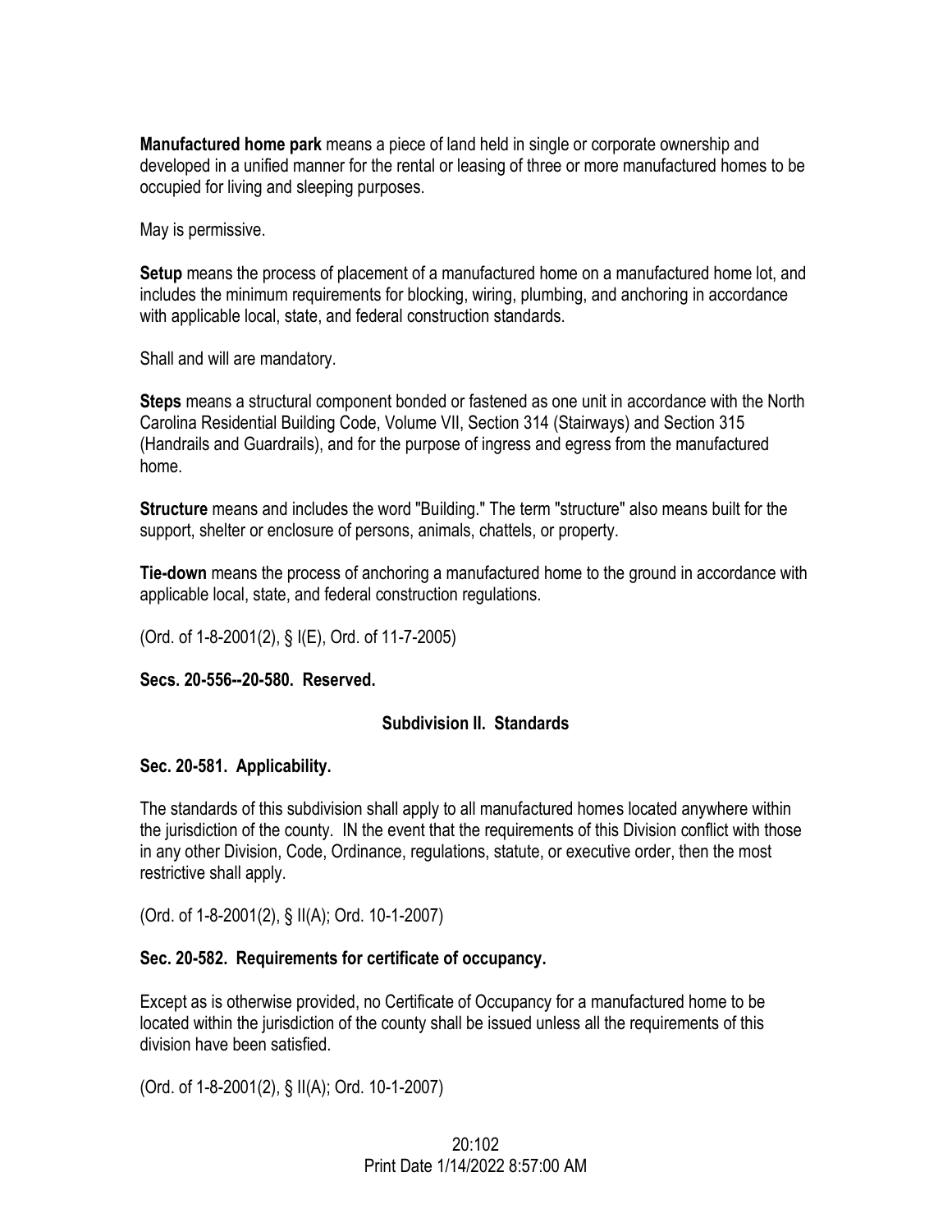**Manufactured home park** means a piece of land held in single or corporate ownership and developed in a unified manner for the rental or leasing of three or more manufactured homes to be occupied for living and sleeping purposes.

May is permissive.

**Setup** means the process of placement of a manufactured home on a manufactured home lot, and includes the minimum requirements for blocking, wiring, plumbing, and anchoring in accordance with applicable local, state, and federal construction standards.

Shall and will are mandatory.

**Steps** means a structural component bonded or fastened as one unit in accordance with the North Carolina Residential Building Code, Volume VII, Section 314 (Stairways) and Section 315 (Handrails and Guardrails), and for the purpose of ingress and egress from the manufactured home.

**Structure** means and includes the word "Building." The term "structure" also means built for the support, shelter or enclosure of persons, animals, chattels, or property.

**Tie-down** means the process of anchoring a manufactured home to the ground in accordance with applicable local, state, and federal construction regulations.

(Ord. of 1-8-2001(2), § I(E), Ord. of 11-7-2005)

**Secs. 20-556--20-580. Reserved.**

## Subdivision II. Standards

### Sec. 20-581. Applicability.

The standards of this subdivision shall apply to all manufactured homes located anywhere within the jurisdiction of the county. IN the event that the requirements of this Division conflict with those in any other Division, Code, Ordinance, regulations, statute, or executive order, then the most restrictive shall apply.

(Ord. of 1-8-2001(2), § II(A); Ord. 10-1-2007)

### Sec. 20-582. Requirements for certificate of occupancy.

Except as is otherwise provided, no Certificate of Occupancy for a manufactured home to be located within the jurisdiction of the county shall be issued unless all the requirements of this division have been satisfied.

(Ord. of 1-8-2001(2), § II(A); Ord. 10-1-2007)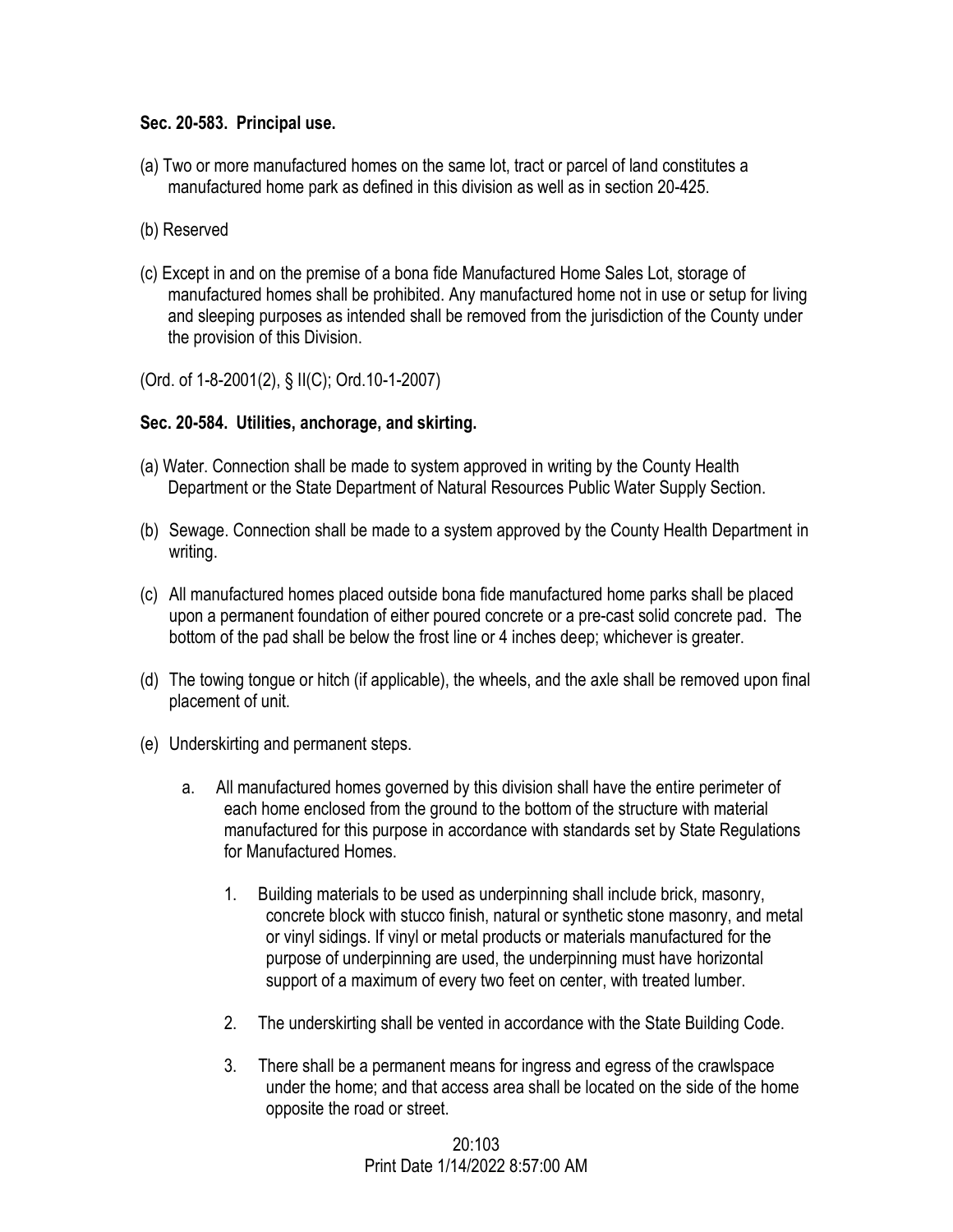**Sec. 20-583. Principal use.**

(a) Two or more manufactured homes on the same lot, tract or parcel of land constitutes a manufactured home park as defined in this division as well as in section 20-425.

(b) Reserved

(c) Except in and on the premise of a bona fide Manufactured Home Sales Lot, storage of manufactured homes shall be prohibited. Any manufactured home not in use or setup for living and sleeping purposes as intended shall be removed from the jurisdiction of the County under the provision of this Division.

(Ord. of 1-8-2001(2), § II(C); Ord.10-1-2007)

**Sec. 20-584. Utilities, anchorage, and skirting.**

(a) Water. Connection shall be made to system approved in writing by the County Health Department or the State Department of Natural Resources Public Water Supply Section.

(b) Sewage. Connection shall be made to a system approved by the County Health Department in writing.

(c) All manufactured homes placed outside bona fide manufactured home parks shall be placed upon a permanent foundation of either poured concrete or a pre-cast solid concrete pad. The bottom of the pad shall be below the frost line or 4 inches deep; whichever is greater.

(d) The towing tongue or hitch (if applicable), the wheels, and the axle shall be removed upon final placement of unit.

(e) Underskirting and permanent steps.

   a. All manufactured homes governed by this division shall have the entire perimeter of each home enclosed from the ground to the bottom of the structure with material manufactured for this purpose in accordance with standards set by State Regulations for Manufactured Homes.

      1. Building materials to be used as underpinning shall include brick, masonry, concrete block with stucco finish, natural or synthetic stone masonry, and metal or vinyl sidings. If vinyl or metal products or materials manufactured for the purpose of underpinning are used, the underpinning must have horizontal support of a maximum of every two feet on center, with treated lumber.

      2. The underskirting shall be vented in accordance with the State Building Code.

      3. There shall be a permanent means for ingress and egress of the crawlspace under the home; and that access area shall be located on the side of the home opposite the road or street.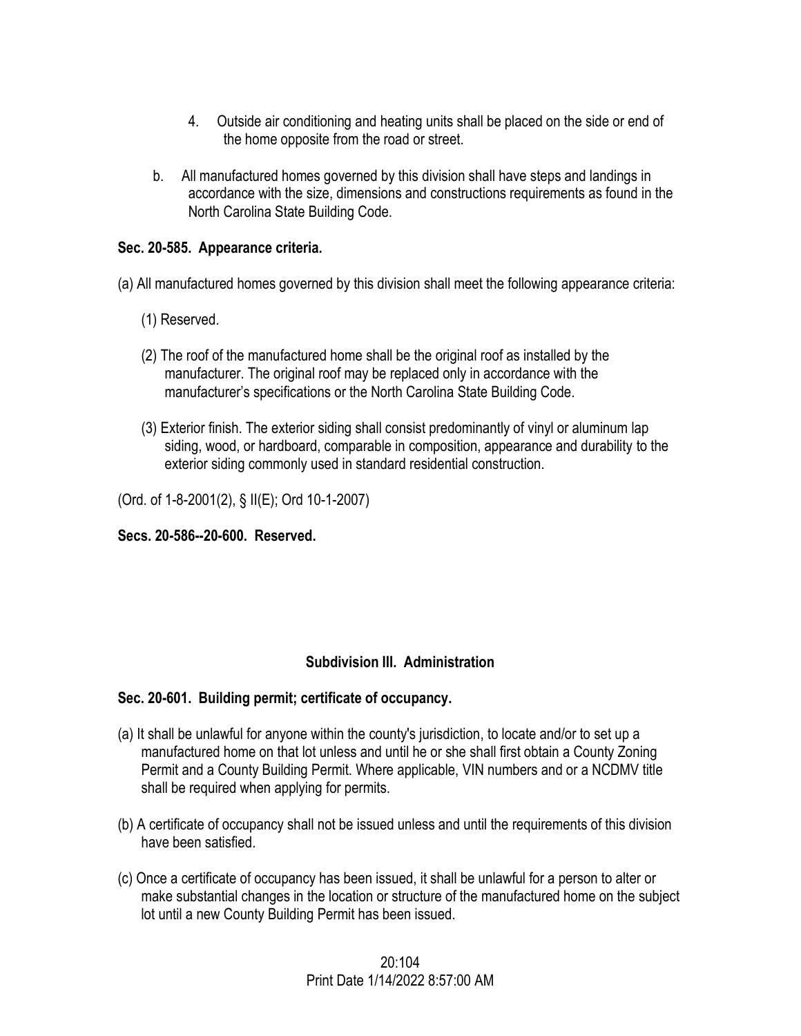4. Outside air conditioning and heating units shall be placed on the side or end of the home opposite from the road or street.

b. All manufactured homes governed by this division shall have steps and landings in accordance with the size, dimensions and constructions requirements as found in the North Carolina State Building Code.

**Sec. 20-585. Appearance criteria.**

(a) All manufactured homes governed by this division shall meet the following appearance criteria:

(1) Reserved.

(2) The roof of the manufactured home shall be the original roof as installed by the manufacturer. The original roof may be replaced only in accordance with the manufacturer's specifications or the North Carolina State Building Code.

(3) Exterior finish. The exterior siding shall consist predominantly of vinyl or aluminum lap siding, wood, or hardboard, comparable in composition, appearance and durability to the exterior siding commonly used in standard residential construction.

(Ord. of 1-8-2001(2), § II(E); Ord 10-1-2007)

**Secs. 20-586--20-600. Reserved.**

**Subdivision III. Administration**

**Sec. 20-601. Building permit; certificate of occupancy.**

(a) It shall be unlawful for anyone within the county's jurisdiction, to locate and/or to set up a manufactured home on that lot unless and until he or she shall first obtain a County Zoning Permit and a County Building Permit. Where applicable, VIN numbers and or a NCDMV title shall be required when applying for permits.

(b) A certificate of occupancy shall not be issued unless and until the requirements of this division have been satisfied.

(c) Once a certificate of occupancy has been issued, it shall be unlawful for a person to alter or make substantial changes in the location or structure of the manufactured home on the subject lot until a new County Building Permit has been issued.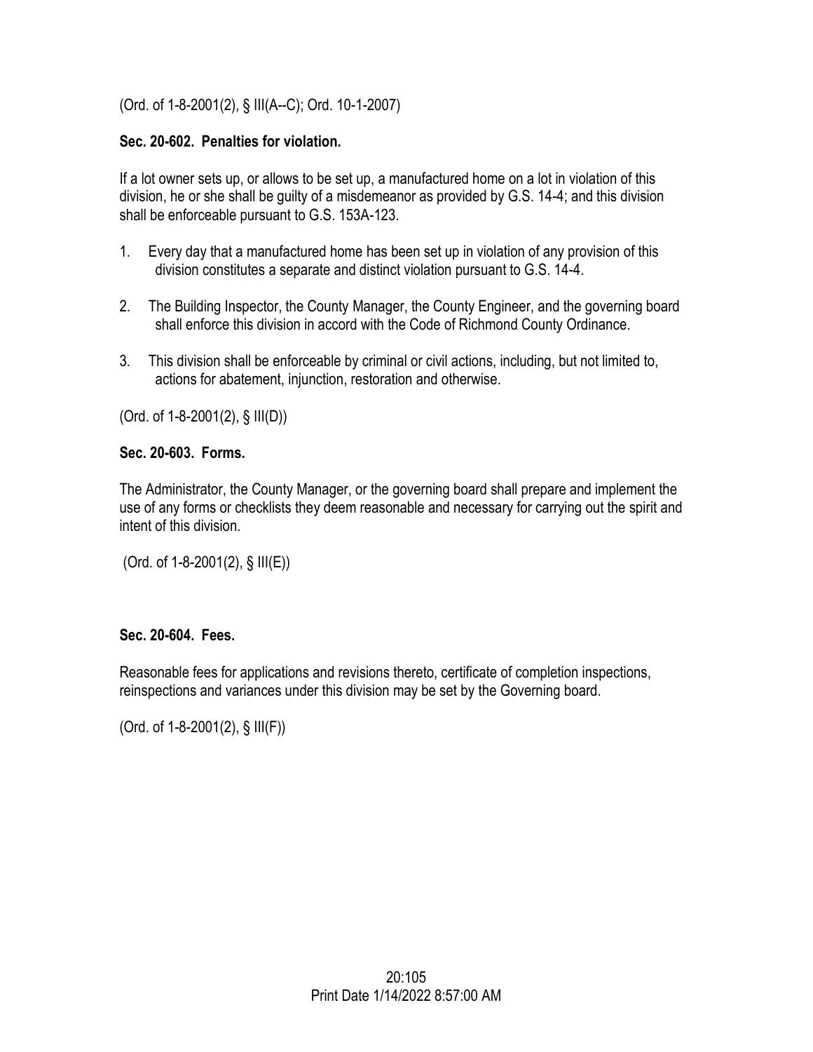(Ord. of 1-8-2001(2), § III(A--C); Ord. 10-1-2007)

**Sec. 20-602. Penalties for violation.**

If a lot owner sets up, or allows to be set up, a manufactured home on a lot in violation of this division, he or she shall be guilty of a misdemeanor as provided by G.S. 14-4; and this division shall be enforceable pursuant to G.S. 153A-123.

1. Every day that a manufactured home has been set up in violation of any provision of this division constitutes a separate and distinct violation pursuant to G.S. 14-4.

2. The Building Inspector, the County Manager, the County Engineer, and the governing board shall enforce this division in accord with the Code of Richmond County Ordinance.

3. This division shall be enforceable by criminal or civil actions, including, but not limited to, actions for abatement, injunction, restoration and otherwise.

(Ord. of 1-8-2001(2), § III(D))

**Sec. 20-603. Forms.**

The Administrator, the County Manager, or the governing board shall prepare and implement the use of any forms or checklists they deem reasonable and necessary for carrying out the spirit and intent of this division.

(Ord. of 1-8-2001(2), § III(E))

**Sec. 20-604. Fees.**

Reasonable fees for applications and revisions thereto, certificate of completion inspections, reinspections and variances under this division may be set by the Governing board.

(Ord. of 1-8-2001(2), § III(F))